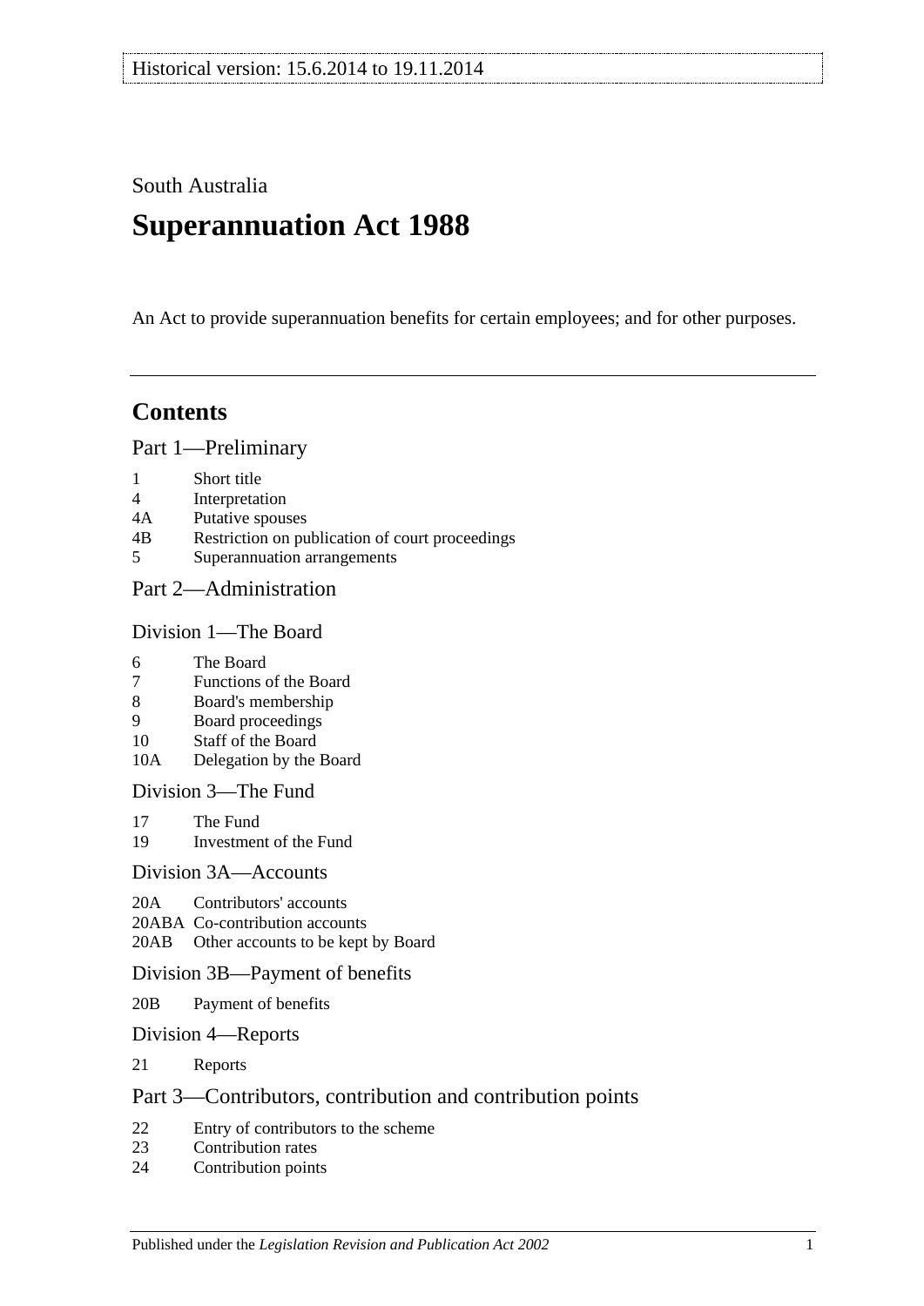Historical version: 15.6.2014 to 19.11.2014

South Australia

# Superannuation Act 1988

An Act to provide superannuation benefits for certain employees; and for other purposes.

## Contents

### Part 1—Preliminary

- 1 Short title
- 4 Interpretation
- 4A Putative spouses
- 4B Restriction on publication of court proceedings
- 5 Superannuation arrangements

### Part 2—Administration

#### Division 1—The Board

- 6 The Board
- 7 Functions of the Board
- 8 Board's membership
- 9 Board proceedings
- 10 Staff of the Board
- 10A Delegation by the Board

#### Division 3—The Fund

- 17 The Fund
- 19 Investment of the Fund

#### Division 3A—Accounts

- 20A Contributors' accounts
- 20ABA Co-contribution accounts
- 20AB Other accounts to be kept by Board

#### Division 3B—Payment of benefits

- 20B Payment of benefits

#### Division 4—Reports

- 21 Reports

### Part 3—Contributors, contribution and contribution points

- 22 Entry of contributors to the scheme
- 23 Contribution rates
- 24 Contribution points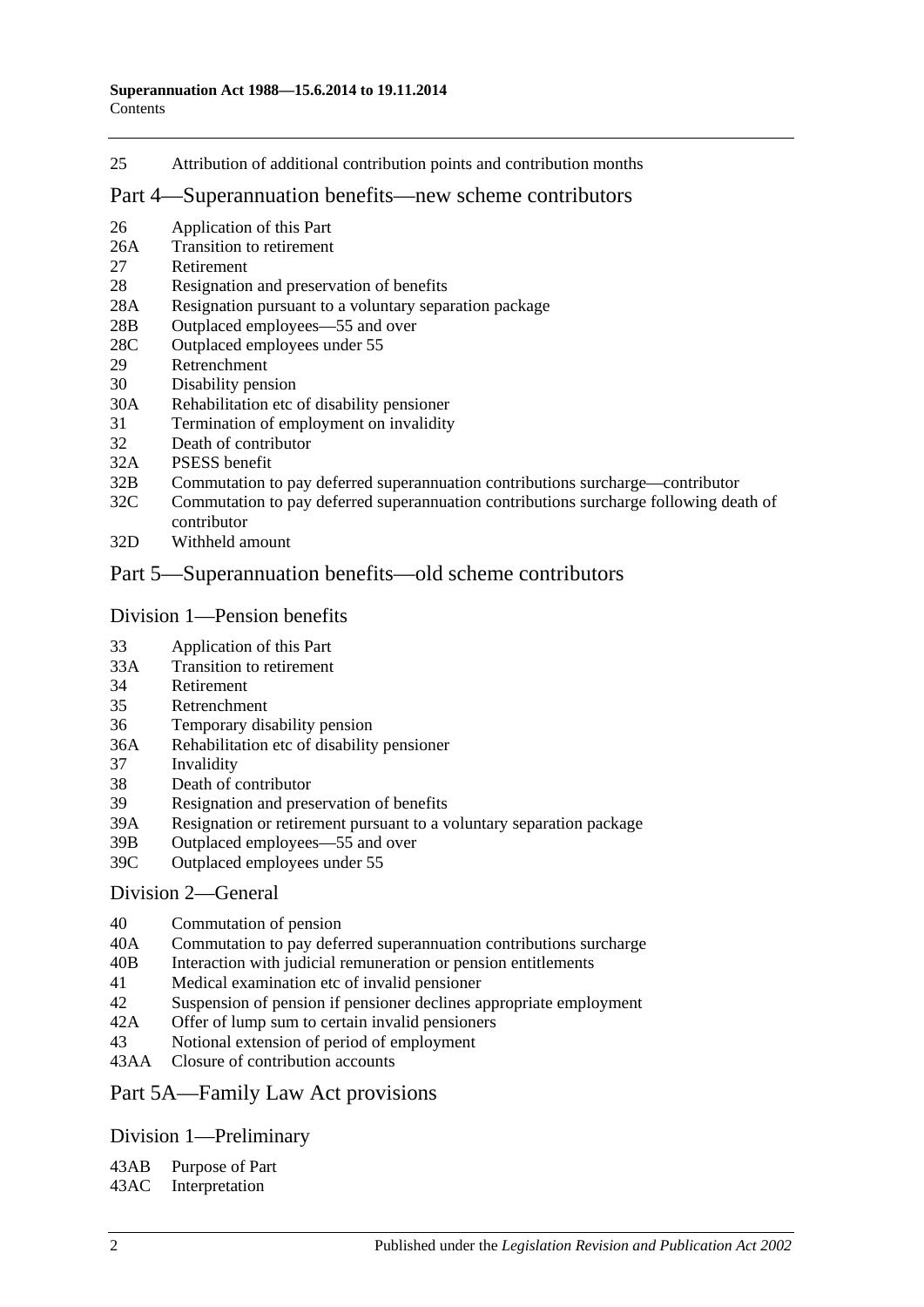25 Attribution of additional contribution points and contribution months

## Part 4—Superannuation benefits—new scheme contributors

26 Application of this Part
26A Transition to retirement
27 Retirement
28 Resignation and preservation of benefits
28A Resignation pursuant to a voluntary separation package
28B Outplaced employees—55 and over
28C Outplaced employees under 55
29 Retrenchment
30 Disability pension
30A Rehabilitation etc of disability pensioner
31 Termination of employment on invalidity
32 Death of contributor
32A PSESS benefit
32B Commutation to pay deferred superannuation contributions surcharge—contributor
32C Commutation to pay deferred superannuation contributions surcharge following death of contributor
32D Withheld amount

## Part 5—Superannuation benefits—old scheme contributors

### Division 1—Pension benefits

33 Application of this Part
33A Transition to retirement
34 Retirement
35 Retrenchment
36 Temporary disability pension
36A Rehabilitation etc of disability pensioner
37 Invalidity
38 Death of contributor
39 Resignation and preservation of benefits
39A Resignation or retirement pursuant to a voluntary separation package
39B Outplaced employees—55 and over
39C Outplaced employees under 55

### Division 2—General

40 Commutation of pension
40A Commutation to pay deferred superannuation contributions surcharge
40B Interaction with judicial remuneration or pension entitlements
41 Medical examination etc of invalid pensioner
42 Suspension of pension if pensioner declines appropriate employment
42A Offer of lump sum to certain invalid pensioners
43 Notional extension of period of employment
43AA Closure of contribution accounts

## Part 5A—Family Law Act provisions

### Division 1—Preliminary

43AB Purpose of Part
43AC Interpretation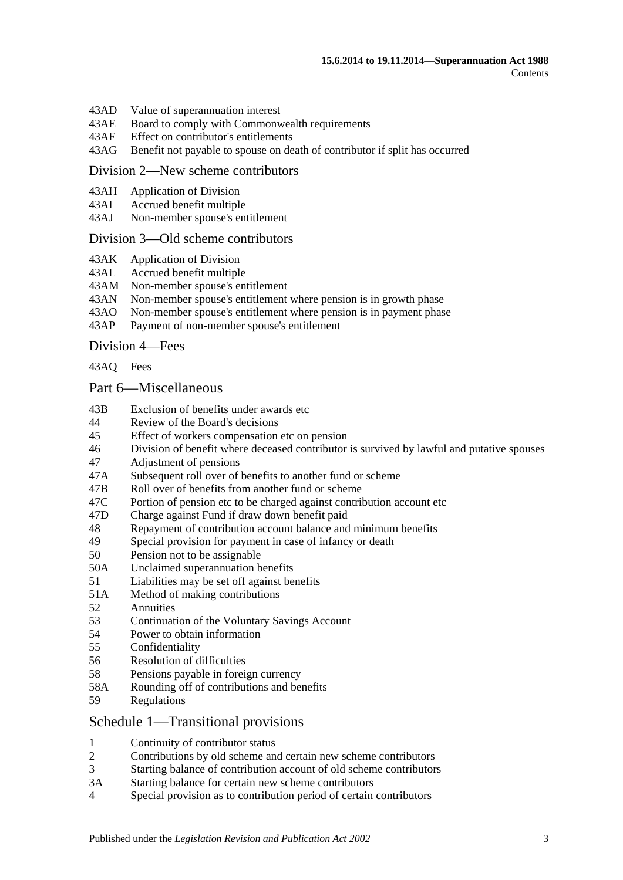43AD Value of superannuation interest
43AE Board to comply with Commonwealth requirements
43AF Effect on contributor's entitlements
43AG Benefit not payable to spouse on death of contributor if split has occurred

## Division 2—New scheme contributors

43AH Application of Division
43AI Accrued benefit multiple
43AJ Non-member spouse's entitlement

## Division 3—Old scheme contributors

43AK Application of Division
43AL Accrued benefit multiple
43AM Non-member spouse's entitlement
43AN Non-member spouse's entitlement where pension is in growth phase
43AO Non-member spouse's entitlement where pension is in payment phase
43AP Payment of non-member spouse's entitlement

## Division 4—Fees

43AQ Fees

## Part 6—Miscellaneous

43B Exclusion of benefits under awards etc
44 Review of the Board's decisions
45 Effect of workers compensation etc on pension
46 Division of benefit where deceased contributor is survived by lawful and putative spouses
47 Adjustment of pensions
47A Subsequent roll over of benefits to another fund or scheme
47B Roll over of benefits from another fund or scheme
47C Portion of pension etc to be charged against contribution account etc
47D Charge against Fund if draw down benefit paid
48 Repayment of contribution account balance and minimum benefits
49 Special provision for payment in case of infancy or death
50 Pension not to be assignable
50A Unclaimed superannuation benefits
51 Liabilities may be set off against benefits
51A Method of making contributions
52 Annuities
53 Continuation of the Voluntary Savings Account
54 Power to obtain information
55 Confidentiality
56 Resolution of difficulties
58 Pensions payable in foreign currency
58A Rounding off of contributions and benefits
59 Regulations

## Schedule 1—Transitional provisions

1 Continuity of contributor status
2 Contributions by old scheme and certain new scheme contributors
3 Starting balance of contribution account of old scheme contributors
3A Starting balance for certain new scheme contributors
4 Special provision as to contribution period of certain contributors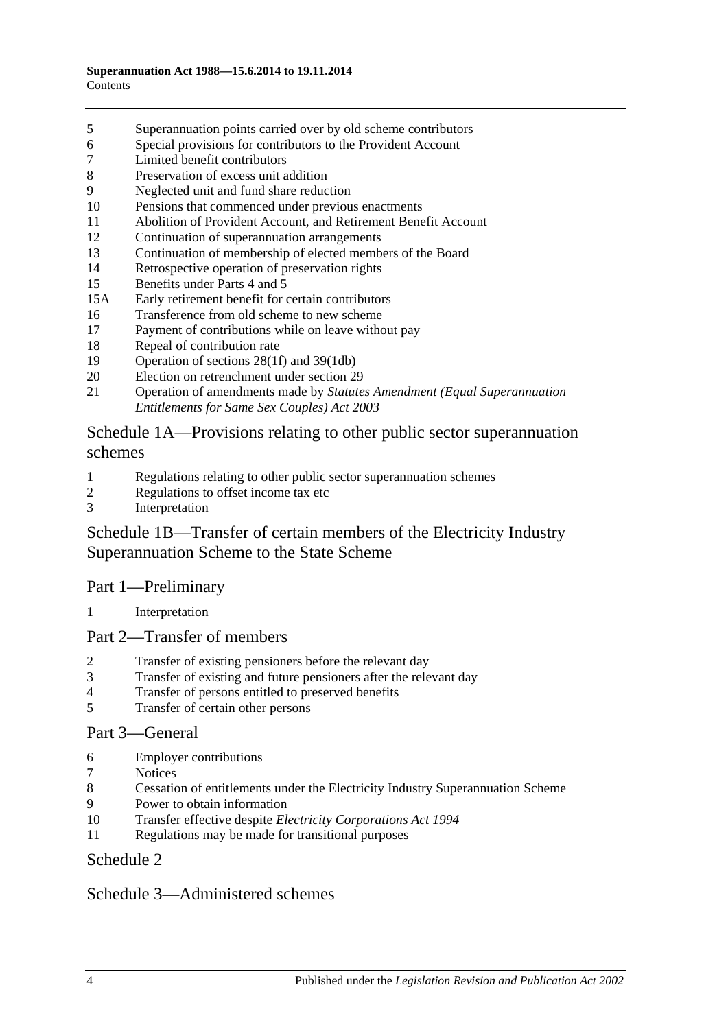5	Superannuation points carried over by old scheme contributors
6	Special provisions for contributors to the Provident Account
7	Limited benefit contributors
8	Preservation of excess unit addition
9	Neglected unit and fund share reduction
10	Pensions that commenced under previous enactments
11	Abolition of Provident Account, and Retirement Benefit Account
12	Continuation of superannuation arrangements
13	Continuation of membership of elected members of the Board
14	Retrospective operation of preservation rights
15	Benefits under Parts 4 and 5
15A	Early retirement benefit for certain contributors
16	Transference from old scheme to new scheme
17	Payment of contributions while on leave without pay
18	Repeal of contribution rate
19	Operation of sections 28(1f) and 39(1db)
20	Election on retrenchment under section 29
21	Operation of amendments made by *Statutes Amendment (Equal Superannuation Entitlements for Same Sex Couples) Act 2003*

## Schedule 1A—Provisions relating to other public sector superannuation schemes

1	Regulations relating to other public sector superannuation schemes
2	Regulations to offset income tax etc
3	Interpretation

## Schedule 1B—Transfer of certain members of the Electricity Industry Superannuation Scheme to the State Scheme

### Part 1—Preliminary

1	Interpretation

### Part 2—Transfer of members

2	Transfer of existing pensioners before the relevant day
3	Transfer of existing and future pensioners after the relevant day
4	Transfer of persons entitled to preserved benefits
5	Transfer of certain other persons

### Part 3—General

6	Employer contributions
7	Notices
8	Cessation of entitlements under the Electricity Industry Superannuation Scheme
9	Power to obtain information
10	Transfer effective despite *Electricity Corporations Act 1994*
11	Regulations may be made for transitional purposes

## Schedule 2

## Schedule 3—Administered schemes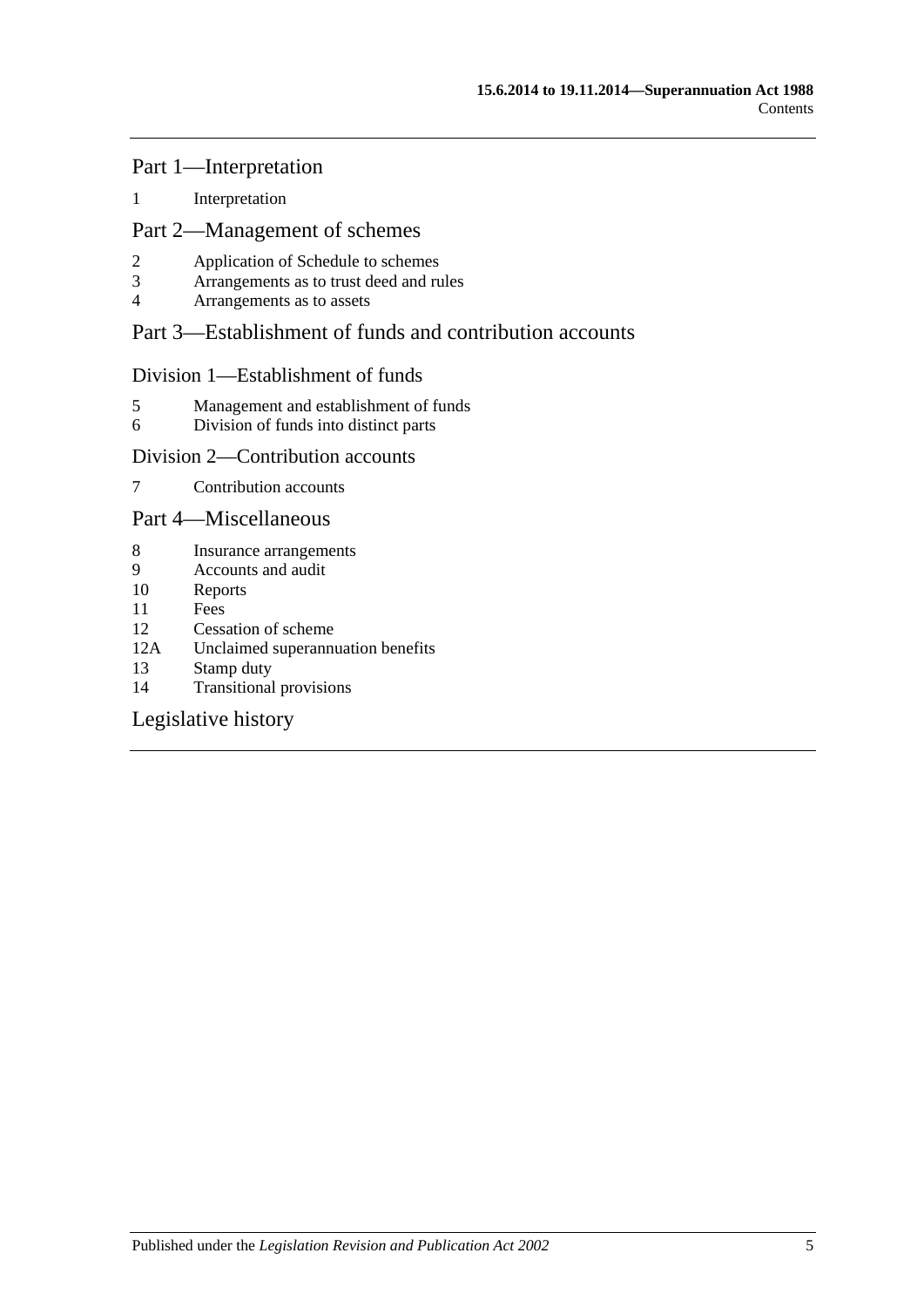## Part 1—Interpretation

1 Interpretation

## Part 2—Management of schemes

2 Application of Schedule to schemes
3 Arrangements as to trust deed and rules
4 Arrangements as to assets

## Part 3—Establishment of funds and contribution accounts

### Division 1—Establishment of funds

5 Management and establishment of funds
6 Division of funds into distinct parts

### Division 2—Contribution accounts

7 Contribution accounts

## Part 4—Miscellaneous

8 Insurance arrangements
9 Accounts and audit
10 Reports
11 Fees
12 Cessation of scheme
12A Unclaimed superannuation benefits
13 Stamp duty
14 Transitional provisions

## Legislative history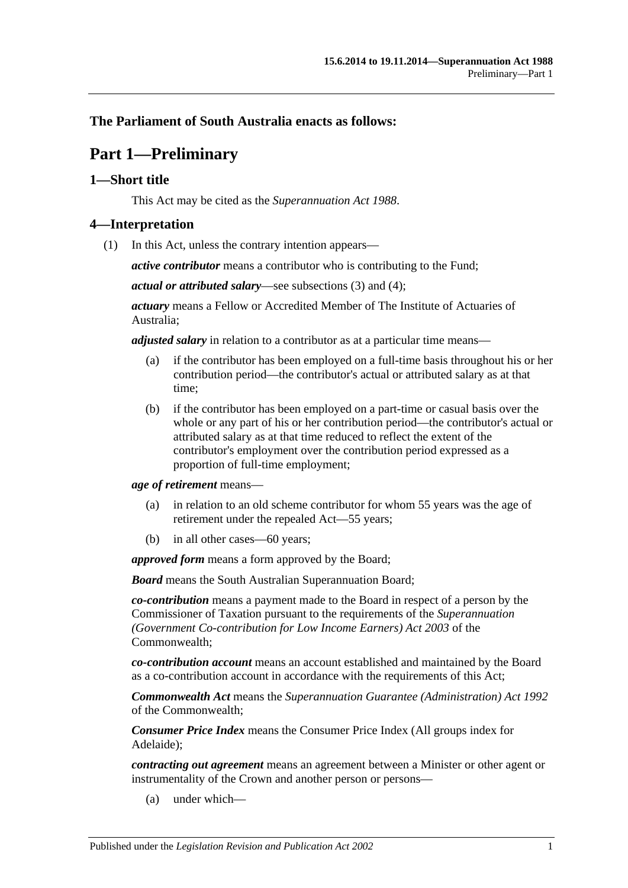**The Parliament of South Australia enacts as follows:**

# Part 1—Preliminary

## 1—Short title

This Act may be cited as the *Superannuation Act 1988*.

## 4—Interpretation

(1) In this Act, unless the contrary intention appears—

***active contributor*** means a contributor who is contributing to the Fund;

***actual or attributed salary***—see subsections (3) and (4);

***actuary*** means a Fellow or Accredited Member of The Institute of Actuaries of Australia;

***adjusted salary*** in relation to a contributor as at a particular time means—

(a) if the contributor has been employed on a full-time basis throughout his or her contribution period—the contributor's actual or attributed salary as at that time;

(b) if the contributor has been employed on a part-time or casual basis over the whole or any part of his or her contribution period—the contributor's actual or attributed salary as at that time reduced to reflect the extent of the contributor's employment over the contribution period expressed as a proportion of full-time employment;

***age of retirement*** means—

(a) in relation to an old scheme contributor for whom 55 years was the age of retirement under the repealed Act—55 years;

(b) in all other cases—60 years;

***approved form*** means a form approved by the Board;

***Board*** means the South Australian Superannuation Board;

***co-contribution*** means a payment made to the Board in respect of a person by the Commissioner of Taxation pursuant to the requirements of the *Superannuation (Government Co-contribution for Low Income Earners) Act 2003* of the Commonwealth;

***co-contribution account*** means an account established and maintained by the Board as a co-contribution account in accordance with the requirements of this Act;

***Commonwealth Act*** means the *Superannuation Guarantee (Administration) Act 1992* of the Commonwealth;

***Consumer Price Index*** means the Consumer Price Index (All groups index for Adelaide);

***contracting out agreement*** means an agreement between a Minister or other agent or instrumentality of the Crown and another person or persons—

(a) under which—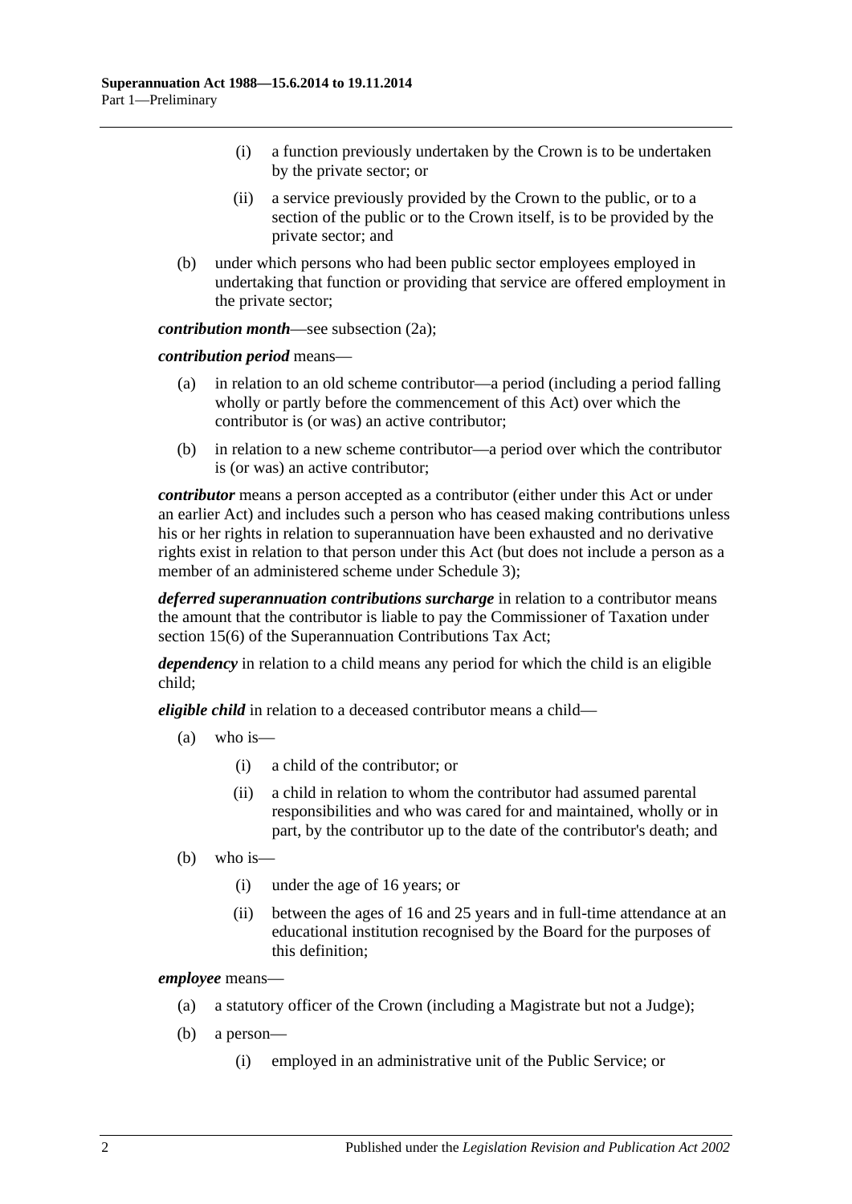(i) a function previously undertaken by the Crown is to be undertaken by the private sector; or

(ii) a service previously provided by the Crown to the public, or to a section of the public or to the Crown itself, is to be provided by the private sector; and

(b) under which persons who had been public sector employees employed in undertaking that function or providing that service are offered employment in the private sector;

***contribution month***—see subsection (2a);

***contribution period*** means—

(a) in relation to an old scheme contributor—a period (including a period falling wholly or partly before the commencement of this Act) over which the contributor is (or was) an active contributor;

(b) in relation to a new scheme contributor—a period over which the contributor is (or was) an active contributor;

***contributor*** means a person accepted as a contributor (either under this Act or under an earlier Act) and includes such a person who has ceased making contributions unless his or her rights in relation to superannuation have been exhausted and no derivative rights exist in relation to that person under this Act (but does not include a person as a member of an administered scheme under Schedule 3);

***deferred superannuation contributions surcharge*** in relation to a contributor means the amount that the contributor is liable to pay the Commissioner of Taxation under section 15(6) of the Superannuation Contributions Tax Act;

***dependency*** in relation to a child means any period for which the child is an eligible child;

***eligible child*** in relation to a deceased contributor means a child—

(a) who is—

(i) a child of the contributor; or

(ii) a child in relation to whom the contributor had assumed parental responsibilities and who was cared for and maintained, wholly or in part, by the contributor up to the date of the contributor's death; and

(b) who is—

(i) under the age of 16 years; or

(ii) between the ages of 16 and 25 years and in full-time attendance at an educational institution recognised by the Board for the purposes of this definition;

***employee*** means—

(a) a statutory officer of the Crown (including a Magistrate but not a Judge);

(b) a person—

(i) employed in an administrative unit of the Public Service; or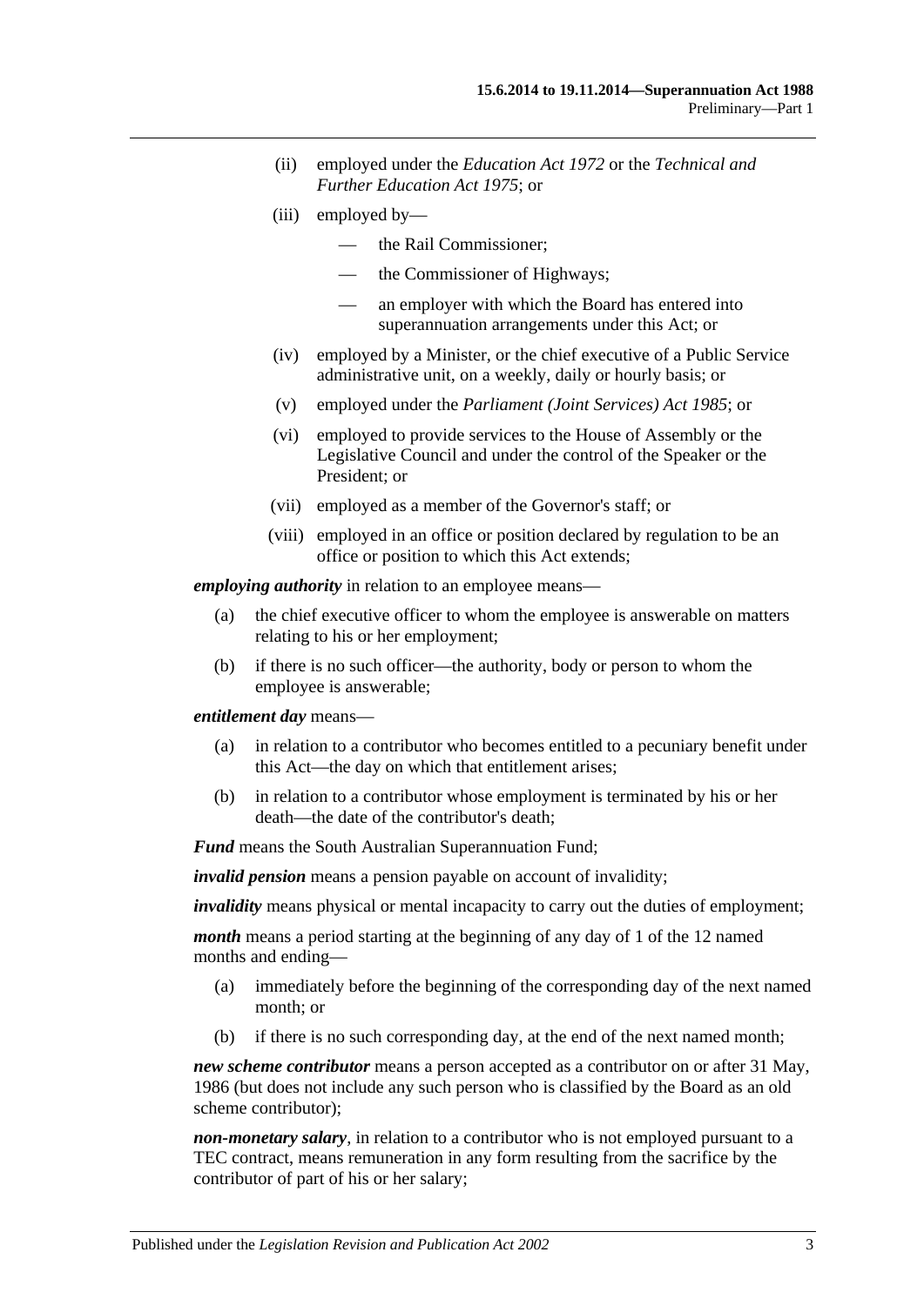(ii) employed under the *Education Act 1972* or the *Technical and Further Education Act 1975*; or

(iii) employed by—

- the Rail Commissioner;
- the Commissioner of Highways;
- an employer with which the Board has entered into superannuation arrangements under this Act; or

(iv) employed by a Minister, or the chief executive of a Public Service administrative unit, on a weekly, daily or hourly basis; or

(v) employed under the *Parliament (Joint Services) Act 1985*; or

(vi) employed to provide services to the House of Assembly or the Legislative Council and under the control of the Speaker or the President; or

(vii) employed as a member of the Governor's staff; or

(viii) employed in an office or position declared by regulation to be an office or position to which this Act extends;

***employing authority*** in relation to an employee means—

(a) the chief executive officer to whom the employee is answerable on matters relating to his or her employment;

(b) if there is no such officer—the authority, body or person to whom the employee is answerable;

***entitlement day*** means—

(a) in relation to a contributor who becomes entitled to a pecuniary benefit under this Act—the day on which that entitlement arises;

(b) in relation to a contributor whose employment is terminated by his or her death—the date of the contributor's death;

***Fund*** means the South Australian Superannuation Fund;

***invalid pension*** means a pension payable on account of invalidity;

***invalidity*** means physical or mental incapacity to carry out the duties of employment;

***month*** means a period starting at the beginning of any day of 1 of the 12 named months and ending—

(a) immediately before the beginning of the corresponding day of the next named month; or

(b) if there is no such corresponding day, at the end of the next named month;

***new scheme contributor*** means a person accepted as a contributor on or after 31 May, 1986 (but does not include any such person who is classified by the Board as an old scheme contributor);

***non-monetary salary***, in relation to a contributor who is not employed pursuant to a TEC contract, means remuneration in any form resulting from the sacrifice by the contributor of part of his or her salary;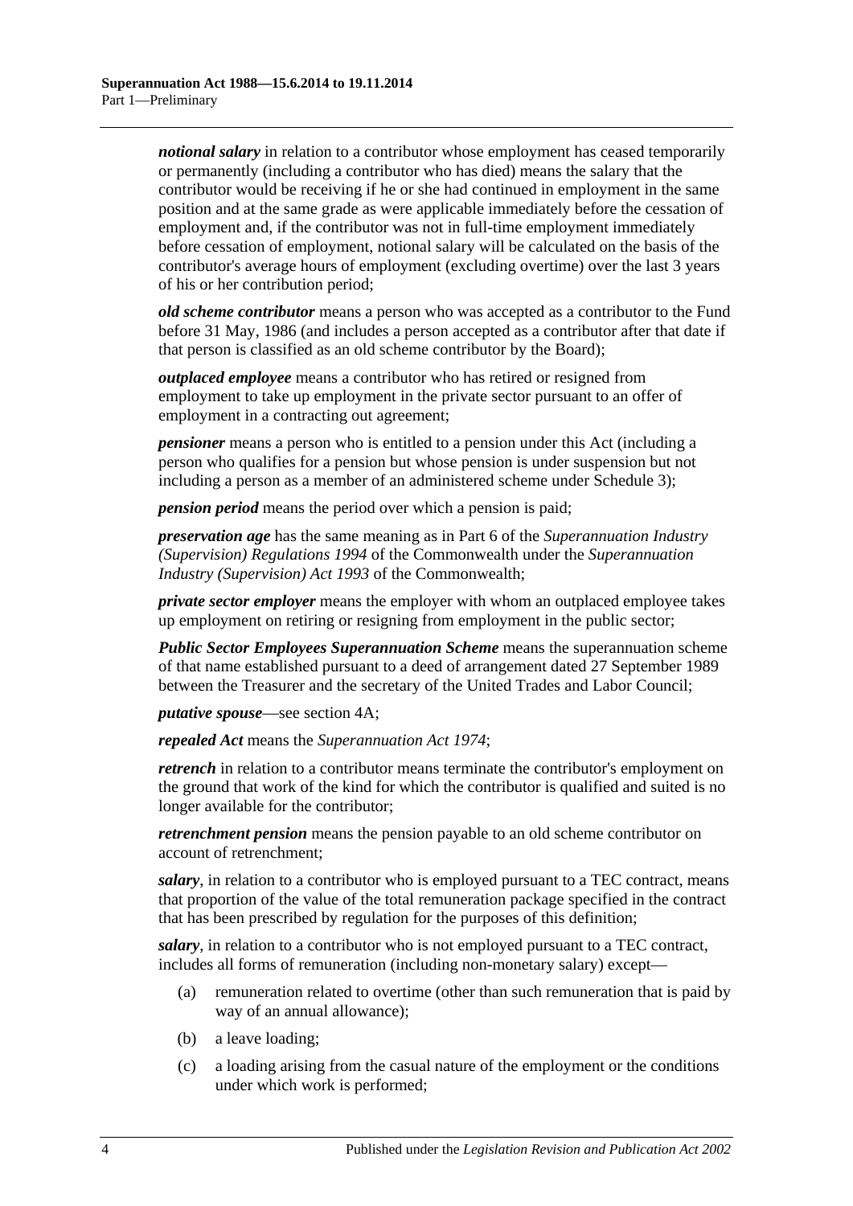***notional salary*** in relation to a contributor whose employment has ceased temporarily or permanently (including a contributor who has died) means the salary that the contributor would be receiving if he or she had continued in employment in the same position and at the same grade as were applicable immediately before the cessation of employment and, if the contributor was not in full-time employment immediately before cessation of employment, notional salary will be calculated on the basis of the contributor's average hours of employment (excluding overtime) over the last 3 years of his or her contribution period;

***old scheme contributor*** means a person who was accepted as a contributor to the Fund before 31 May, 1986 (and includes a person accepted as a contributor after that date if that person is classified as an old scheme contributor by the Board);

***outplaced employee*** means a contributor who has retired or resigned from employment to take up employment in the private sector pursuant to an offer of employment in a contracting out agreement;

***pensioner*** means a person who is entitled to a pension under this Act (including a person who qualifies for a pension but whose pension is under suspension but not including a person as a member of an administered scheme under Schedule 3);

***pension period*** means the period over which a pension is paid;

***preservation age*** has the same meaning as in Part 6 of the *Superannuation Industry (Supervision) Regulations 1994* of the Commonwealth under the *Superannuation Industry (Supervision) Act 1993* of the Commonwealth;

***private sector employer*** means the employer with whom an outplaced employee takes up employment on retiring or resigning from employment in the public sector;

***Public Sector Employees Superannuation Scheme*** means the superannuation scheme of that name established pursuant to a deed of arrangement dated 27 September 1989 between the Treasurer and the secretary of the United Trades and Labor Council;

***putative spouse***—see section 4A;

***repealed Act*** means the *Superannuation Act 1974*;

***retrench*** in relation to a contributor means terminate the contributor's employment on the ground that work of the kind for which the contributor is qualified and suited is no longer available for the contributor;

***retrenchment pension*** means the pension payable to an old scheme contributor on account of retrenchment;

***salary***, in relation to a contributor who is employed pursuant to a TEC contract, means that proportion of the value of the total remuneration package specified in the contract that has been prescribed by regulation for the purposes of this definition;

***salary***, in relation to a contributor who is not employed pursuant to a TEC contract, includes all forms of remuneration (including non-monetary salary) except—

(a) remuneration related to overtime (other than such remuneration that is paid by way of an annual allowance);

(b) a leave loading;

(c) a loading arising from the casual nature of the employment or the conditions under which work is performed;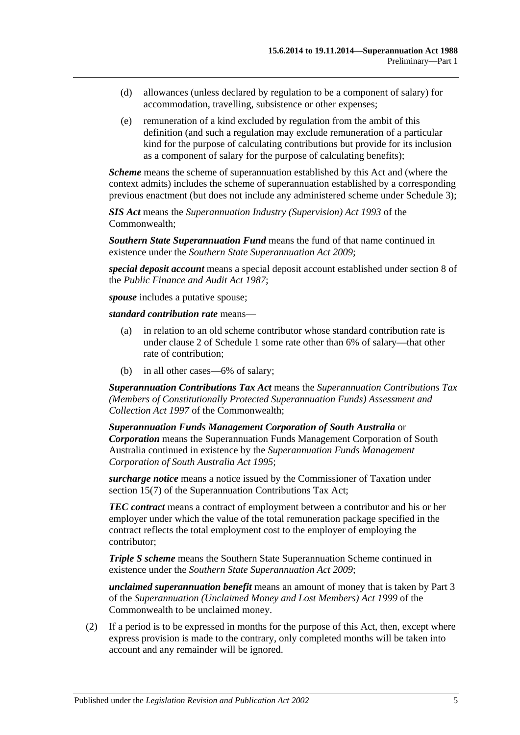(d) allowances (unless declared by regulation to be a component of salary) for accommodation, travelling, subsistence or other expenses;

(e) remuneration of a kind excluded by regulation from the ambit of this definition (and such a regulation may exclude remuneration of a particular kind for the purpose of calculating contributions but provide for its inclusion as a component of salary for the purpose of calculating benefits);

***Scheme*** means the scheme of superannuation established by this Act and (where the context admits) includes the scheme of superannuation established by a corresponding previous enactment (but does not include any administered scheme under Schedule 3);

***SIS Act*** means the *Superannuation Industry (Supervision) Act 1993* of the Commonwealth;

***Southern State Superannuation Fund*** means the fund of that name continued in existence under the *Southern State Superannuation Act 2009*;

***special deposit account*** means a special deposit account established under section 8 of the *Public Finance and Audit Act 1987*;

***spouse*** includes a putative spouse;

***standard contribution rate*** means—

(a) in relation to an old scheme contributor whose standard contribution rate is under clause 2 of Schedule 1 some rate other than 6% of salary—that other rate of contribution;

(b) in all other cases—6% of salary;

***Superannuation Contributions Tax Act*** means the *Superannuation Contributions Tax (Members of Constitutionally Protected Superannuation Funds) Assessment and Collection Act 1997* of the Commonwealth;

***Superannuation Funds Management Corporation of South Australia*** or ***Corporation*** means the Superannuation Funds Management Corporation of South Australia continued in existence by the *Superannuation Funds Management Corporation of South Australia Act 1995*;

***surcharge notice*** means a notice issued by the Commissioner of Taxation under section 15(7) of the Superannuation Contributions Tax Act;

***TEC contract*** means a contract of employment between a contributor and his or her employer under which the value of the total remuneration package specified in the contract reflects the total employment cost to the employer of employing the contributor;

***Triple S scheme*** means the Southern State Superannuation Scheme continued in existence under the *Southern State Superannuation Act 2009*;

***unclaimed superannuation benefit*** means an amount of money that is taken by Part 3 of the *Superannuation (Unclaimed Money and Lost Members) Act 1999* of the Commonwealth to be unclaimed money.

(2) If a period is to be expressed in months for the purpose of this Act, then, except where express provision is made to the contrary, only completed months will be taken into account and any remainder will be ignored.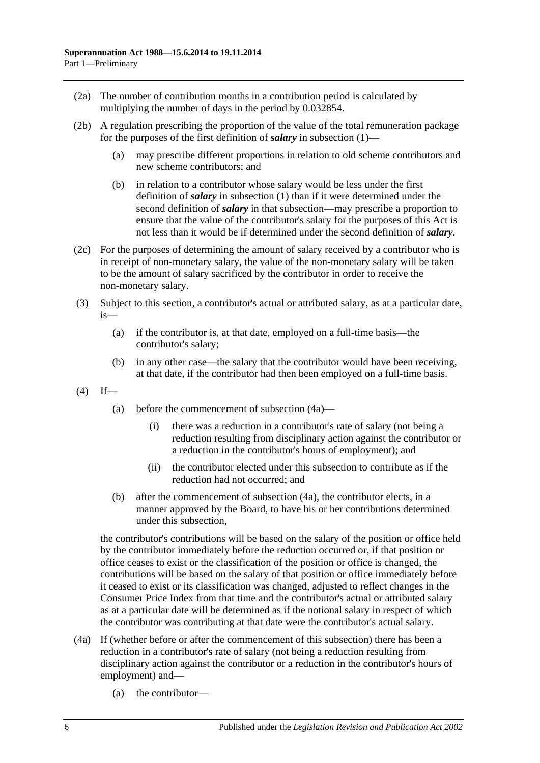(2a) The number of contribution months in a contribution period is calculated by multiplying the number of days in the period by 0.032854.

(2b) A regulation prescribing the proportion of the value of the total remuneration package for the purposes of the first definition of ***salary*** in subsection (1)—

(a) may prescribe different proportions in relation to old scheme contributors and new scheme contributors; and

(b) in relation to a contributor whose salary would be less under the first definition of ***salary*** in subsection (1) than if it were determined under the second definition of ***salary*** in that subsection—may prescribe a proportion to ensure that the value of the contributor's salary for the purposes of this Act is not less than it would be if determined under the second definition of ***salary***.

(2c) For the purposes of determining the amount of salary received by a contributor who is in receipt of non-monetary salary, the value of the non-monetary salary will be taken to be the amount of salary sacrificed by the contributor in order to receive the non-monetary salary.

(3) Subject to this section, a contributor's actual or attributed salary, as at a particular date, is—

(a) if the contributor is, at that date, employed on a full-time basis—the contributor's salary;

(b) in any other case—the salary that the contributor would have been receiving, at that date, if the contributor had then been employed on a full-time basis.

(4) If—

(a) before the commencement of subsection (4a)—

(i) there was a reduction in a contributor's rate of salary (not being a reduction resulting from disciplinary action against the contributor or a reduction in the contributor's hours of employment); and

(ii) the contributor elected under this subsection to contribute as if the reduction had not occurred; and

(b) after the commencement of subsection (4a), the contributor elects, in a manner approved by the Board, to have his or her contributions determined under this subsection,

the contributor's contributions will be based on the salary of the position or office held by the contributor immediately before the reduction occurred or, if that position or office ceases to exist or the classification of the position or office is changed, the contributions will be based on the salary of that position or office immediately before it ceased to exist or its classification was changed, adjusted to reflect changes in the Consumer Price Index from that time and the contributor's actual or attributed salary as at a particular date will be determined as if the notional salary in respect of which the contributor was contributing at that date were the contributor's actual salary.

(4a) If (whether before or after the commencement of this subsection) there has been a reduction in a contributor's rate of salary (not being a reduction resulting from disciplinary action against the contributor or a reduction in the contributor's hours of employment) and—

(a) the contributor—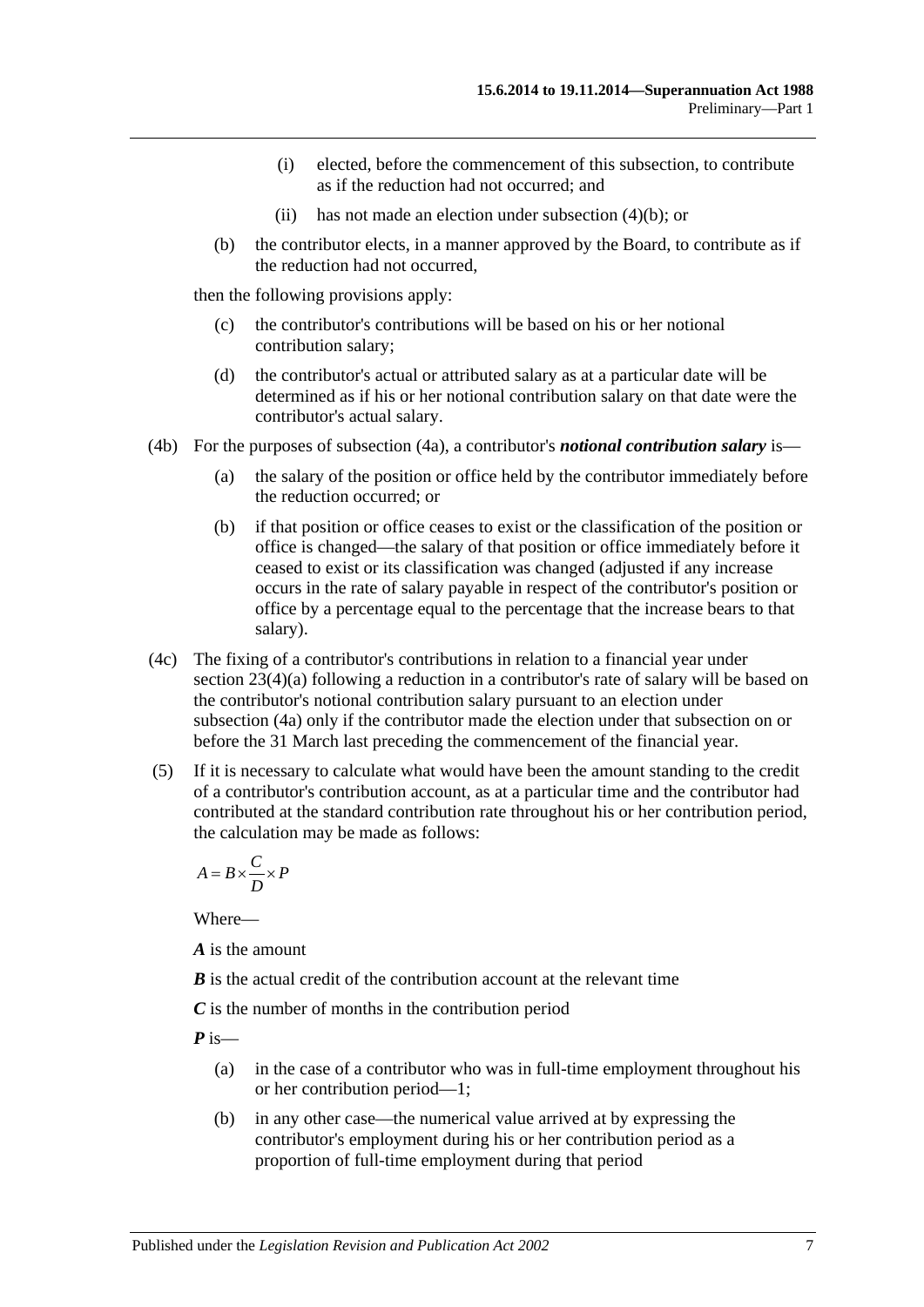(i) elected, before the commencement of this subsection, to contribute as if the reduction had not occurred; and

(ii) has not made an election under subsection (4)(b); or

(b) the contributor elects, in a manner approved by the Board, to contribute as if the reduction had not occurred,

then the following provisions apply:

(c) the contributor's contributions will be based on his or her notional contribution salary;

(d) the contributor's actual or attributed salary as at a particular date will be determined as if his or her notional contribution salary on that date were the contributor's actual salary.

(4b) For the purposes of subsection (4a), a contributor's ***notional contribution salary*** is—

(a) the salary of the position or office held by the contributor immediately before the reduction occurred; or

(b) if that position or office ceases to exist or the classification of the position or office is changed—the salary of that position or office immediately before it ceased to exist or its classification was changed (adjusted if any increase occurs in the rate of salary payable in respect of the contributor's position or office by a percentage equal to the percentage that the increase bears to that salary).

(4c) The fixing of a contributor's contributions in relation to a financial year under section 23(4)(a) following a reduction in a contributor's rate of salary will be based on the contributor's notional contribution salary pursuant to an election under subsection (4a) only if the contributor made the election under that subsection on or before the 31 March last preceding the commencement of the financial year.

(5) If it is necessary to calculate what would have been the amount standing to the credit of a contributor's contribution account, as at a particular time and the contributor had contributed at the standard contribution rate throughout his or her contribution period, the calculation may be made as follows:

$$A = B \times \frac{C}{D} \times P$$

Where—

***A*** is the amount

***B*** is the actual credit of the contribution account at the relevant time

***C*** is the number of months in the contribution period

***P*** is—

(a) in the case of a contributor who was in full-time employment throughout his or her contribution period—1;

(b) in any other case—the numerical value arrived at by expressing the contributor's employment during his or her contribution period as a proportion of full-time employment during that period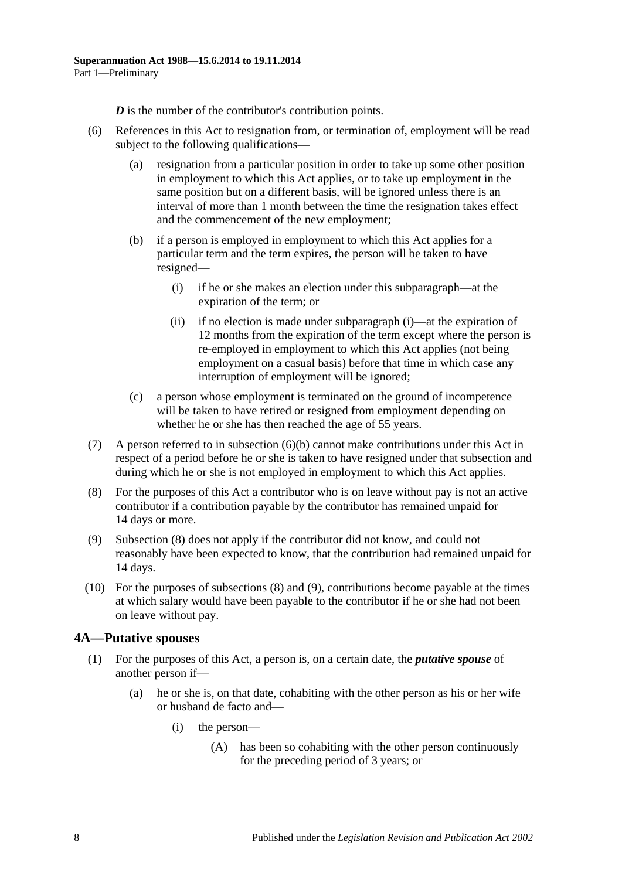***D*** is the number of the contributor's contribution points.

(6) References in this Act to resignation from, or termination of, employment will be read subject to the following qualifications—

(a) resignation from a particular position in order to take up some other position in employment to which this Act applies, or to take up employment in the same position but on a different basis, will be ignored unless there is an interval of more than 1 month between the time the resignation takes effect and the commencement of the new employment;

(b) if a person is employed in employment to which this Act applies for a particular term and the term expires, the person will be taken to have resigned—

(i) if he or she makes an election under this subparagraph—at the expiration of the term; or

(ii) if no election is made under subparagraph (i)—at the expiration of 12 months from the expiration of the term except where the person is re-employed in employment to which this Act applies (not being employment on a casual basis) before that time in which case any interruption of employment will be ignored;

(c) a person whose employment is terminated on the ground of incompetence will be taken to have retired or resigned from employment depending on whether he or she has then reached the age of 55 years.

(7) A person referred to in subsection (6)(b) cannot make contributions under this Act in respect of a period before he or she is taken to have resigned under that subsection and during which he or she is not employed in employment to which this Act applies.

(8) For the purposes of this Act a contributor who is on leave without pay is not an active contributor if a contribution payable by the contributor has remained unpaid for 14 days or more.

(9) Subsection (8) does not apply if the contributor did not know, and could not reasonably have been expected to know, that the contribution had remained unpaid for 14 days.

(10) For the purposes of subsections (8) and (9), contributions become payable at the times at which salary would have been payable to the contributor if he or she had not been on leave without pay.

## 4A—Putative spouses

(1) For the purposes of this Act, a person is, on a certain date, the ***putative spouse*** of another person if—

(a) he or she is, on that date, cohabiting with the other person as his or her wife or husband de facto and—

(i) the person—

(A) has been so cohabiting with the other person continuously for the preceding period of 3 years; or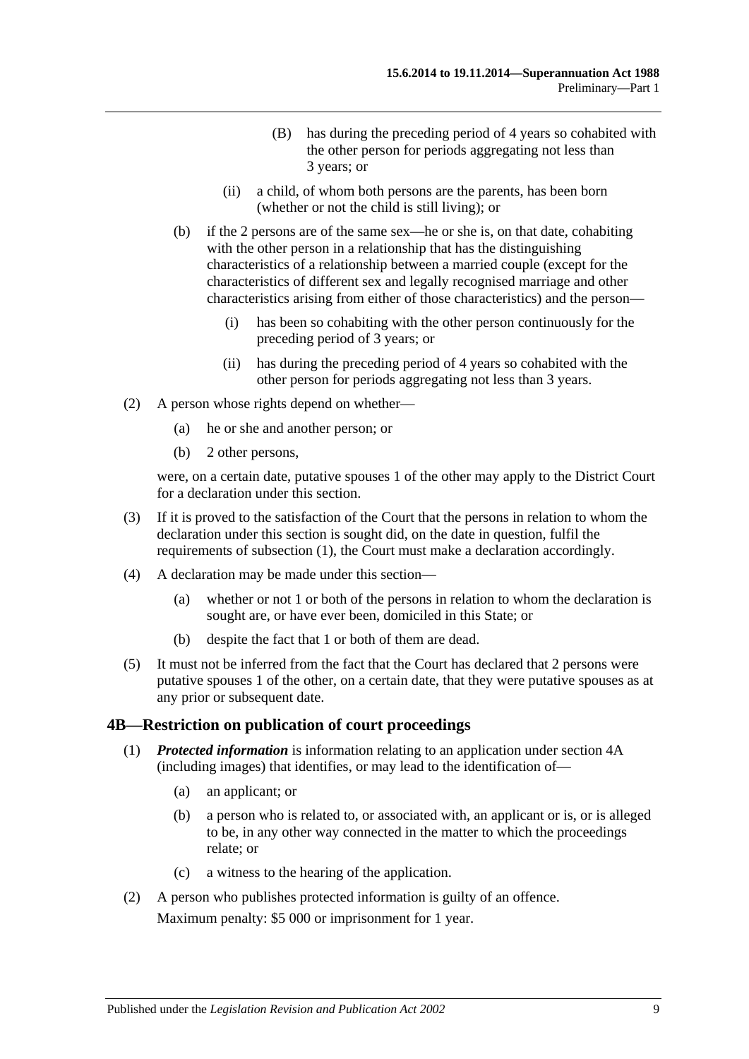(B) has during the preceding period of 4 years so cohabited with the other person for periods aggregating not less than 3 years; or

(ii) a child, of whom both persons are the parents, has been born (whether or not the child is still living); or

(b) if the 2 persons are of the same sex—he or she is, on that date, cohabiting with the other person in a relationship that has the distinguishing characteristics of a relationship between a married couple (except for the characteristics of different sex and legally recognised marriage and other characteristics arising from either of those characteristics) and the person—

(i) has been so cohabiting with the other person continuously for the preceding period of 3 years; or

(ii) has during the preceding period of 4 years so cohabited with the other person for periods aggregating not less than 3 years.

(2) A person whose rights depend on whether—

(a) he or she and another person; or

(b) 2 other persons,

were, on a certain date, putative spouses 1 of the other may apply to the District Court for a declaration under this section.

(3) If it is proved to the satisfaction of the Court that the persons in relation to whom the declaration under this section is sought did, on the date in question, fulfil the requirements of subsection (1), the Court must make a declaration accordingly.

(4) A declaration may be made under this section—

(a) whether or not 1 or both of the persons in relation to whom the declaration is sought are, or have ever been, domiciled in this State; or

(b) despite the fact that 1 or both of them are dead.

(5) It must not be inferred from the fact that the Court has declared that 2 persons were putative spouses 1 of the other, on a certain date, that they were putative spouses as at any prior or subsequent date.

## 4B—Restriction on publication of court proceedings

(1) ***Protected information*** is information relating to an application under section 4A (including images) that identifies, or may lead to the identification of—

(a) an applicant; or

(b) a person who is related to, or associated with, an applicant or is, or is alleged to be, in any other way connected in the matter to which the proceedings relate; or

(c) a witness to the hearing of the application.

(2) A person who publishes protected information is guilty of an offence.

Maximum penalty: $5 000 or imprisonment for 1 year.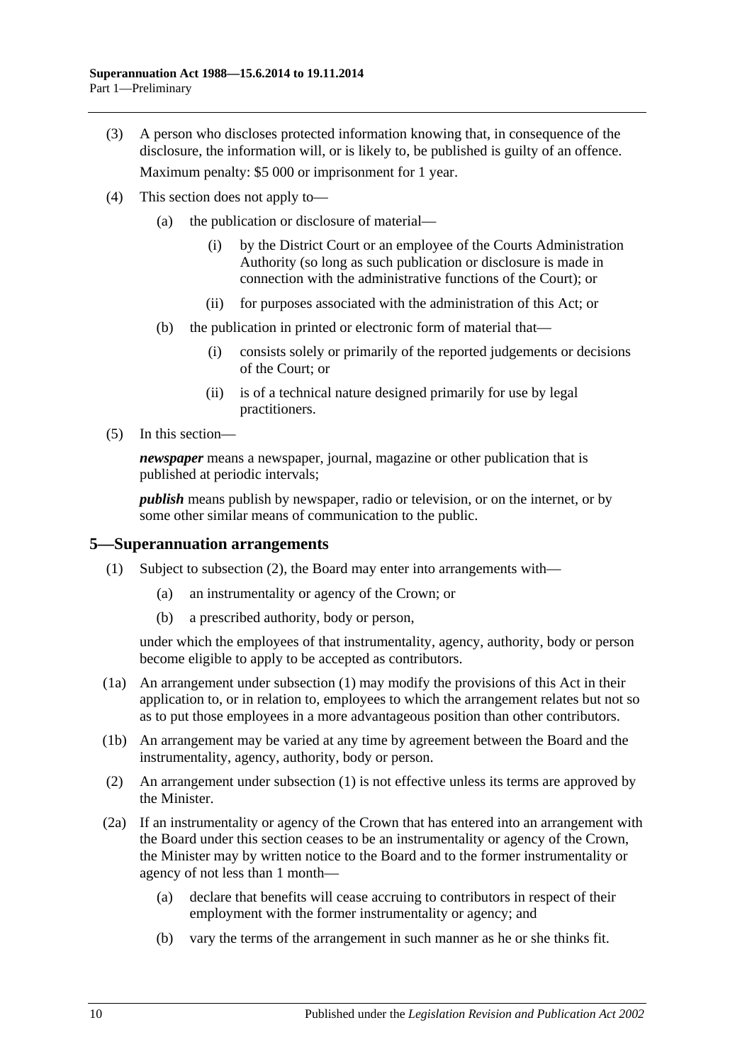(3) A person who discloses protected information knowing that, in consequence of the disclosure, the information will, or is likely to, be published is guilty of an offence.

Maximum penalty: $5 000 or imprisonment for 1 year.

(4) This section does not apply to—

(a) the publication or disclosure of material—

(i) by the District Court or an employee of the Courts Administration Authority (so long as such publication or disclosure is made in connection with the administrative functions of the Court); or

(ii) for purposes associated with the administration of this Act; or

(b) the publication in printed or electronic form of material that—

(i) consists solely or primarily of the reported judgements or decisions of the Court; or

(ii) is of a technical nature designed primarily for use by legal practitioners.

(5) In this section—

***newspaper*** means a newspaper, journal, magazine or other publication that is published at periodic intervals;

***publish*** means publish by newspaper, radio or television, or on the internet, or by some other similar means of communication to the public.

## 5—Superannuation arrangements

(1) Subject to subsection (2), the Board may enter into arrangements with—

(a) an instrumentality or agency of the Crown; or

(b) a prescribed authority, body or person,

under which the employees of that instrumentality, agency, authority, body or person become eligible to apply to be accepted as contributors.

(1a) An arrangement under subsection (1) may modify the provisions of this Act in their application to, or in relation to, employees to which the arrangement relates but not so as to put those employees in a more advantageous position than other contributors.

(1b) An arrangement may be varied at any time by agreement between the Board and the instrumentality, agency, authority, body or person.

(2) An arrangement under subsection (1) is not effective unless its terms are approved by the Minister.

(2a) If an instrumentality or agency of the Crown that has entered into an arrangement with the Board under this section ceases to be an instrumentality or agency of the Crown, the Minister may by written notice to the Board and to the former instrumentality or agency of not less than 1 month—

(a) declare that benefits will cease accruing to contributors in respect of their employment with the former instrumentality or agency; and

(b) vary the terms of the arrangement in such manner as he or she thinks fit.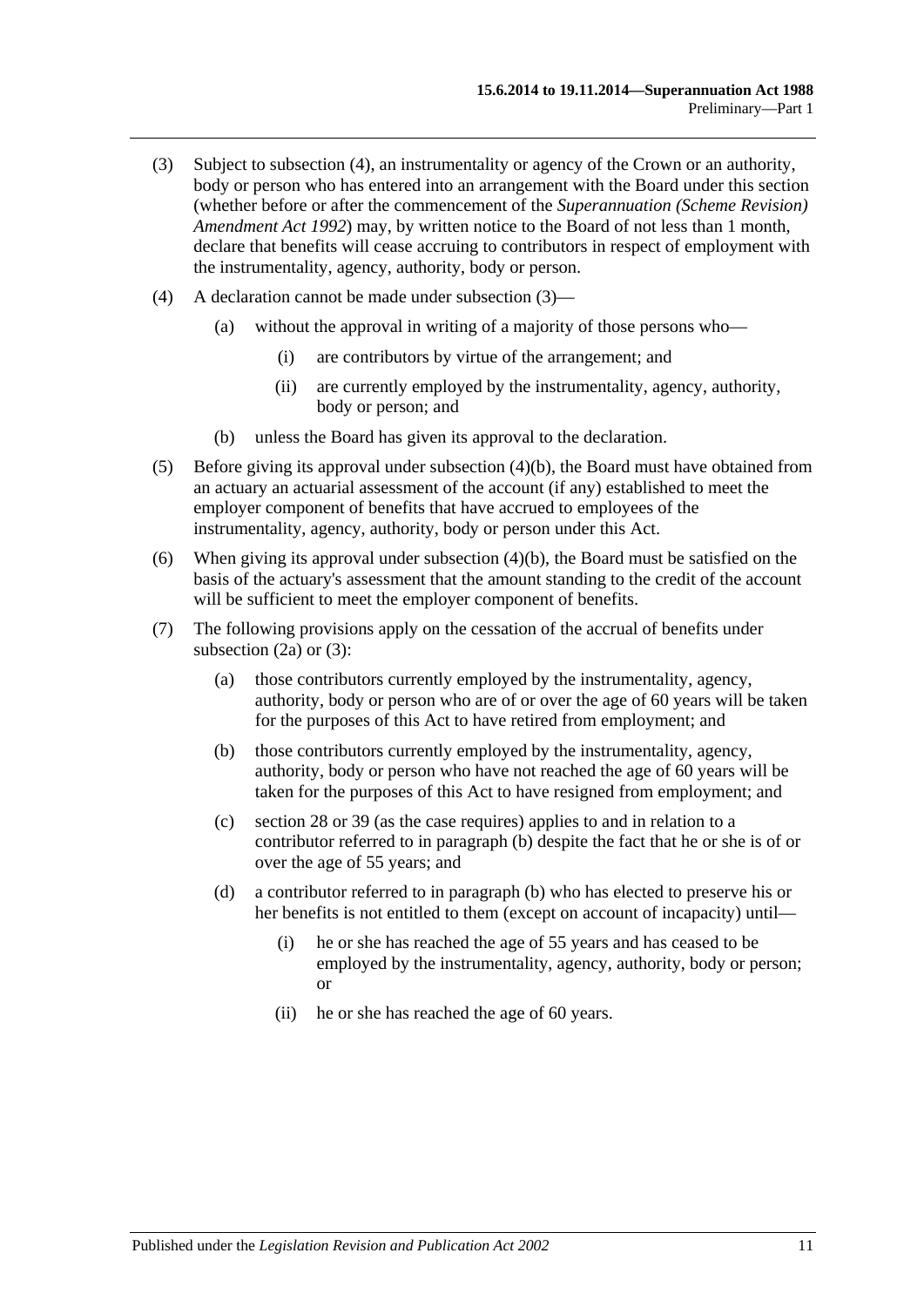(3) Subject to subsection (4), an instrumentality or agency of the Crown or an authority, body or person who has entered into an arrangement with the Board under this section (whether before or after the commencement of the *Superannuation (Scheme Revision) Amendment Act 1992*) may, by written notice to the Board of not less than 1 month, declare that benefits will cease accruing to contributors in respect of employment with the instrumentality, agency, authority, body or person.

(4) A declaration cannot be made under subsection (3)—

- (a) without the approval in writing of a majority of those persons who—
  - (i) are contributors by virtue of the arrangement; and
  - (ii) are currently employed by the instrumentality, agency, authority, body or person; and
- (b) unless the Board has given its approval to the declaration.

(5) Before giving its approval under subsection (4)(b), the Board must have obtained from an actuary an actuarial assessment of the account (if any) established to meet the employer component of benefits that have accrued to employees of the instrumentality, agency, authority, body or person under this Act.

(6) When giving its approval under subsection (4)(b), the Board must be satisfied on the basis of the actuary's assessment that the amount standing to the credit of the account will be sufficient to meet the employer component of benefits.

(7) The following provisions apply on the cessation of the accrual of benefits under subsection (2a) or (3):

- (a) those contributors currently employed by the instrumentality, agency, authority, body or person who are of or over the age of 60 years will be taken for the purposes of this Act to have retired from employment; and
- (b) those contributors currently employed by the instrumentality, agency, authority, body or person who have not reached the age of 60 years will be taken for the purposes of this Act to have resigned from employment; and
- (c) section 28 or 39 (as the case requires) applies to and in relation to a contributor referred to in paragraph (b) despite the fact that he or she is of or over the age of 55 years; and
- (d) a contributor referred to in paragraph (b) who has elected to preserve his or her benefits is not entitled to them (except on account of incapacity) until—
  - (i) he or she has reached the age of 55 years and has ceased to be employed by the instrumentality, agency, authority, body or person; or
  - (ii) he or she has reached the age of 60 years.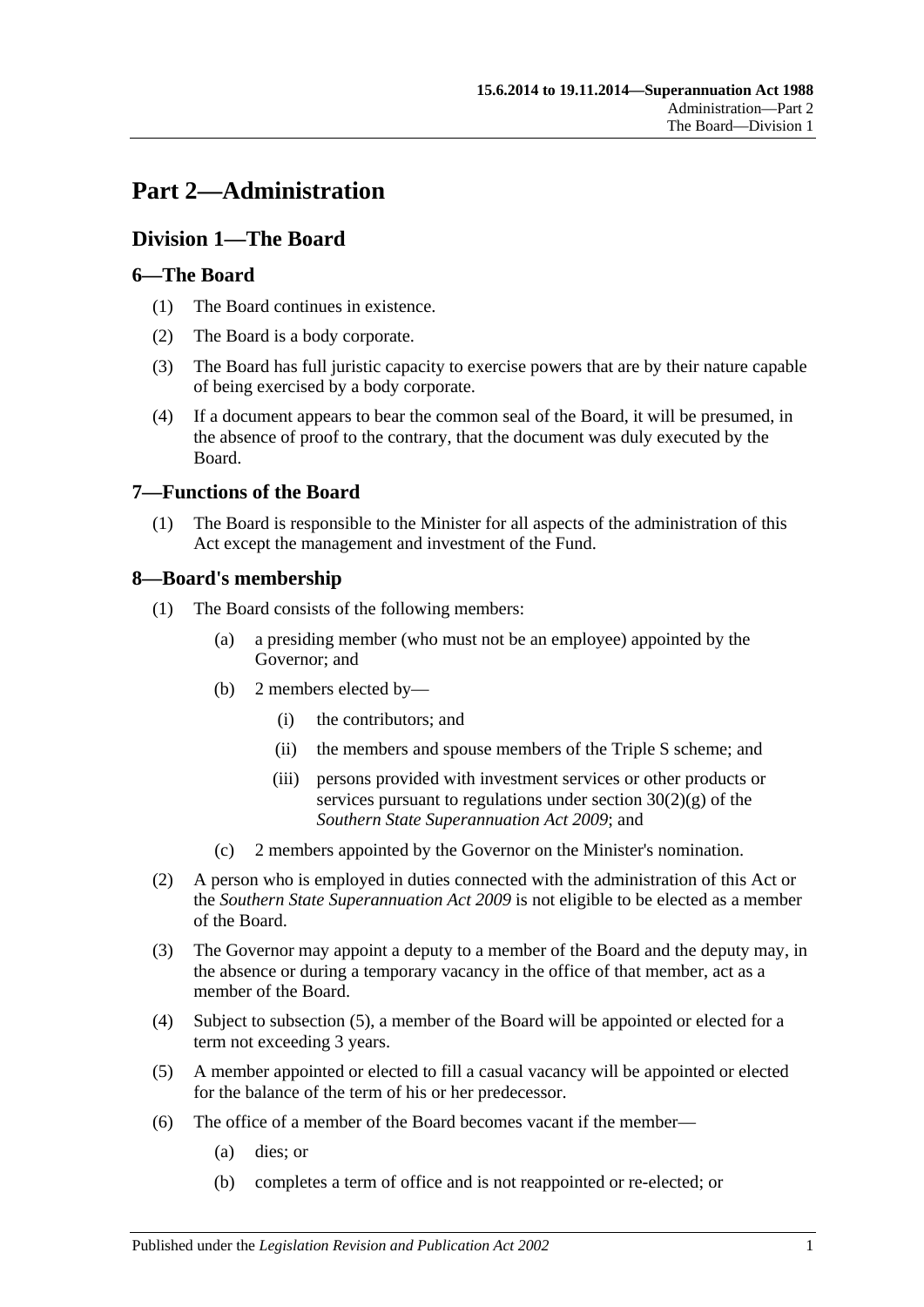# Part 2—Administration

## Division 1—The Board

### 6—The Board

(1) The Board continues in existence.

(2) The Board is a body corporate.

(3) The Board has full juristic capacity to exercise powers that are by their nature capable of being exercised by a body corporate.

(4) If a document appears to bear the common seal of the Board, it will be presumed, in the absence of proof to the contrary, that the document was duly executed by the Board.

### 7—Functions of the Board

(1) The Board is responsible to the Minister for all aspects of the administration of this Act except the management and investment of the Fund.

### 8—Board's membership

(1) The Board consists of the following members:

- (a) a presiding member (who must not be an employee) appointed by the Governor; and
- (b) 2 members elected by—
    - (i) the contributors; and
    - (ii) the members and spouse members of the Triple S scheme; and
    - (iii) persons provided with investment services or other products or services pursuant to regulations under section 30(2)(g) of the *Southern State Superannuation Act 2009*; and
- (c) 2 members appointed by the Governor on the Minister's nomination.

(2) A person who is employed in duties connected with the administration of this Act or the *Southern State Superannuation Act 2009* is not eligible to be elected as a member of the Board.

(3) The Governor may appoint a deputy to a member of the Board and the deputy may, in the absence or during a temporary vacancy in the office of that member, act as a member of the Board.

(4) Subject to subsection (5), a member of the Board will be appointed or elected for a term not exceeding 3 years.

(5) A member appointed or elected to fill a casual vacancy will be appointed or elected for the balance of the term of his or her predecessor.

(6) The office of a member of the Board becomes vacant if the member—

- (a) dies; or
- (b) completes a term of office and is not reappointed or re-elected; or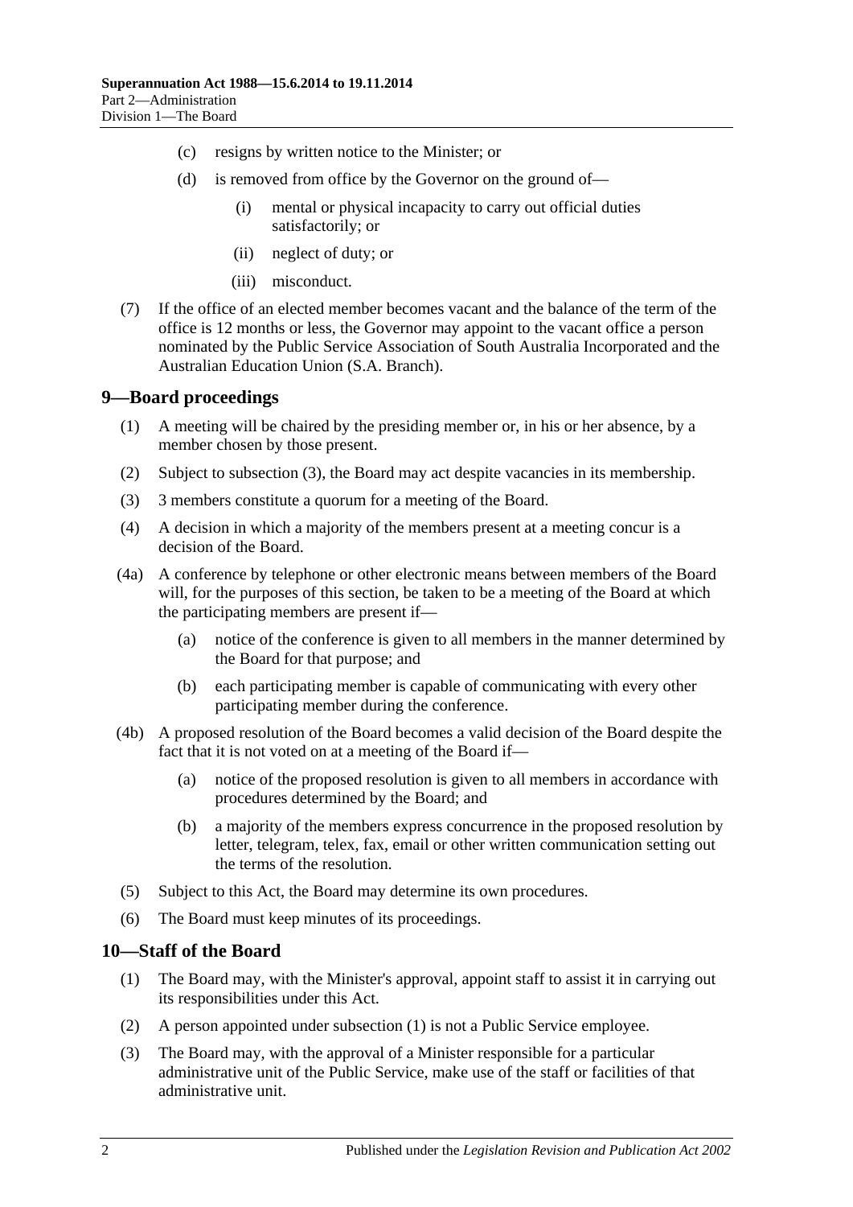(c) resigns by written notice to the Minister; or

(d) is removed from office by the Governor on the ground of—

(i) mental or physical incapacity to carry out official duties satisfactorily; or

(ii) neglect of duty; or

(iii) misconduct.

(7) If the office of an elected member becomes vacant and the balance of the term of the office is 12 months or less, the Governor may appoint to the vacant office a person nominated by the Public Service Association of South Australia Incorporated and the Australian Education Union (S.A. Branch).

## 9—Board proceedings

(1) A meeting will be chaired by the presiding member or, in his or her absence, by a member chosen by those present.

(2) Subject to subsection (3), the Board may act despite vacancies in its membership.

(3) 3 members constitute a quorum for a meeting of the Board.

(4) A decision in which a majority of the members present at a meeting concur is a decision of the Board.

(4a) A conference by telephone or other electronic means between members of the Board will, for the purposes of this section, be taken to be a meeting of the Board at which the participating members are present if—

(a) notice of the conference is given to all members in the manner determined by the Board for that purpose; and

(b) each participating member is capable of communicating with every other participating member during the conference.

(4b) A proposed resolution of the Board becomes a valid decision of the Board despite the fact that it is not voted on at a meeting of the Board if—

(a) notice of the proposed resolution is given to all members in accordance with procedures determined by the Board; and

(b) a majority of the members express concurrence in the proposed resolution by letter, telegram, telex, fax, email or other written communication setting out the terms of the resolution.

(5) Subject to this Act, the Board may determine its own procedures.

(6) The Board must keep minutes of its proceedings.

## 10—Staff of the Board

(1) The Board may, with the Minister's approval, appoint staff to assist it in carrying out its responsibilities under this Act.

(2) A person appointed under subsection (1) is not a Public Service employee.

(3) The Board may, with the approval of a Minister responsible for a particular administrative unit of the Public Service, make use of the staff or facilities of that administrative unit.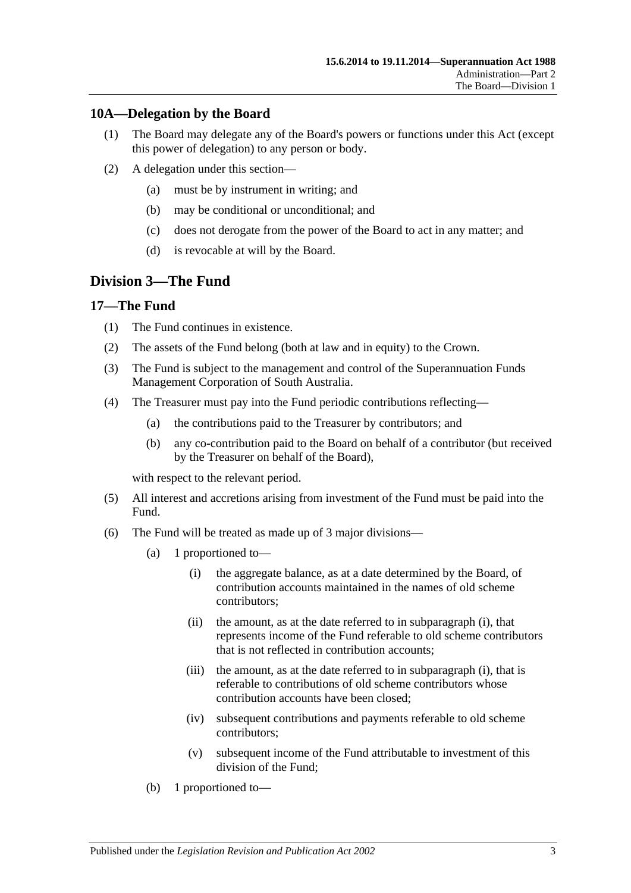## 10A—Delegation by the Board

(1) The Board may delegate any of the Board's powers or functions under this Act (except this power of delegation) to any person or body.

(2) A delegation under this section—

(a) must be by instrument in writing; and

(b) may be conditional or unconditional; and

(c) does not derogate from the power of the Board to act in any matter; and

(d) is revocable at will by the Board.

# Division 3—The Fund

## 17—The Fund

(1) The Fund continues in existence.

(2) The assets of the Fund belong (both at law and in equity) to the Crown.

(3) The Fund is subject to the management and control of the Superannuation Funds Management Corporation of South Australia.

(4) The Treasurer must pay into the Fund periodic contributions reflecting—

(a) the contributions paid to the Treasurer by contributors; and

(b) any co-contribution paid to the Board on behalf of a contributor (but received by the Treasurer on behalf of the Board),

with respect to the relevant period.

(5) All interest and accretions arising from investment of the Fund must be paid into the Fund.

(6) The Fund will be treated as made up of 3 major divisions—

(a) 1 proportioned to—

(i) the aggregate balance, as at a date determined by the Board, of contribution accounts maintained in the names of old scheme contributors;

(ii) the amount, as at the date referred to in subparagraph (i), that represents income of the Fund referable to old scheme contributors that is not reflected in contribution accounts;

(iii) the amount, as at the date referred to in subparagraph (i), that is referable to contributions of old scheme contributors whose contribution accounts have been closed;

(iv) subsequent contributions and payments referable to old scheme contributors;

(v) subsequent income of the Fund attributable to investment of this division of the Fund;

(b) 1 proportioned to—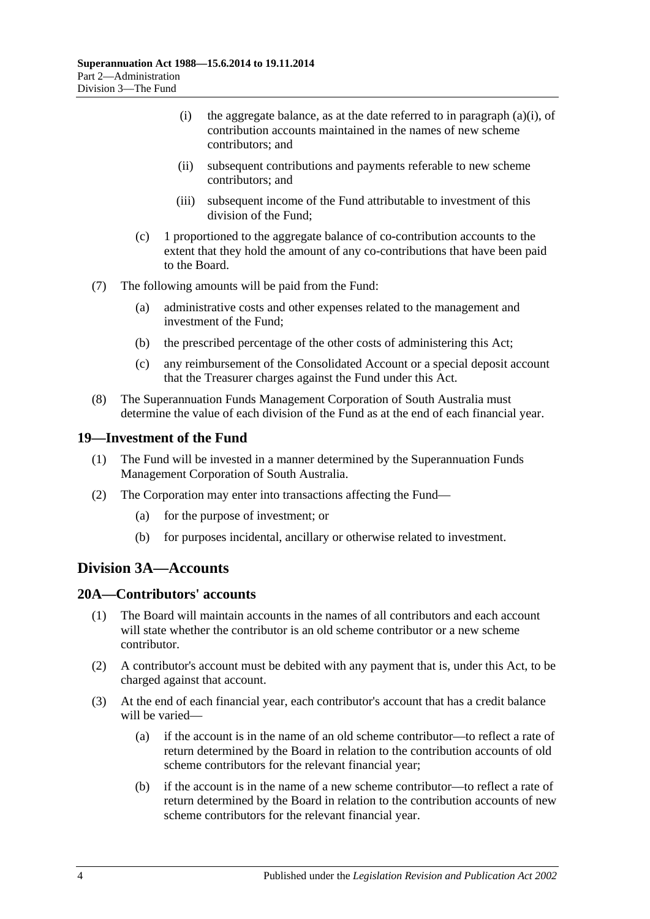(i) the aggregate balance, as at the date referred to in paragraph (a)(i), of contribution accounts maintained in the names of new scheme contributors; and

(ii) subsequent contributions and payments referable to new scheme contributors; and

(iii) subsequent income of the Fund attributable to investment of this division of the Fund;

(c) 1 proportioned to the aggregate balance of co-contribution accounts to the extent that they hold the amount of any co-contributions that have been paid to the Board.

(7) The following amounts will be paid from the Fund:

(a) administrative costs and other expenses related to the management and investment of the Fund;

(b) the prescribed percentage of the other costs of administering this Act;

(c) any reimbursement of the Consolidated Account or a special deposit account that the Treasurer charges against the Fund under this Act.

(8) The Superannuation Funds Management Corporation of South Australia must determine the value of each division of the Fund as at the end of each financial year.

## 19—Investment of the Fund

(1) The Fund will be invested in a manner determined by the Superannuation Funds Management Corporation of South Australia.

(2) The Corporation may enter into transactions affecting the Fund—

(a) for the purpose of investment; or

(b) for purposes incidental, ancillary or otherwise related to investment.

# Division 3A—Accounts

## 20A—Contributors' accounts

(1) The Board will maintain accounts in the names of all contributors and each account will state whether the contributor is an old scheme contributor or a new scheme contributor.

(2) A contributor's account must be debited with any payment that is, under this Act, to be charged against that account.

(3) At the end of each financial year, each contributor's account that has a credit balance will be varied—

(a) if the account is in the name of an old scheme contributor—to reflect a rate of return determined by the Board in relation to the contribution accounts of old scheme contributors for the relevant financial year;

(b) if the account is in the name of a new scheme contributor—to reflect a rate of return determined by the Board in relation to the contribution accounts of new scheme contributors for the relevant financial year.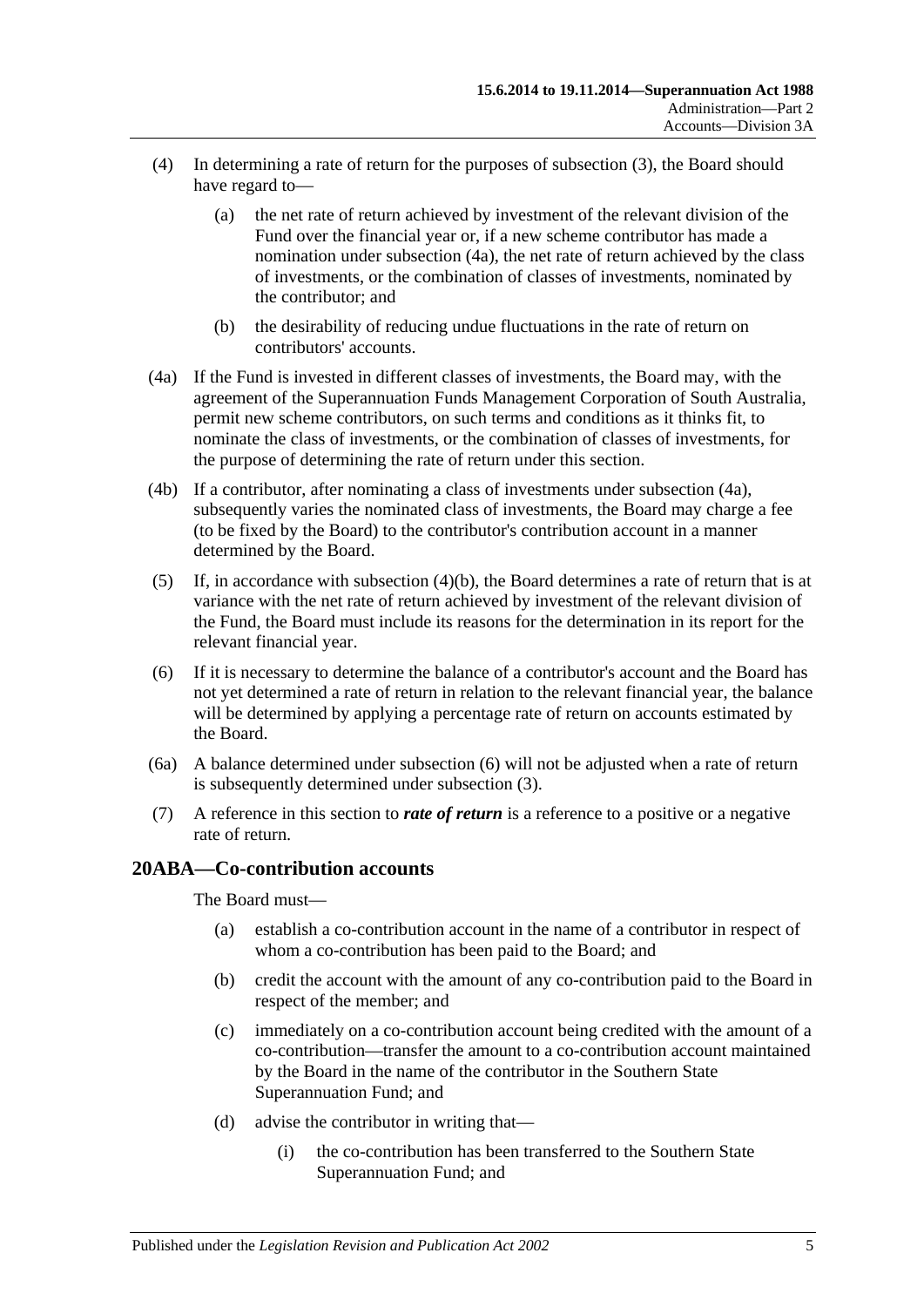(4) In determining a rate of return for the purposes of subsection (3), the Board should have regard to—

(a) the net rate of return achieved by investment of the relevant division of the Fund over the financial year or, if a new scheme contributor has made a nomination under subsection (4a), the net rate of return achieved by the class of investments, or the combination of classes of investments, nominated by the contributor; and

(b) the desirability of reducing undue fluctuations in the rate of return on contributors' accounts.

(4a) If the Fund is invested in different classes of investments, the Board may, with the agreement of the Superannuation Funds Management Corporation of South Australia, permit new scheme contributors, on such terms and conditions as it thinks fit, to nominate the class of investments, or the combination of classes of investments, for the purpose of determining the rate of return under this section.

(4b) If a contributor, after nominating a class of investments under subsection (4a), subsequently varies the nominated class of investments, the Board may charge a fee (to be fixed by the Board) to the contributor's contribution account in a manner determined by the Board.

(5) If, in accordance with subsection (4)(b), the Board determines a rate of return that is at variance with the net rate of return achieved by investment of the relevant division of the Fund, the Board must include its reasons for the determination in its report for the relevant financial year.

(6) If it is necessary to determine the balance of a contributor's account and the Board has not yet determined a rate of return in relation to the relevant financial year, the balance will be determined by applying a percentage rate of return on accounts estimated by the Board.

(6a) A balance determined under subsection (6) will not be adjusted when a rate of return is subsequently determined under subsection (3).

(7) A reference in this section to ***rate of return*** is a reference to a positive or a negative rate of return.

## 20ABA—Co-contribution accounts

The Board must—

(a) establish a co-contribution account in the name of a contributor in respect of whom a co-contribution has been paid to the Board; and

(b) credit the account with the amount of any co-contribution paid to the Board in respect of the member; and

(c) immediately on a co-contribution account being credited with the amount of a co-contribution—transfer the amount to a co-contribution account maintained by the Board in the name of the contributor in the Southern State Superannuation Fund; and

(d) advise the contributor in writing that—

(i) the co-contribution has been transferred to the Southern State Superannuation Fund; and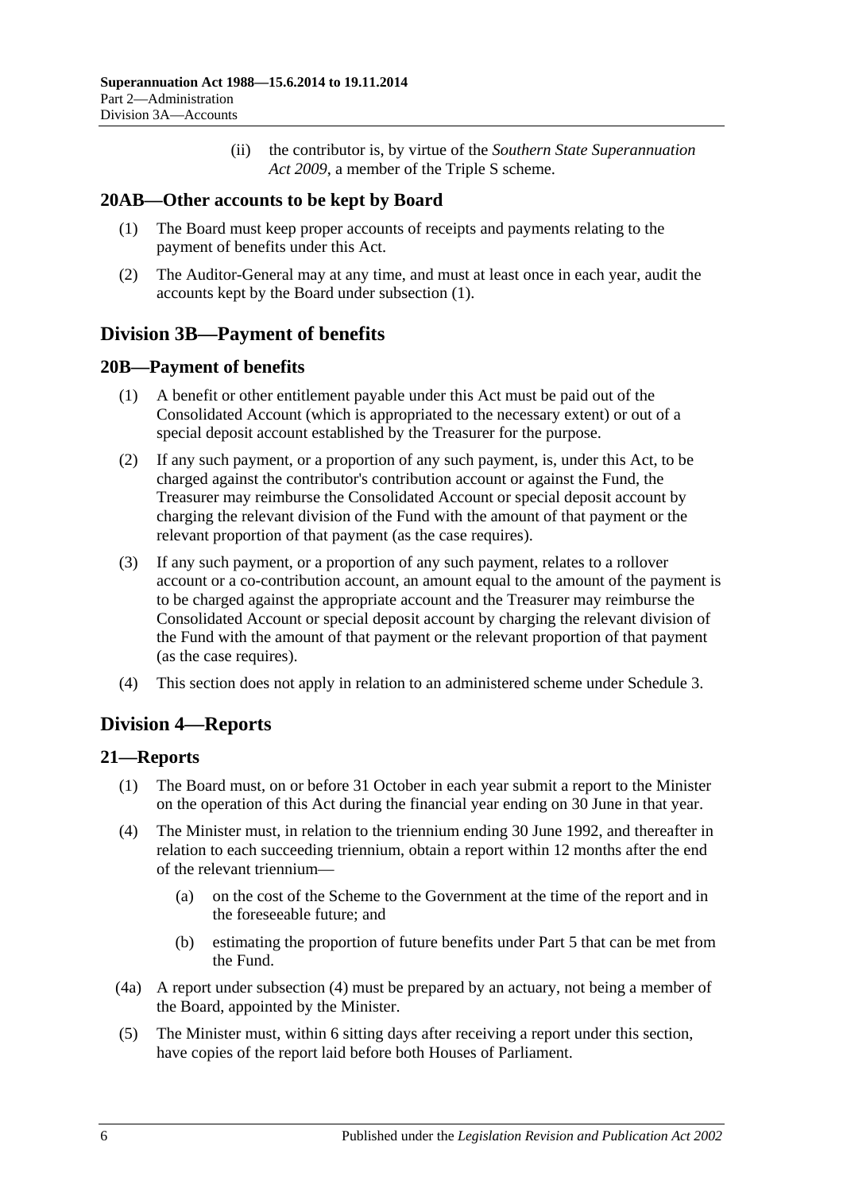(ii) the contributor is, by virtue of the *Southern State Superannuation Act 2009*, a member of the Triple S scheme.

## 20AB—Other accounts to be kept by Board

(1) The Board must keep proper accounts of receipts and payments relating to the payment of benefits under this Act.

(2) The Auditor-General may at any time, and must at least once in each year, audit the accounts kept by the Board under subsection (1).

# Division 3B—Payment of benefits

## 20B—Payment of benefits

(1) A benefit or other entitlement payable under this Act must be paid out of the Consolidated Account (which is appropriated to the necessary extent) or out of a special deposit account established by the Treasurer for the purpose.

(2) If any such payment, or a proportion of any such payment, is, under this Act, to be charged against the contributor's contribution account or against the Fund, the Treasurer may reimburse the Consolidated Account or special deposit account by charging the relevant division of the Fund with the amount of that payment or the relevant proportion of that payment (as the case requires).

(3) If any such payment, or a proportion of any such payment, relates to a rollover account or a co-contribution account, an amount equal to the amount of the payment is to be charged against the appropriate account and the Treasurer may reimburse the Consolidated Account or special deposit account by charging the relevant division of the Fund with the amount of that payment or the relevant proportion of that payment (as the case requires).

(4) This section does not apply in relation to an administered scheme under Schedule 3.

# Division 4—Reports

## 21—Reports

(1) The Board must, on or before 31 October in each year submit a report to the Minister on the operation of this Act during the financial year ending on 30 June in that year.

(4) The Minister must, in relation to the triennium ending 30 June 1992, and thereafter in relation to each succeeding triennium, obtain a report within 12 months after the end of the relevant triennium—

(a) on the cost of the Scheme to the Government at the time of the report and in the foreseeable future; and

(b) estimating the proportion of future benefits under Part 5 that can be met from the Fund.

(4a) A report under subsection (4) must be prepared by an actuary, not being a member of the Board, appointed by the Minister.

(5) The Minister must, within 6 sitting days after receiving a report under this section, have copies of the report laid before both Houses of Parliament.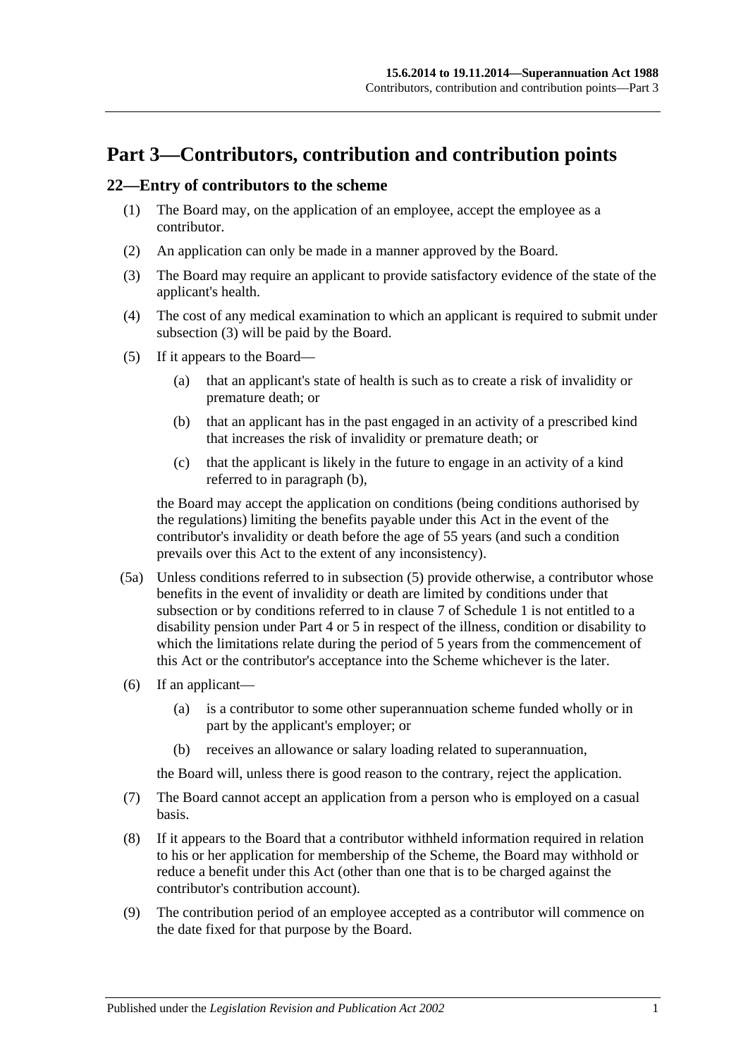# Part 3—Contributors, contribution and contribution points

## 22—Entry of contributors to the scheme

(1) The Board may, on the application of an employee, accept the employee as a contributor.

(2) An application can only be made in a manner approved by the Board.

(3) The Board may require an applicant to provide satisfactory evidence of the state of the applicant's health.

(4) The cost of any medical examination to which an applicant is required to submit under subsection (3) will be paid by the Board.

(5) If it appears to the Board—

(a) that an applicant's state of health is such as to create a risk of invalidity or premature death; or

(b) that an applicant has in the past engaged in an activity of a prescribed kind that increases the risk of invalidity or premature death; or

(c) that the applicant is likely in the future to engage in an activity of a kind referred to in paragraph (b),

the Board may accept the application on conditions (being conditions authorised by the regulations) limiting the benefits payable under this Act in the event of the contributor's invalidity or death before the age of 55 years (and such a condition prevails over this Act to the extent of any inconsistency).

(5a) Unless conditions referred to in subsection (5) provide otherwise, a contributor whose benefits in the event of invalidity or death are limited by conditions under that subsection or by conditions referred to in clause 7 of Schedule 1 is not entitled to a disability pension under Part 4 or 5 in respect of the illness, condition or disability to which the limitations relate during the period of 5 years from the commencement of this Act or the contributor's acceptance into the Scheme whichever is the later.

(6) If an applicant—

(a) is a contributor to some other superannuation scheme funded wholly or in part by the applicant's employer; or

(b) receives an allowance or salary loading related to superannuation,

the Board will, unless there is good reason to the contrary, reject the application.

(7) The Board cannot accept an application from a person who is employed on a casual basis.

(8) If it appears to the Board that a contributor withheld information required in relation to his or her application for membership of the Scheme, the Board may withhold or reduce a benefit under this Act (other than one that is to be charged against the contributor's contribution account).

(9) The contribution period of an employee accepted as a contributor will commence on the date fixed for that purpose by the Board.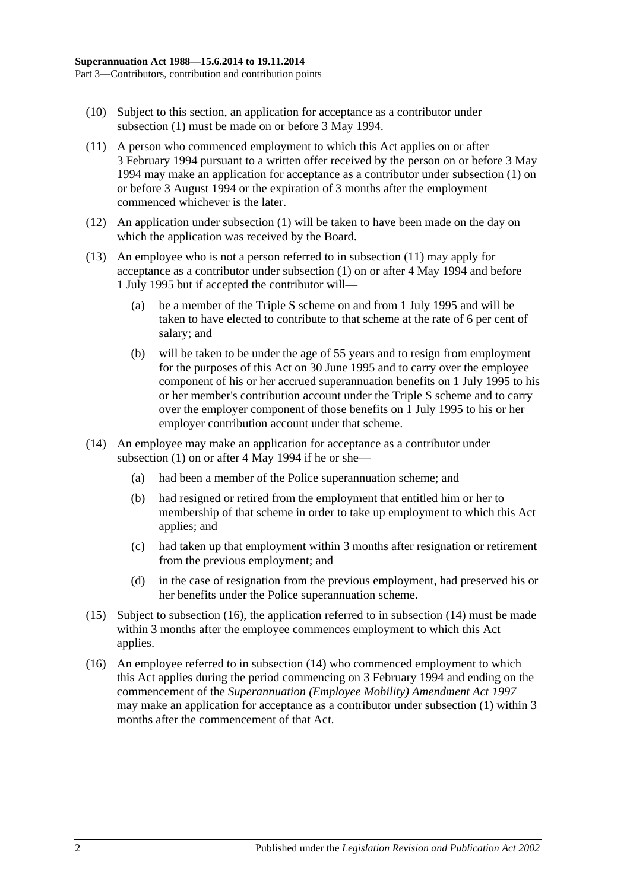(10) Subject to this section, an application for acceptance as a contributor under subsection (1) must be made on or before 3 May 1994.

(11) A person who commenced employment to which this Act applies on or after 3 February 1994 pursuant to a written offer received by the person on or before 3 May 1994 may make an application for acceptance as a contributor under subsection (1) on or before 3 August 1994 or the expiration of 3 months after the employment commenced whichever is the later.

(12) An application under subsection (1) will be taken to have been made on the day on which the application was received by the Board.

(13) An employee who is not a person referred to in subsection (11) may apply for acceptance as a contributor under subsection (1) on or after 4 May 1994 and before 1 July 1995 but if accepted the contributor will—

- (a) be a member of the Triple S scheme on and from 1 July 1995 and will be taken to have elected to contribute to that scheme at the rate of 6 per cent of salary; and
- (b) will be taken to be under the age of 55 years and to resign from employment for the purposes of this Act on 30 June 1995 and to carry over the employee component of his or her accrued superannuation benefits on 1 July 1995 to his or her member's contribution account under the Triple S scheme and to carry over the employer component of those benefits on 1 July 1995 to his or her employer contribution account under that scheme.

(14) An employee may make an application for acceptance as a contributor under subsection (1) on or after 4 May 1994 if he or she—

- (a) had been a member of the Police superannuation scheme; and
- (b) had resigned or retired from the employment that entitled him or her to membership of that scheme in order to take up employment to which this Act applies; and
- (c) had taken up that employment within 3 months after resignation or retirement from the previous employment; and
- (d) in the case of resignation from the previous employment, had preserved his or her benefits under the Police superannuation scheme.

(15) Subject to subsection (16), the application referred to in subsection (14) must be made within 3 months after the employee commences employment to which this Act applies.

(16) An employee referred to in subsection (14) who commenced employment to which this Act applies during the period commencing on 3 February 1994 and ending on the commencement of the *Superannuation (Employee Mobility) Amendment Act 1997* may make an application for acceptance as a contributor under subsection (1) within 3 months after the commencement of that Act.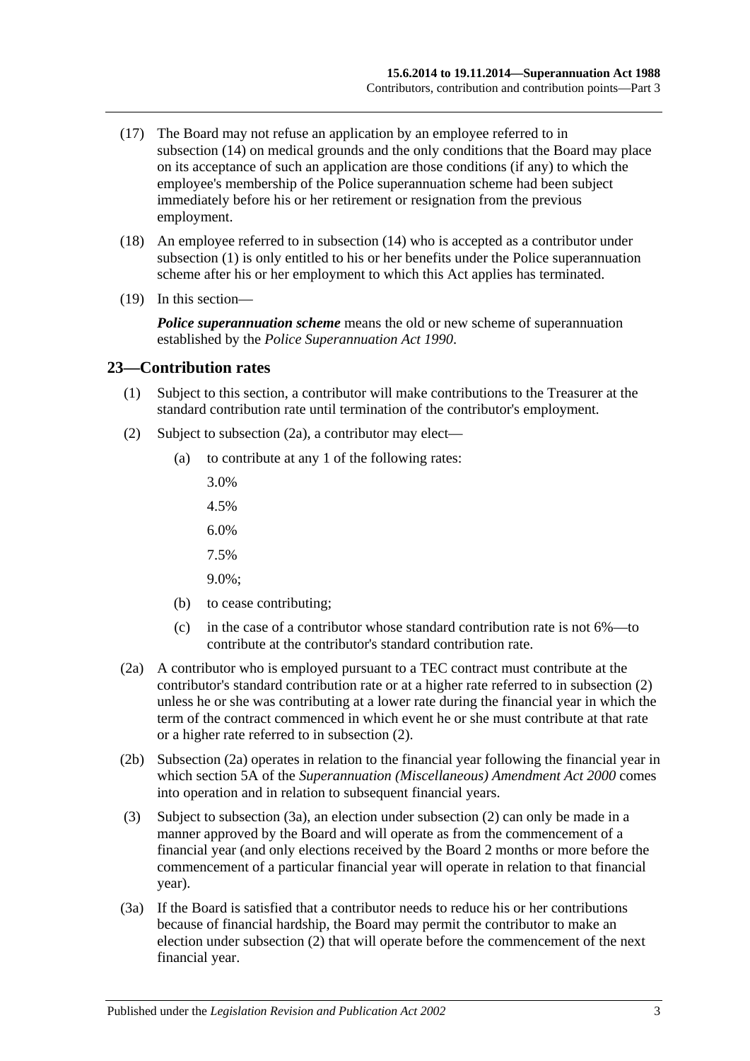(17) The Board may not refuse an application by an employee referred to in subsection (14) on medical grounds and the only conditions that the Board may place on its acceptance of such an application are those conditions (if any) to which the employee's membership of the Police superannuation scheme had been subject immediately before his or her retirement or resignation from the previous employment.

(18) An employee referred to in subsection (14) who is accepted as a contributor under subsection (1) is only entitled to his or her benefits under the Police superannuation scheme after his or her employment to which this Act applies has terminated.

(19) In this section—

***Police superannuation scheme*** means the old or new scheme of superannuation established by the *Police Superannuation Act 1990*.

## 23—Contribution rates

(1) Subject to this section, a contributor will make contributions to the Treasurer at the standard contribution rate until termination of the contributor's employment.

(2) Subject to subsection (2a), a contributor may elect—

(a) to contribute at any 1 of the following rates:

3.0%

4.5%

6.0%

7.5%

9.0%;

(b) to cease contributing;

(c) in the case of a contributor whose standard contribution rate is not 6%—to contribute at the contributor's standard contribution rate.

(2a) A contributor who is employed pursuant to a TEC contract must contribute at the contributor's standard contribution rate or at a higher rate referred to in subsection (2) unless he or she was contributing at a lower rate during the financial year in which the term of the contract commenced in which event he or she must contribute at that rate or a higher rate referred to in subsection (2).

(2b) Subsection (2a) operates in relation to the financial year following the financial year in which section 5A of the *Superannuation (Miscellaneous) Amendment Act 2000* comes into operation and in relation to subsequent financial years.

(3) Subject to subsection (3a), an election under subsection (2) can only be made in a manner approved by the Board and will operate as from the commencement of a financial year (and only elections received by the Board 2 months or more before the commencement of a particular financial year will operate in relation to that financial year).

(3a) If the Board is satisfied that a contributor needs to reduce his or her contributions because of financial hardship, the Board may permit the contributor to make an election under subsection (2) that will operate before the commencement of the next financial year.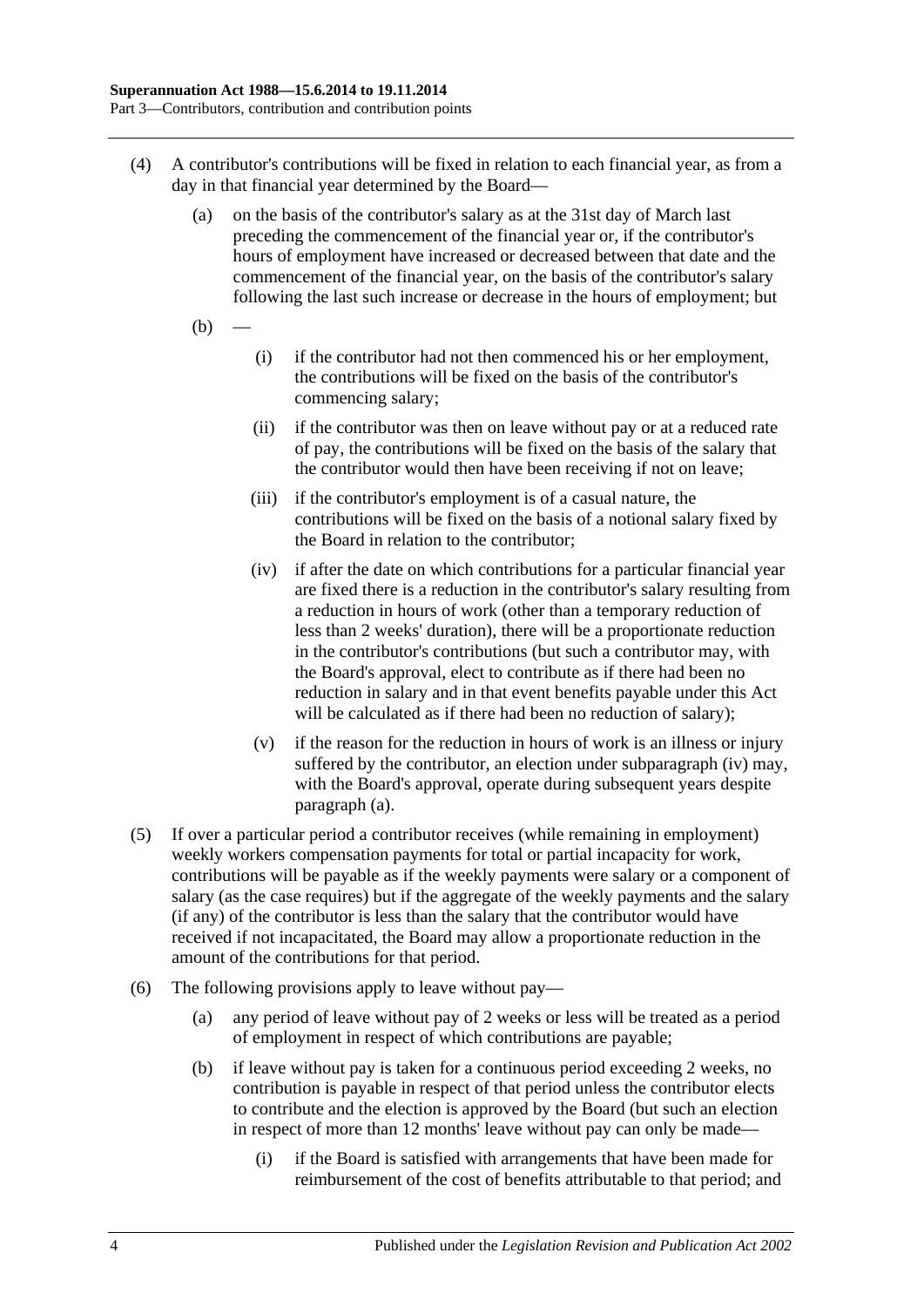(4) A contributor's contributions will be fixed in relation to each financial year, as from a day in that financial year determined by the Board—

(a) on the basis of the contributor's salary as at the 31st day of March last preceding the commencement of the financial year or, if the contributor's hours of employment have increased or decreased between that date and the commencement of the financial year, on the basis of the contributor's salary following the last such increase or decrease in the hours of employment; but

(b) —

(i) if the contributor had not then commenced his or her employment, the contributions will be fixed on the basis of the contributor's commencing salary;

(ii) if the contributor was then on leave without pay or at a reduced rate of pay, the contributions will be fixed on the basis of the salary that the contributor would then have been receiving if not on leave;

(iii) if the contributor's employment is of a casual nature, the contributions will be fixed on the basis of a notional salary fixed by the Board in relation to the contributor;

(iv) if after the date on which contributions for a particular financial year are fixed there is a reduction in the contributor's salary resulting from a reduction in hours of work (other than a temporary reduction of less than 2 weeks' duration), there will be a proportionate reduction in the contributor's contributions (but such a contributor may, with the Board's approval, elect to contribute as if there had been no reduction in salary and in that event benefits payable under this Act will be calculated as if there had been no reduction of salary);

(v) if the reason for the reduction in hours of work is an illness or injury suffered by the contributor, an election under subparagraph (iv) may, with the Board's approval, operate during subsequent years despite paragraph (a).

(5) If over a particular period a contributor receives (while remaining in employment) weekly workers compensation payments for total or partial incapacity for work, contributions will be payable as if the weekly payments were salary or a component of salary (as the case requires) but if the aggregate of the weekly payments and the salary (if any) of the contributor is less than the salary that the contributor would have received if not incapacitated, the Board may allow a proportionate reduction in the amount of the contributions for that period.

(6) The following provisions apply to leave without pay—

(a) any period of leave without pay of 2 weeks or less will be treated as a period of employment in respect of which contributions are payable;

(b) if leave without pay is taken for a continuous period exceeding 2 weeks, no contribution is payable in respect of that period unless the contributor elects to contribute and the election is approved by the Board (but such an election in respect of more than 12 months' leave without pay can only be made—

(i) if the Board is satisfied with arrangements that have been made for reimbursement of the cost of benefits attributable to that period; and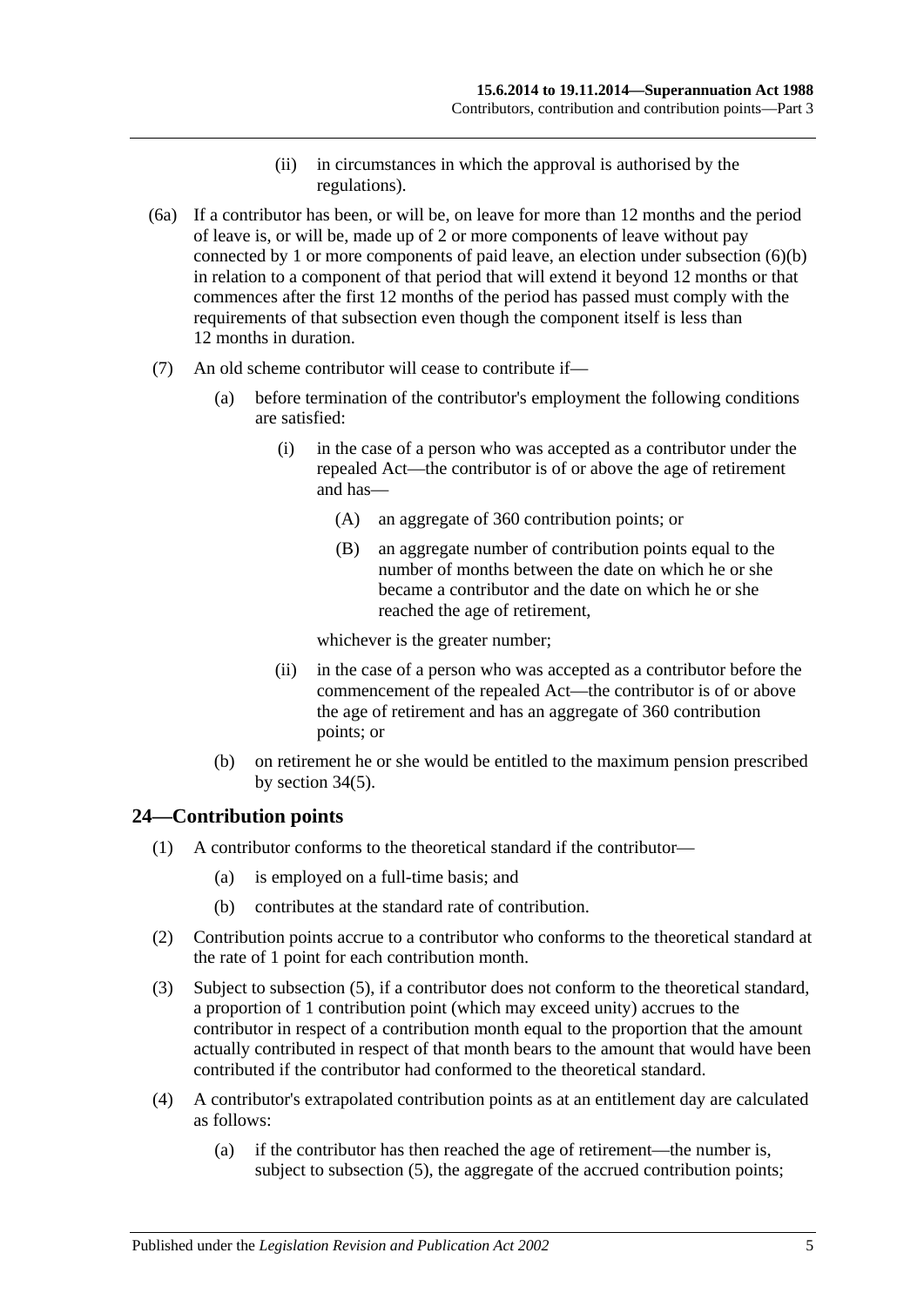(ii) in circumstances in which the approval is authorised by the regulations).

(6a) If a contributor has been, or will be, on leave for more than 12 months and the period of leave is, or will be, made up of 2 or more components of leave without pay connected by 1 or more components of paid leave, an election under subsection (6)(b) in relation to a component of that period that will extend it beyond 12 months or that commences after the first 12 months of the period has passed must comply with the requirements of that subsection even though the component itself is less than 12 months in duration.

(7) An old scheme contributor will cease to contribute if—

(a) before termination of the contributor's employment the following conditions are satisfied:

(i) in the case of a person who was accepted as a contributor under the repealed Act—the contributor is of or above the age of retirement and has—

(A) an aggregate of 360 contribution points; or

(B) an aggregate number of contribution points equal to the number of months between the date on which he or she became a contributor and the date on which he or she reached the age of retirement,

whichever is the greater number;

(ii) in the case of a person who was accepted as a contributor before the commencement of the repealed Act—the contributor is of or above the age of retirement and has an aggregate of 360 contribution points; or

(b) on retirement he or she would be entitled to the maximum pension prescribed by section 34(5).

## 24—Contribution points

(1) A contributor conforms to the theoretical standard if the contributor—

(a) is employed on a full-time basis; and

(b) contributes at the standard rate of contribution.

(2) Contribution points accrue to a contributor who conforms to the theoretical standard at the rate of 1 point for each contribution month.

(3) Subject to subsection (5), if a contributor does not conform to the theoretical standard, a proportion of 1 contribution point (which may exceed unity) accrues to the contributor in respect of a contribution month equal to the proportion that the amount actually contributed in respect of that month bears to the amount that would have been contributed if the contributor had conformed to the theoretical standard.

(4) A contributor's extrapolated contribution points as at an entitlement day are calculated as follows:

(a) if the contributor has then reached the age of retirement—the number is, subject to subsection (5), the aggregate of the accrued contribution points;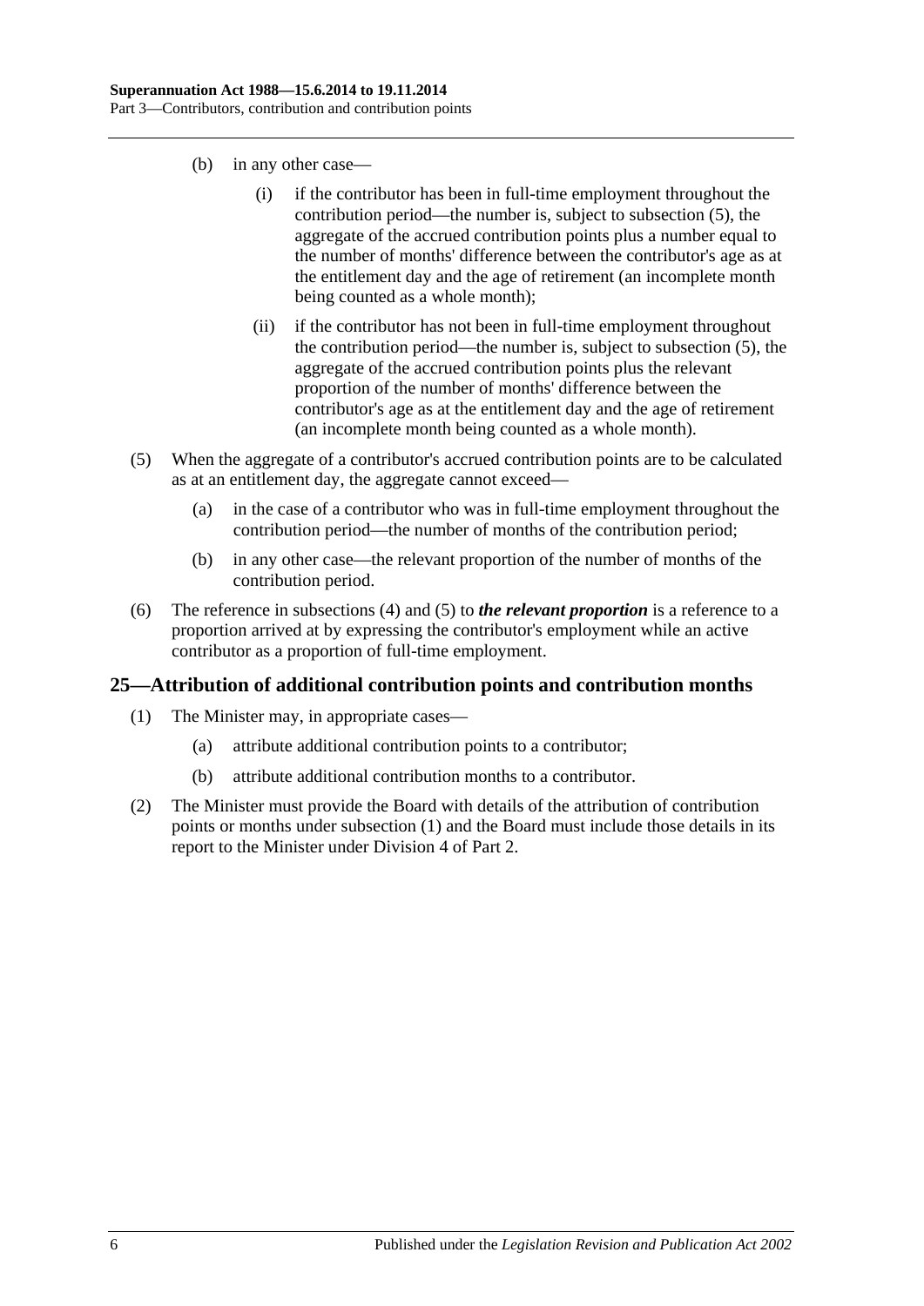(b) in any other case—

(i) if the contributor has been in full-time employment throughout the contribution period—the number is, subject to subsection (5), the aggregate of the accrued contribution points plus a number equal to the number of months' difference between the contributor's age as at the entitlement day and the age of retirement (an incomplete month being counted as a whole month);

(ii) if the contributor has not been in full-time employment throughout the contribution period—the number is, subject to subsection (5), the aggregate of the accrued contribution points plus the relevant proportion of the number of months' difference between the contributor's age as at the entitlement day and the age of retirement (an incomplete month being counted as a whole month).

(5) When the aggregate of a contributor's accrued contribution points are to be calculated as at an entitlement day, the aggregate cannot exceed—

(a) in the case of a contributor who was in full-time employment throughout the contribution period—the number of months of the contribution period;

(b) in any other case—the relevant proportion of the number of months of the contribution period.

(6) The reference in subsections (4) and (5) to ***the relevant proportion*** is a reference to a proportion arrived at by expressing the contributor's employment while an active contributor as a proportion of full-time employment.

## 25—Attribution of additional contribution points and contribution months

(1) The Minister may, in appropriate cases—

(a) attribute additional contribution points to a contributor;

(b) attribute additional contribution months to a contributor.

(2) The Minister must provide the Board with details of the attribution of contribution points or months under subsection (1) and the Board must include those details in its report to the Minister under Division 4 of Part 2.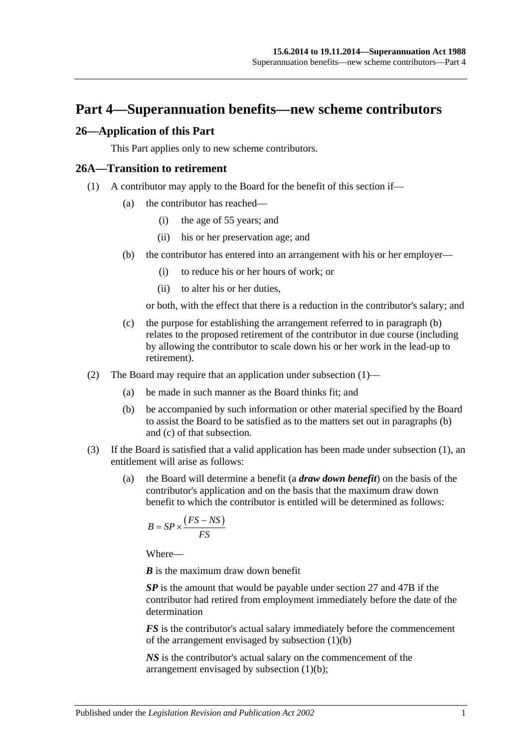# Part 4—Superannuation benefits—new scheme contributors

## 26—Application of this Part

This Part applies only to new scheme contributors.

## 26A—Transition to retirement

(1) A contributor may apply to the Board for the benefit of this section if—

(a) the contributor has reached—

(i) the age of 55 years; and

(ii) his or her preservation age; and

(b) the contributor has entered into an arrangement with his or her employer—

(i) to reduce his or her hours of work; or

(ii) to alter his or her duties,

or both, with the effect that there is a reduction in the contributor's salary; and

(c) the purpose for establishing the arrangement referred to in paragraph (b) relates to the proposed retirement of the contributor in due course (including by allowing the contributor to scale down his or her work in the lead-up to retirement).

(2) The Board may require that an application under subsection (1)—

(a) be made in such manner as the Board thinks fit; and

(b) be accompanied by such information or other material specified by the Board to assist the Board to be satisfied as to the matters set out in paragraphs (b) and (c) of that subsection.

(3) If the Board is satisfied that a valid application has been made under subsection (1), an entitlement will arise as follows:

(a) the Board will determine a benefit (a ***draw down benefit***) on the basis of the contributor's application and on the basis that the maximum draw down benefit to which the contributor is entitled will be determined as follows:

$$B = SP \times \frac{(FS - NS)}{FS}$$

Where—

***B*** is the maximum draw down benefit

***SP*** is the amount that would be payable under section 27 and 47B if the contributor had retired from employment immediately before the date of the determination

***FS*** is the contributor's actual salary immediately before the commencement of the arrangement envisaged by subsection (1)(b)

***NS*** is the contributor's actual salary on the commencement of the arrangement envisaged by subsection (1)(b);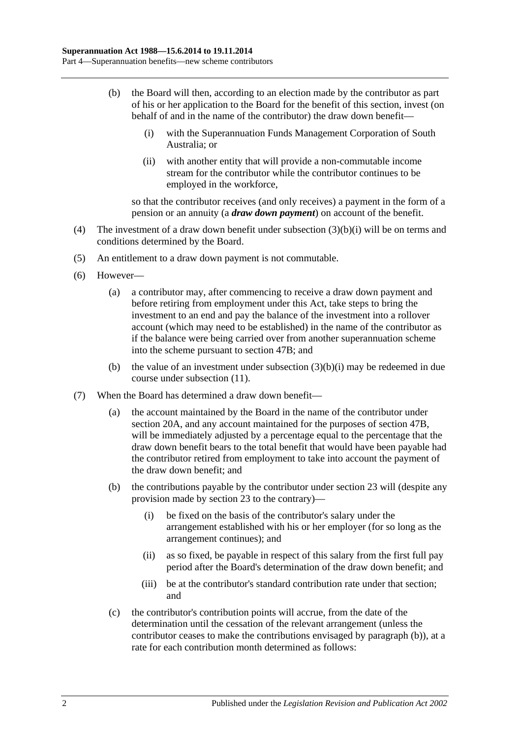(b) the Board will then, according to an election made by the contributor as part of his or her application to the Board for the benefit of this section, invest (on behalf of and in the name of the contributor) the draw down benefit—

   (i) with the Superannuation Funds Management Corporation of South Australia; or

   (ii) with another entity that will provide a non-commutable income stream for the contributor while the contributor continues to be employed in the workforce,

so that the contributor receives (and only receives) a payment in the form of a pension or an annuity (a ***draw down payment***) on account of the benefit.

(4) The investment of a draw down benefit under subsection (3)(b)(i) will be on terms and conditions determined by the Board.

(5) An entitlement to a draw down payment is not commutable.

(6) However—

(a) a contributor may, after commencing to receive a draw down payment and before retiring from employment under this Act, take steps to bring the investment to an end and pay the balance of the investment into a rollover account (which may need to be established) in the name of the contributor as if the balance were being carried over from another superannuation scheme into the scheme pursuant to section 47B; and

(b) the value of an investment under subsection (3)(b)(i) may be redeemed in due course under subsection (11).

(7) When the Board has determined a draw down benefit—

(a) the account maintained by the Board in the name of the contributor under section 20A, and any account maintained for the purposes of section 47B, will be immediately adjusted by a percentage equal to the percentage that the draw down benefit bears to the total benefit that would have been payable had the contributor retired from employment to take into account the payment of the draw down benefit; and

(b) the contributions payable by the contributor under section 23 will (despite any provision made by section 23 to the contrary)—

   (i) be fixed on the basis of the contributor's salary under the arrangement established with his or her employer (for so long as the arrangement continues); and

   (ii) as so fixed, be payable in respect of this salary from the first full pay period after the Board's determination of the draw down benefit; and

   (iii) be at the contributor's standard contribution rate under that section; and

(c) the contributor's contribution points will accrue, from the date of the determination until the cessation of the relevant arrangement (unless the contributor ceases to make the contributions envisaged by paragraph (b)), at a rate for each contribution month determined as follows: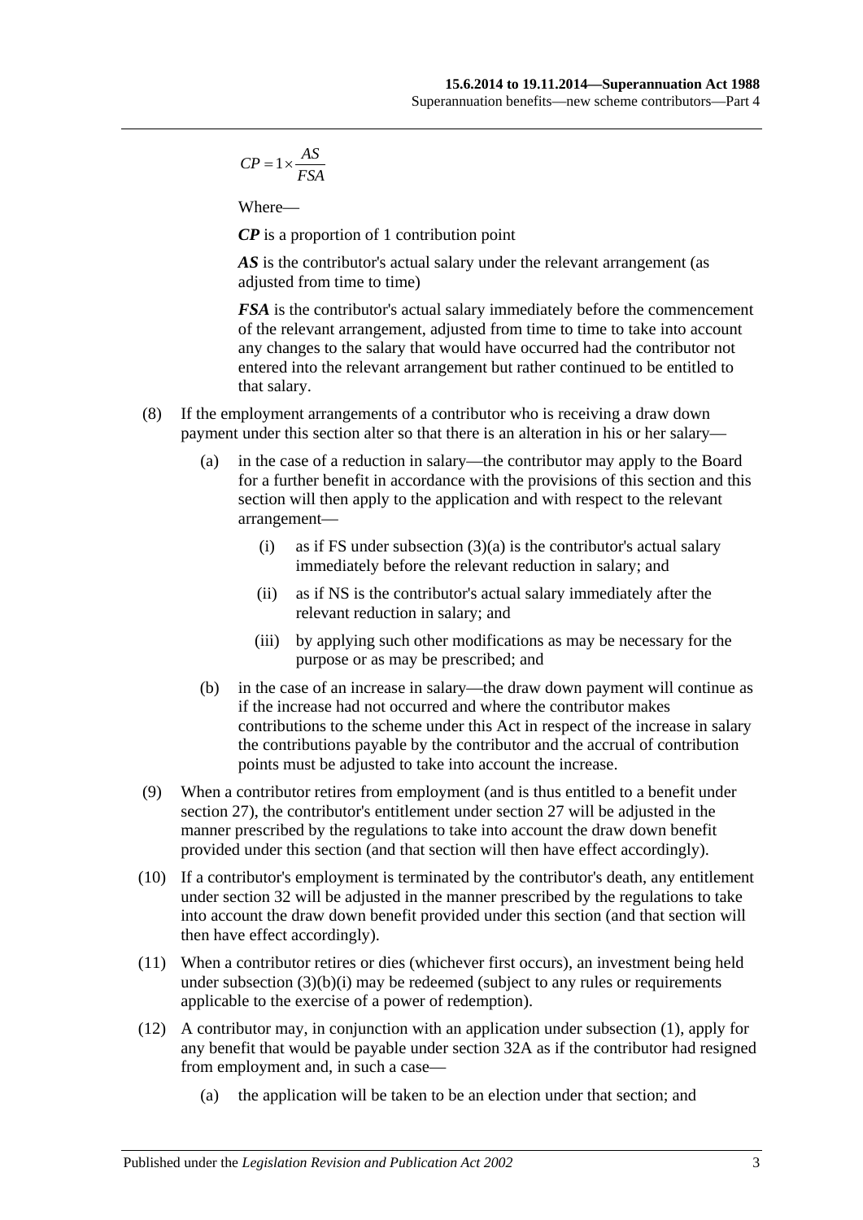$$CP = 1 \times \frac{AS}{FSA}$$

Where—

***CP*** is a proportion of 1 contribution point

***AS*** is the contributor's actual salary under the relevant arrangement (as adjusted from time to time)

***FSA*** is the contributor's actual salary immediately before the commencement of the relevant arrangement, adjusted from time to time to take into account any changes to the salary that would have occurred had the contributor not entered into the relevant arrangement but rather continued to be entitled to that salary.

(8) If the employment arrangements of a contributor who is receiving a draw down payment under this section alter so that there is an alteration in his or her salary—

(a) in the case of a reduction in salary—the contributor may apply to the Board for a further benefit in accordance with the provisions of this section and this section will then apply to the application and with respect to the relevant arrangement—

(i) as if FS under subsection (3)(a) is the contributor's actual salary immediately before the relevant reduction in salary; and

(ii) as if NS is the contributor's actual salary immediately after the relevant reduction in salary; and

(iii) by applying such other modifications as may be necessary for the purpose or as may be prescribed; and

(b) in the case of an increase in salary—the draw down payment will continue as if the increase had not occurred and where the contributor makes contributions to the scheme under this Act in respect of the increase in salary the contributions payable by the contributor and the accrual of contribution points must be adjusted to take into account the increase.

(9) When a contributor retires from employment (and is thus entitled to a benefit under section 27), the contributor's entitlement under section 27 will be adjusted in the manner prescribed by the regulations to take into account the draw down benefit provided under this section (and that section will then have effect accordingly).

(10) If a contributor's employment is terminated by the contributor's death, any entitlement under section 32 will be adjusted in the manner prescribed by the regulations to take into account the draw down benefit provided under this section (and that section will then have effect accordingly).

(11) When a contributor retires or dies (whichever first occurs), an investment being held under subsection (3)(b)(i) may be redeemed (subject to any rules or requirements applicable to the exercise of a power of redemption).

(12) A contributor may, in conjunction with an application under subsection (1), apply for any benefit that would be payable under section 32A as if the contributor had resigned from employment and, in such a case—

(a) the application will be taken to be an election under that section; and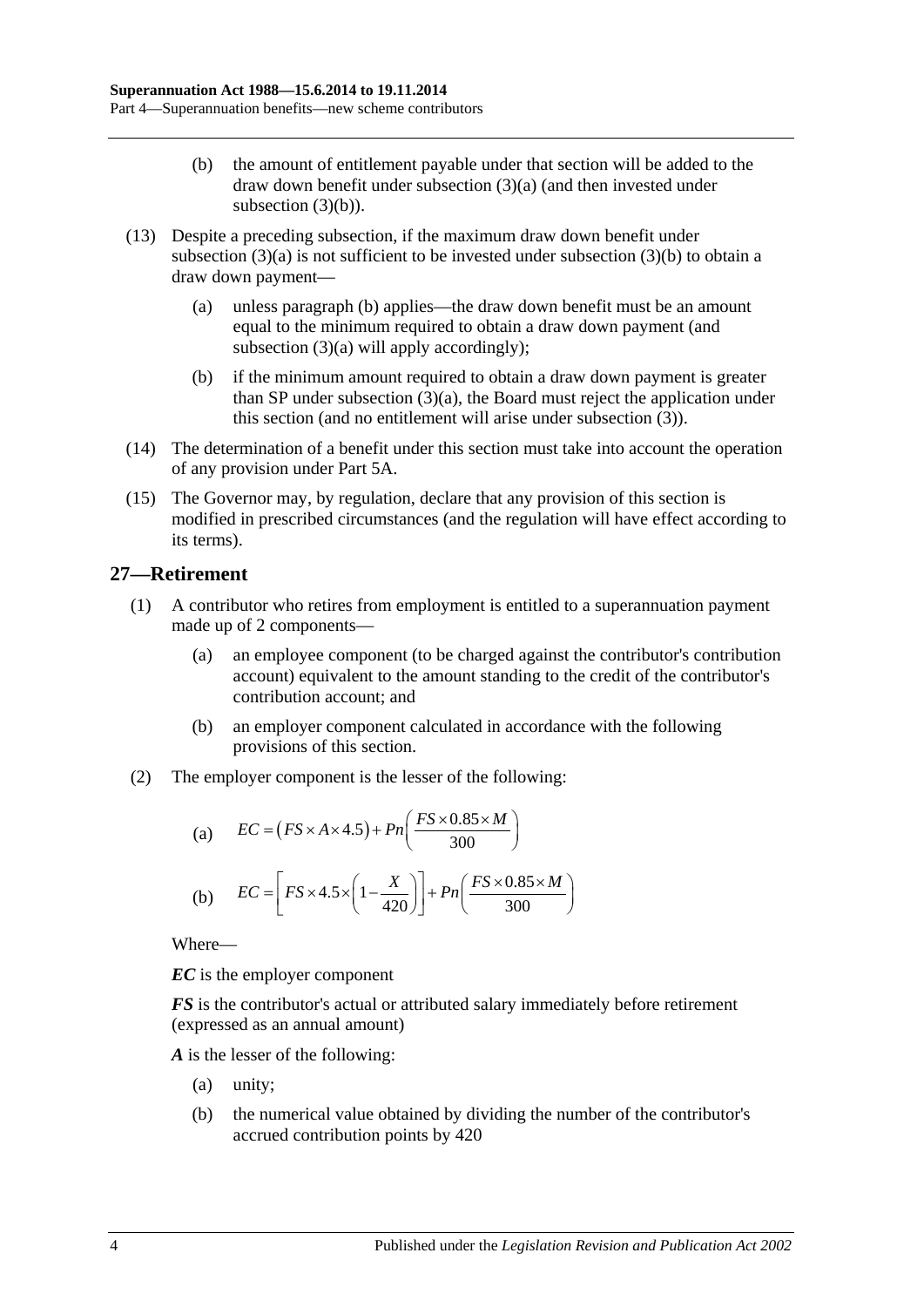(b) the amount of entitlement payable under that section will be added to the draw down benefit under subsection (3)(a) (and then invested under subsection (3)(b)).

(13) Despite a preceding subsection, if the maximum draw down benefit under subsection (3)(a) is not sufficient to be invested under subsection (3)(b) to obtain a draw down payment—

(a) unless paragraph (b) applies—the draw down benefit must be an amount equal to the minimum required to obtain a draw down payment (and subsection (3)(a) will apply accordingly);

(b) if the minimum amount required to obtain a draw down payment is greater than SP under subsection (3)(a), the Board must reject the application under this section (and no entitlement will arise under subsection (3)).

(14) The determination of a benefit under this section must take into account the operation of any provision under Part 5A.

(15) The Governor may, by regulation, declare that any provision of this section is modified in prescribed circumstances (and the regulation will have effect according to its terms).

## 27—Retirement

(1) A contributor who retires from employment is entitled to a superannuation payment made up of 2 components—

(a) an employee component (to be charged against the contributor's contribution account) equivalent to the amount standing to the credit of the contributor's contribution account; and

(b) an employer component calculated in accordance with the following provisions of this section.

(2) The employer component is the lesser of the following:

(a) $$EC = (FS \times A \times 4.5) + Pn\left(\frac{FS \times 0.85 \times M}{300}\right)$$

(b) $$EC = \left[FS \times 4.5 \times \left(1 - \frac{X}{420}\right)\right] + Pn\left(\frac{FS \times 0.85 \times M}{300}\right)$$

Where—

***EC*** is the employer component

***FS*** is the contributor's actual or attributed salary immediately before retirement (expressed as an annual amount)

***A*** is the lesser of the following:

(a) unity;

(b) the numerical value obtained by dividing the number of the contributor's accrued contribution points by 420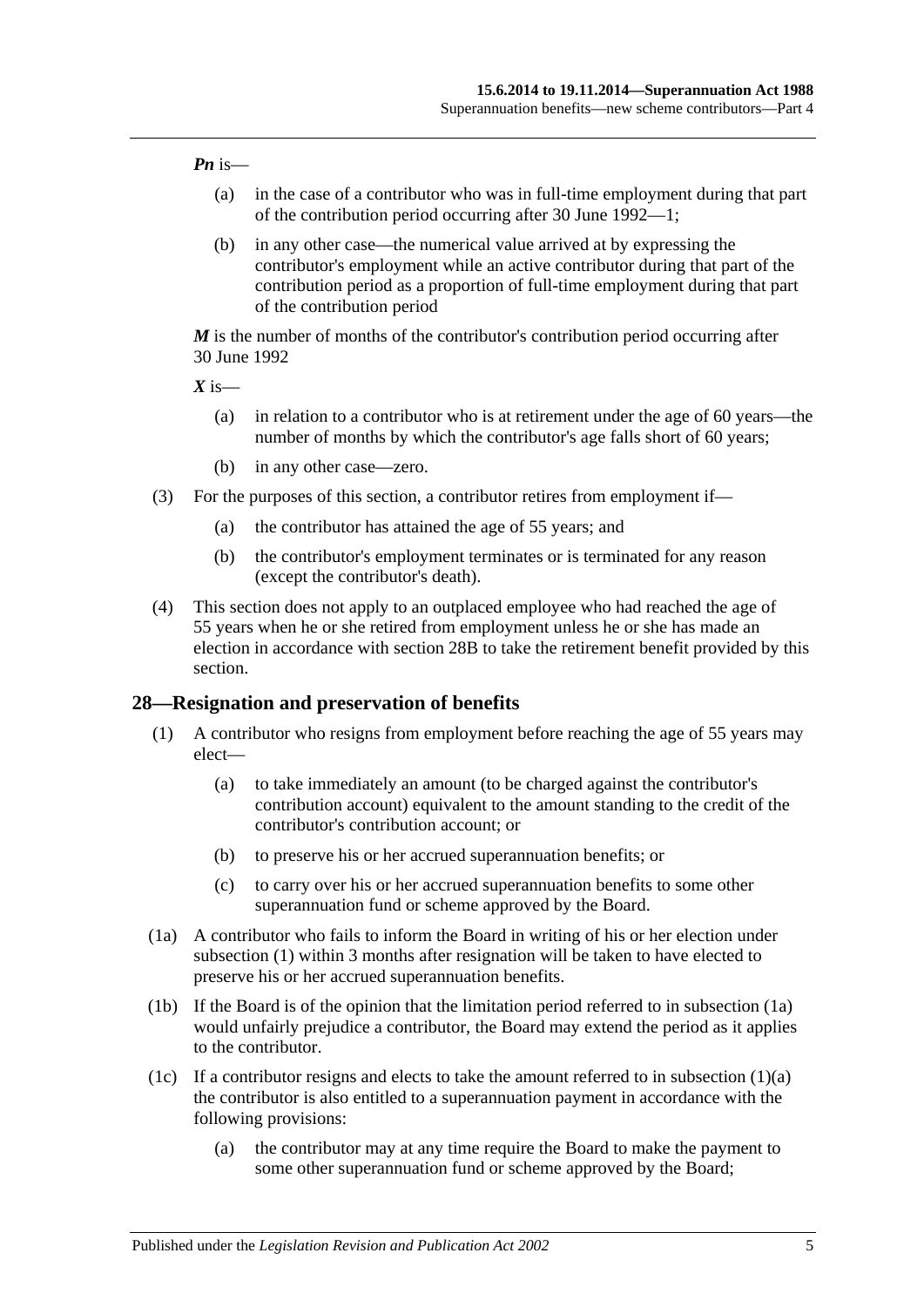***Pn*** is—

(a) in the case of a contributor who was in full-time employment during that part of the contribution period occurring after 30 June 1992—1;

(b) in any other case—the numerical value arrived at by expressing the contributor's employment while an active contributor during that part of the contribution period as a proportion of full-time employment during that part of the contribution period

***M*** is the number of months of the contributor's contribution period occurring after 30 June 1992

***X*** is—

(a) in relation to a contributor who is at retirement under the age of 60 years—the number of months by which the contributor's age falls short of 60 years;

(b) in any other case—zero.

(3) For the purposes of this section, a contributor retires from employment if—

(a) the contributor has attained the age of 55 years; and

(b) the contributor's employment terminates or is terminated for any reason (except the contributor's death).

(4) This section does not apply to an outplaced employee who had reached the age of 55 years when he or she retired from employment unless he or she has made an election in accordance with section 28B to take the retirement benefit provided by this section.

## 28—Resignation and preservation of benefits

(1) A contributor who resigns from employment before reaching the age of 55 years may elect—

(a) to take immediately an amount (to be charged against the contributor's contribution account) equivalent to the amount standing to the credit of the contributor's contribution account; or

(b) to preserve his or her accrued superannuation benefits; or

(c) to carry over his or her accrued superannuation benefits to some other superannuation fund or scheme approved by the Board.

(1a) A contributor who fails to inform the Board in writing of his or her election under subsection (1) within 3 months after resignation will be taken to have elected to preserve his or her accrued superannuation benefits.

(1b) If the Board is of the opinion that the limitation period referred to in subsection (1a) would unfairly prejudice a contributor, the Board may extend the period as it applies to the contributor.

(1c) If a contributor resigns and elects to take the amount referred to in subsection (1)(a) the contributor is also entitled to a superannuation payment in accordance with the following provisions:

(a) the contributor may at any time require the Board to make the payment to some other superannuation fund or scheme approved by the Board;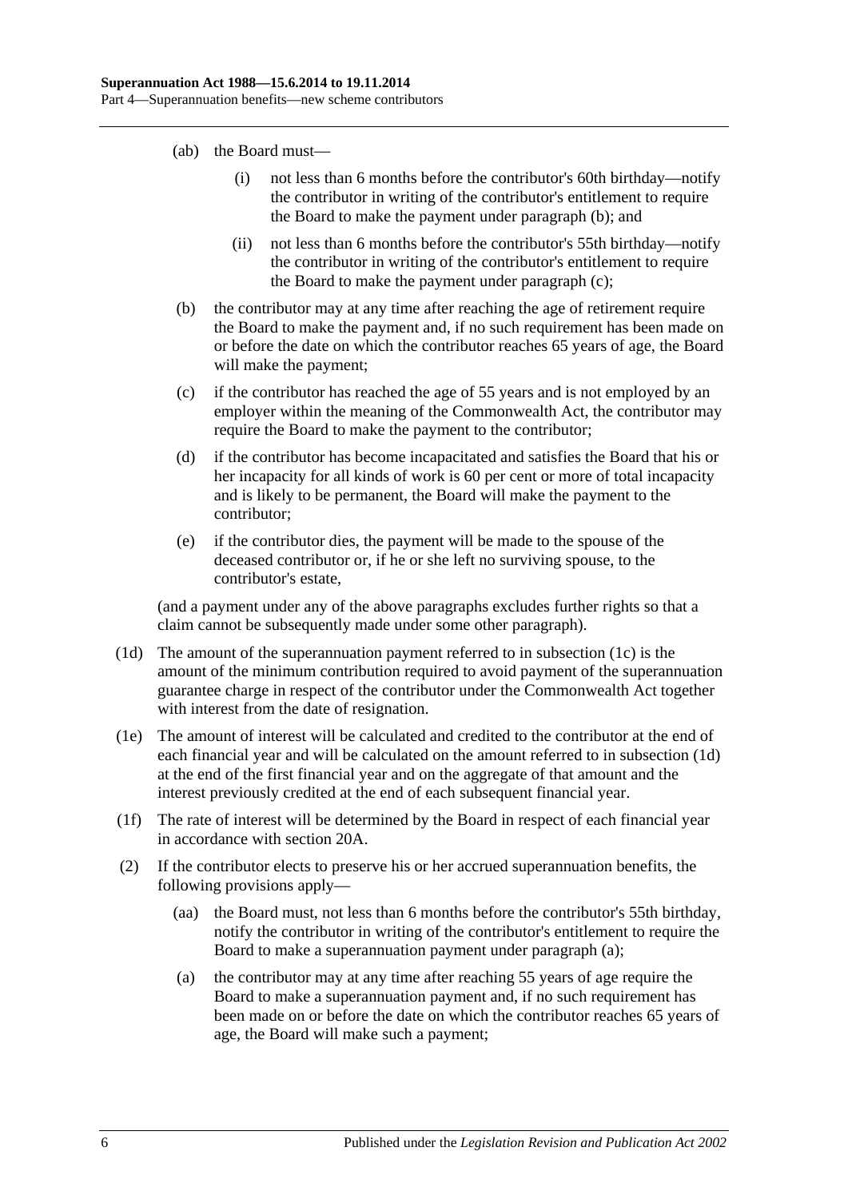(ab) the Board must—

(i) not less than 6 months before the contributor's 60th birthday—notify the contributor in writing of the contributor's entitlement to require the Board to make the payment under paragraph (b); and

(ii) not less than 6 months before the contributor's 55th birthday—notify the contributor in writing of the contributor's entitlement to require the Board to make the payment under paragraph (c);

(b) the contributor may at any time after reaching the age of retirement require the Board to make the payment and, if no such requirement has been made on or before the date on which the contributor reaches 65 years of age, the Board will make the payment;

(c) if the contributor has reached the age of 55 years and is not employed by an employer within the meaning of the Commonwealth Act, the contributor may require the Board to make the payment to the contributor;

(d) if the contributor has become incapacitated and satisfies the Board that his or her incapacity for all kinds of work is 60 per cent or more of total incapacity and is likely to be permanent, the Board will make the payment to the contributor;

(e) if the contributor dies, the payment will be made to the spouse of the deceased contributor or, if he or she left no surviving spouse, to the contributor's estate,

(and a payment under any of the above paragraphs excludes further rights so that a claim cannot be subsequently made under some other paragraph).

(1d) The amount of the superannuation payment referred to in subsection (1c) is the amount of the minimum contribution required to avoid payment of the superannuation guarantee charge in respect of the contributor under the Commonwealth Act together with interest from the date of resignation.

(1e) The amount of interest will be calculated and credited to the contributor at the end of each financial year and will be calculated on the amount referred to in subsection (1d) at the end of the first financial year and on the aggregate of that amount and the interest previously credited at the end of each subsequent financial year.

(1f) The rate of interest will be determined by the Board in respect of each financial year in accordance with section 20A.

(2) If the contributor elects to preserve his or her accrued superannuation benefits, the following provisions apply—

(aa) the Board must, not less than 6 months before the contributor's 55th birthday, notify the contributor in writing of the contributor's entitlement to require the Board to make a superannuation payment under paragraph (a);

(a) the contributor may at any time after reaching 55 years of age require the Board to make a superannuation payment and, if no such requirement has been made on or before the date on which the contributor reaches 65 years of age, the Board will make such a payment;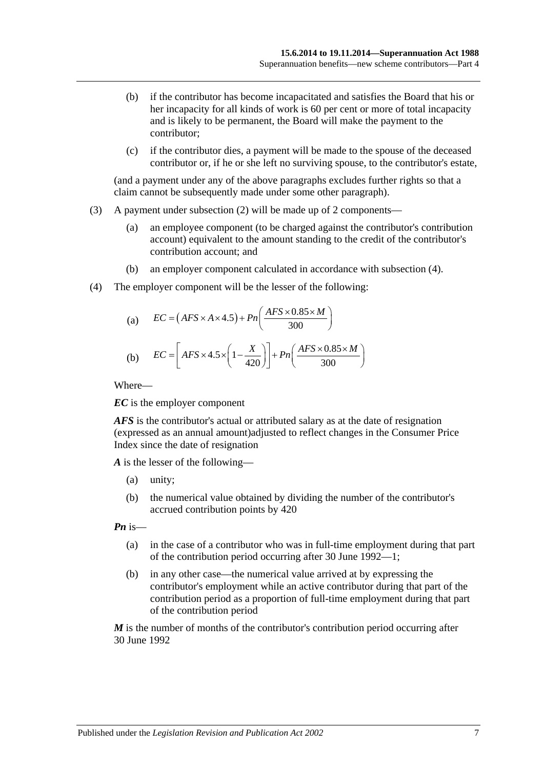(b) if the contributor has become incapacitated and satisfies the Board that his or her incapacity for all kinds of work is 60 per cent or more of total incapacity and is likely to be permanent, the Board will make the payment to the contributor;

(c) if the contributor dies, a payment will be made to the spouse of the deceased contributor or, if he or she left no surviving spouse, to the contributor's estate,

(and a payment under any of the above paragraphs excludes further rights so that a claim cannot be subsequently made under some other paragraph).

(3) A payment under subsection (2) will be made up of 2 components—

(a) an employee component (to be charged against the contributor's contribution account) equivalent to the amount standing to the credit of the contributor's contribution account; and

(b) an employer component calculated in accordance with subsection (4).

(4) The employer component will be the lesser of the following:

(a) $$EC = (AFS \times A \times 4.5) + Pn\left(\frac{AFS \times 0.85 \times M}{300}\right)$$

(b) $$EC = \left[AFS \times 4.5 \times \left(1 - \frac{X}{420}\right)\right] + Pn\left(\frac{AFS \times 0.85 \times M}{300}\right)$$

Where—

***EC*** is the employer component

***AFS*** is the contributor's actual or attributed salary as at the date of resignation (expressed as an annual amount)adjusted to reflect changes in the Consumer Price Index since the date of resignation

***A*** is the lesser of the following—

(a) unity;

(b) the numerical value obtained by dividing the number of the contributor's accrued contribution points by 420

***Pn*** is—

(a) in the case of a contributor who was in full-time employment during that part of the contribution period occurring after 30 June 1992—1;

(b) in any other case—the numerical value arrived at by expressing the contributor's employment while an active contributor during that part of the contribution period as a proportion of full-time employment during that part of the contribution period

***M*** is the number of months of the contributor's contribution period occurring after 30 June 1992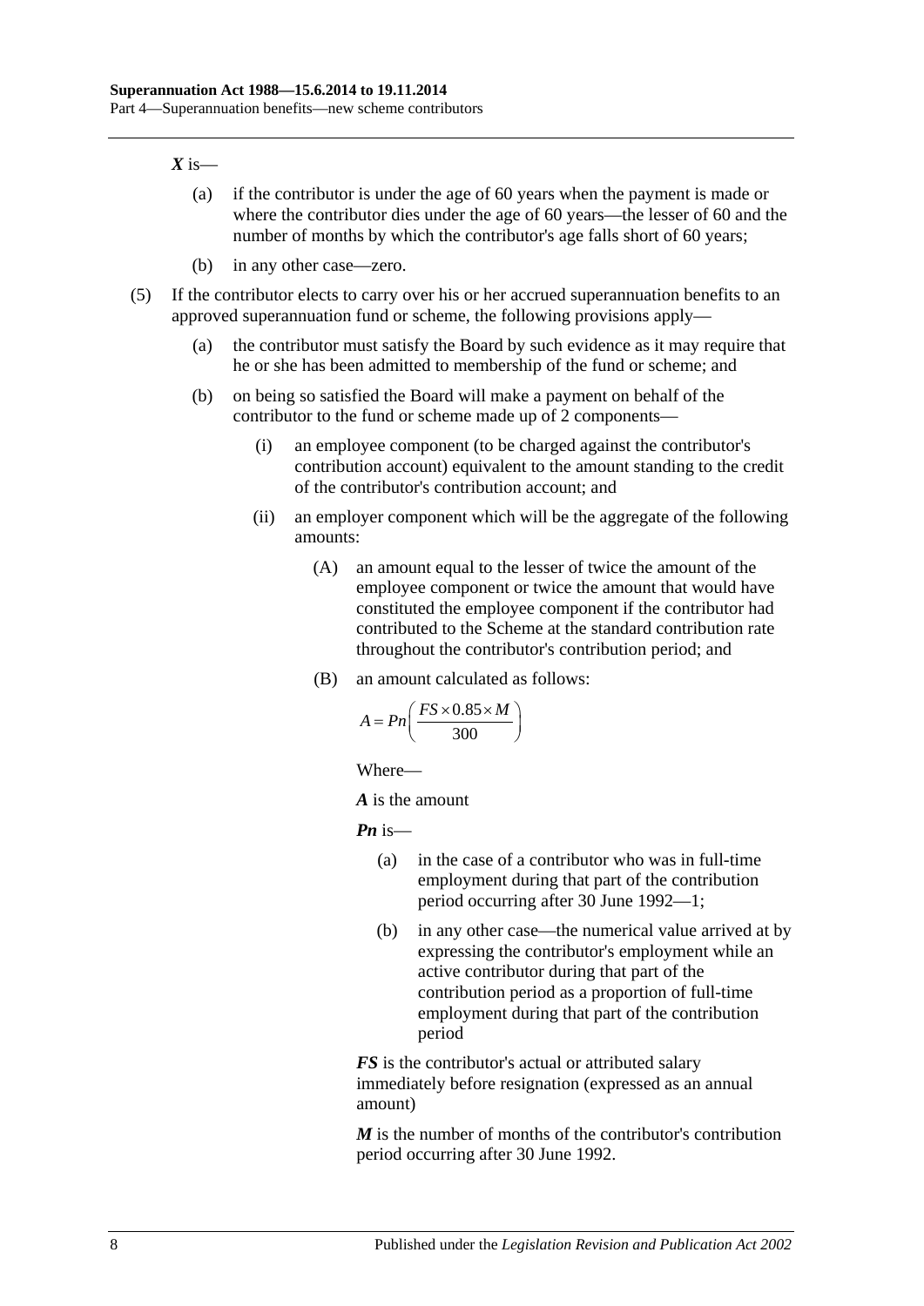***X*** is—

(a) if the contributor is under the age of 60 years when the payment is made or where the contributor dies under the age of 60 years—the lesser of 60 and the number of months by which the contributor's age falls short of 60 years;

(b) in any other case—zero.

(5) If the contributor elects to carry over his or her accrued superannuation benefits to an approved superannuation fund or scheme, the following provisions apply—

(a) the contributor must satisfy the Board by such evidence as it may require that he or she has been admitted to membership of the fund or scheme; and

(b) on being so satisfied the Board will make a payment on behalf of the contributor to the fund or scheme made up of 2 components—

(i) an employee component (to be charged against the contributor's contribution account) equivalent to the amount standing to the credit of the contributor's contribution account; and

(ii) an employer component which will be the aggregate of the following amounts:

(A) an amount equal to the lesser of twice the amount of the employee component or twice the amount that would have constituted the employee component if the contributor had contributed to the Scheme at the standard contribution rate throughout the contributor's contribution period; and

(B) an amount calculated as follows:

$$A = Pn\left(\frac{FS \times 0.85 \times M}{300}\right)$$

Where—

***A*** is the amount

***Pn*** is—

(a) in the case of a contributor who was in full-time employment during that part of the contribution period occurring after 30 June 1992—1;

(b) in any other case—the numerical value arrived at by expressing the contributor's employment while an active contributor during that part of the contribution period as a proportion of full-time employment during that part of the contribution period

***FS*** is the contributor's actual or attributed salary immediately before resignation (expressed as an annual amount)

***M*** is the number of months of the contributor's contribution period occurring after 30 June 1992.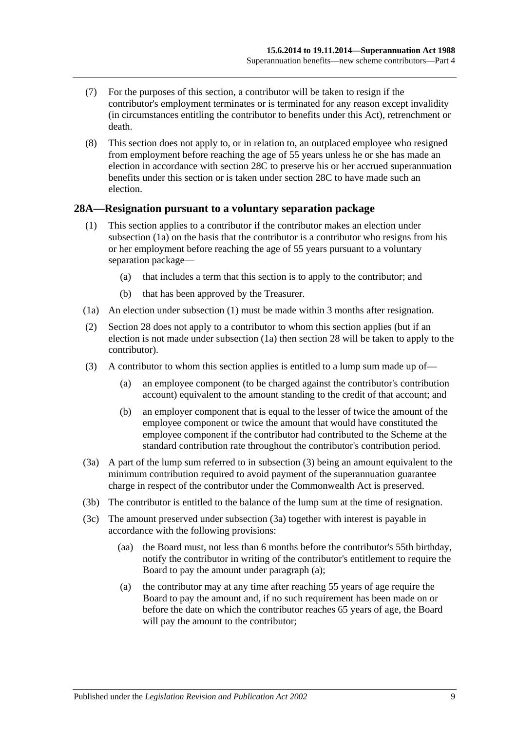(7) For the purposes of this section, a contributor will be taken to resign if the contributor's employment terminates or is terminated for any reason except invalidity (in circumstances entitling the contributor to benefits under this Act), retrenchment or death.

(8) This section does not apply to, or in relation to, an outplaced employee who resigned from employment before reaching the age of 55 years unless he or she has made an election in accordance with section 28C to preserve his or her accrued superannuation benefits under this section or is taken under section 28C to have made such an election.

## 28A—Resignation pursuant to a voluntary separation package

(1) This section applies to a contributor if the contributor makes an election under subsection (1a) on the basis that the contributor is a contributor who resigns from his or her employment before reaching the age of 55 years pursuant to a voluntary separation package—

(a) that includes a term that this section is to apply to the contributor; and

(b) that has been approved by the Treasurer.

(1a) An election under subsection (1) must be made within 3 months after resignation.

(2) Section 28 does not apply to a contributor to whom this section applies (but if an election is not made under subsection (1a) then section 28 will be taken to apply to the contributor).

(3) A contributor to whom this section applies is entitled to a lump sum made up of—

(a) an employee component (to be charged against the contributor's contribution account) equivalent to the amount standing to the credit of that account; and

(b) an employer component that is equal to the lesser of twice the amount of the employee component or twice the amount that would have constituted the employee component if the contributor had contributed to the Scheme at the standard contribution rate throughout the contributor's contribution period.

(3a) A part of the lump sum referred to in subsection (3) being an amount equivalent to the minimum contribution required to avoid payment of the superannuation guarantee charge in respect of the contributor under the Commonwealth Act is preserved.

(3b) The contributor is entitled to the balance of the lump sum at the time of resignation.

(3c) The amount preserved under subsection (3a) together with interest is payable in accordance with the following provisions:

(aa) the Board must, not less than 6 months before the contributor's 55th birthday, notify the contributor in writing of the contributor's entitlement to require the Board to pay the amount under paragraph (a);

(a) the contributor may at any time after reaching 55 years of age require the Board to pay the amount and, if no such requirement has been made on or before the date on which the contributor reaches 65 years of age, the Board will pay the amount to the contributor;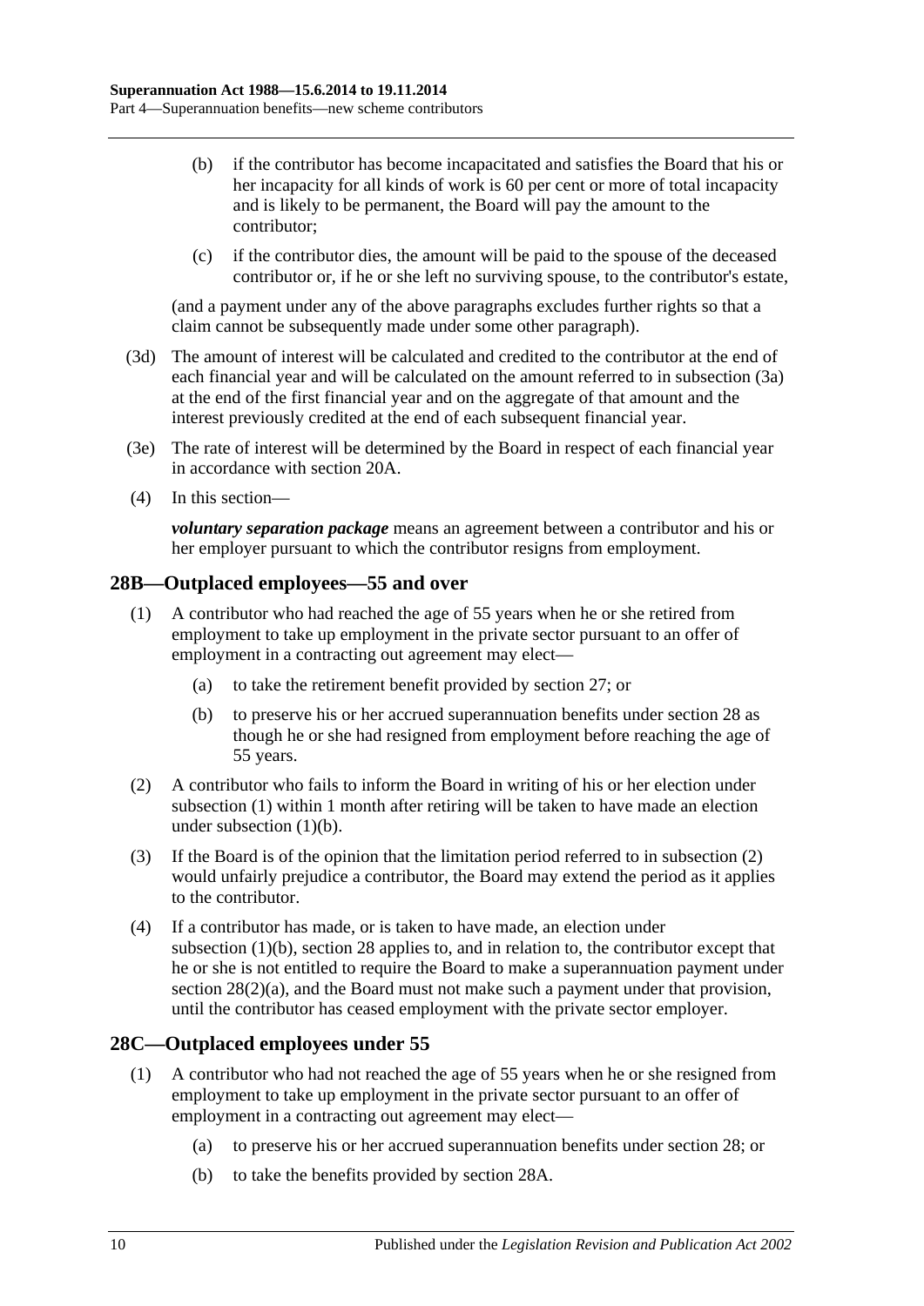(b) if the contributor has become incapacitated and satisfies the Board that his or her incapacity for all kinds of work is 60 per cent or more of total incapacity and is likely to be permanent, the Board will pay the amount to the contributor;

(c) if the contributor dies, the amount will be paid to the spouse of the deceased contributor or, if he or she left no surviving spouse, to the contributor's estate,

(and a payment under any of the above paragraphs excludes further rights so that a claim cannot be subsequently made under some other paragraph).

(3d) The amount of interest will be calculated and credited to the contributor at the end of each financial year and will be calculated on the amount referred to in subsection (3a) at the end of the first financial year and on the aggregate of that amount and the interest previously credited at the end of each subsequent financial year.

(3e) The rate of interest will be determined by the Board in respect of each financial year in accordance with section 20A.

(4) In this section—

***voluntary separation package*** means an agreement between a contributor and his or her employer pursuant to which the contributor resigns from employment.

## 28B—Outplaced employees—55 and over

(1) A contributor who had reached the age of 55 years when he or she retired from employment to take up employment in the private sector pursuant to an offer of employment in a contracting out agreement may elect—

(a) to take the retirement benefit provided by section 27; or

(b) to preserve his or her accrued superannuation benefits under section 28 as though he or she had resigned from employment before reaching the age of 55 years.

(2) A contributor who fails to inform the Board in writing of his or her election under subsection (1) within 1 month after retiring will be taken to have made an election under subsection (1)(b).

(3) If the Board is of the opinion that the limitation period referred to in subsection (2) would unfairly prejudice a contributor, the Board may extend the period as it applies to the contributor.

(4) If a contributor has made, or is taken to have made, an election under subsection (1)(b), section 28 applies to, and in relation to, the contributor except that he or she is not entitled to require the Board to make a superannuation payment under section 28(2)(a), and the Board must not make such a payment under that provision, until the contributor has ceased employment with the private sector employer.

## 28C—Outplaced employees under 55

(1) A contributor who had not reached the age of 55 years when he or she resigned from employment to take up employment in the private sector pursuant to an offer of employment in a contracting out agreement may elect—

(a) to preserve his or her accrued superannuation benefits under section 28; or

(b) to take the benefits provided by section 28A.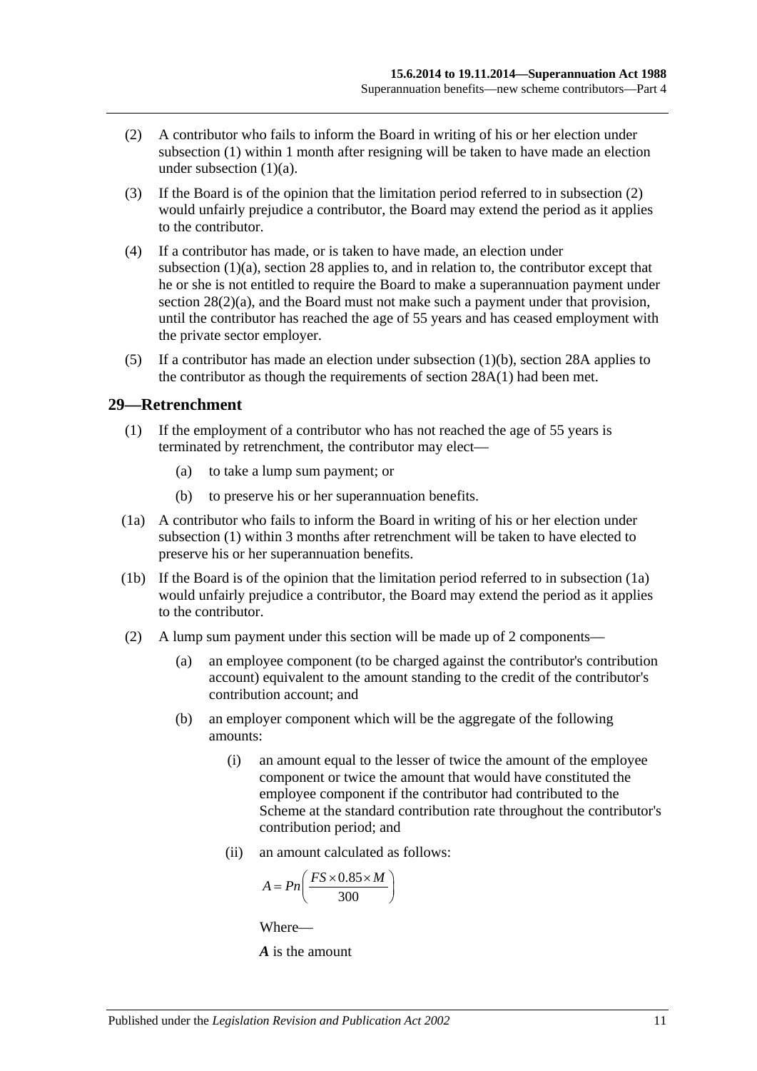(2) A contributor who fails to inform the Board in writing of his or her election under subsection (1) within 1 month after resigning will be taken to have made an election under subsection (1)(a).

(3) If the Board is of the opinion that the limitation period referred to in subsection (2) would unfairly prejudice a contributor, the Board may extend the period as it applies to the contributor.

(4) If a contributor has made, or is taken to have made, an election under subsection (1)(a), section 28 applies to, and in relation to, the contributor except that he or she is not entitled to require the Board to make a superannuation payment under section 28(2)(a), and the Board must not make such a payment under that provision, until the contributor has reached the age of 55 years and has ceased employment with the private sector employer.

(5) If a contributor has made an election under subsection (1)(b), section 28A applies to the contributor as though the requirements of section 28A(1) had been met.

## 29—Retrenchment

(1) If the employment of a contributor who has not reached the age of 55 years is terminated by retrenchment, the contributor may elect—

- (a) to take a lump sum payment; or
- (b) to preserve his or her superannuation benefits.

(1a) A contributor who fails to inform the Board in writing of his or her election under subsection (1) within 3 months after retrenchment will be taken to have elected to preserve his or her superannuation benefits.

(1b) If the Board is of the opinion that the limitation period referred to in subsection (1a) would unfairly prejudice a contributor, the Board may extend the period as it applies to the contributor.

(2) A lump sum payment under this section will be made up of 2 components—

- (a) an employee component (to be charged against the contributor's contribution account) equivalent to the amount standing to the credit of the contributor's contribution account; and
- (b) an employer component which will be the aggregate of the following amounts:
  - (i) an amount equal to the lesser of twice the amount of the employee component or twice the amount that would have constituted the employee component if the contributor had contributed to the Scheme at the standard contribution rate throughout the contributor's contribution period; and
  - (ii) an amount calculated as follows:

$$A = Pn\left(\frac{FS \times 0.85 \times M}{300}\right)$$

Where—

***A*** is the amount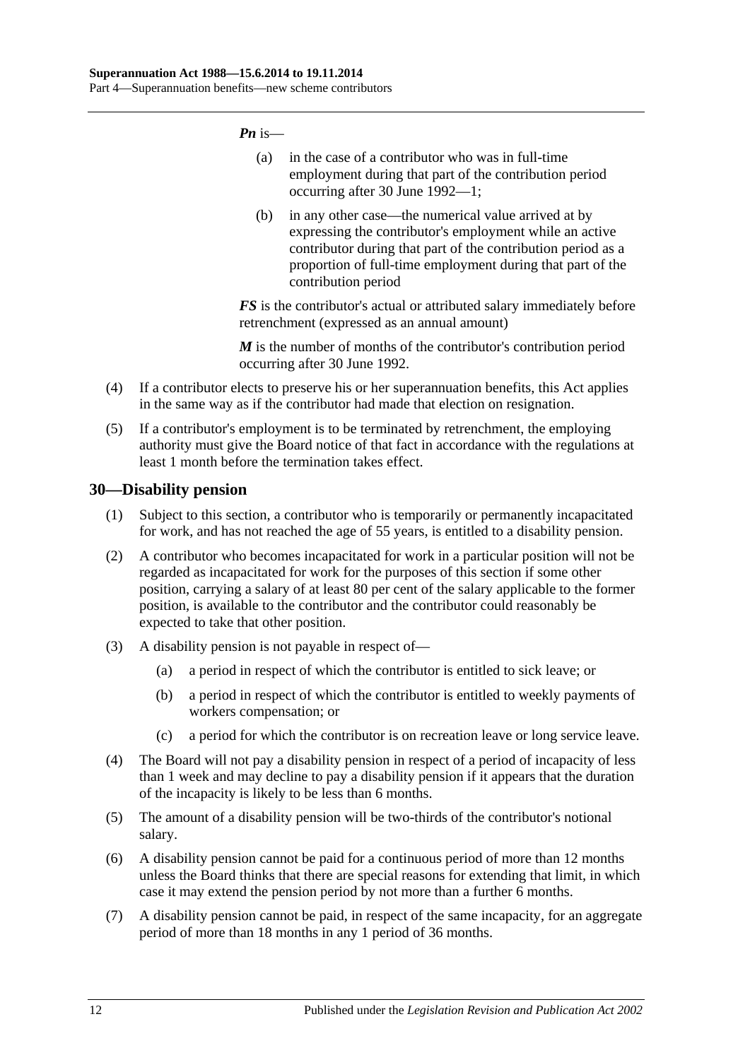***Pn*** is—

(a) in the case of a contributor who was in full-time employment during that part of the contribution period occurring after 30 June 1992—1;

(b) in any other case—the numerical value arrived at by expressing the contributor's employment while an active contributor during that part of the contribution period as a proportion of full-time employment during that part of the contribution period

***FS*** is the contributor's actual or attributed salary immediately before retrenchment (expressed as an annual amount)

***M*** is the number of months of the contributor's contribution period occurring after 30 June 1992.

(4) If a contributor elects to preserve his or her superannuation benefits, this Act applies in the same way as if the contributor had made that election on resignation.

(5) If a contributor's employment is to be terminated by retrenchment, the employing authority must give the Board notice of that fact in accordance with the regulations at least 1 month before the termination takes effect.

## 30—Disability pension

(1) Subject to this section, a contributor who is temporarily or permanently incapacitated for work, and has not reached the age of 55 years, is entitled to a disability pension.

(2) A contributor who becomes incapacitated for work in a particular position will not be regarded as incapacitated for work for the purposes of this section if some other position, carrying a salary of at least 80 per cent of the salary applicable to the former position, is available to the contributor and the contributor could reasonably be expected to take that other position.

(3) A disability pension is not payable in respect of—

(a) a period in respect of which the contributor is entitled to sick leave; or

(b) a period in respect of which the contributor is entitled to weekly payments of workers compensation; or

(c) a period for which the contributor is on recreation leave or long service leave.

(4) The Board will not pay a disability pension in respect of a period of incapacity of less than 1 week and may decline to pay a disability pension if it appears that the duration of the incapacity is likely to be less than 6 months.

(5) The amount of a disability pension will be two-thirds of the contributor's notional salary.

(6) A disability pension cannot be paid for a continuous period of more than 12 months unless the Board thinks that there are special reasons for extending that limit, in which case it may extend the pension period by not more than a further 6 months.

(7) A disability pension cannot be paid, in respect of the same incapacity, for an aggregate period of more than 18 months in any 1 period of 36 months.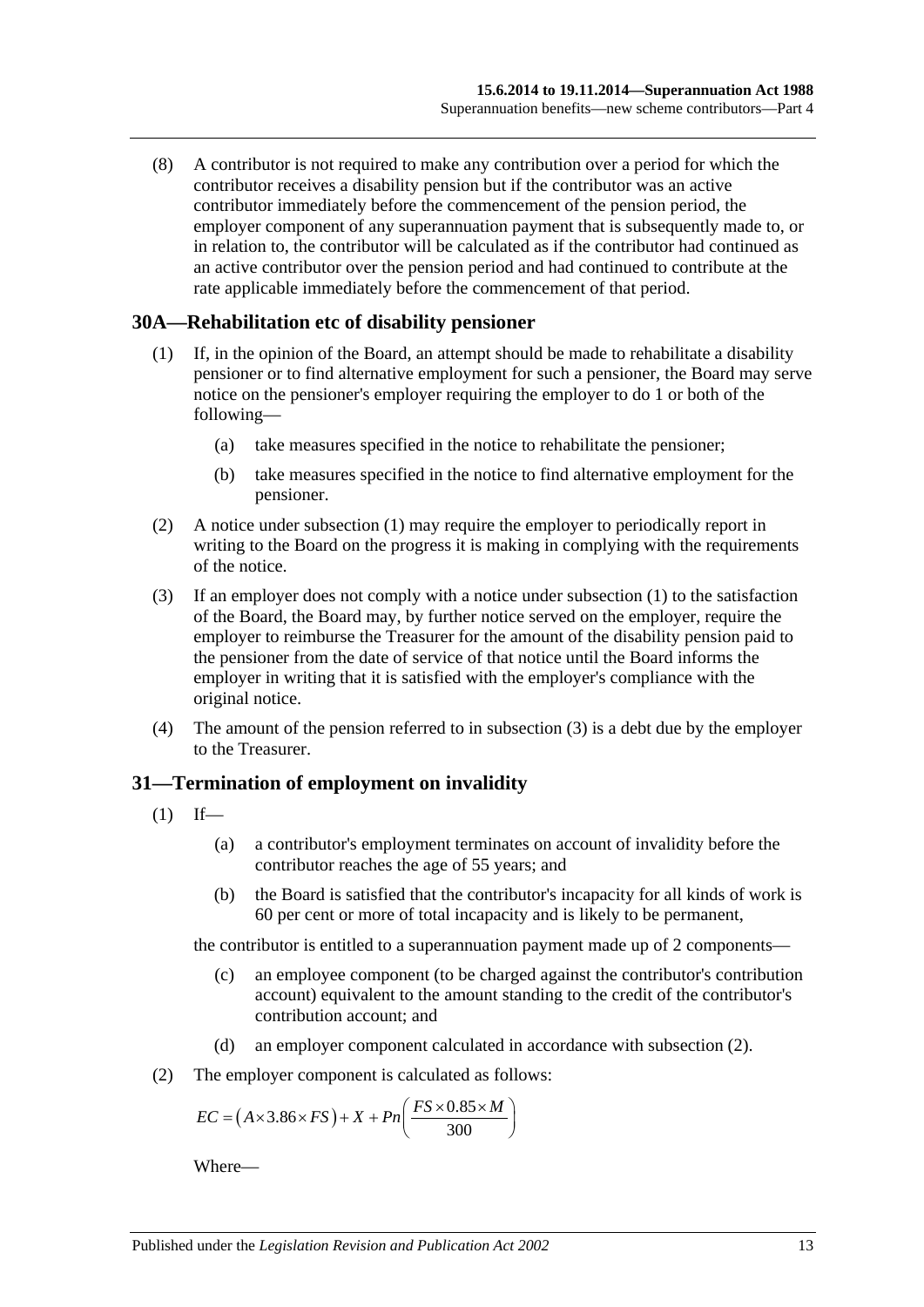(8) A contributor is not required to make any contribution over a period for which the contributor receives a disability pension but if the contributor was an active contributor immediately before the commencement of the pension period, the employer component of any superannuation payment that is subsequently made to, or in relation to, the contributor will be calculated as if the contributor had continued as an active contributor over the pension period and had continued to contribute at the rate applicable immediately before the commencement of that period.

## 30A—Rehabilitation etc of disability pensioner

(1) If, in the opinion of the Board, an attempt should be made to rehabilitate a disability pensioner or to find alternative employment for such a pensioner, the Board may serve notice on the pensioner's employer requiring the employer to do 1 or both of the following—

(a) take measures specified in the notice to rehabilitate the pensioner;

(b) take measures specified in the notice to find alternative employment for the pensioner.

(2) A notice under subsection (1) may require the employer to periodically report in writing to the Board on the progress it is making in complying with the requirements of the notice.

(3) If an employer does not comply with a notice under subsection (1) to the satisfaction of the Board, the Board may, by further notice served on the employer, require the employer to reimburse the Treasurer for the amount of the disability pension paid to the pensioner from the date of service of that notice until the Board informs the employer in writing that it is satisfied with the employer's compliance with the original notice.

(4) The amount of the pension referred to in subsection (3) is a debt due by the employer to the Treasurer.

## 31—Termination of employment on invalidity

(1) If—

(a) a contributor's employment terminates on account of invalidity before the contributor reaches the age of 55 years; and

(b) the Board is satisfied that the contributor's incapacity for all kinds of work is 60 per cent or more of total incapacity and is likely to be permanent,

the contributor is entitled to a superannuation payment made up of 2 components—

(c) an employee component (to be charged against the contributor's contribution account) equivalent to the amount standing to the credit of the contributor's contribution account; and

(d) an employer component calculated in accordance with subsection (2).

(2) The employer component is calculated as follows:

$$EC = \left(A \times 3.86 \times FS\right) + X + Pn\left(\frac{FS \times 0.85 \times M}{300}\right)$$

Where—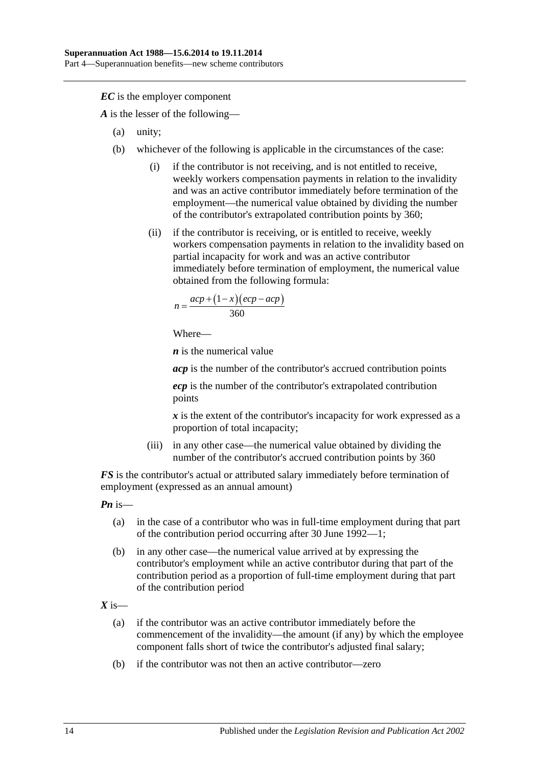***EC*** is the employer component

***A*** is the lesser of the following—

(a) unity;

(b) whichever of the following is applicable in the circumstances of the case:

 (i) if the contributor is not receiving, and is not entitled to receive, weekly workers compensation payments in relation to the invalidity and was an active contributor immediately before termination of the employment—the numerical value obtained by dividing the number of the contributor's extrapolated contribution points by 360;

 (ii) if the contributor is receiving, or is entitled to receive, weekly workers compensation payments in relation to the invalidity based on partial incapacity for work and was an active contributor immediately before termination of employment, the numerical value obtained from the following formula:

$$n = \frac{acp + (1 - x)(ecp - acp)}{360}$$

 Where—

 ***n*** is the numerical value

 ***acp*** is the number of the contributor's accrued contribution points

 ***ecp*** is the number of the contributor's extrapolated contribution points

 ***x*** is the extent of the contributor's incapacity for work expressed as a proportion of total incapacity;

 (iii) in any other case—the numerical value obtained by dividing the number of the contributor's accrued contribution points by 360

***FS*** is the contributor's actual or attributed salary immediately before termination of employment (expressed as an annual amount)

***Pn*** is—

(a) in the case of a contributor who was in full-time employment during that part of the contribution period occurring after 30 June 1992—1;

(b) in any other case—the numerical value arrived at by expressing the contributor's employment while an active contributor during that part of the contribution period as a proportion of full-time employment during that part of the contribution period

***X*** is—

(a) if the contributor was an active contributor immediately before the commencement of the invalidity—the amount (if any) by which the employee component falls short of twice the contributor's adjusted final salary;

(b) if the contributor was not then an active contributor—zero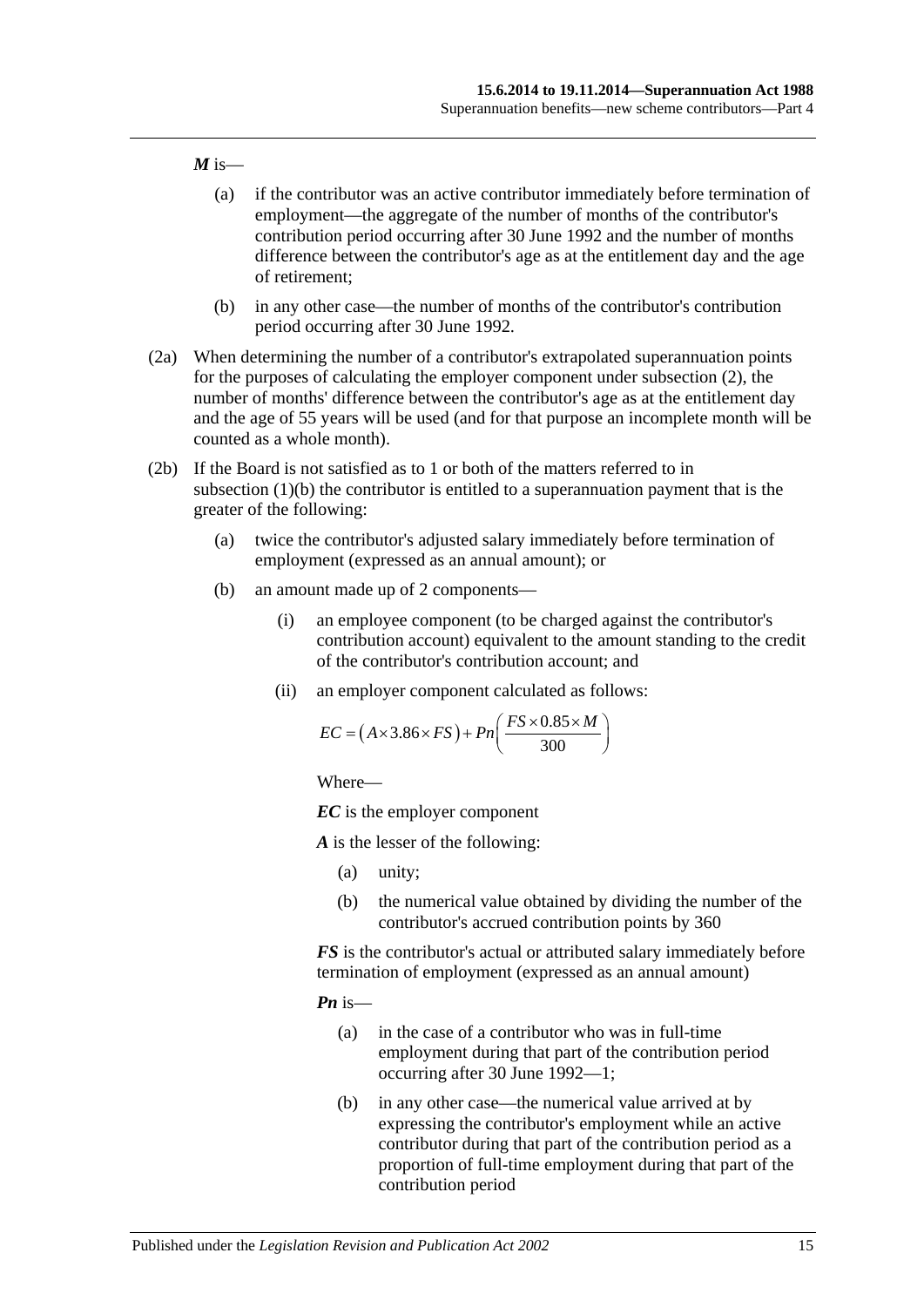***M*** is—

(a) if the contributor was an active contributor immediately before termination of employment—the aggregate of the number of months of the contributor's contribution period occurring after 30 June 1992 and the number of months difference between the contributor's age as at the entitlement day and the age of retirement;

(b) in any other case—the number of months of the contributor's contribution period occurring after 30 June 1992.

(2a) When determining the number of a contributor's extrapolated superannuation points for the purposes of calculating the employer component under subsection (2), the number of months' difference between the contributor's age as at the entitlement day and the age of 55 years will be used (and for that purpose an incomplete month will be counted as a whole month).

(2b) If the Board is not satisfied as to 1 or both of the matters referred to in subsection (1)(b) the contributor is entitled to a superannuation payment that is the greater of the following:

(a) twice the contributor's adjusted salary immediately before termination of employment (expressed as an annual amount); or

(b) an amount made up of 2 components—

(i) an employee component (to be charged against the contributor's contribution account) equivalent to the amount standing to the credit of the contributor's contribution account; and

(ii) an employer component calculated as follows:

$$EC = (A \times 3.86 \times FS) + Pn\left(\frac{FS \times 0.85 \times M}{300}\right)$$

Where—

***EC*** is the employer component

***A*** is the lesser of the following:

(a) unity;

(b) the numerical value obtained by dividing the number of the contributor's accrued contribution points by 360

***FS*** is the contributor's actual or attributed salary immediately before termination of employment (expressed as an annual amount)

***Pn*** is—

(a) in the case of a contributor who was in full-time employment during that part of the contribution period occurring after 30 June 1992—1;

(b) in any other case—the numerical value arrived at by expressing the contributor's employment while an active contributor during that part of the contribution period as a proportion of full-time employment during that part of the contribution period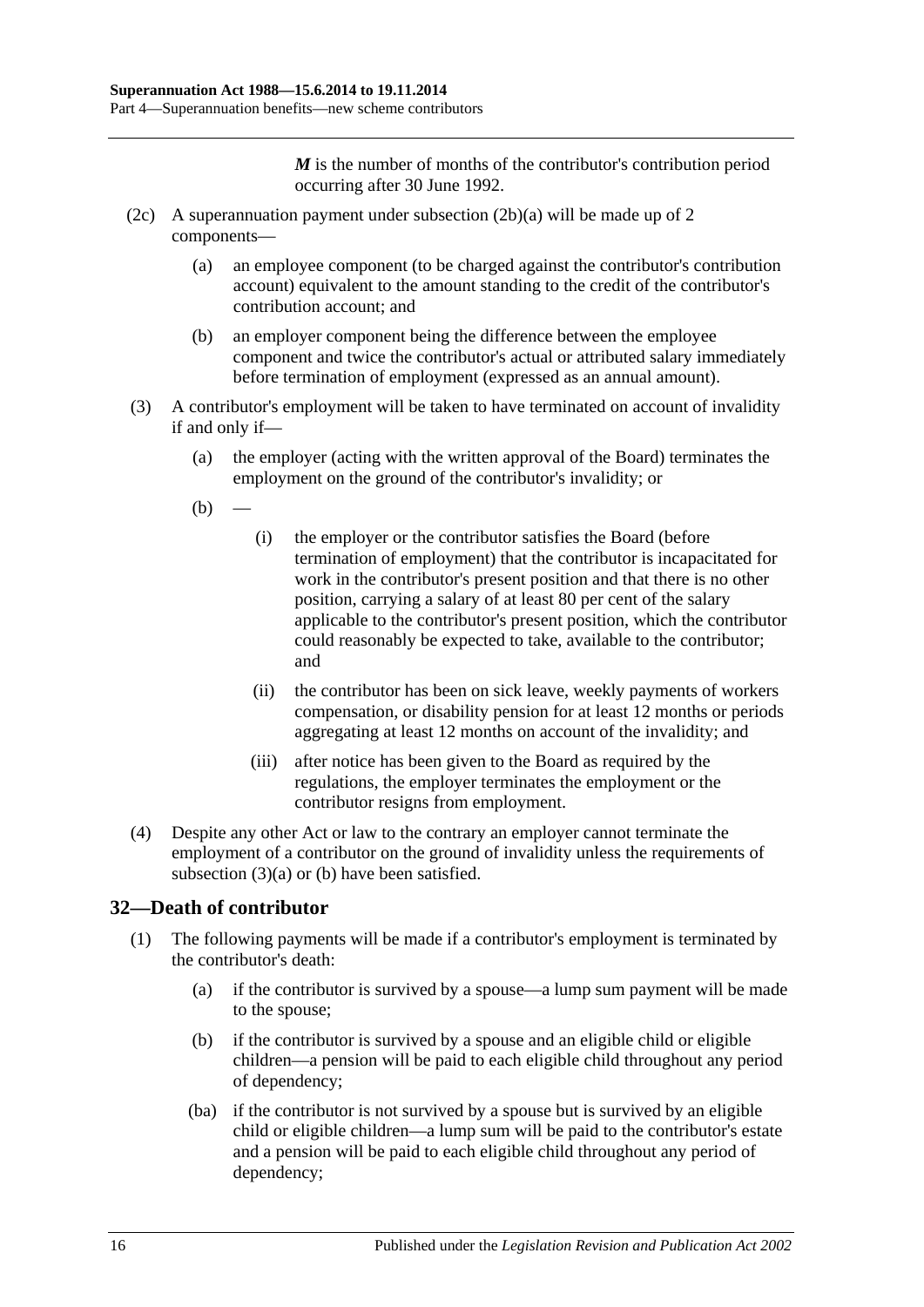*M* is the number of months of the contributor's contribution period occurring after 30 June 1992.

(2c) A superannuation payment under subsection (2b)(a) will be made up of 2 components—

(a) an employee component (to be charged against the contributor's contribution account) equivalent to the amount standing to the credit of the contributor's contribution account; and

(b) an employer component being the difference between the employee component and twice the contributor's actual or attributed salary immediately before termination of employment (expressed as an annual amount).

(3) A contributor's employment will be taken to have terminated on account of invalidity if and only if—

(a) the employer (acting with the written approval of the Board) terminates the employment on the ground of the contributor's invalidity; or

(b) —

(i) the employer or the contributor satisfies the Board (before termination of employment) that the contributor is incapacitated for work in the contributor's present position and that there is no other position, carrying a salary of at least 80 per cent of the salary applicable to the contributor's present position, which the contributor could reasonably be expected to take, available to the contributor; and

(ii) the contributor has been on sick leave, weekly payments of workers compensation, or disability pension for at least 12 months or periods aggregating at least 12 months on account of the invalidity; and

(iii) after notice has been given to the Board as required by the regulations, the employer terminates the employment or the contributor resigns from employment.

(4) Despite any other Act or law to the contrary an employer cannot terminate the employment of a contributor on the ground of invalidity unless the requirements of subsection (3)(a) or (b) have been satisfied.

## 32—Death of contributor

(1) The following payments will be made if a contributor's employment is terminated by the contributor's death:

(a) if the contributor is survived by a spouse—a lump sum payment will be made to the spouse;

(b) if the contributor is survived by a spouse and an eligible child or eligible children—a pension will be paid to each eligible child throughout any period of dependency;

(ba) if the contributor is not survived by a spouse but is survived by an eligible child or eligible children—a lump sum will be paid to the contributor's estate and a pension will be paid to each eligible child throughout any period of dependency;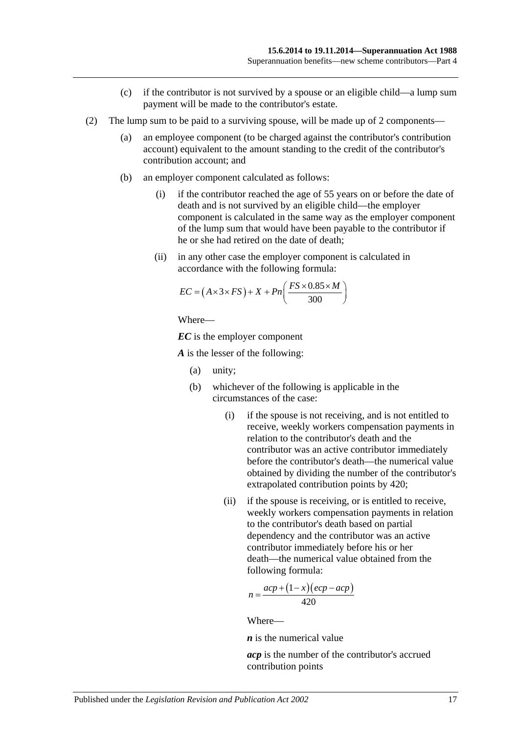(c) if the contributor is not survived by a spouse or an eligible child—a lump sum payment will be made to the contributor's estate.

(2) The lump sum to be paid to a surviving spouse, will be made up of 2 components—

(a) an employee component (to be charged against the contributor's contribution account) equivalent to the amount standing to the credit of the contributor's contribution account; and

(b) an employer component calculated as follows:

(i) if the contributor reached the age of 55 years on or before the date of death and is not survived by an eligible child—the employer component is calculated in the same way as the employer component of the lump sum that would have been payable to the contributor if he or she had retired on the date of death;

(ii) in any other case the employer component is calculated in accordance with the following formula:

$$EC = (A \times 3 \times FS) + X + Pn\left(\frac{FS \times 0.85 \times M}{300}\right)$$

Where—

***EC*** is the employer component

***A*** is the lesser of the following:

(a) unity;

(b) whichever of the following is applicable in the circumstances of the case:

(i) if the spouse is not receiving, and is not entitled to receive, weekly workers compensation payments in relation to the contributor's death and the contributor was an active contributor immediately before the contributor's death—the numerical value obtained by dividing the number of the contributor's extrapolated contribution points by 420;

(ii) if the spouse is receiving, or is entitled to receive, weekly workers compensation payments in relation to the contributor's death based on partial dependency and the contributor was an active contributor immediately before his or her death—the numerical value obtained from the following formula:

$$n = \frac{acp + (1 - x)(ecp - acp)}{420}$$

Where—

***n*** is the numerical value

***acp*** is the number of the contributor's accrued contribution points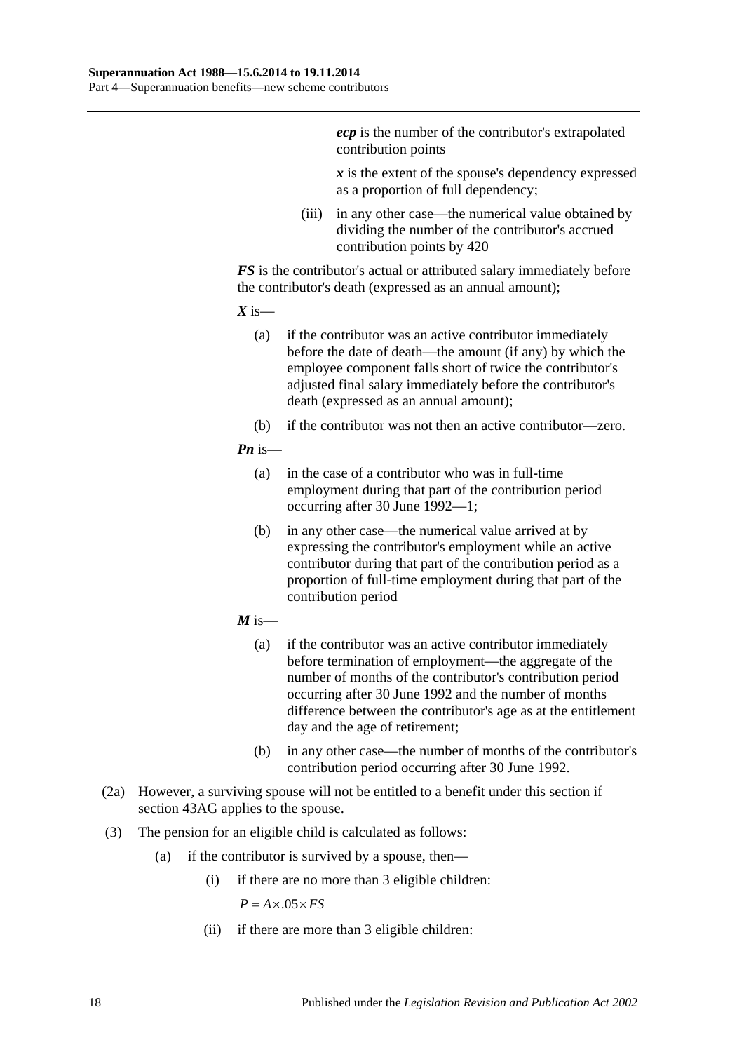***ecp*** is the number of the contributor's extrapolated contribution points

***x*** is the extent of the spouse's dependency expressed as a proportion of full dependency;

(iii) in any other case—the numerical value obtained by dividing the number of the contributor's accrued contribution points by 420

***FS*** is the contributor's actual or attributed salary immediately before the contributor's death (expressed as an annual amount);

***X*** is—

(a) if the contributor was an active contributor immediately before the date of death—the amount (if any) by which the employee component falls short of twice the contributor's adjusted final salary immediately before the contributor's death (expressed as an annual amount);

(b) if the contributor was not then an active contributor—zero.

***Pn*** is—

(a) in the case of a contributor who was in full-time employment during that part of the contribution period occurring after 30 June 1992—1;

(b) in any other case—the numerical value arrived at by expressing the contributor's employment while an active contributor during that part of the contribution period as a proportion of full-time employment during that part of the contribution period

***M*** is—

(a) if the contributor was an active contributor immediately before termination of employment—the aggregate of the number of months of the contributor's contribution period occurring after 30 June 1992 and the number of months difference between the contributor's age as at the entitlement day and the age of retirement;

(b) in any other case—the number of months of the contributor's contribution period occurring after 30 June 1992.

(2a) However, a surviving spouse will not be entitled to a benefit under this section if section 43AG applies to the spouse.

(3) The pension for an eligible child is calculated as follows:

(a) if the contributor is survived by a spouse, then—

(i) if there are no more than 3 eligible children:

$$P = A \times .05 \times FS$$

(ii) if there are more than 3 eligible children: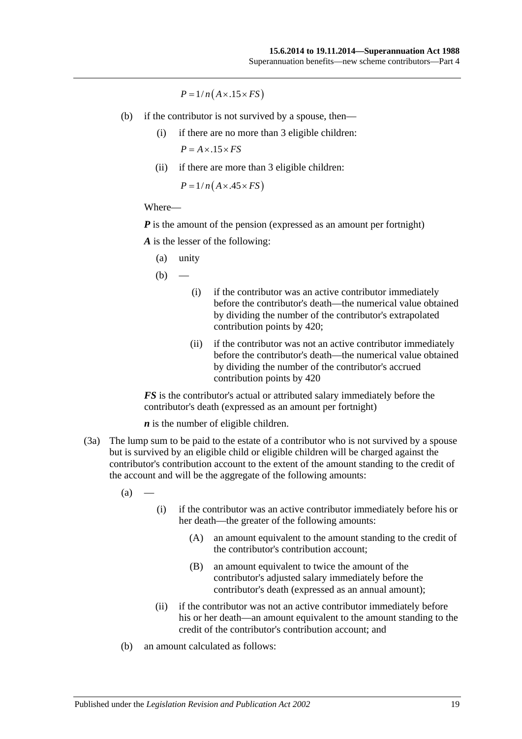$$P = 1/n\left(A \times .15 \times FS\right)$$

(b) if the contributor is not survived by a spouse, then—

  (i) if there are no more than 3 eligible children:

$$P = A \times .15 \times FS$$

  (ii) if there are more than 3 eligible children:

$$P = 1/n\left(A \times .45 \times FS\right)$$

Where—

***P*** is the amount of the pension (expressed as an amount per fortnight)

***A*** is the lesser of the following:

  (a) unity

  (b) —

    (i) if the contributor was an active contributor immediately before the contributor's death—the numerical value obtained by dividing the number of the contributor's extrapolated contribution points by 420;

    (ii) if the contributor was not an active contributor immediately before the contributor's death—the numerical value obtained by dividing the number of the contributor's accrued contribution points by 420

***FS*** is the contributor's actual or attributed salary immediately before the contributor's death (expressed as an amount per fortnight)

***n*** is the number of eligible children.

(3a) The lump sum to be paid to the estate of a contributor who is not survived by a spouse but is survived by an eligible child or eligible children will be charged against the contributor's contribution account to the extent of the amount standing to the credit of the account and will be the aggregate of the following amounts:

  (a) —

    (i) if the contributor was an active contributor immediately before his or her death—the greater of the following amounts:

      (A) an amount equivalent to the amount standing to the credit of the contributor's contribution account;

      (B) an amount equivalent to twice the amount of the contributor's adjusted salary immediately before the contributor's death (expressed as an annual amount);

    (ii) if the contributor was not an active contributor immediately before his or her death—an amount equivalent to the amount standing to the credit of the contributor's contribution account; and

  (b) an amount calculated as follows: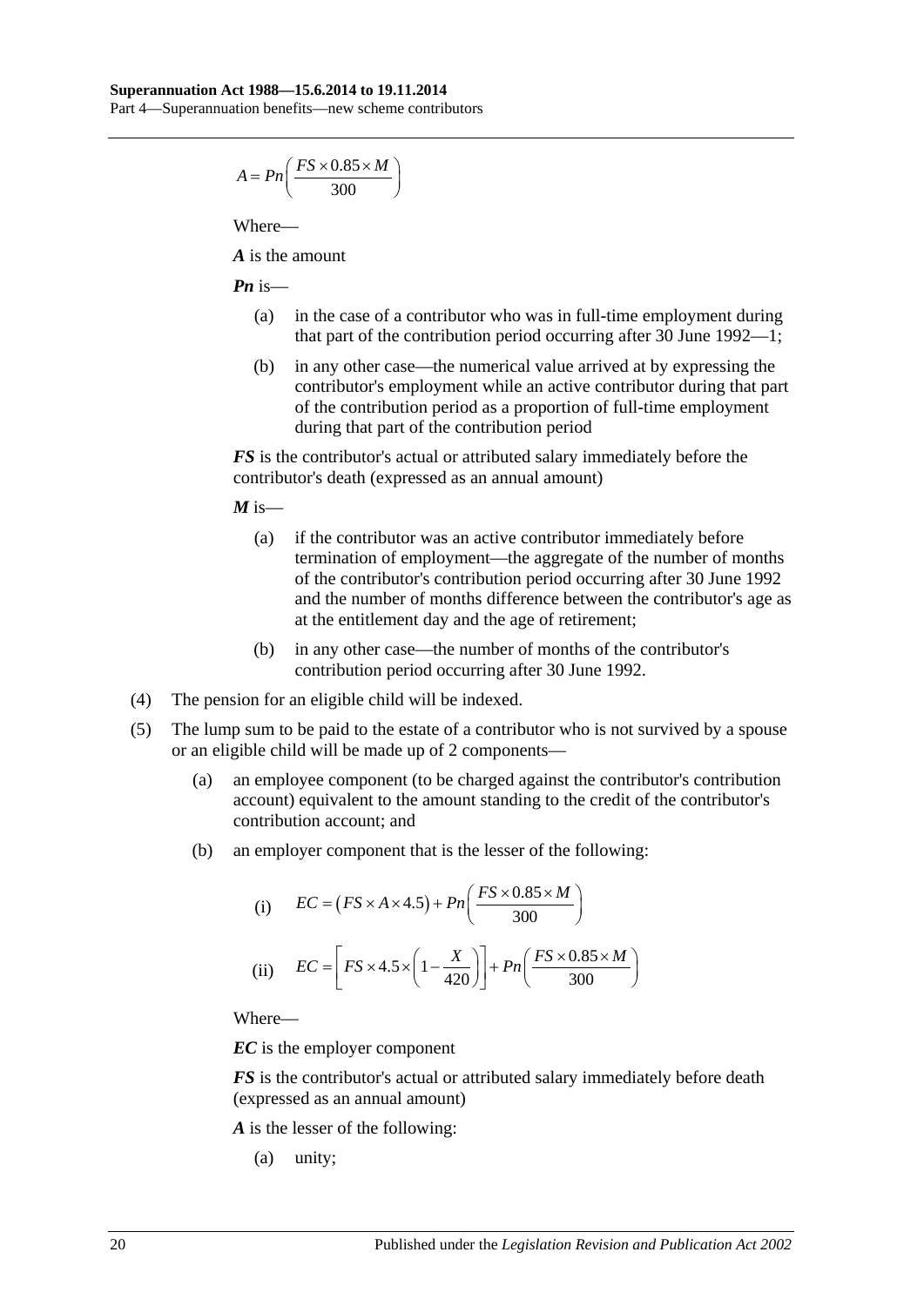$$A = Pn\left(\frac{FS \times 0.85 \times M}{300}\right)$$

Where—

***A*** is the amount

***Pn*** is—

- (a) in the case of a contributor who was in full-time employment during that part of the contribution period occurring after 30 June 1992—1;
- (b) in any other case—the numerical value arrived at by expressing the contributor's employment while an active contributor during that part of the contribution period as a proportion of full-time employment during that part of the contribution period

***FS*** is the contributor's actual or attributed salary immediately before the contributor's death (expressed as an annual amount)

***M*** is—

- (a) if the contributor was an active contributor immediately before termination of employment—the aggregate of the number of months of the contributor's contribution period occurring after 30 June 1992 and the number of months difference between the contributor's age as at the entitlement day and the age of retirement;
- (b) in any other case—the number of months of the contributor's contribution period occurring after 30 June 1992.

(4) The pension for an eligible child will be indexed.

(5) The lump sum to be paid to the estate of a contributor who is not survived by a spouse or an eligible child will be made up of 2 components—

- (a) an employee component (to be charged against the contributor's contribution account) equivalent to the amount standing to the credit of the contributor's contribution account; and
- (b) an employer component that is the lesser of the following:
  - (i) $EC = \left(FS \times A \times 4.5\right) + Pn\left(\frac{FS \times 0.85 \times M}{300}\right)$
  - (ii) $EC = \left[FS \times 4.5 \times \left(1 - \frac{X}{420}\right)\right] + Pn\left(\frac{FS \times 0.85 \times M}{300}\right)$

  Where—

  ***EC*** is the employer component

  ***FS*** is the contributor's actual or attributed salary immediately before death (expressed as an annual amount)

  ***A*** is the lesser of the following:

  - (a) unity;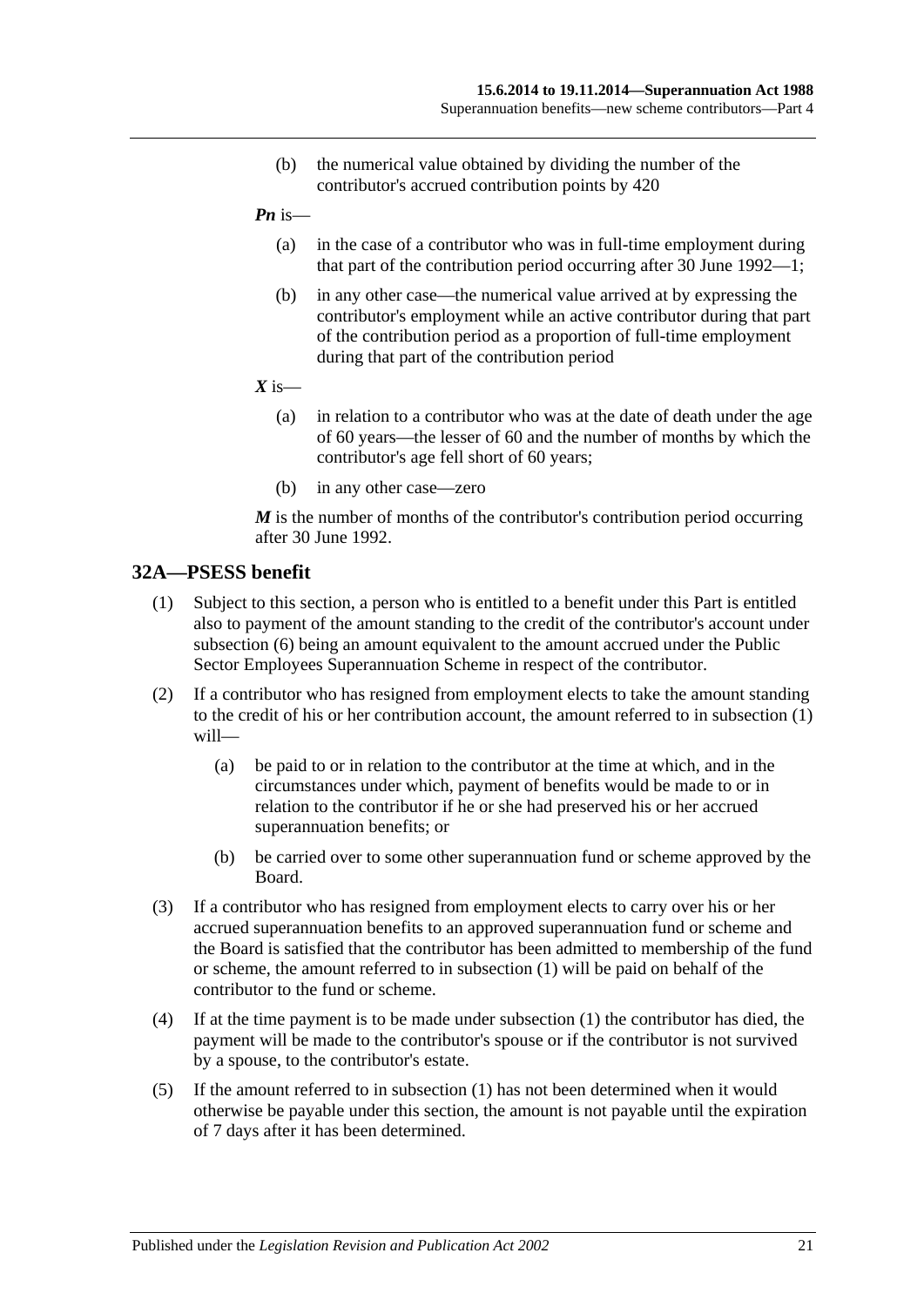(b) the numerical value obtained by dividing the number of the contributor's accrued contribution points by 420

***Pn*** is—

(a) in the case of a contributor who was in full-time employment during that part of the contribution period occurring after 30 June 1992—1;

(b) in any other case—the numerical value arrived at by expressing the contributor's employment while an active contributor during that part of the contribution period as a proportion of full-time employment during that part of the contribution period

***X*** is—

(a) in relation to a contributor who was at the date of death under the age of 60 years—the lesser of 60 and the number of months by which the contributor's age fell short of 60 years;

(b) in any other case—zero

***M*** is the number of months of the contributor's contribution period occurring after 30 June 1992.

## 32A—PSESS benefit

(1) Subject to this section, a person who is entitled to a benefit under this Part is entitled also to payment of the amount standing to the credit of the contributor's account under subsection (6) being an amount equivalent to the amount accrued under the Public Sector Employees Superannuation Scheme in respect of the contributor.

(2) If a contributor who has resigned from employment elects to take the amount standing to the credit of his or her contribution account, the amount referred to in subsection (1) will—

(a) be paid to or in relation to the contributor at the time at which, and in the circumstances under which, payment of benefits would be made to or in relation to the contributor if he or she had preserved his or her accrued superannuation benefits; or

(b) be carried over to some other superannuation fund or scheme approved by the Board.

(3) If a contributor who has resigned from employment elects to carry over his or her accrued superannuation benefits to an approved superannuation fund or scheme and the Board is satisfied that the contributor has been admitted to membership of the fund or scheme, the amount referred to in subsection (1) will be paid on behalf of the contributor to the fund or scheme.

(4) If at the time payment is to be made under subsection (1) the contributor has died, the payment will be made to the contributor's spouse or if the contributor is not survived by a spouse, to the contributor's estate.

(5) If the amount referred to in subsection (1) has not been determined when it would otherwise be payable under this section, the amount is not payable until the expiration of 7 days after it has been determined.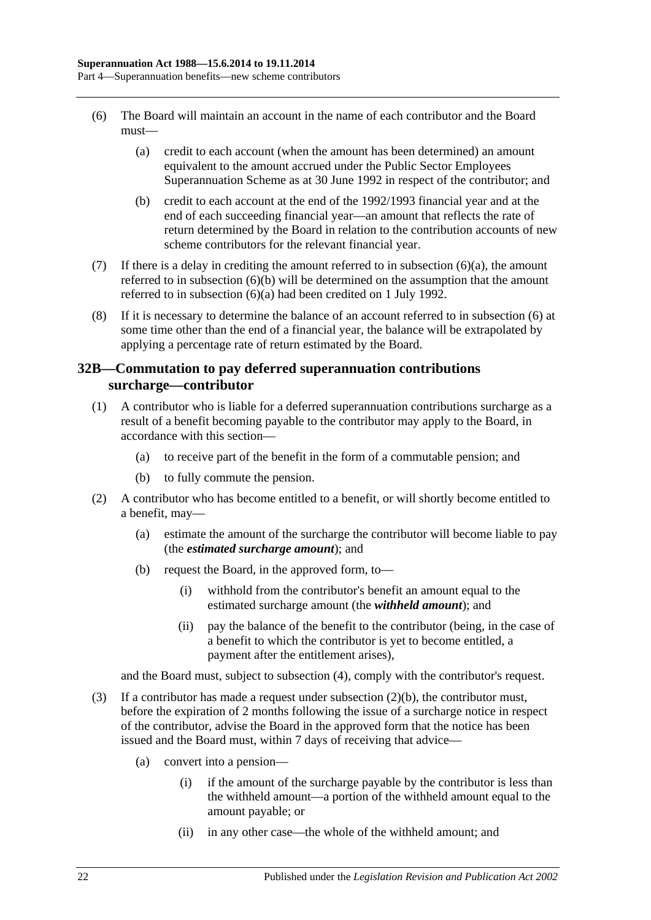(6) The Board will maintain an account in the name of each contributor and the Board must—

(a) credit to each account (when the amount has been determined) an amount equivalent to the amount accrued under the Public Sector Employees Superannuation Scheme as at 30 June 1992 in respect of the contributor; and

(b) credit to each account at the end of the 1992/1993 financial year and at the end of each succeeding financial year—an amount that reflects the rate of return determined by the Board in relation to the contribution accounts of new scheme contributors for the relevant financial year.

(7) If there is a delay in crediting the amount referred to in subsection (6)(a), the amount referred to in subsection (6)(b) will be determined on the assumption that the amount referred to in subsection (6)(a) had been credited on 1 July 1992.

(8) If it is necessary to determine the balance of an account referred to in subsection (6) at some time other than the end of a financial year, the balance will be extrapolated by applying a percentage rate of return estimated by the Board.

## 32B—Commutation to pay deferred superannuation contributions surcharge—contributor

(1) A contributor who is liable for a deferred superannuation contributions surcharge as a result of a benefit becoming payable to the contributor may apply to the Board, in accordance with this section—

(a) to receive part of the benefit in the form of a commutable pension; and

(b) to fully commute the pension.

(2) A contributor who has become entitled to a benefit, or will shortly become entitled to a benefit, may—

(a) estimate the amount of the surcharge the contributor will become liable to pay (the ***estimated surcharge amount***); and

(b) request the Board, in the approved form, to—

(i) withhold from the contributor's benefit an amount equal to the estimated surcharge amount (the ***withheld amount***); and

(ii) pay the balance of the benefit to the contributor (being, in the case of a benefit to which the contributor is yet to become entitled, a payment after the entitlement arises),

and the Board must, subject to subsection (4), comply with the contributor's request.

(3) If a contributor has made a request under subsection (2)(b), the contributor must, before the expiration of 2 months following the issue of a surcharge notice in respect of the contributor, advise the Board in the approved form that the notice has been issued and the Board must, within 7 days of receiving that advice—

(a) convert into a pension—

(i) if the amount of the surcharge payable by the contributor is less than the withheld amount—a portion of the withheld amount equal to the amount payable; or

(ii) in any other case—the whole of the withheld amount; and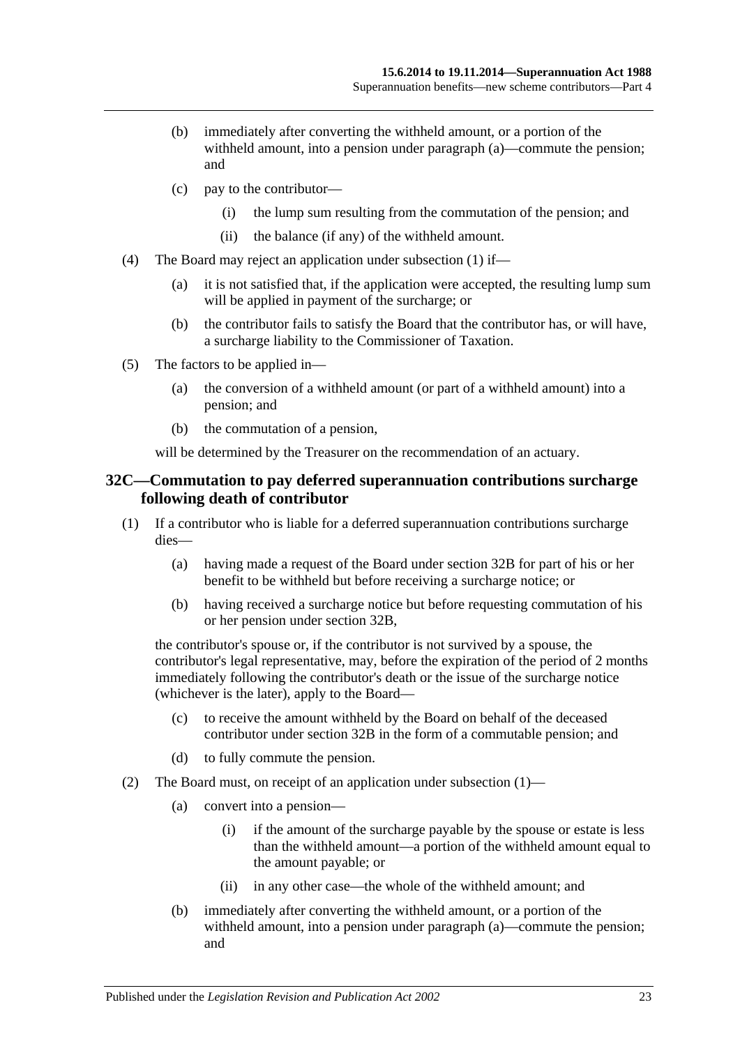(b) immediately after converting the withheld amount, or a portion of the withheld amount, into a pension under paragraph (a)—commute the pension; and

(c) pay to the contributor—

(i) the lump sum resulting from the commutation of the pension; and

(ii) the balance (if any) of the withheld amount.

(4) The Board may reject an application under subsection (1) if—

(a) it is not satisfied that, if the application were accepted, the resulting lump sum will be applied in payment of the surcharge; or

(b) the contributor fails to satisfy the Board that the contributor has, or will have, a surcharge liability to the Commissioner of Taxation.

(5) The factors to be applied in—

(a) the conversion of a withheld amount (or part of a withheld amount) into a pension; and

(b) the commutation of a pension,

will be determined by the Treasurer on the recommendation of an actuary.

## 32C—Commutation to pay deferred superannuation contributions surcharge following death of contributor

(1) If a contributor who is liable for a deferred superannuation contributions surcharge dies—

(a) having made a request of the Board under section 32B for part of his or her benefit to be withheld but before receiving a surcharge notice; or

(b) having received a surcharge notice but before requesting commutation of his or her pension under section 32B,

the contributor's spouse or, if the contributor is not survived by a spouse, the contributor's legal representative, may, before the expiration of the period of 2 months immediately following the contributor's death or the issue of the surcharge notice (whichever is the later), apply to the Board—

(c) to receive the amount withheld by the Board on behalf of the deceased contributor under section 32B in the form of a commutable pension; and

(d) to fully commute the pension.

(2) The Board must, on receipt of an application under subsection (1)—

(a) convert into a pension—

(i) if the amount of the surcharge payable by the spouse or estate is less than the withheld amount—a portion of the withheld amount equal to the amount payable; or

(ii) in any other case—the whole of the withheld amount; and

(b) immediately after converting the withheld amount, or a portion of the withheld amount, into a pension under paragraph (a)—commute the pension; and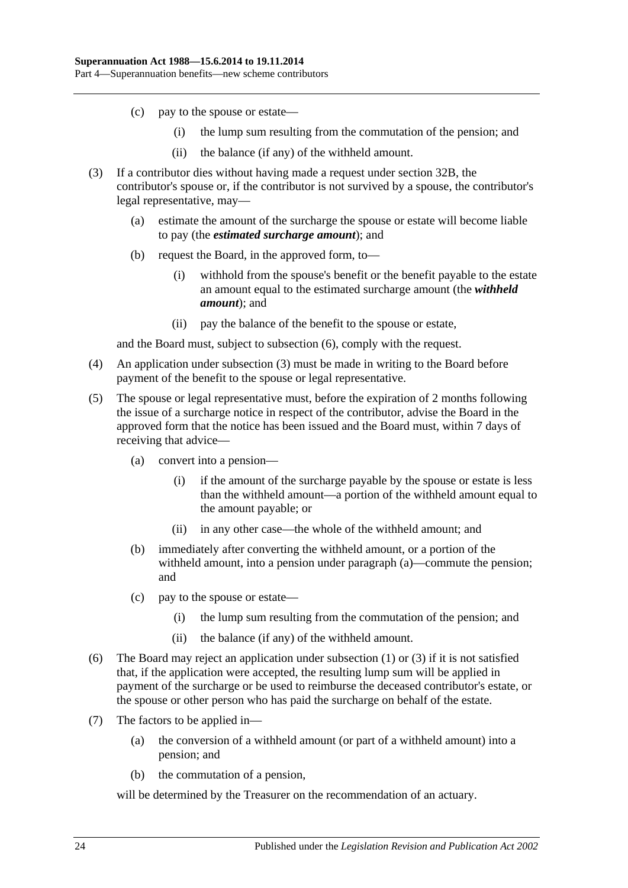(c) pay to the spouse or estate—

(i) the lump sum resulting from the commutation of the pension; and

(ii) the balance (if any) of the withheld amount.

(3) If a contributor dies without having made a request under section 32B, the contributor's spouse or, if the contributor is not survived by a spouse, the contributor's legal representative, may—

(a) estimate the amount of the surcharge the spouse or estate will become liable to pay (the ***estimated surcharge amount***); and

(b) request the Board, in the approved form, to—

(i) withhold from the spouse's benefit or the benefit payable to the estate an amount equal to the estimated surcharge amount (the ***withheld amount***); and

(ii) pay the balance of the benefit to the spouse or estate,

and the Board must, subject to subsection (6), comply with the request.

(4) An application under subsection (3) must be made in writing to the Board before payment of the benefit to the spouse or legal representative.

(5) The spouse or legal representative must, before the expiration of 2 months following the issue of a surcharge notice in respect of the contributor, advise the Board in the approved form that the notice has been issued and the Board must, within 7 days of receiving that advice—

(a) convert into a pension—

(i) if the amount of the surcharge payable by the spouse or estate is less than the withheld amount—a portion of the withheld amount equal to the amount payable; or

(ii) in any other case—the whole of the withheld amount; and

(b) immediately after converting the withheld amount, or a portion of the withheld amount, into a pension under paragraph (a)—commute the pension; and

(c) pay to the spouse or estate—

(i) the lump sum resulting from the commutation of the pension; and

(ii) the balance (if any) of the withheld amount.

(6) The Board may reject an application under subsection (1) or (3) if it is not satisfied that, if the application were accepted, the resulting lump sum will be applied in payment of the surcharge or be used to reimburse the deceased contributor's estate, or the spouse or other person who has paid the surcharge on behalf of the estate.

(7) The factors to be applied in—

(a) the conversion of a withheld amount (or part of a withheld amount) into a pension; and

(b) the commutation of a pension,

will be determined by the Treasurer on the recommendation of an actuary.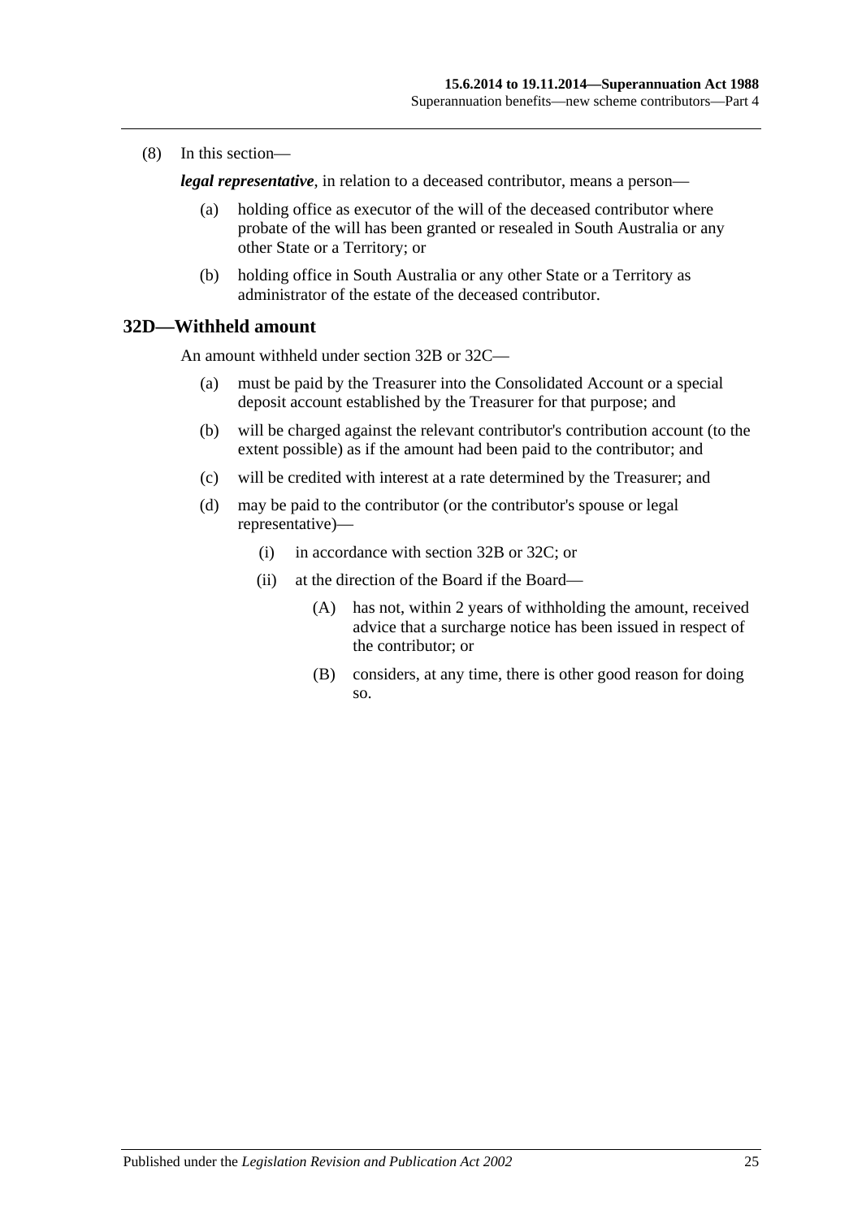(8) In this section—

***legal representative***, in relation to a deceased contributor, means a person—

(a) holding office as executor of the will of the deceased contributor where probate of the will has been granted or resealed in South Australia or any other State or a Territory; or

(b) holding office in South Australia or any other State or a Territory as administrator of the estate of the deceased contributor.

## 32D—Withheld amount

An amount withheld under section 32B or 32C—

(a) must be paid by the Treasurer into the Consolidated Account or a special deposit account established by the Treasurer for that purpose; and

(b) will be charged against the relevant contributor's contribution account (to the extent possible) as if the amount had been paid to the contributor; and

(c) will be credited with interest at a rate determined by the Treasurer; and

(d) may be paid to the contributor (or the contributor's spouse or legal representative)—

(i) in accordance with section 32B or 32C; or

(ii) at the direction of the Board if the Board—

(A) has not, within 2 years of withholding the amount, received advice that a surcharge notice has been issued in respect of the contributor; or

(B) considers, at any time, there is other good reason for doing so.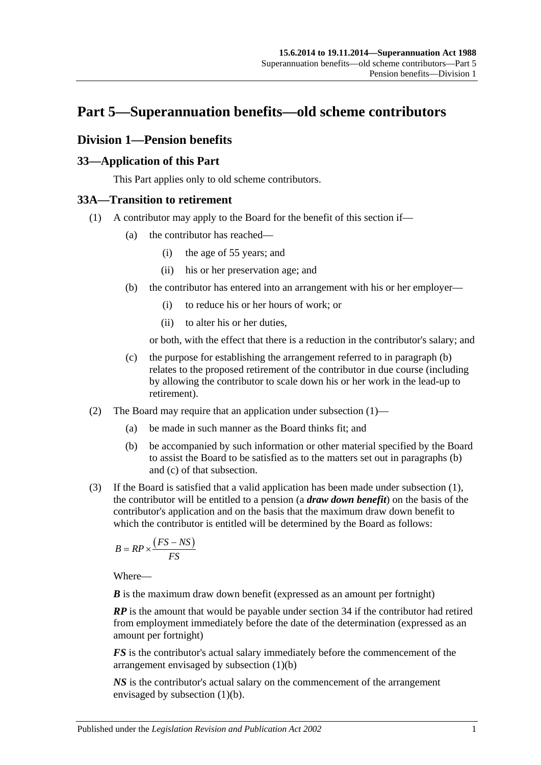# Part 5—Superannuation benefits—old scheme contributors

## Division 1—Pension benefits

### 33—Application of this Part

This Part applies only to old scheme contributors.

### 33A—Transition to retirement

(1) A contributor may apply to the Board for the benefit of this section if—

(a) the contributor has reached—

(i) the age of 55 years; and

(ii) his or her preservation age; and

(b) the contributor has entered into an arrangement with his or her employer—

(i) to reduce his or her hours of work; or

(ii) to alter his or her duties,

or both, with the effect that there is a reduction in the contributor's salary; and

(c) the purpose for establishing the arrangement referred to in paragraph (b) relates to the proposed retirement of the contributor in due course (including by allowing the contributor to scale down his or her work in the lead-up to retirement).

(2) The Board may require that an application under subsection (1)—

(a) be made in such manner as the Board thinks fit; and

(b) be accompanied by such information or other material specified by the Board to assist the Board to be satisfied as to the matters set out in paragraphs (b) and (c) of that subsection.

(3) If the Board is satisfied that a valid application has been made under subsection (1), the contributor will be entitled to a pension (a ***draw down benefit***) on the basis of the contributor's application and on the basis that the maximum draw down benefit to which the contributor is entitled will be determined by the Board as follows:

$$B = RP \times \frac{(FS - NS)}{FS}$$

Where—

***B*** is the maximum draw down benefit (expressed as an amount per fortnight)

***RP*** is the amount that would be payable under section 34 if the contributor had retired from employment immediately before the date of the determination (expressed as an amount per fortnight)

***FS*** is the contributor's actual salary immediately before the commencement of the arrangement envisaged by subsection (1)(b)

***NS*** is the contributor's actual salary on the commencement of the arrangement envisaged by subsection (1)(b).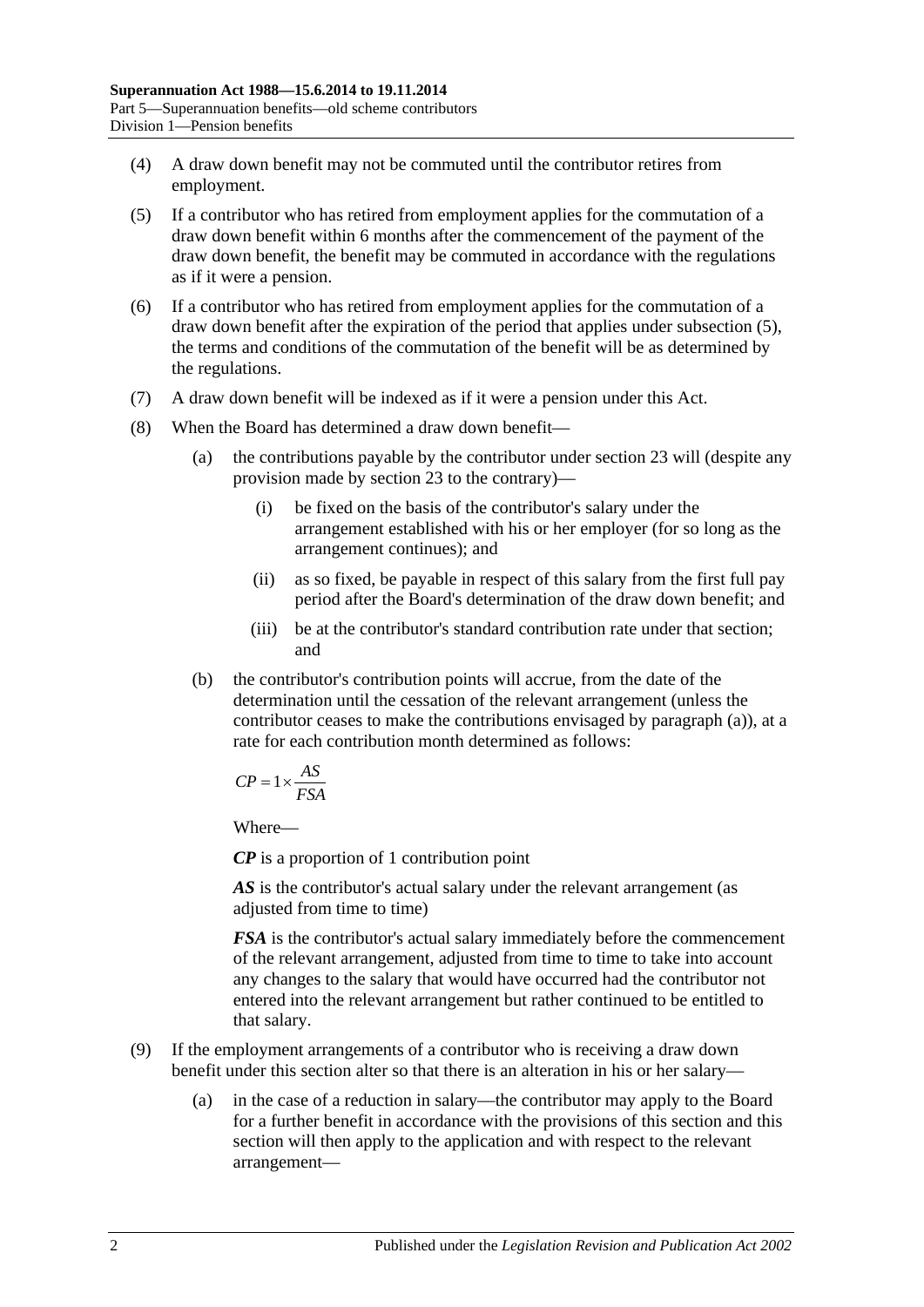(4) A draw down benefit may not be commuted until the contributor retires from employment.

(5) If a contributor who has retired from employment applies for the commutation of a draw down benefit within 6 months after the commencement of the payment of the draw down benefit, the benefit may be commuted in accordance with the regulations as if it were a pension.

(6) If a contributor who has retired from employment applies for the commutation of a draw down benefit after the expiration of the period that applies under subsection (5), the terms and conditions of the commutation of the benefit will be as determined by the regulations.

(7) A draw down benefit will be indexed as if it were a pension under this Act.

(8) When the Board has determined a draw down benefit—

   (a) the contributions payable by the contributor under section 23 will (despite any provision made by section 23 to the contrary)—

      (i) be fixed on the basis of the contributor's salary under the arrangement established with his or her employer (for so long as the arrangement continues); and

      (ii) as so fixed, be payable in respect of this salary from the first full pay period after the Board's determination of the draw down benefit; and

      (iii) be at the contributor's standard contribution rate under that section; and

   (b) the contributor's contribution points will accrue, from the date of the determination until the cessation of the relevant arrangement (unless the contributor ceases to make the contributions envisaged by paragraph (a)), at a rate for each contribution month determined as follows:

$$CP = 1 \times \frac{AS}{FSA}$$

   Where—

   ***CP*** is a proportion of 1 contribution point

   ***AS*** is the contributor's actual salary under the relevant arrangement (as adjusted from time to time)

   ***FSA*** is the contributor's actual salary immediately before the commencement of the relevant arrangement, adjusted from time to time to take into account any changes to the salary that would have occurred had the contributor not entered into the relevant arrangement but rather continued to be entitled to that salary.

(9) If the employment arrangements of a contributor who is receiving a draw down benefit under this section alter so that there is an alteration in his or her salary—

   (a) in the case of a reduction in salary—the contributor may apply to the Board for a further benefit in accordance with the provisions of this section and this section will then apply to the application and with respect to the relevant arrangement—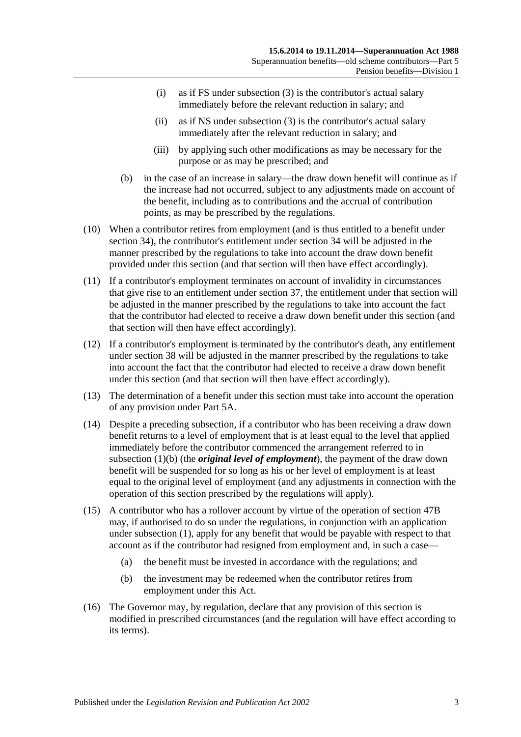(i) as if FS under subsection (3) is the contributor's actual salary immediately before the relevant reduction in salary; and

(ii) as if NS under subsection (3) is the contributor's actual salary immediately after the relevant reduction in salary; and

(iii) by applying such other modifications as may be necessary for the purpose or as may be prescribed; and

(b) in the case of an increase in salary—the draw down benefit will continue as if the increase had not occurred, subject to any adjustments made on account of the benefit, including as to contributions and the accrual of contribution points, as may be prescribed by the regulations.

(10) When a contributor retires from employment (and is thus entitled to a benefit under section 34), the contributor's entitlement under section 34 will be adjusted in the manner prescribed by the regulations to take into account the draw down benefit provided under this section (and that section will then have effect accordingly).

(11) If a contributor's employment terminates on account of invalidity in circumstances that give rise to an entitlement under section 37, the entitlement under that section will be adjusted in the manner prescribed by the regulations to take into account the fact that the contributor had elected to receive a draw down benefit under this section (and that section will then have effect accordingly).

(12) If a contributor's employment is terminated by the contributor's death, any entitlement under section 38 will be adjusted in the manner prescribed by the regulations to take into account the fact that the contributor had elected to receive a draw down benefit under this section (and that section will then have effect accordingly).

(13) The determination of a benefit under this section must take into account the operation of any provision under Part 5A.

(14) Despite a preceding subsection, if a contributor who has been receiving a draw down benefit returns to a level of employment that is at least equal to the level that applied immediately before the contributor commenced the arrangement referred to in subsection (1)(b) (the ***original level of employment***), the payment of the draw down benefit will be suspended for so long as his or her level of employment is at least equal to the original level of employment (and any adjustments in connection with the operation of this section prescribed by the regulations will apply).

(15) A contributor who has a rollover account by virtue of the operation of section 47B may, if authorised to do so under the regulations, in conjunction with an application under subsection (1), apply for any benefit that would be payable with respect to that account as if the contributor had resigned from employment and, in such a case—

(a) the benefit must be invested in accordance with the regulations; and

(b) the investment may be redeemed when the contributor retires from employment under this Act.

(16) The Governor may, by regulation, declare that any provision of this section is modified in prescribed circumstances (and the regulation will have effect according to its terms).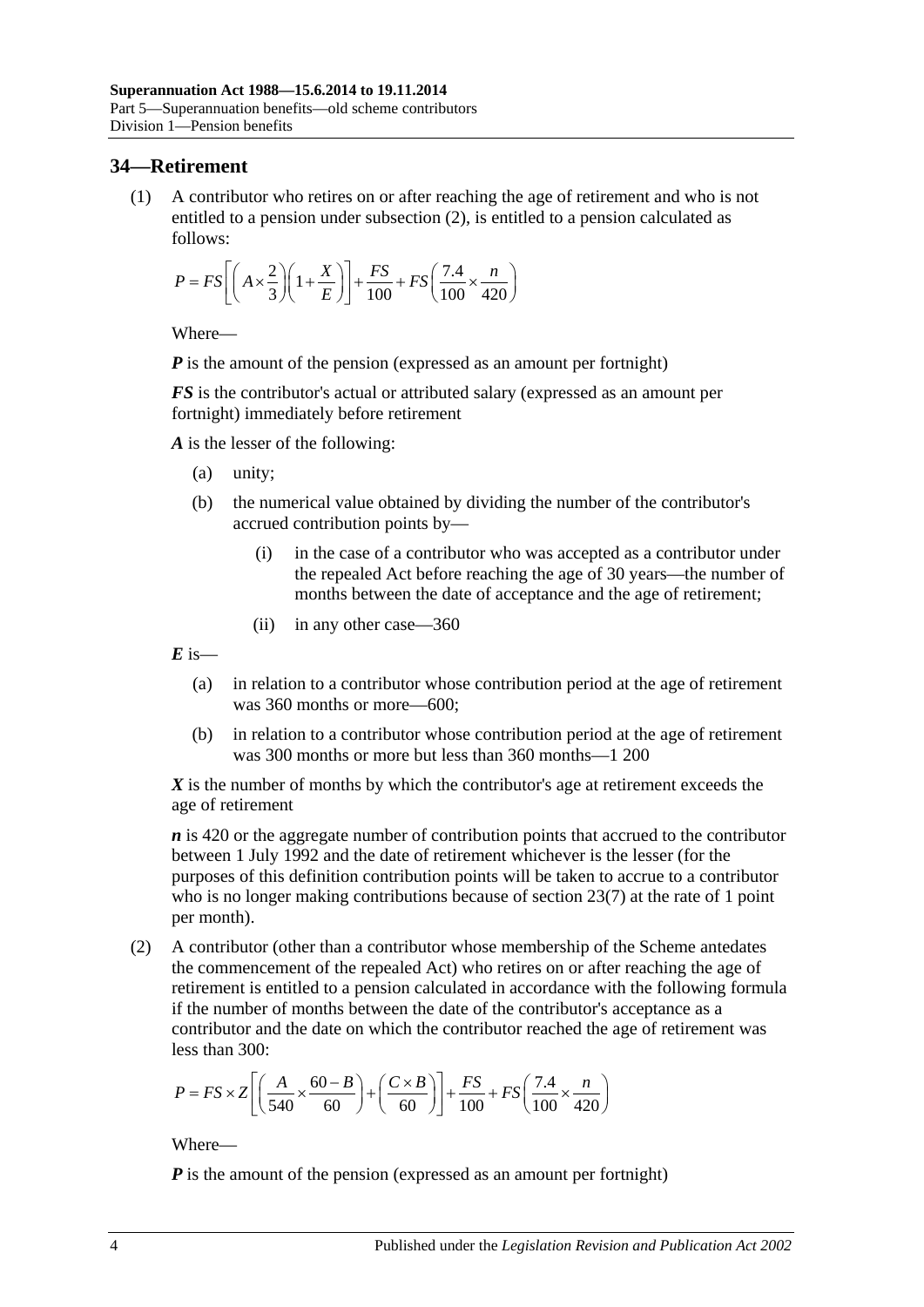## 34—Retirement

(1) A contributor who retires on or after reaching the age of retirement and who is not entitled to a pension under subsection (2), is entitled to a pension calculated as follows:

$$P = FS\left[\left(A \times \frac{2}{3}\right)\left(1 + \frac{X}{E}\right)\right] + \frac{FS}{100} + FS\left(\frac{7.4}{100} \times \frac{n}{420}\right)$$

Where—

***P*** is the amount of the pension (expressed as an amount per fortnight)

***FS*** is the contributor's actual or attributed salary (expressed as an amount per fortnight) immediately before retirement

***A*** is the lesser of the following:

(a) unity;

(b) the numerical value obtained by dividing the number of the contributor's accrued contribution points by—

(i) in the case of a contributor who was accepted as a contributor under the repealed Act before reaching the age of 30 years—the number of months between the date of acceptance and the age of retirement;

(ii) in any other case—360

***E*** is—

(a) in relation to a contributor whose contribution period at the age of retirement was 360 months or more—600;

(b) in relation to a contributor whose contribution period at the age of retirement was 300 months or more but less than 360 months—1 200

***X*** is the number of months by which the contributor's age at retirement exceeds the age of retirement

***n*** is 420 or the aggregate number of contribution points that accrued to the contributor between 1 July 1992 and the date of retirement whichever is the lesser (for the purposes of this definition contribution points will be taken to accrue to a contributor who is no longer making contributions because of section 23(7) at the rate of 1 point per month).

(2) A contributor (other than a contributor whose membership of the Scheme antedates the commencement of the repealed Act) who retires on or after reaching the age of retirement is entitled to a pension calculated in accordance with the following formula if the number of months between the date of the contributor's acceptance as a contributor and the date on which the contributor reached the age of retirement was less than 300:

$$P = FS \times Z\left[\left(\frac{A}{540} \times \frac{60 - B}{60}\right) + \left(\frac{C \times B}{60}\right)\right] + \frac{FS}{100} + FS\left(\frac{7.4}{100} \times \frac{n}{420}\right)$$

Where—

***P*** is the amount of the pension (expressed as an amount per fortnight)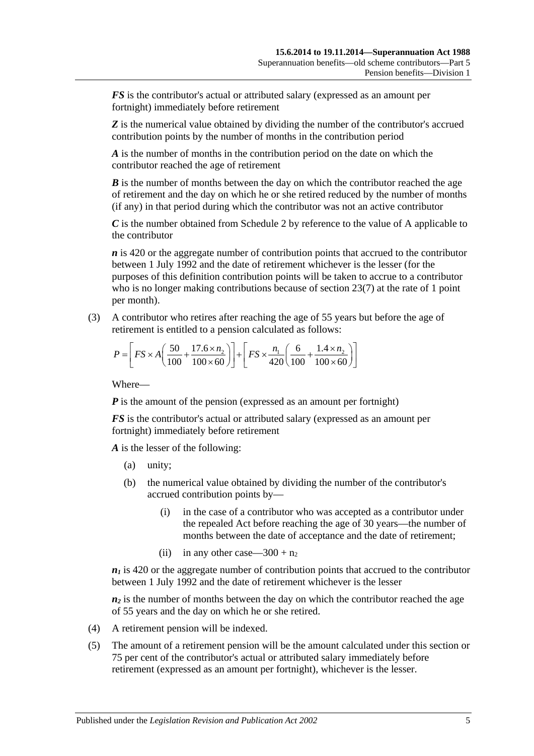***FS*** is the contributor's actual or attributed salary (expressed as an amount per fortnight) immediately before retirement

***Z*** is the numerical value obtained by dividing the number of the contributor's accrued contribution points by the number of months in the contribution period

***A*** is the number of months in the contribution period on the date on which the contributor reached the age of retirement

***B*** is the number of months between the day on which the contributor reached the age of retirement and the day on which he or she retired reduced by the number of months (if any) in that period during which the contributor was not an active contributor

***C*** is the number obtained from Schedule 2 by reference to the value of A applicable to the contributor

***n*** is 420 or the aggregate number of contribution points that accrued to the contributor between 1 July 1992 and the date of retirement whichever is the lesser (for the purposes of this definition contribution points will be taken to accrue to a contributor who is no longer making contributions because of section 23(7) at the rate of 1 point per month).

(3) A contributor who retires after reaching the age of 55 years but before the age of retirement is entitled to a pension calculated as follows:

$$P = \left[ FS \times A\left(\frac{50}{100} + \frac{17.6 \times n_2}{100 \times 60}\right)\right] + \left[ FS \times \frac{n_1}{420}\left(\frac{6}{100} + \frac{1.4 \times n_2}{100 \times 60}\right)\right]$$

Where—

***P*** is the amount of the pension (expressed as an amount per fortnight)

***FS*** is the contributor's actual or attributed salary (expressed as an amount per fortnight) immediately before retirement

***A*** is the lesser of the following:

(a) unity;

(b) the numerical value obtained by dividing the number of the contributor's accrued contribution points by—

(i) in the case of a contributor who was accepted as a contributor under the repealed Act before reaching the age of 30 years—the number of months between the date of acceptance and the date of retirement;

(ii) in any other case—$300 + n_2$

$n_1$ is 420 or the aggregate number of contribution points that accrued to the contributor between 1 July 1992 and the date of retirement whichever is the lesser

$n_2$ is the number of months between the day on which the contributor reached the age of 55 years and the day on which he or she retired.

(4) A retirement pension will be indexed.

(5) The amount of a retirement pension will be the amount calculated under this section or 75 per cent of the contributor's actual or attributed salary immediately before retirement (expressed as an amount per fortnight), whichever is the lesser.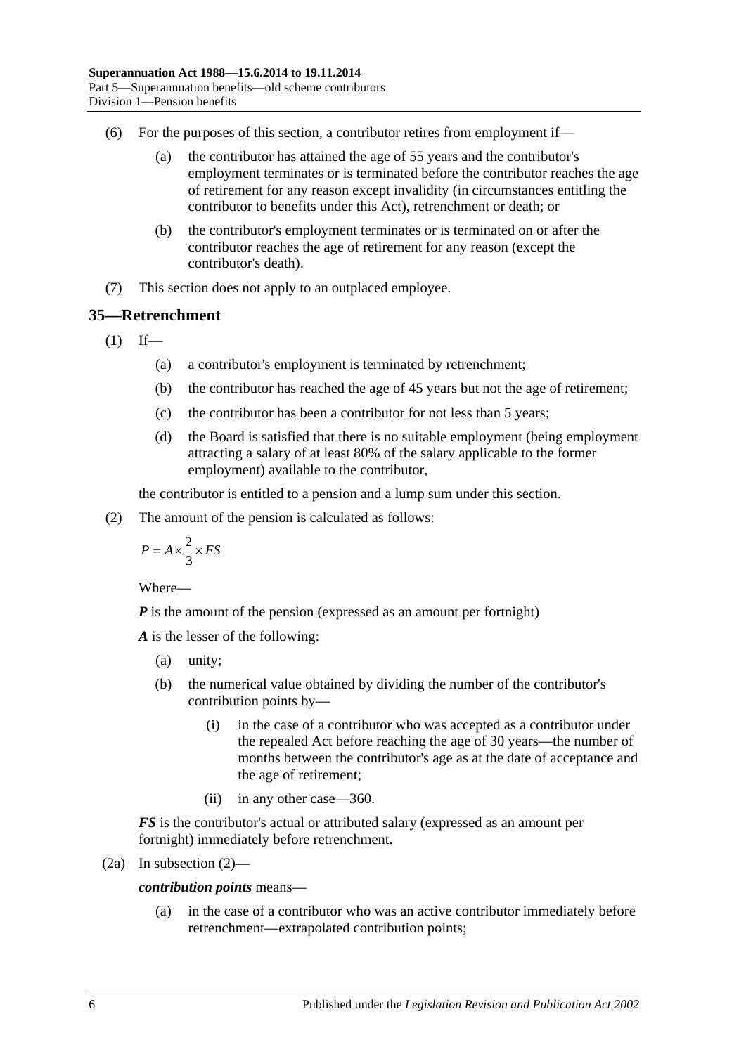(6) For the purposes of this section, a contributor retires from employment if—

(a) the contributor has attained the age of 55 years and the contributor's employment terminates or is terminated before the contributor reaches the age of retirement for any reason except invalidity (in circumstances entitling the contributor to benefits under this Act), retrenchment or death; or

(b) the contributor's employment terminates or is terminated on or after the contributor reaches the age of retirement for any reason (except the contributor's death).

(7) This section does not apply to an outplaced employee.

## 35—Retrenchment

(1) If—

(a) a contributor's employment is terminated by retrenchment;

(b) the contributor has reached the age of 45 years but not the age of retirement;

(c) the contributor has been a contributor for not less than 5 years;

(d) the Board is satisfied that there is no suitable employment (being employment attracting a salary of at least 80% of the salary applicable to the former employment) available to the contributor,

the contributor is entitled to a pension and a lump sum under this section.

(2) The amount of the pension is calculated as follows:

$$P = A \times \frac{2}{3} \times FS$$

Where—

***P*** is the amount of the pension (expressed as an amount per fortnight)

***A*** is the lesser of the following:

(a) unity;

(b) the numerical value obtained by dividing the number of the contributor's contribution points by—

(i) in the case of a contributor who was accepted as a contributor under the repealed Act before reaching the age of 30 years—the number of months between the contributor's age as at the date of acceptance and the age of retirement;

(ii) in any other case—360.

***FS*** is the contributor's actual or attributed salary (expressed as an amount per fortnight) immediately before retrenchment.

(2a) In subsection (2)—

***contribution points*** means—

(a) in the case of a contributor who was an active contributor immediately before retrenchment—extrapolated contribution points;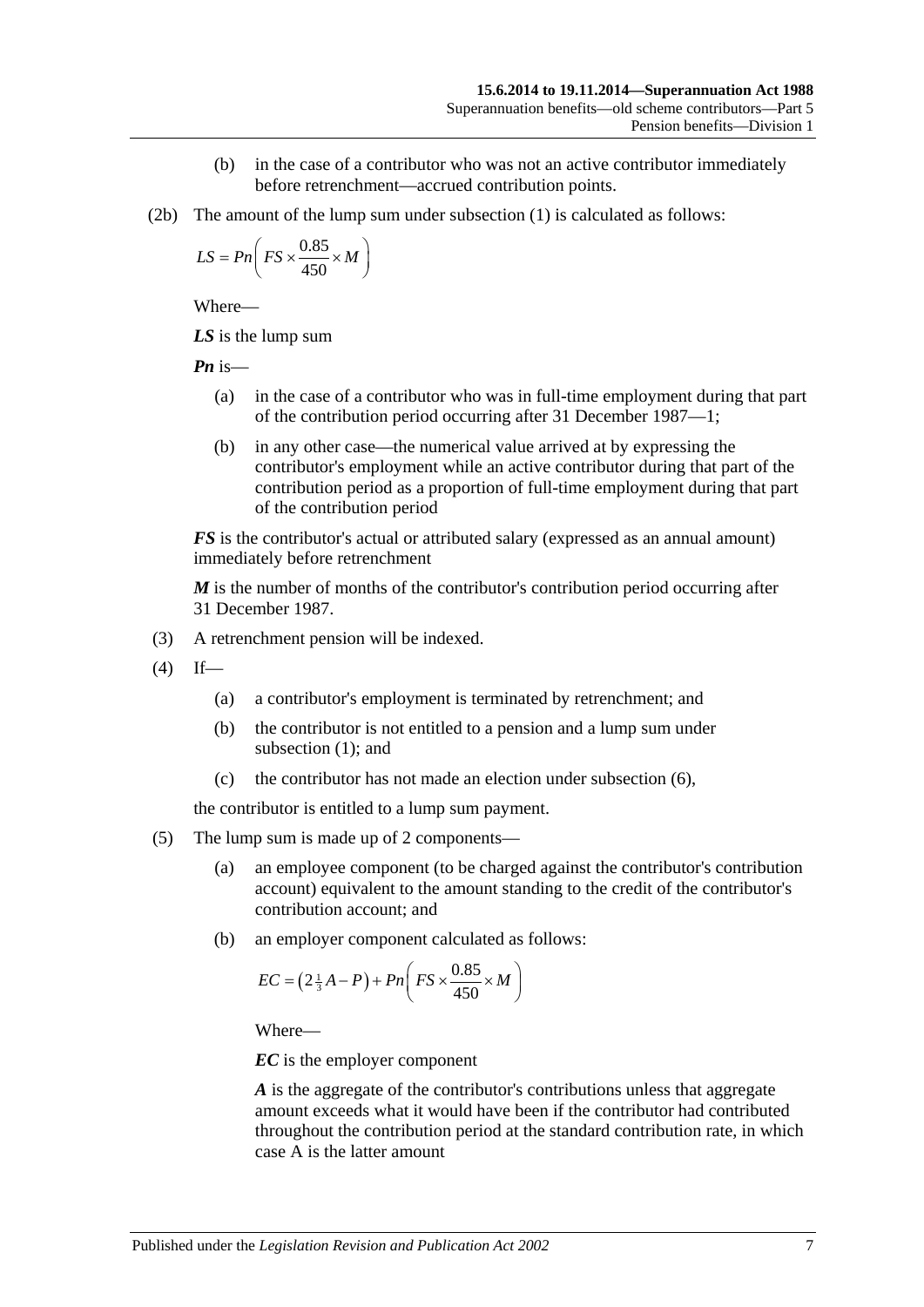(b) in the case of a contributor who was not an active contributor immediately before retrenchment—accrued contribution points.

(2b) The amount of the lump sum under subsection (1) is calculated as follows:

$$LS = Pn\left(FS \times \frac{0.85}{450} \times M\right)$$

Where—

***LS*** is the lump sum

***Pn*** is—

(a) in the case of a contributor who was in full-time employment during that part of the contribution period occurring after 31 December 1987—1;

(b) in any other case—the numerical value arrived at by expressing the contributor's employment while an active contributor during that part of the contribution period as a proportion of full-time employment during that part of the contribution period

***FS*** is the contributor's actual or attributed salary (expressed as an annual amount) immediately before retrenchment

***M*** is the number of months of the contributor's contribution period occurring after 31 December 1987.

(3) A retrenchment pension will be indexed.

(4) If—

(a) a contributor's employment is terminated by retrenchment; and

(b) the contributor is not entitled to a pension and a lump sum under subsection (1); and

(c) the contributor has not made an election under subsection (6),

the contributor is entitled to a lump sum payment.

(5) The lump sum is made up of 2 components—

(a) an employee component (to be charged against the contributor's contribution account) equivalent to the amount standing to the credit of the contributor's contribution account; and

(b) an employer component calculated as follows:

$$EC = \left(2\tfrac{1}{3}A - P\right) + Pn\left(FS \times \frac{0.85}{450} \times M\right)$$

Where—

***EC*** is the employer component

***A*** is the aggregate of the contributor's contributions unless that aggregate amount exceeds what it would have been if the contributor had contributed throughout the contribution period at the standard contribution rate, in which case A is the latter amount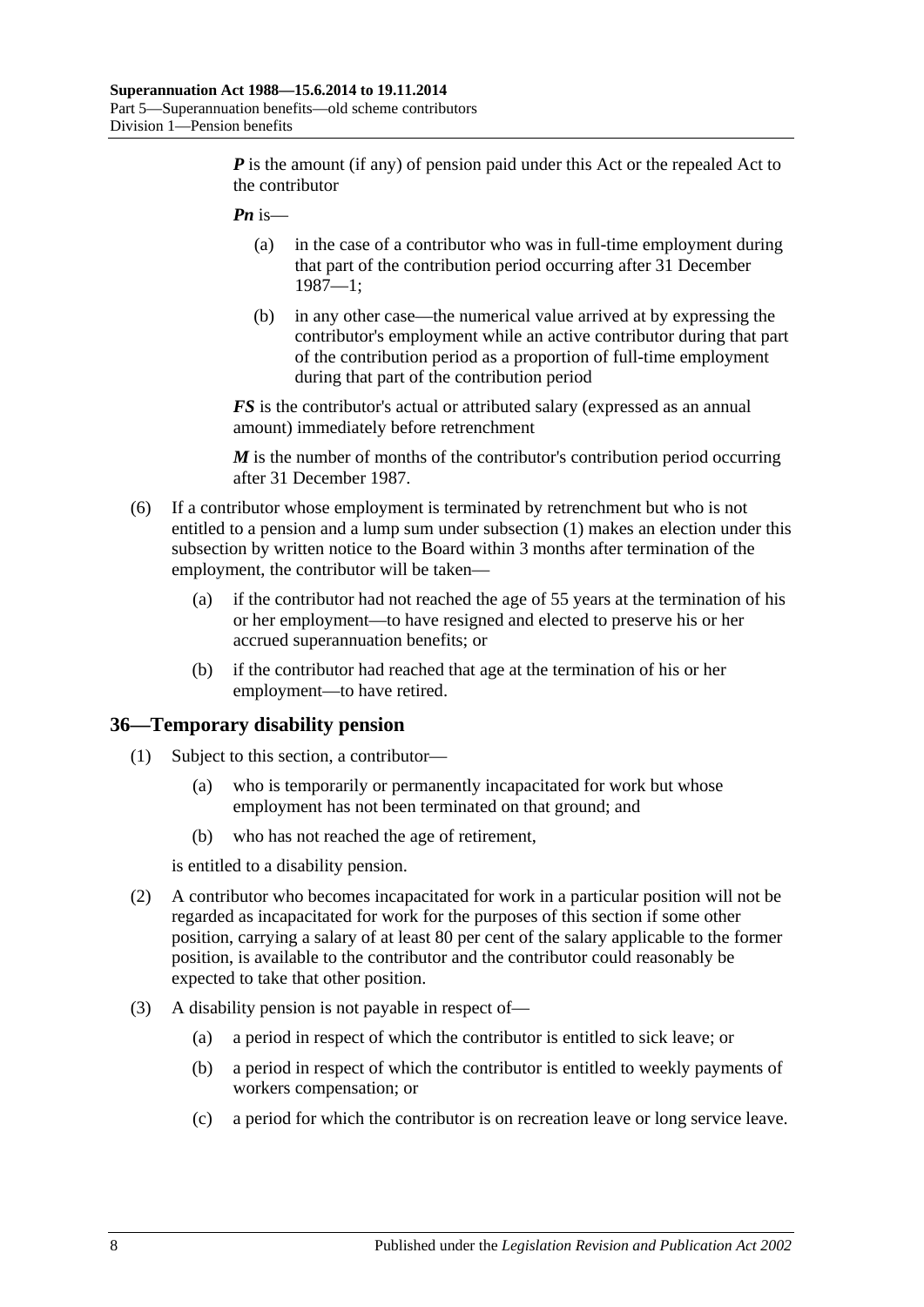***P*** is the amount (if any) of pension paid under this Act or the repealed Act to the contributor

***Pn*** is—

- (a) in the case of a contributor who was in full-time employment during that part of the contribution period occurring after 31 December 1987—1;
- (b) in any other case—the numerical value arrived at by expressing the contributor's employment while an active contributor during that part of the contribution period as a proportion of full-time employment during that part of the contribution period

***FS*** is the contributor's actual or attributed salary (expressed as an annual amount) immediately before retrenchment

***M*** is the number of months of the contributor's contribution period occurring after 31 December 1987.

- (6) If a contributor whose employment is terminated by retrenchment but who is not entitled to a pension and a lump sum under subsection (1) makes an election under this subsection by written notice to the Board within 3 months after termination of the employment, the contributor will be taken—
  - (a) if the contributor had not reached the age of 55 years at the termination of his or her employment—to have resigned and elected to preserve his or her accrued superannuation benefits; or
  - (b) if the contributor had reached that age at the termination of his or her employment—to have retired.

## 36—Temporary disability pension

- (1) Subject to this section, a contributor—
  - (a) who is temporarily or permanently incapacitated for work but whose employment has not been terminated on that ground; and
  - (b) who has not reached the age of retirement,

  is entitled to a disability pension.
- (2) A contributor who becomes incapacitated for work in a particular position will not be regarded as incapacitated for work for the purposes of this section if some other position, carrying a salary of at least 80 per cent of the salary applicable to the former position, is available to the contributor and the contributor could reasonably be expected to take that other position.
- (3) A disability pension is not payable in respect of—
  - (a) a period in respect of which the contributor is entitled to sick leave; or
  - (b) a period in respect of which the contributor is entitled to weekly payments of workers compensation; or
  - (c) a period for which the contributor is on recreation leave or long service leave.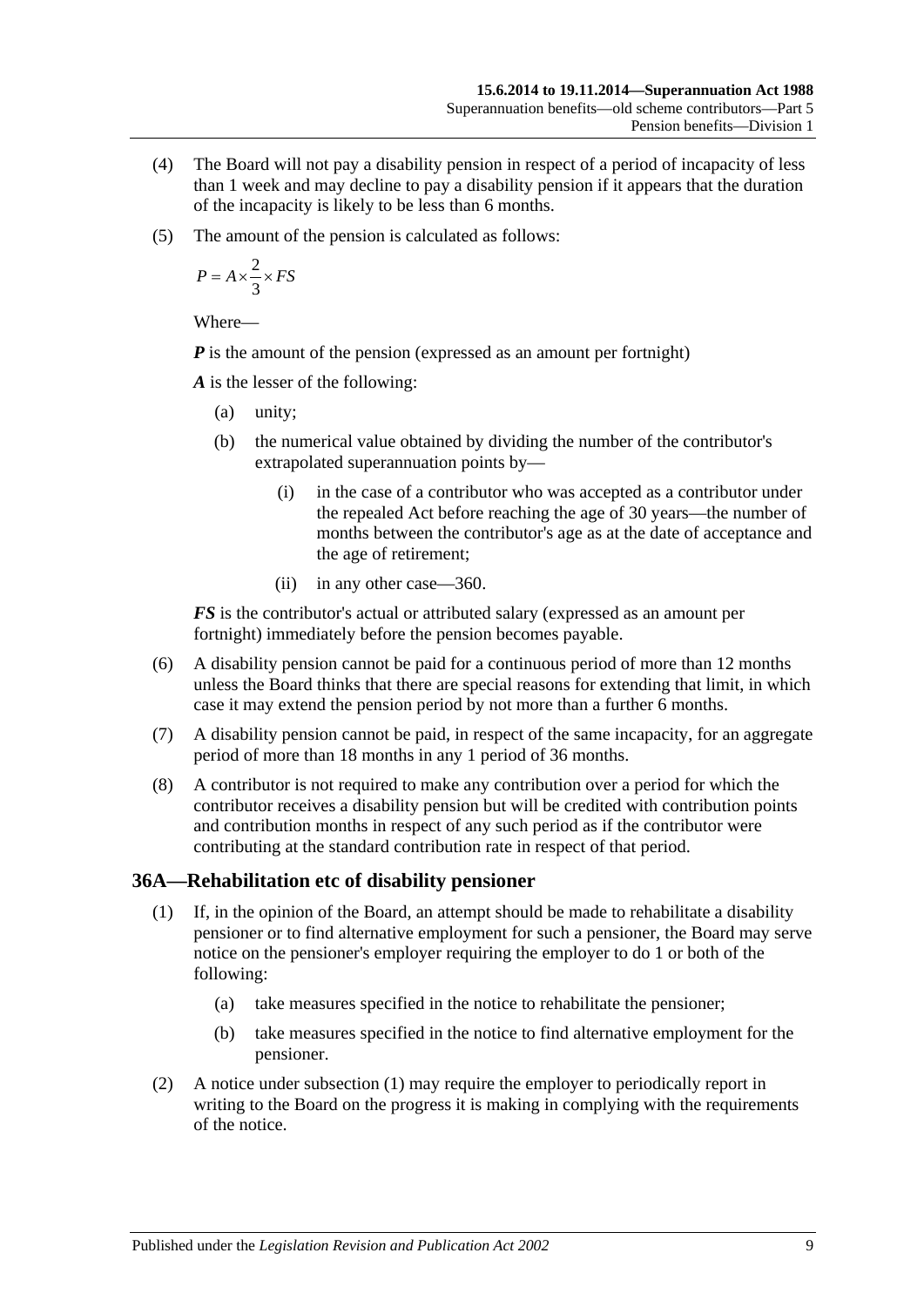(4) The Board will not pay a disability pension in respect of a period of incapacity of less than 1 week and may decline to pay a disability pension if it appears that the duration of the incapacity is likely to be less than 6 months.

(5) The amount of the pension is calculated as follows:

$$P = A \times \frac{2}{3} \times FS$$

Where—

***P*** is the amount of the pension (expressed as an amount per fortnight)

***A*** is the lesser of the following:

- (a) unity;
- (b) the numerical value obtained by dividing the number of the contributor's extrapolated superannuation points by—
  - (i) in the case of a contributor who was accepted as a contributor under the repealed Act before reaching the age of 30 years—the number of months between the contributor's age as at the date of acceptance and the age of retirement;
  - (ii) in any other case—360.

***FS*** is the contributor's actual or attributed salary (expressed as an amount per fortnight) immediately before the pension becomes payable.

(6) A disability pension cannot be paid for a continuous period of more than 12 months unless the Board thinks that there are special reasons for extending that limit, in which case it may extend the pension period by not more than a further 6 months.

(7) A disability pension cannot be paid, in respect of the same incapacity, for an aggregate period of more than 18 months in any 1 period of 36 months.

(8) A contributor is not required to make any contribution over a period for which the contributor receives a disability pension but will be credited with contribution points and contribution months in respect of any such period as if the contributor were contributing at the standard contribution rate in respect of that period.

## 36A—Rehabilitation etc of disability pensioner

(1) If, in the opinion of the Board, an attempt should be made to rehabilitate a disability pensioner or to find alternative employment for such a pensioner, the Board may serve notice on the pensioner's employer requiring the employer to do 1 or both of the following:

- (a) take measures specified in the notice to rehabilitate the pensioner;
- (b) take measures specified in the notice to find alternative employment for the pensioner.

(2) A notice under subsection (1) may require the employer to periodically report in writing to the Board on the progress it is making in complying with the requirements of the notice.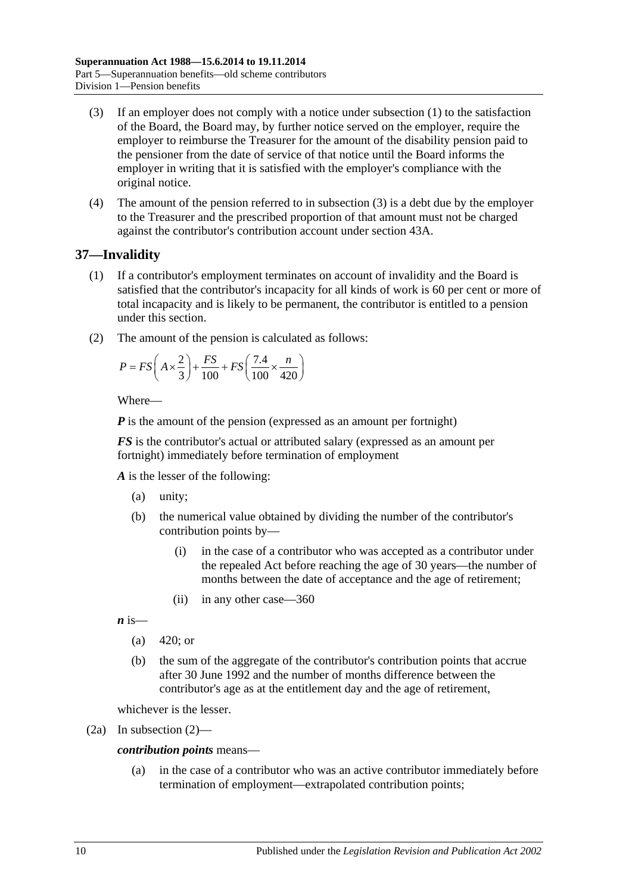(3) If an employer does not comply with a notice under subsection (1) to the satisfaction of the Board, the Board may, by further notice served on the employer, require the employer to reimburse the Treasurer for the amount of the disability pension paid to the pensioner from the date of service of that notice until the Board informs the employer in writing that it is satisfied with the employer's compliance with the original notice.

(4) The amount of the pension referred to in subsection (3) is a debt due by the employer to the Treasurer and the prescribed proportion of that amount must not be charged against the contributor's contribution account under section 43A.

## 37—Invalidity

(1) If a contributor's employment terminates on account of invalidity and the Board is satisfied that the contributor's incapacity for all kinds of work is 60 per cent or more of total incapacity and is likely to be permanent, the contributor is entitled to a pension under this section.

(2) The amount of the pension is calculated as follows:

$$P = FS\left(A \times \frac{2}{3}\right) + \frac{FS}{100} + FS\left(\frac{7.4}{100} \times \frac{n}{420}\right)$$

Where—

***P*** is the amount of the pension (expressed as an amount per fortnight)

***FS*** is the contributor's actual or attributed salary (expressed as an amount per fortnight) immediately before termination of employment

***A*** is the lesser of the following:

(a) unity;

(b) the numerical value obtained by dividing the number of the contributor's contribution points by—

(i) in the case of a contributor who was accepted as a contributor under the repealed Act before reaching the age of 30 years—the number of months between the date of acceptance and the age of retirement;

(ii) in any other case—360

***n*** is—

(a) 420; or

(b) the sum of the aggregate of the contributor's contribution points that accrue after 30 June 1992 and the number of months difference between the contributor's age as at the entitlement day and the age of retirement,

whichever is the lesser.

(2a) In subsection (2)—

***contribution points*** means—

(a) in the case of a contributor who was an active contributor immediately before termination of employment—extrapolated contribution points;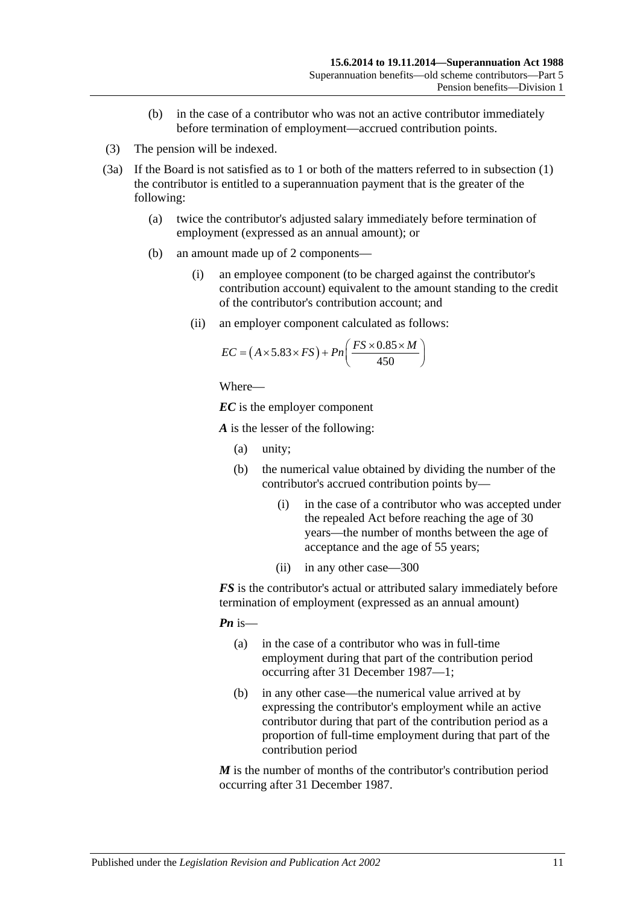(b) in the case of a contributor who was not an active contributor immediately before termination of employment—accrued contribution points.

(3) The pension will be indexed.

(3a) If the Board is not satisfied as to 1 or both of the matters referred to in subsection (1) the contributor is entitled to a superannuation payment that is the greater of the following:

(a) twice the contributor's adjusted salary immediately before termination of employment (expressed as an annual amount); or

(b) an amount made up of 2 components—

(i) an employee component (to be charged against the contributor's contribution account) equivalent to the amount standing to the credit of the contributor's contribution account; and

(ii) an employer component calculated as follows:

$$EC = \left(A \times 5.83 \times FS\right) + Pn\left(\frac{FS \times 0.85 \times M}{450}\right)$$

Where—

***EC*** is the employer component

***A*** is the lesser of the following:

(a) unity;

(b) the numerical value obtained by dividing the number of the contributor's accrued contribution points by—

(i) in the case of a contributor who was accepted under the repealed Act before reaching the age of 30 years—the number of months between the age of acceptance and the age of 55 years;

(ii) in any other case—300

***FS*** is the contributor's actual or attributed salary immediately before termination of employment (expressed as an annual amount)

***Pn*** is—

(a) in the case of a contributor who was in full-time employment during that part of the contribution period occurring after 31 December 1987—1;

(b) in any other case—the numerical value arrived at by expressing the contributor's employment while an active contributor during that part of the contribution period as a proportion of full-time employment during that part of the contribution period

***M*** is the number of months of the contributor's contribution period occurring after 31 December 1987.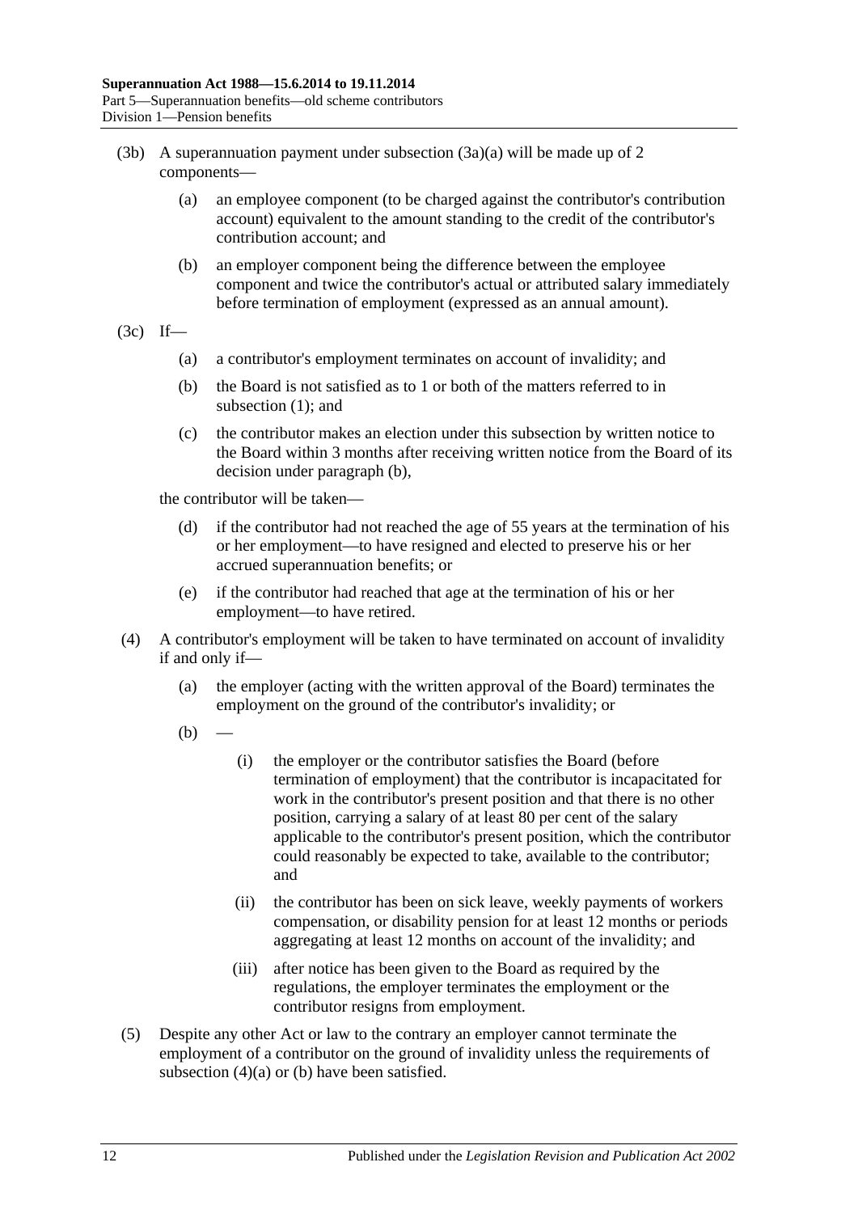(3b) A superannuation payment under subsection (3a)(a) will be made up of 2 components—

(a) an employee component (to be charged against the contributor's contribution account) equivalent to the amount standing to the credit of the contributor's contribution account; and

(b) an employer component being the difference between the employee component and twice the contributor's actual or attributed salary immediately before termination of employment (expressed as an annual amount).

(3c) If—

(a) a contributor's employment terminates on account of invalidity; and

(b) the Board is not satisfied as to 1 or both of the matters referred to in subsection (1); and

(c) the contributor makes an election under this subsection by written notice to the Board within 3 months after receiving written notice from the Board of its decision under paragraph (b),

the contributor will be taken—

(d) if the contributor had not reached the age of 55 years at the termination of his or her employment—to have resigned and elected to preserve his or her accrued superannuation benefits; or

(e) if the contributor had reached that age at the termination of his or her employment—to have retired.

(4) A contributor's employment will be taken to have terminated on account of invalidity if and only if—

(a) the employer (acting with the written approval of the Board) terminates the employment on the ground of the contributor's invalidity; or

(b) —

(i) the employer or the contributor satisfies the Board (before termination of employment) that the contributor is incapacitated for work in the contributor's present position and that there is no other position, carrying a salary of at least 80 per cent of the salary applicable to the contributor's present position, which the contributor could reasonably be expected to take, available to the contributor; and

(ii) the contributor has been on sick leave, weekly payments of workers compensation, or disability pension for at least 12 months or periods aggregating at least 12 months on account of the invalidity; and

(iii) after notice has been given to the Board as required by the regulations, the employer terminates the employment or the contributor resigns from employment.

(5) Despite any other Act or law to the contrary an employer cannot terminate the employment of a contributor on the ground of invalidity unless the requirements of subsection (4)(a) or (b) have been satisfied.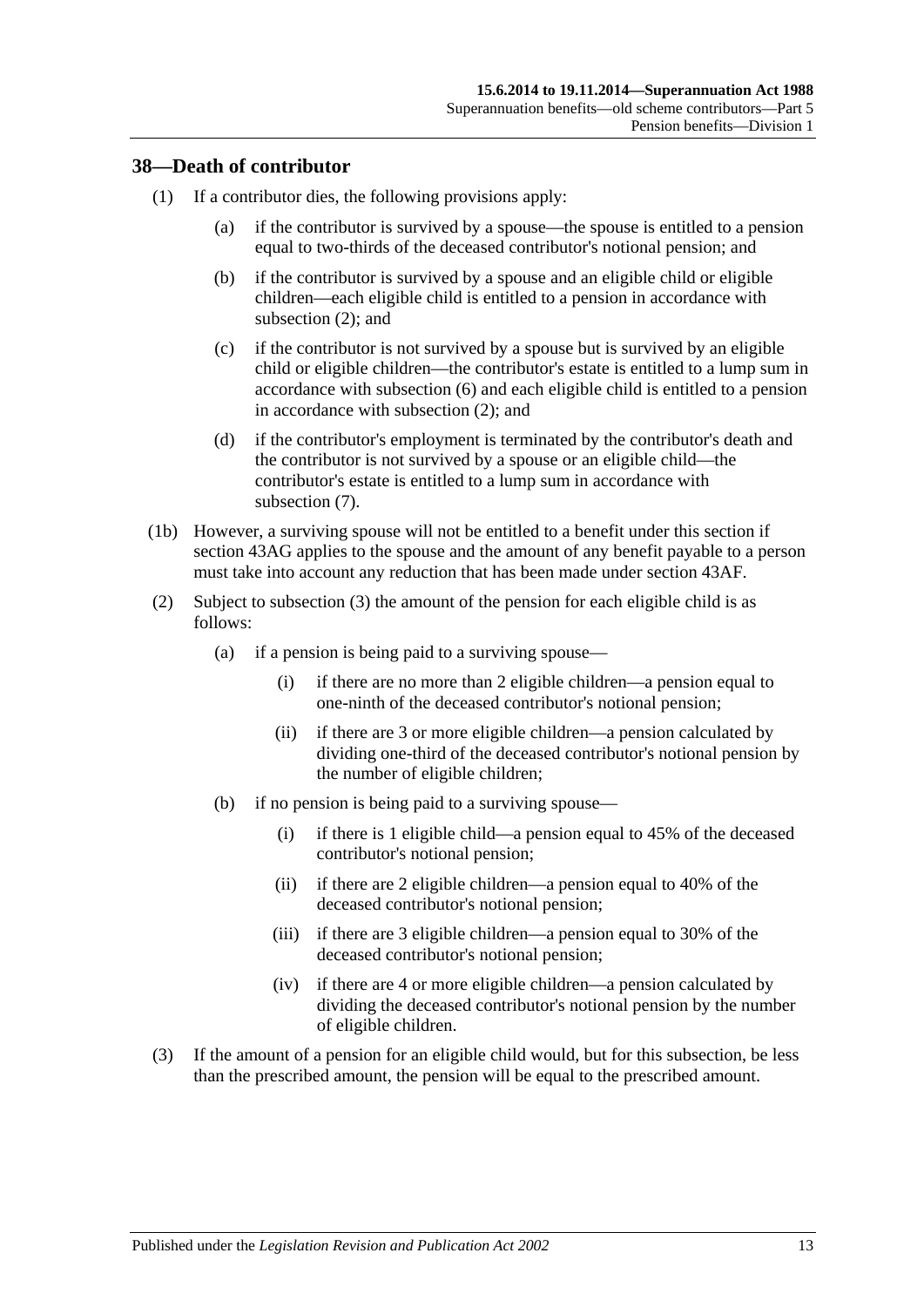## 38—Death of contributor

(1) If a contributor dies, the following provisions apply:

(a) if the contributor is survived by a spouse—the spouse is entitled to a pension equal to two-thirds of the deceased contributor's notional pension; and

(b) if the contributor is survived by a spouse and an eligible child or eligible children—each eligible child is entitled to a pension in accordance with subsection (2); and

(c) if the contributor is not survived by a spouse but is survived by an eligible child or eligible children—the contributor's estate is entitled to a lump sum in accordance with subsection (6) and each eligible child is entitled to a pension in accordance with subsection (2); and

(d) if the contributor's employment is terminated by the contributor's death and the contributor is not survived by a spouse or an eligible child—the contributor's estate is entitled to a lump sum in accordance with subsection (7).

(1b) However, a surviving spouse will not be entitled to a benefit under this section if section 43AG applies to the spouse and the amount of any benefit payable to a person must take into account any reduction that has been made under section 43AF.

(2) Subject to subsection (3) the amount of the pension for each eligible child is as follows:

(a) if a pension is being paid to a surviving spouse—

(i) if there are no more than 2 eligible children—a pension equal to one-ninth of the deceased contributor's notional pension;

(ii) if there are 3 or more eligible children—a pension calculated by dividing one-third of the deceased contributor's notional pension by the number of eligible children;

(b) if no pension is being paid to a surviving spouse—

(i) if there is 1 eligible child—a pension equal to 45% of the deceased contributor's notional pension;

(ii) if there are 2 eligible children—a pension equal to 40% of the deceased contributor's notional pension;

(iii) if there are 3 eligible children—a pension equal to 30% of the deceased contributor's notional pension;

(iv) if there are 4 or more eligible children—a pension calculated by dividing the deceased contributor's notional pension by the number of eligible children.

(3) If the amount of a pension for an eligible child would, but for this subsection, be less than the prescribed amount, the pension will be equal to the prescribed amount.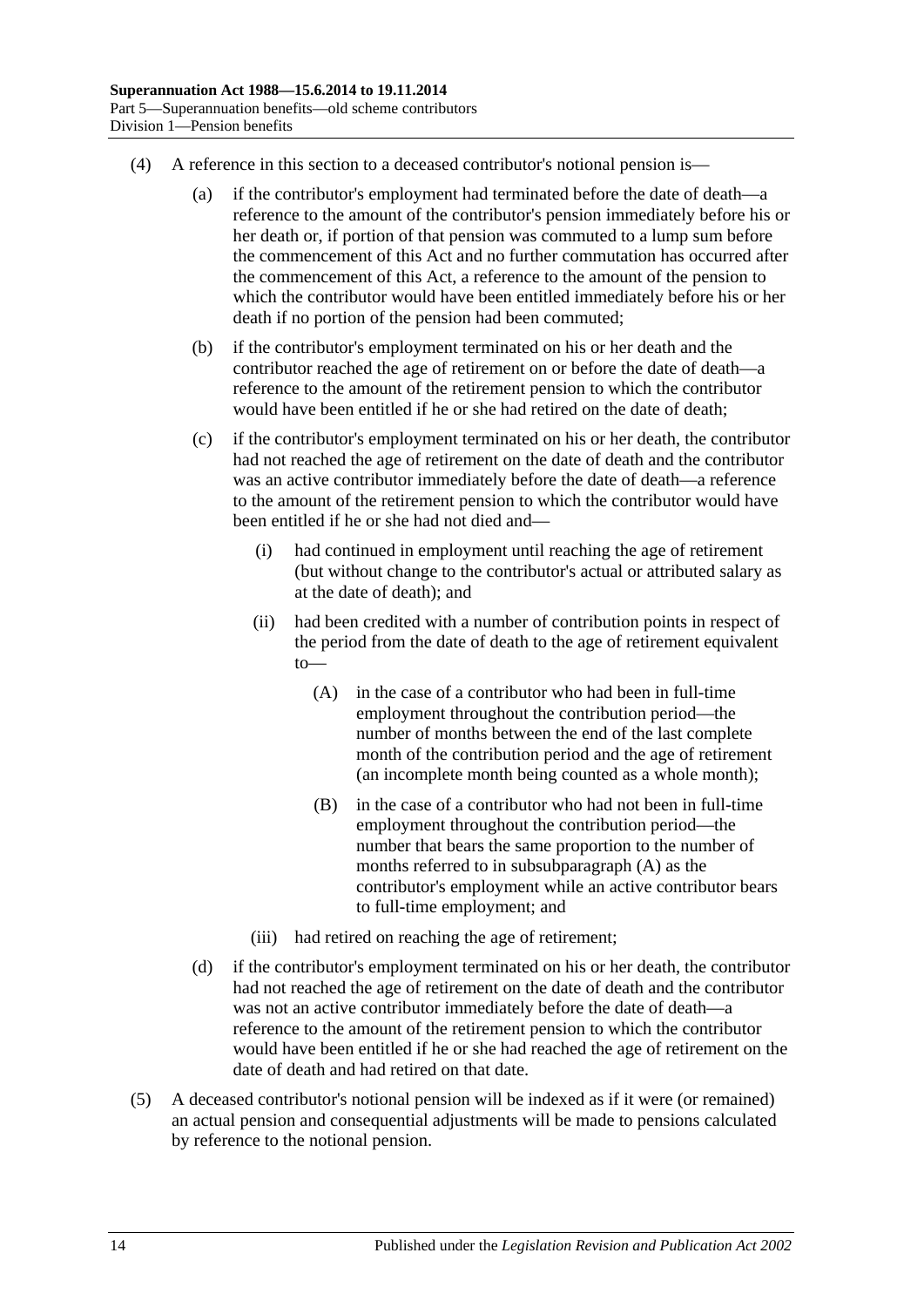(4) A reference in this section to a deceased contributor's notional pension is—

(a) if the contributor's employment had terminated before the date of death—a reference to the amount of the contributor's pension immediately before his or her death or, if portion of that pension was commuted to a lump sum before the commencement of this Act and no further commutation has occurred after the commencement of this Act, a reference to the amount of the pension to which the contributor would have been entitled immediately before his or her death if no portion of the pension had been commuted;

(b) if the contributor's employment terminated on his or her death and the contributor reached the age of retirement on or before the date of death—a reference to the amount of the retirement pension to which the contributor would have been entitled if he or she had retired on the date of death;

(c) if the contributor's employment terminated on his or her death, the contributor had not reached the age of retirement on the date of death and the contributor was an active contributor immediately before the date of death—a reference to the amount of the retirement pension to which the contributor would have been entitled if he or she had not died and—

(i) had continued in employment until reaching the age of retirement (but without change to the contributor's actual or attributed salary as at the date of death); and

(ii) had been credited with a number of contribution points in respect of the period from the date of death to the age of retirement equivalent to—

(A) in the case of a contributor who had been in full-time employment throughout the contribution period—the number of months between the end of the last complete month of the contribution period and the age of retirement (an incomplete month being counted as a whole month);

(B) in the case of a contributor who had not been in full-time employment throughout the contribution period—the number that bears the same proportion to the number of months referred to in subsubparagraph (A) as the contributor's employment while an active contributor bears to full-time employment; and

(iii) had retired on reaching the age of retirement;

(d) if the contributor's employment terminated on his or her death, the contributor had not reached the age of retirement on the date of death and the contributor was not an active contributor immediately before the date of death—a reference to the amount of the retirement pension to which the contributor would have been entitled if he or she had reached the age of retirement on the date of death and had retired on that date.

(5) A deceased contributor's notional pension will be indexed as if it were (or remained) an actual pension and consequential adjustments will be made to pensions calculated by reference to the notional pension.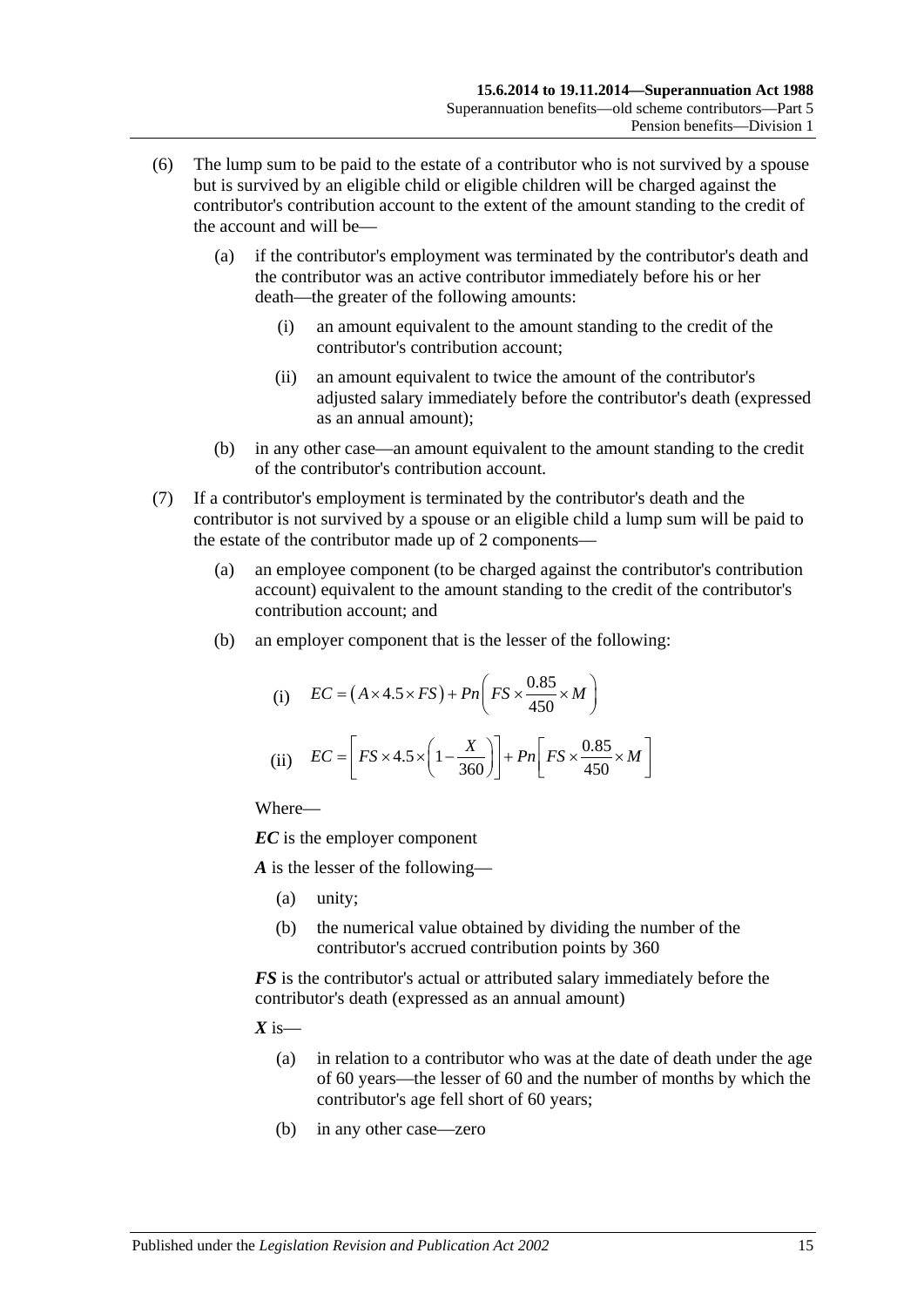(6) The lump sum to be paid to the estate of a contributor who is not survived by a spouse but is survived by an eligible child or eligible children will be charged against the contributor's contribution account to the extent of the amount standing to the credit of the account and will be—

(a) if the contributor's employment was terminated by the contributor's death and the contributor was an active contributor immediately before his or her death—the greater of the following amounts:

(i) an amount equivalent to the amount standing to the credit of the contributor's contribution account;

(ii) an amount equivalent to twice the amount of the contributor's adjusted salary immediately before the contributor's death (expressed as an annual amount);

(b) in any other case—an amount equivalent to the amount standing to the credit of the contributor's contribution account.

(7) If a contributor's employment is terminated by the contributor's death and the contributor is not survived by a spouse or an eligible child a lump sum will be paid to the estate of the contributor made up of 2 components—

(a) an employee component (to be charged against the contributor's contribution account) equivalent to the amount standing to the credit of the contributor's contribution account; and

(b) an employer component that is the lesser of the following:

(i) $$EC = \left(A \times 4.5 \times FS\right) + Pn\left(FS \times \frac{0.85}{450} \times M\right)$$

(ii) $$EC = \left[FS \times 4.5 \times \left(1 - \frac{X}{360}\right)\right] + Pn\left[FS \times \frac{0.85}{450} \times M\right]$$

Where—

***EC*** is the employer component

***A*** is the lesser of the following—

(a) unity;

(b) the numerical value obtained by dividing the number of the contributor's accrued contribution points by 360

***FS*** is the contributor's actual or attributed salary immediately before the contributor's death (expressed as an annual amount)

***X*** is—

(a) in relation to a contributor who was at the date of death under the age of 60 years—the lesser of 60 and the number of months by which the contributor's age fell short of 60 years;

(b) in any other case—zero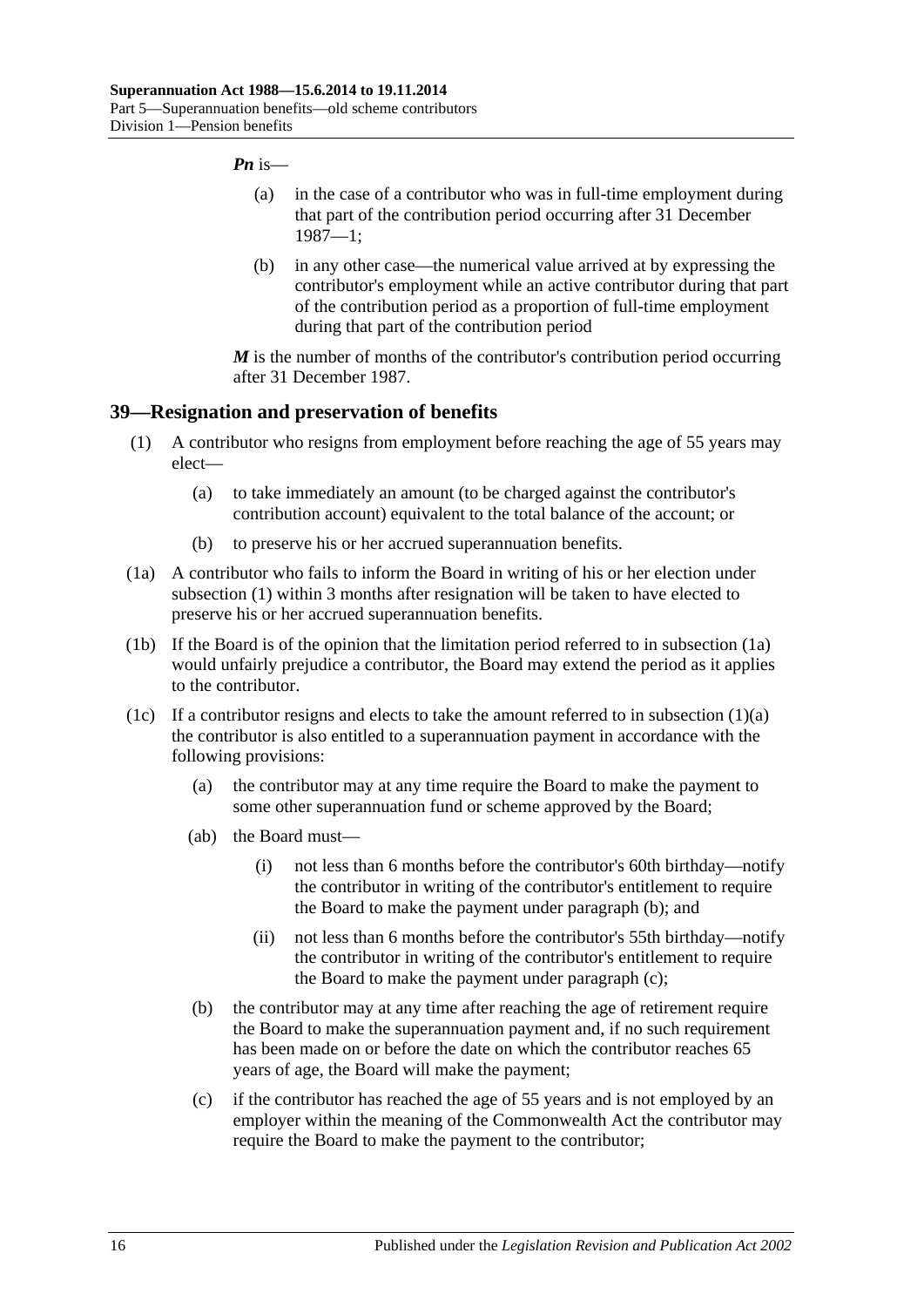***Pn*** is—

(a) in the case of a contributor who was in full-time employment during that part of the contribution period occurring after 31 December 1987—1;

(b) in any other case—the numerical value arrived at by expressing the contributor's employment while an active contributor during that part of the contribution period as a proportion of full-time employment during that part of the contribution period

***M*** is the number of months of the contributor's contribution period occurring after 31 December 1987.

## 39—Resignation and preservation of benefits

(1) A contributor who resigns from employment before reaching the age of 55 years may elect—

(a) to take immediately an amount (to be charged against the contributor's contribution account) equivalent to the total balance of the account; or

(b) to preserve his or her accrued superannuation benefits.

(1a) A contributor who fails to inform the Board in writing of his or her election under subsection (1) within 3 months after resignation will be taken to have elected to preserve his or her accrued superannuation benefits.

(1b) If the Board is of the opinion that the limitation period referred to in subsection (1a) would unfairly prejudice a contributor, the Board may extend the period as it applies to the contributor.

(1c) If a contributor resigns and elects to take the amount referred to in subsection (1)(a) the contributor is also entitled to a superannuation payment in accordance with the following provisions:

(a) the contributor may at any time require the Board to make the payment to some other superannuation fund or scheme approved by the Board;

(ab) the Board must—

(i) not less than 6 months before the contributor's 60th birthday—notify the contributor in writing of the contributor's entitlement to require the Board to make the payment under paragraph (b); and

(ii) not less than 6 months before the contributor's 55th birthday—notify the contributor in writing of the contributor's entitlement to require the Board to make the payment under paragraph (c);

(b) the contributor may at any time after reaching the age of retirement require the Board to make the superannuation payment and, if no such requirement has been made on or before the date on which the contributor reaches 65 years of age, the Board will make the payment;

(c) if the contributor has reached the age of 55 years and is not employed by an employer within the meaning of the Commonwealth Act the contributor may require the Board to make the payment to the contributor;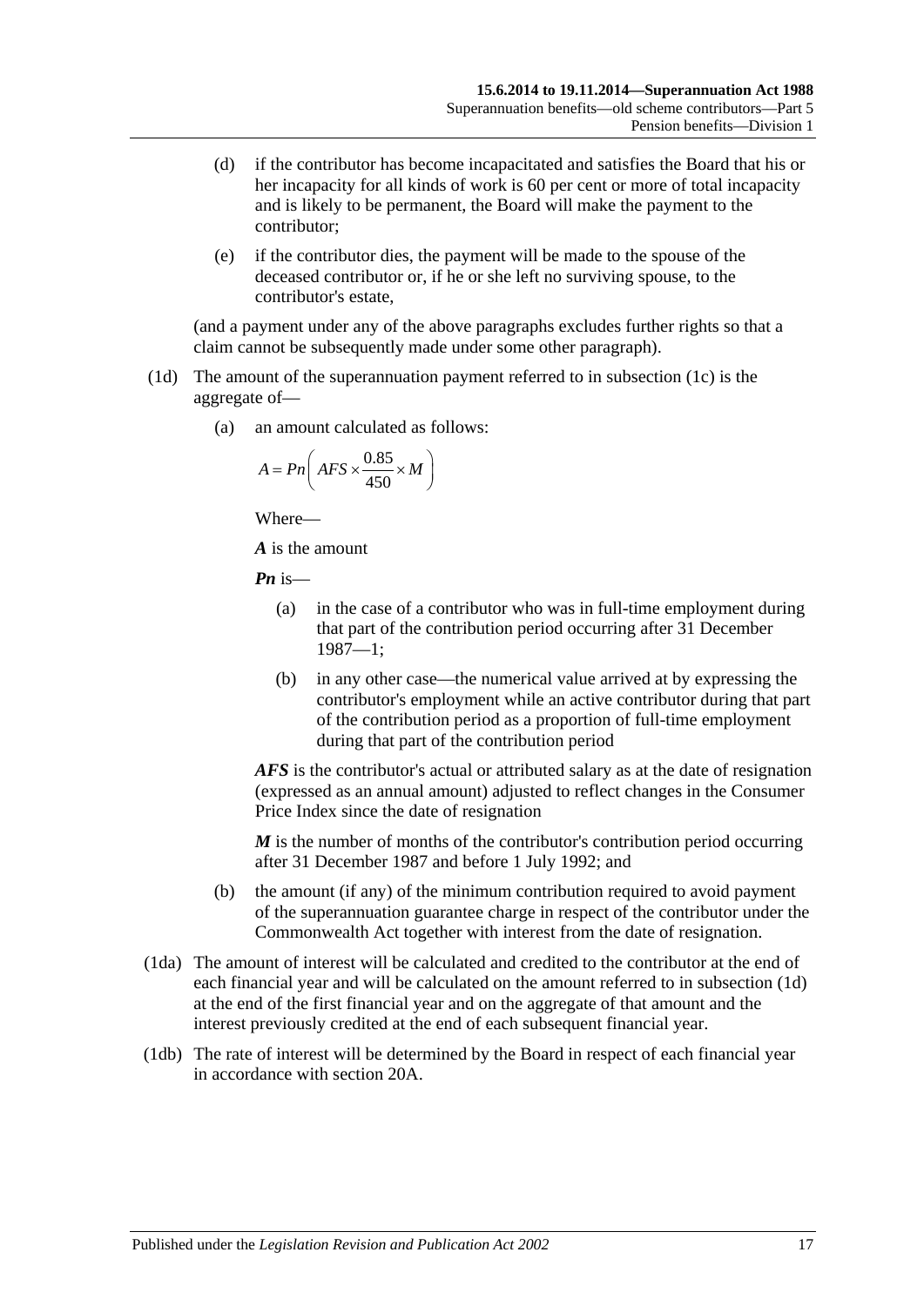(d) if the contributor has become incapacitated and satisfies the Board that his or her incapacity for all kinds of work is 60 per cent or more of total incapacity and is likely to be permanent, the Board will make the payment to the contributor;

(e) if the contributor dies, the payment will be made to the spouse of the deceased contributor or, if he or she left no surviving spouse, to the contributor's estate,

(and a payment under any of the above paragraphs excludes further rights so that a claim cannot be subsequently made under some other paragraph).

(1d) The amount of the superannuation payment referred to in subsection (1c) is the aggregate of—

(a) an amount calculated as follows:

$$A = Pn\left( AFS \times \frac{0.85}{450} \times M \right)$$

Where—

***A*** is the amount

***Pn*** is—

(a) in the case of a contributor who was in full-time employment during that part of the contribution period occurring after 31 December 1987—1;

(b) in any other case—the numerical value arrived at by expressing the contributor's employment while an active contributor during that part of the contribution period as a proportion of full-time employment during that part of the contribution period

***AFS*** is the contributor's actual or attributed salary as at the date of resignation (expressed as an annual amount) adjusted to reflect changes in the Consumer Price Index since the date of resignation

***M*** is the number of months of the contributor's contribution period occurring after 31 December 1987 and before 1 July 1992; and

(b) the amount (if any) of the minimum contribution required to avoid payment of the superannuation guarantee charge in respect of the contributor under the Commonwealth Act together with interest from the date of resignation.

(1da) The amount of interest will be calculated and credited to the contributor at the end of each financial year and will be calculated on the amount referred to in subsection (1d) at the end of the first financial year and on the aggregate of that amount and the interest previously credited at the end of each subsequent financial year.

(1db) The rate of interest will be determined by the Board in respect of each financial year in accordance with section 20A.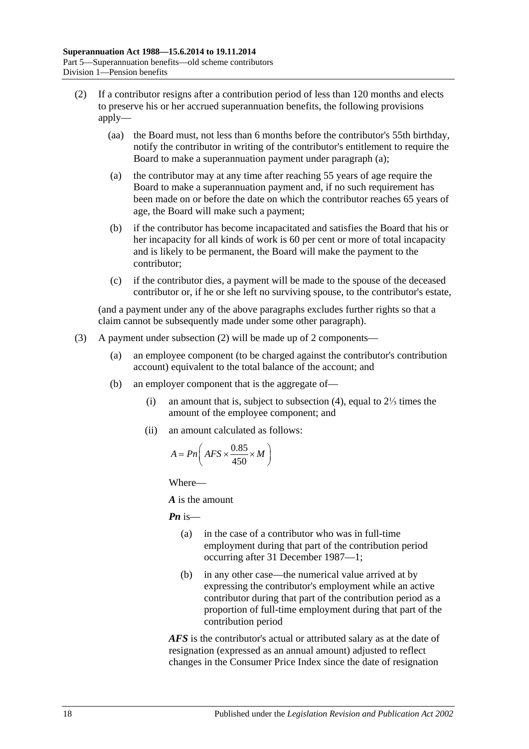(2) If a contributor resigns after a contribution period of less than 120 months and elects to preserve his or her accrued superannuation benefits, the following provisions apply—

(aa) the Board must, not less than 6 months before the contributor's 55th birthday, notify the contributor in writing of the contributor's entitlement to require the Board to make a superannuation payment under paragraph (a);

(a) the contributor may at any time after reaching 55 years of age require the Board to make a superannuation payment and, if no such requirement has been made on or before the date on which the contributor reaches 65 years of age, the Board will make such a payment;

(b) if the contributor has become incapacitated and satisfies the Board that his or her incapacity for all kinds of work is 60 per cent or more of total incapacity and is likely to be permanent, the Board will make the payment to the contributor;

(c) if the contributor dies, a payment will be made to the spouse of the deceased contributor or, if he or she left no surviving spouse, to the contributor's estate,

(and a payment under any of the above paragraphs excludes further rights so that a claim cannot be subsequently made under some other paragraph).

(3) A payment under subsection (2) will be made up of 2 components—

(a) an employee component (to be charged against the contributor's contribution account) equivalent to the total balance of the account; and

(b) an employer component that is the aggregate of—

(i) an amount that is, subject to subsection (4), equal to 2⅓ times the amount of the employee component; and

(ii) an amount calculated as follows:

$$A = Pn\left( AFS \times \frac{0.85}{450} \times M \right)$$

Where—

***A*** is the amount

***Pn*** is—

(a) in the case of a contributor who was in full-time employment during that part of the contribution period occurring after 31 December 1987—1;

(b) in any other case—the numerical value arrived at by expressing the contributor's employment while an active contributor during that part of the contribution period as a proportion of full-time employment during that part of the contribution period

***AFS*** is the contributor's actual or attributed salary as at the date of resignation (expressed as an annual amount) adjusted to reflect changes in the Consumer Price Index since the date of resignation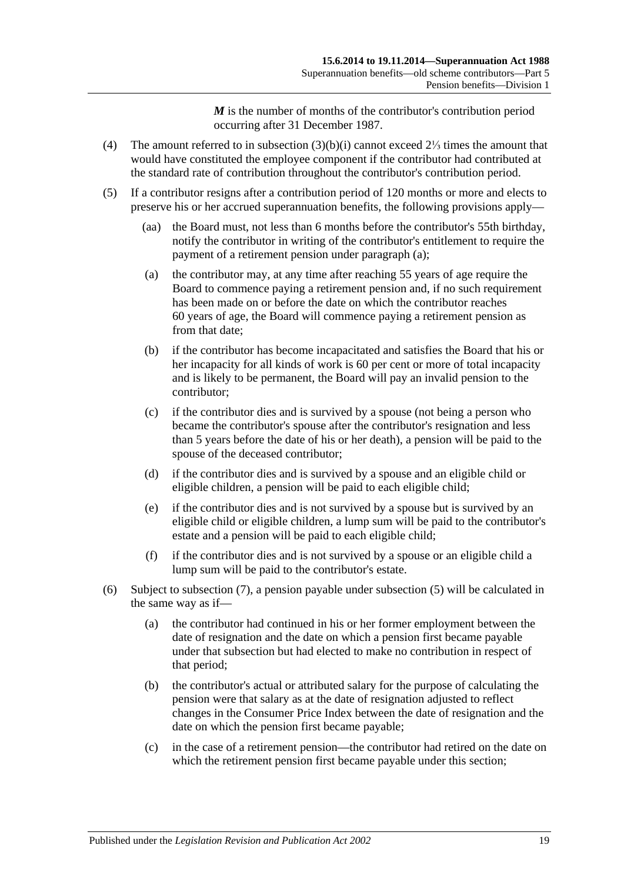$M$ is the number of months of the contributor's contribution period occurring after 31 December 1987.

(4) The amount referred to in subsection (3)(b)(i) cannot exceed 2⅓ times the amount that would have constituted the employee component if the contributor had contributed at the standard rate of contribution throughout the contributor's contribution period.

(5) If a contributor resigns after a contribution period of 120 months or more and elects to preserve his or her accrued superannuation benefits, the following provisions apply—

(aa) the Board must, not less than 6 months before the contributor's 55th birthday, notify the contributor in writing of the contributor's entitlement to require the payment of a retirement pension under paragraph (a);

(a) the contributor may, at any time after reaching 55 years of age require the Board to commence paying a retirement pension and, if no such requirement has been made on or before the date on which the contributor reaches 60 years of age, the Board will commence paying a retirement pension as from that date;

(b) if the contributor has become incapacitated and satisfies the Board that his or her incapacity for all kinds of work is 60 per cent or more of total incapacity and is likely to be permanent, the Board will pay an invalid pension to the contributor;

(c) if the contributor dies and is survived by a spouse (not being a person who became the contributor's spouse after the contributor's resignation and less than 5 years before the date of his or her death), a pension will be paid to the spouse of the deceased contributor;

(d) if the contributor dies and is survived by a spouse and an eligible child or eligible children, a pension will be paid to each eligible child;

(e) if the contributor dies and is not survived by a spouse but is survived by an eligible child or eligible children, a lump sum will be paid to the contributor's estate and a pension will be paid to each eligible child;

(f) if the contributor dies and is not survived by a spouse or an eligible child a lump sum will be paid to the contributor's estate.

(6) Subject to subsection (7), a pension payable under subsection (5) will be calculated in the same way as if—

(a) the contributor had continued in his or her former employment between the date of resignation and the date on which a pension first became payable under that subsection but had elected to make no contribution in respect of that period;

(b) the contributor's actual or attributed salary for the purpose of calculating the pension were that salary as at the date of resignation adjusted to reflect changes in the Consumer Price Index between the date of resignation and the date on which the pension first became payable;

(c) in the case of a retirement pension—the contributor had retired on the date on which the retirement pension first became payable under this section;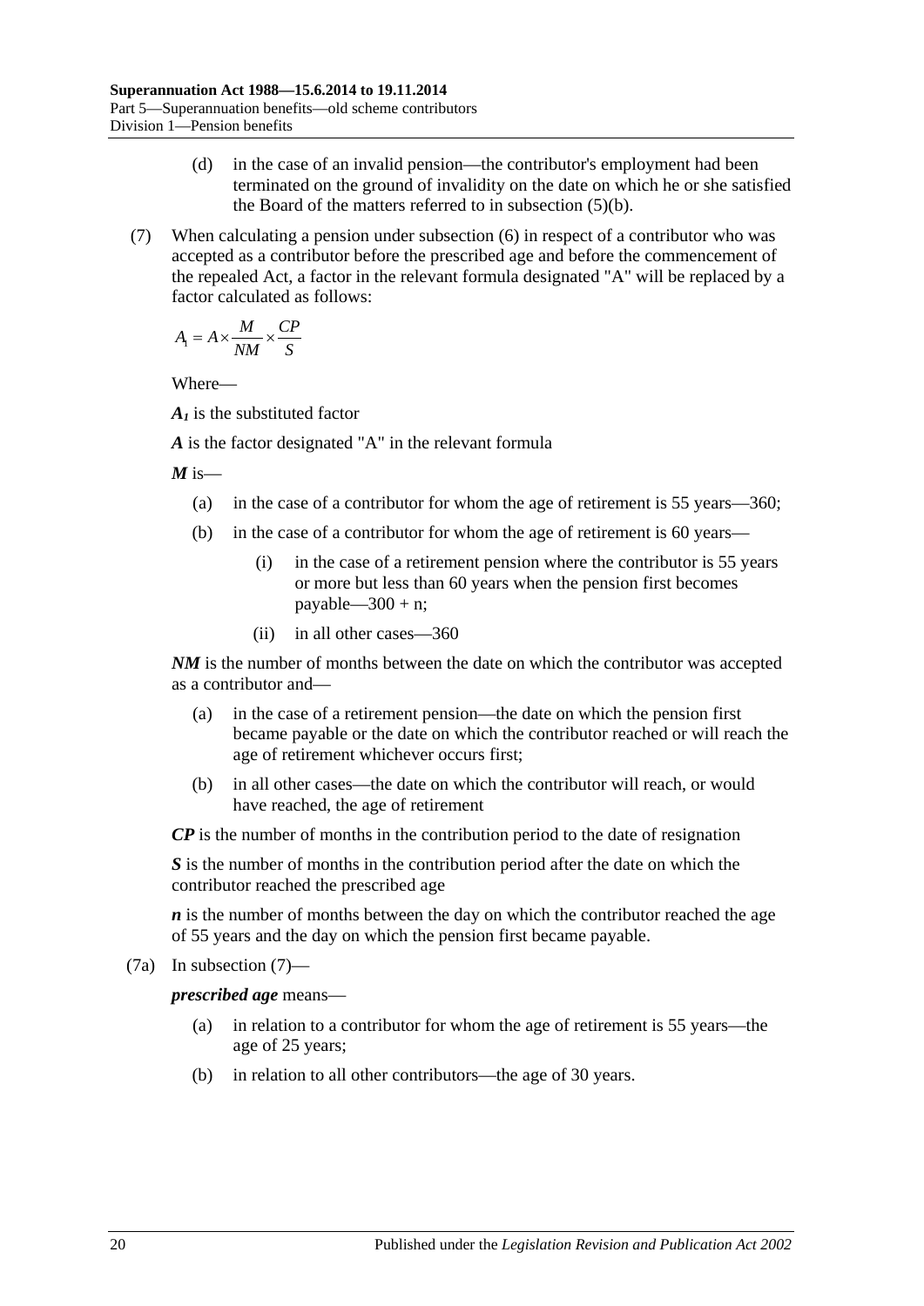(d) in the case of an invalid pension—the contributor's employment had been terminated on the ground of invalidity on the date on which he or she satisfied the Board of the matters referred to in subsection (5)(b).

(7) When calculating a pension under subsection (6) in respect of a contributor who was accepted as a contributor before the prescribed age and before the commencement of the repealed Act, a factor in the relevant formula designated "A" will be replaced by a factor calculated as follows:

$$A_1 = A \times \frac{M}{NM} \times \frac{CP}{S}$$

Where—

***$A_1$*** is the substituted factor

***A*** is the factor designated "A" in the relevant formula

***M*** is—

(a) in the case of a contributor for whom the age of retirement is 55 years—360;

(b) in the case of a contributor for whom the age of retirement is 60 years—

(i) in the case of a retirement pension where the contributor is 55 years or more but less than 60 years when the pension first becomes payable—300 + n;

(ii) in all other cases—360

***NM*** is the number of months between the date on which the contributor was accepted as a contributor and—

(a) in the case of a retirement pension—the date on which the pension first became payable or the date on which the contributor reached or will reach the age of retirement whichever occurs first;

(b) in all other cases—the date on which the contributor will reach, or would have reached, the age of retirement

***CP*** is the number of months in the contribution period to the date of resignation

***S*** is the number of months in the contribution period after the date on which the contributor reached the prescribed age

***n*** is the number of months between the day on which the contributor reached the age of 55 years and the day on which the pension first became payable.

(7a) In subsection (7)—

***prescribed age*** means—

(a) in relation to a contributor for whom the age of retirement is 55 years—the age of 25 years;

(b) in relation to all other contributors—the age of 30 years.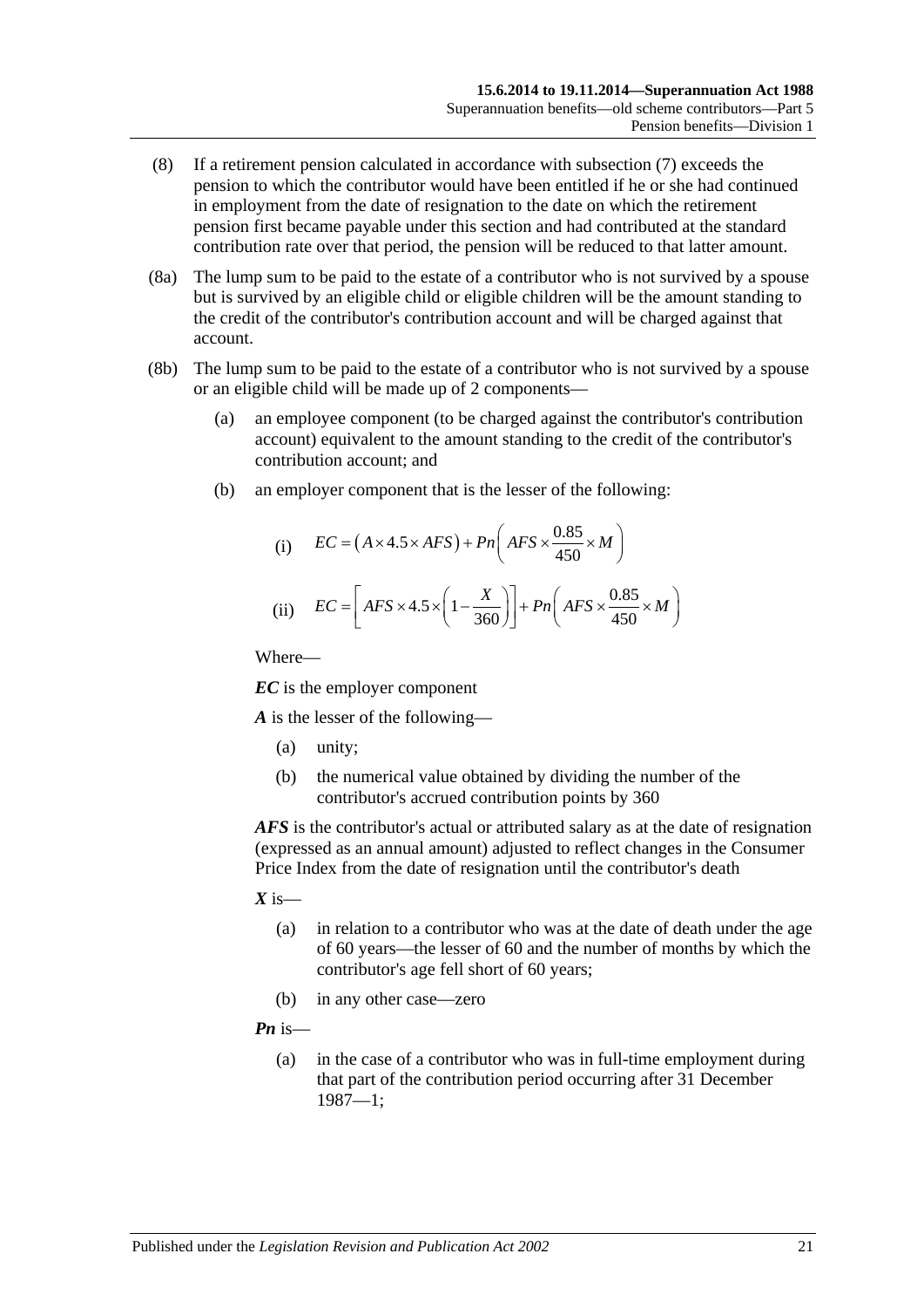(8) If a retirement pension calculated in accordance with subsection (7) exceeds the pension to which the contributor would have been entitled if he or she had continued in employment from the date of resignation to the date on which the retirement pension first became payable under this section and had contributed at the standard contribution rate over that period, the pension will be reduced to that latter amount.

(8a) The lump sum to be paid to the estate of a contributor who is not survived by a spouse but is survived by an eligible child or eligible children will be the amount standing to the credit of the contributor's contribution account and will be charged against that account.

(8b) The lump sum to be paid to the estate of a contributor who is not survived by a spouse or an eligible child will be made up of 2 components—

(a) an employee component (to be charged against the contributor's contribution account) equivalent to the amount standing to the credit of the contributor's contribution account; and

(b) an employer component that is the lesser of the following:

(i) $$EC = \left(A \times 4.5 \times AFS\right) + Pn\left(AFS \times \frac{0.85}{450} \times M\right)$$

(ii) $$EC = \left[AFS \times 4.5 \times \left(1 - \frac{X}{360}\right)\right] + Pn\left(AFS \times \frac{0.85}{450} \times M\right)$$

Where—

***EC*** is the employer component

***A*** is the lesser of the following—

(a) unity;

(b) the numerical value obtained by dividing the number of the contributor's accrued contribution points by 360

***AFS*** is the contributor's actual or attributed salary as at the date of resignation (expressed as an annual amount) adjusted to reflect changes in the Consumer Price Index from the date of resignation until the contributor's death

***X*** is—

(a) in relation to a contributor who was at the date of death under the age of 60 years—the lesser of 60 and the number of months by which the contributor's age fell short of 60 years;

(b) in any other case—zero

***Pn*** is—

(a) in the case of a contributor who was in full-time employment during that part of the contribution period occurring after 31 December 1987—1;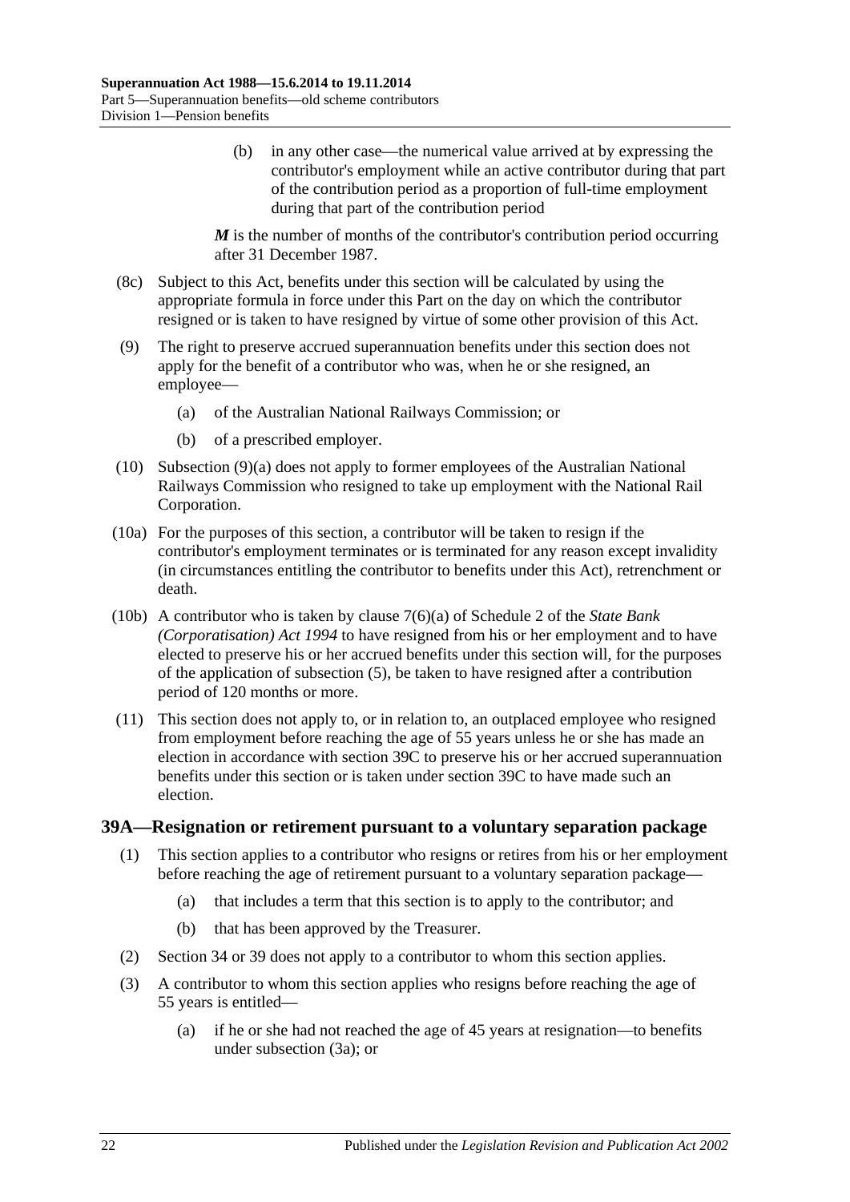(b) in any other case—the numerical value arrived at by expressing the contributor's employment while an active contributor during that part of the contribution period as a proportion of full-time employment during that part of the contribution period

***M*** is the number of months of the contributor's contribution period occurring after 31 December 1987.

(8c) Subject to this Act, benefits under this section will be calculated by using the appropriate formula in force under this Part on the day on which the contributor resigned or is taken to have resigned by virtue of some other provision of this Act.

(9) The right to preserve accrued superannuation benefits under this section does not apply for the benefit of a contributor who was, when he or she resigned, an employee—

(a) of the Australian National Railways Commission; or

(b) of a prescribed employer.

(10) Subsection (9)(a) does not apply to former employees of the Australian National Railways Commission who resigned to take up employment with the National Rail Corporation.

(10a) For the purposes of this section, a contributor will be taken to resign if the contributor's employment terminates or is terminated for any reason except invalidity (in circumstances entitling the contributor to benefits under this Act), retrenchment or death.

(10b) A contributor who is taken by clause 7(6)(a) of Schedule 2 of the *State Bank (Corporatisation) Act 1994* to have resigned from his or her employment and to have elected to preserve his or her accrued benefits under this section will, for the purposes of the application of subsection (5), be taken to have resigned after a contribution period of 120 months or more.

(11) This section does not apply to, or in relation to, an outplaced employee who resigned from employment before reaching the age of 55 years unless he or she has made an election in accordance with section 39C to preserve his or her accrued superannuation benefits under this section or is taken under section 39C to have made such an election.

## 39A—Resignation or retirement pursuant to a voluntary separation package

(1) This section applies to a contributor who resigns or retires from his or her employment before reaching the age of retirement pursuant to a voluntary separation package—

(a) that includes a term that this section is to apply to the contributor; and

(b) that has been approved by the Treasurer.

(2) Section 34 or 39 does not apply to a contributor to whom this section applies.

(3) A contributor to whom this section applies who resigns before reaching the age of 55 years is entitled—

(a) if he or she had not reached the age of 45 years at resignation—to benefits under subsection (3a); or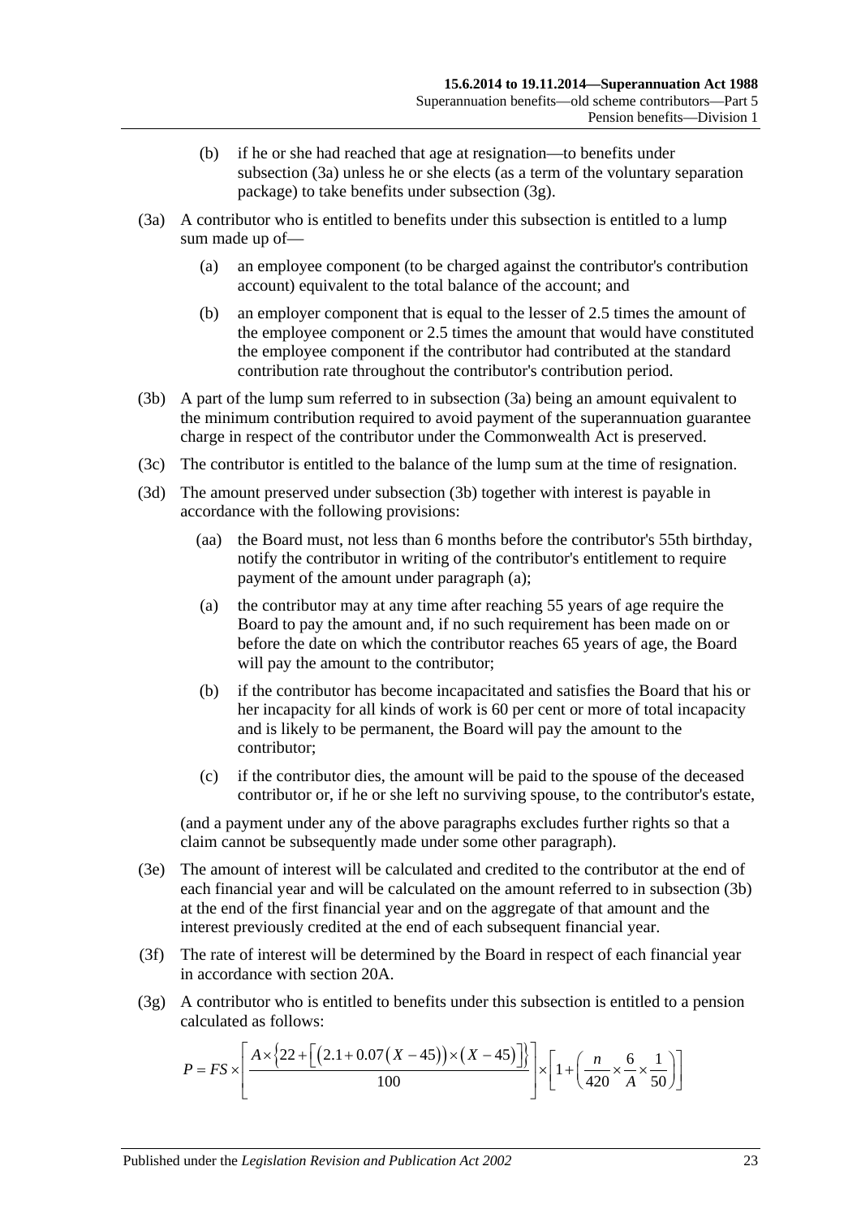(b) if he or she had reached that age at resignation—to benefits under subsection (3a) unless he or she elects (as a term of the voluntary separation package) to take benefits under subsection (3g).

(3a) A contributor who is entitled to benefits under this subsection is entitled to a lump sum made up of—

(a) an employee component (to be charged against the contributor's contribution account) equivalent to the total balance of the account; and

(b) an employer component that is equal to the lesser of 2.5 times the amount of the employee component or 2.5 times the amount that would have constituted the employee component if the contributor had contributed at the standard contribution rate throughout the contributor's contribution period.

(3b) A part of the lump sum referred to in subsection (3a) being an amount equivalent to the minimum contribution required to avoid payment of the superannuation guarantee charge in respect of the contributor under the Commonwealth Act is preserved.

(3c) The contributor is entitled to the balance of the lump sum at the time of resignation.

(3d) The amount preserved under subsection (3b) together with interest is payable in accordance with the following provisions:

(aa) the Board must, not less than 6 months before the contributor's 55th birthday, notify the contributor in writing of the contributor's entitlement to require payment of the amount under paragraph (a);

(a) the contributor may at any time after reaching 55 years of age require the Board to pay the amount and, if no such requirement has been made on or before the date on which the contributor reaches 65 years of age, the Board will pay the amount to the contributor;

(b) if the contributor has become incapacitated and satisfies the Board that his or her incapacity for all kinds of work is 60 per cent or more of total incapacity and is likely to be permanent, the Board will pay the amount to the contributor;

(c) if the contributor dies, the amount will be paid to the spouse of the deceased contributor or, if he or she left no surviving spouse, to the contributor's estate,

(and a payment under any of the above paragraphs excludes further rights so that a claim cannot be subsequently made under some other paragraph).

(3e) The amount of interest will be calculated and credited to the contributor at the end of each financial year and will be calculated on the amount referred to in subsection (3b) at the end of the first financial year and on the aggregate of that amount and the interest previously credited at the end of each subsequent financial year.

(3f) The rate of interest will be determined by the Board in respect of each financial year in accordance with section 20A.

(3g) A contributor who is entitled to benefits under this subsection is entitled to a pension calculated as follows:

$$P = FS \times \left[ \frac{A \times \left\{ 22 + \left[ \left( 2.1 + 0.07\left( X - 45 \right) \right) \times \left( X - 45 \right) \right] \right\}}{100} \right] \times \left[ 1 + \left( \frac{n}{420} \times \frac{6}{A} \times \frac{1}{50} \right) \right]$$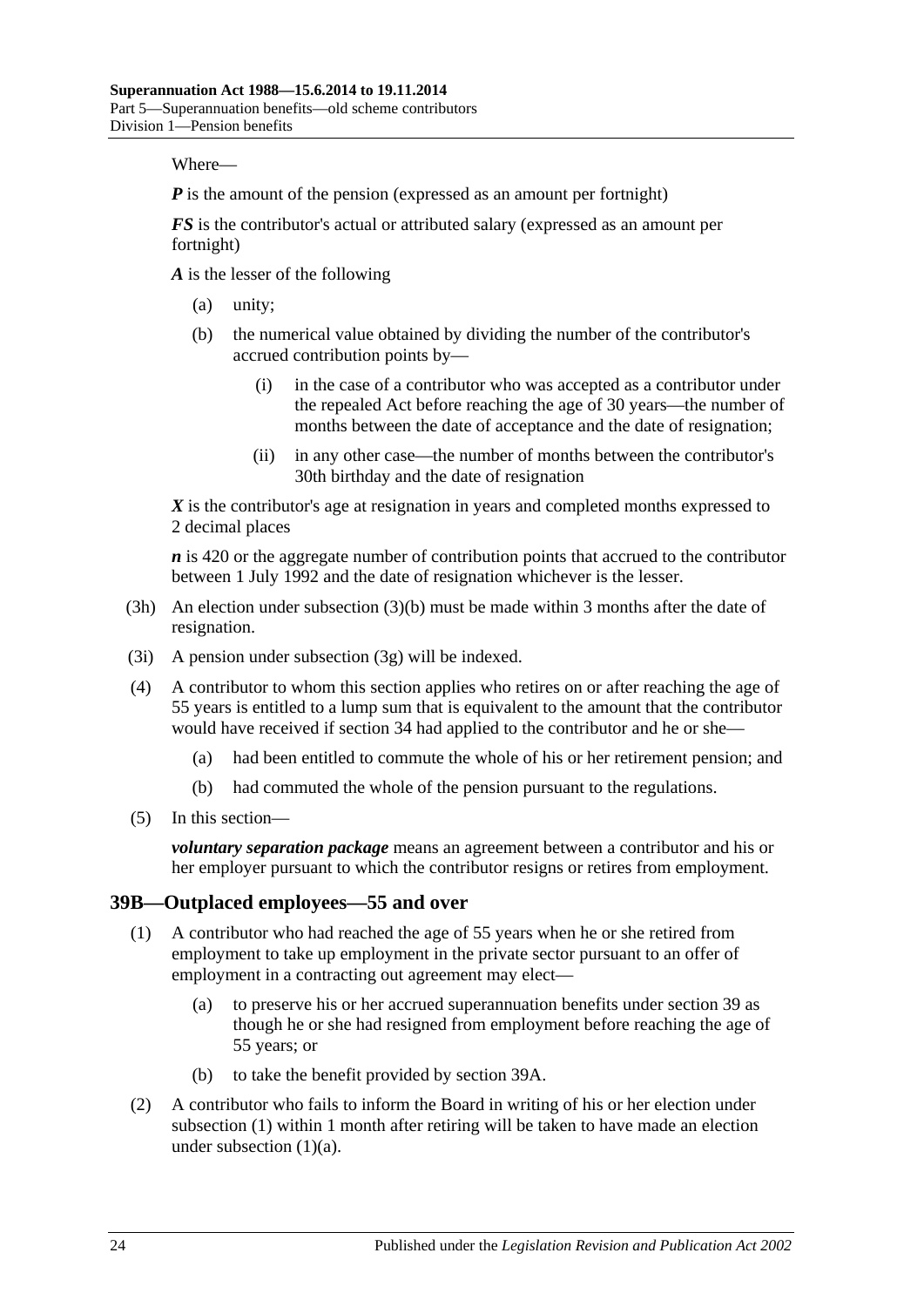Where—

***P*** is the amount of the pension (expressed as an amount per fortnight)

***FS*** is the contributor's actual or attributed salary (expressed as an amount per fortnight)

***A*** is the lesser of the following

- (a) unity;
- (b) the numerical value obtained by dividing the number of the contributor's accrued contribution points by—
  - (i) in the case of a contributor who was accepted as a contributor under the repealed Act before reaching the age of 30 years—the number of months between the date of acceptance and the date of resignation;
  - (ii) in any other case—the number of months between the contributor's 30th birthday and the date of resignation

***X*** is the contributor's age at resignation in years and completed months expressed to 2 decimal places

***n*** is 420 or the aggregate number of contribution points that accrued to the contributor between 1 July 1992 and the date of resignation whichever is the lesser.

(3h) An election under subsection (3)(b) must be made within 3 months after the date of resignation.

(3i) A pension under subsection (3g) will be indexed.

(4) A contributor to whom this section applies who retires on or after reaching the age of 55 years is entitled to a lump sum that is equivalent to the amount that the contributor would have received if section 34 had applied to the contributor and he or she—

- (a) had been entitled to commute the whole of his or her retirement pension; and
- (b) had commuted the whole of the pension pursuant to the regulations.

(5) In this section—

***voluntary separation package*** means an agreement between a contributor and his or her employer pursuant to which the contributor resigns or retires from employment.

## 39B—Outplaced employees—55 and over

(1) A contributor who had reached the age of 55 years when he or she retired from employment to take up employment in the private sector pursuant to an offer of employment in a contracting out agreement may elect—

- (a) to preserve his or her accrued superannuation benefits under section 39 as though he or she had resigned from employment before reaching the age of 55 years; or
- (b) to take the benefit provided by section 39A.

(2) A contributor who fails to inform the Board in writing of his or her election under subsection (1) within 1 month after retiring will be taken to have made an election under subsection (1)(a).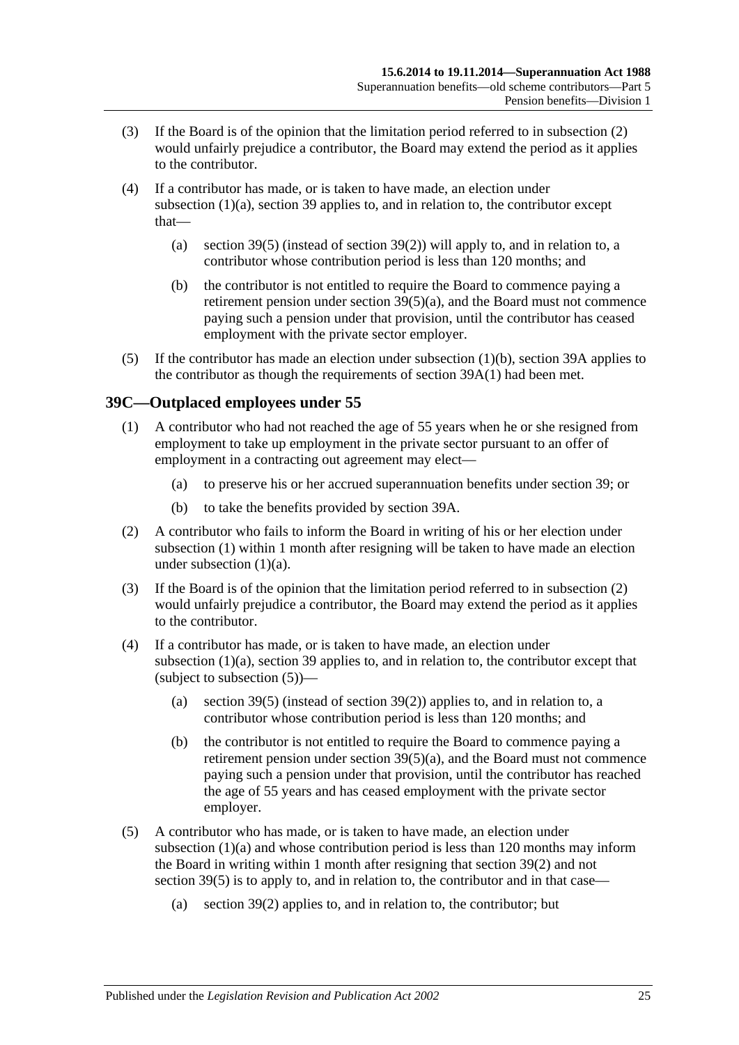(3) If the Board is of the opinion that the limitation period referred to in subsection (2) would unfairly prejudice a contributor, the Board may extend the period as it applies to the contributor.

(4) If a contributor has made, or is taken to have made, an election under subsection (1)(a), section 39 applies to, and in relation to, the contributor except that—

(a) section 39(5) (instead of section 39(2)) will apply to, and in relation to, a contributor whose contribution period is less than 120 months; and

(b) the contributor is not entitled to require the Board to commence paying a retirement pension under section 39(5)(a), and the Board must not commence paying such a pension under that provision, until the contributor has ceased employment with the private sector employer.

(5) If the contributor has made an election under subsection (1)(b), section 39A applies to the contributor as though the requirements of section 39A(1) had been met.

## 39C—Outplaced employees under 55

(1) A contributor who had not reached the age of 55 years when he or she resigned from employment to take up employment in the private sector pursuant to an offer of employment in a contracting out agreement may elect—

(a) to preserve his or her accrued superannuation benefits under section 39; or

(b) to take the benefits provided by section 39A.

(2) A contributor who fails to inform the Board in writing of his or her election under subsection (1) within 1 month after resigning will be taken to have made an election under subsection (1)(a).

(3) If the Board is of the opinion that the limitation period referred to in subsection (2) would unfairly prejudice a contributor, the Board may extend the period as it applies to the contributor.

(4) If a contributor has made, or is taken to have made, an election under subsection (1)(a), section 39 applies to, and in relation to, the contributor except that (subject to subsection (5))—

(a) section 39(5) (instead of section 39(2)) applies to, and in relation to, a contributor whose contribution period is less than 120 months; and

(b) the contributor is not entitled to require the Board to commence paying a retirement pension under section 39(5)(a), and the Board must not commence paying such a pension under that provision, until the contributor has reached the age of 55 years and has ceased employment with the private sector employer.

(5) A contributor who has made, or is taken to have made, an election under subsection (1)(a) and whose contribution period is less than 120 months may inform the Board in writing within 1 month after resigning that section 39(2) and not section 39(5) is to apply to, and in relation to, the contributor and in that case—

(a) section 39(2) applies to, and in relation to, the contributor; but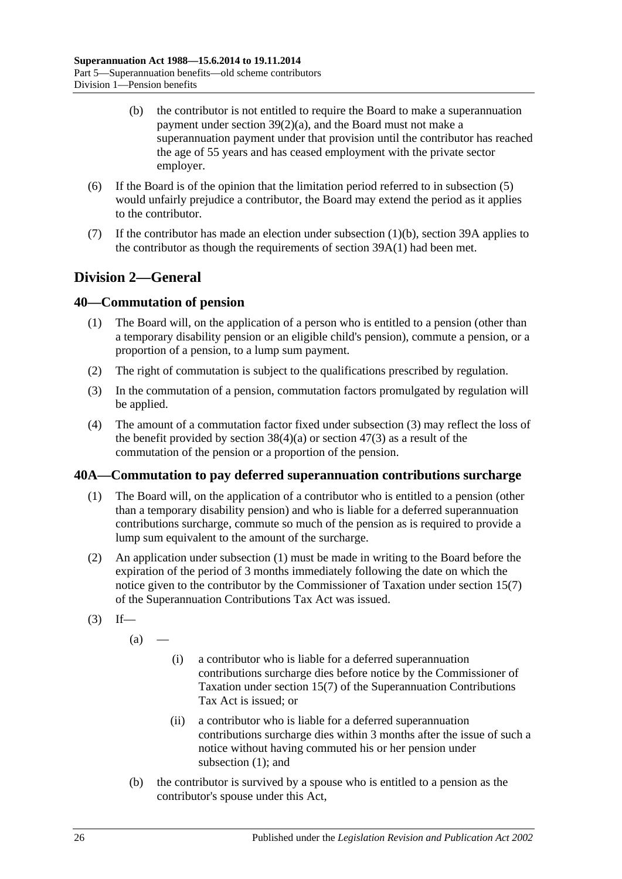(b) the contributor is not entitled to require the Board to make a superannuation payment under section 39(2)(a), and the Board must not make a superannuation payment under that provision until the contributor has reached the age of 55 years and has ceased employment with the private sector employer.

(6) If the Board is of the opinion that the limitation period referred to in subsection (5) would unfairly prejudice a contributor, the Board may extend the period as it applies to the contributor.

(7) If the contributor has made an election under subsection (1)(b), section 39A applies to the contributor as though the requirements of section 39A(1) had been met.

## Division 2—General

### 40—Commutation of pension

(1) The Board will, on the application of a person who is entitled to a pension (other than a temporary disability pension or an eligible child's pension), commute a pension, or a proportion of a pension, to a lump sum payment.

(2) The right of commutation is subject to the qualifications prescribed by regulation.

(3) In the commutation of a pension, commutation factors promulgated by regulation will be applied.

(4) The amount of a commutation factor fixed under subsection (3) may reflect the loss of the benefit provided by section 38(4)(a) or section 47(3) as a result of the commutation of the pension or a proportion of the pension.

### 40A—Commutation to pay deferred superannuation contributions surcharge

(1) The Board will, on the application of a contributor who is entitled to a pension (other than a temporary disability pension) and who is liable for a deferred superannuation contributions surcharge, commute so much of the pension as is required to provide a lump sum equivalent to the amount of the surcharge.

(2) An application under subsection (1) must be made in writing to the Board before the expiration of the period of 3 months immediately following the date on which the notice given to the contributor by the Commissioner of Taxation under section 15(7) of the Superannuation Contributions Tax Act was issued.

(3) If—

(a) —

(i) a contributor who is liable for a deferred superannuation contributions surcharge dies before notice by the Commissioner of Taxation under section 15(7) of the Superannuation Contributions Tax Act is issued; or

(ii) a contributor who is liable for a deferred superannuation contributions surcharge dies within 3 months after the issue of such a notice without having commuted his or her pension under subsection (1); and

(b) the contributor is survived by a spouse who is entitled to a pension as the contributor's spouse under this Act,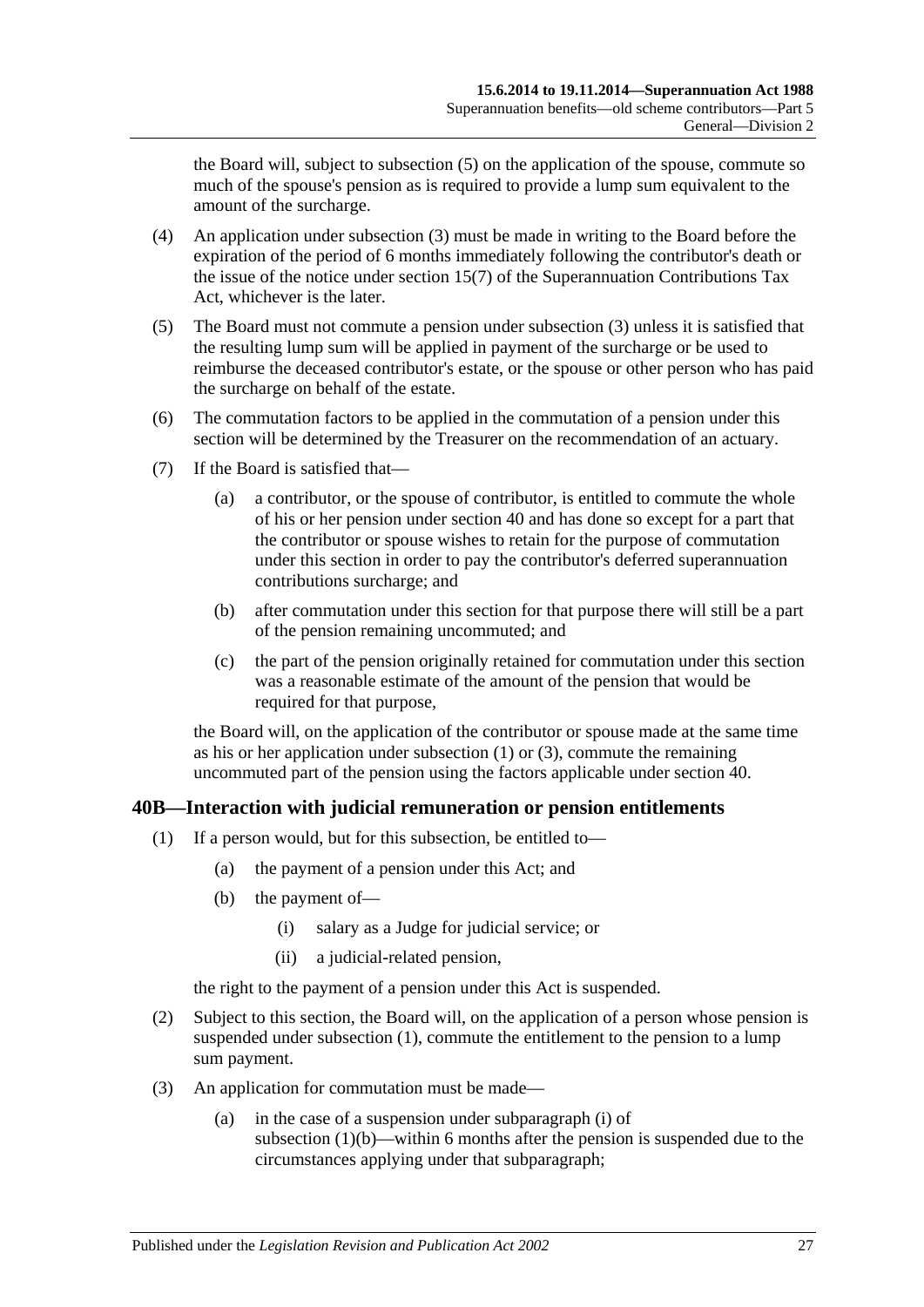the Board will, subject to subsection (5) on the application of the spouse, commute so much of the spouse's pension as is required to provide a lump sum equivalent to the amount of the surcharge.

(4) An application under subsection (3) must be made in writing to the Board before the expiration of the period of 6 months immediately following the contributor's death or the issue of the notice under section 15(7) of the Superannuation Contributions Tax Act, whichever is the later.

(5) The Board must not commute a pension under subsection (3) unless it is satisfied that the resulting lump sum will be applied in payment of the surcharge or be used to reimburse the deceased contributor's estate, or the spouse or other person who has paid the surcharge on behalf of the estate.

(6) The commutation factors to be applied in the commutation of a pension under this section will be determined by the Treasurer on the recommendation of an actuary.

(7) If the Board is satisfied that—

(a) a contributor, or the spouse of contributor, is entitled to commute the whole of his or her pension under section 40 and has done so except for a part that the contributor or spouse wishes to retain for the purpose of commutation under this section in order to pay the contributor's deferred superannuation contributions surcharge; and

(b) after commutation under this section for that purpose there will still be a part of the pension remaining uncommuted; and

(c) the part of the pension originally retained for commutation under this section was a reasonable estimate of the amount of the pension that would be required for that purpose,

the Board will, on the application of the contributor or spouse made at the same time as his or her application under subsection (1) or (3), commute the remaining uncommuted part of the pension using the factors applicable under section 40.

## 40B—Interaction with judicial remuneration or pension entitlements

(1) If a person would, but for this subsection, be entitled to—

(a) the payment of a pension under this Act; and

(b) the payment of—

(i) salary as a Judge for judicial service; or

(ii) a judicial-related pension,

the right to the payment of a pension under this Act is suspended.

(2) Subject to this section, the Board will, on the application of a person whose pension is suspended under subsection (1), commute the entitlement to the pension to a lump sum payment.

(3) An application for commutation must be made—

(a) in the case of a suspension under subparagraph (i) of subsection (1)(b)—within 6 months after the pension is suspended due to the circumstances applying under that subparagraph;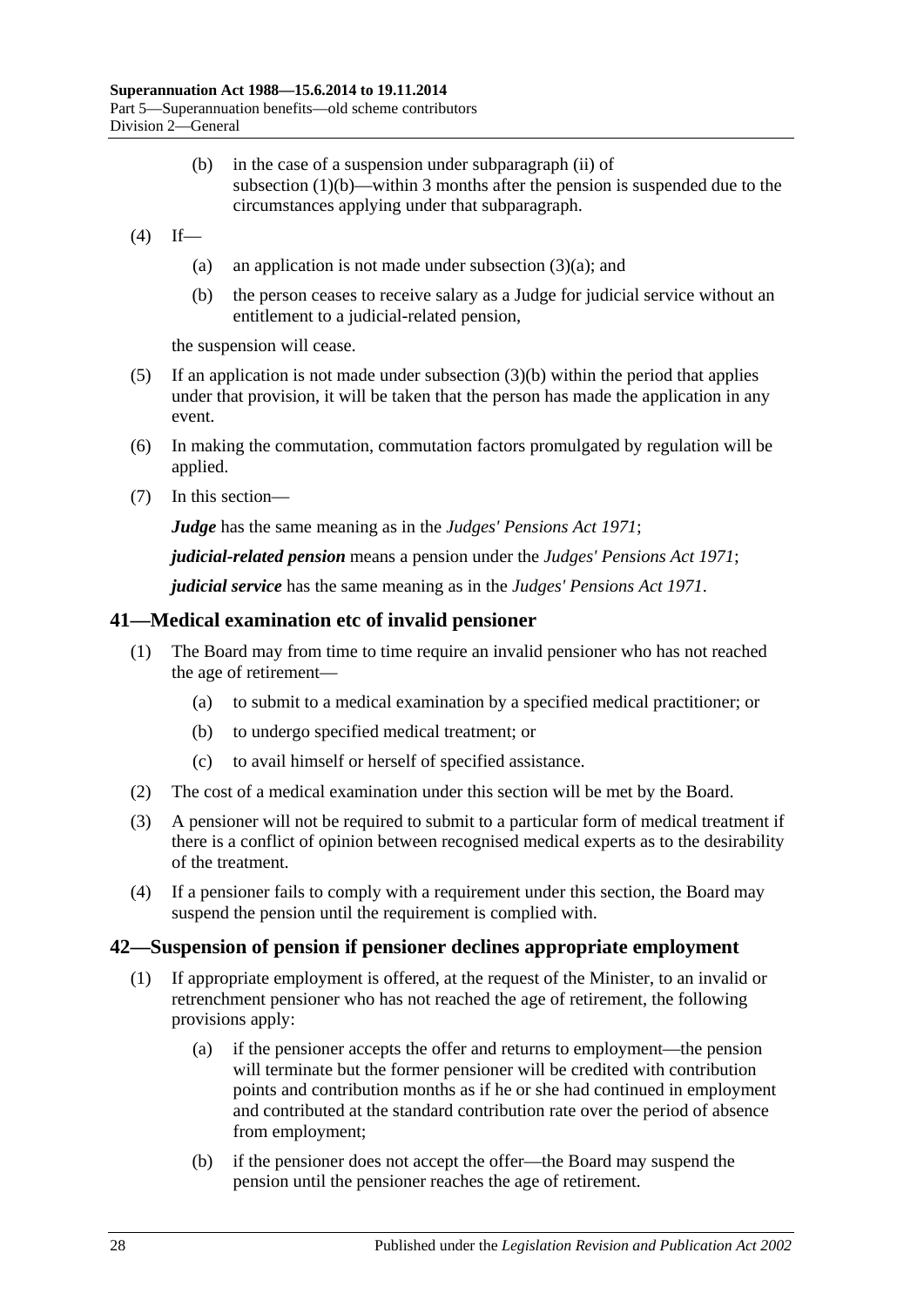(b) in the case of a suspension under subparagraph (ii) of subsection (1)(b)—within 3 months after the pension is suspended due to the circumstances applying under that subparagraph.

(4) If—

(a) an application is not made under subsection (3)(a); and

(b) the person ceases to receive salary as a Judge for judicial service without an entitlement to a judicial-related pension,

the suspension will cease.

(5) If an application is not made under subsection (3)(b) within the period that applies under that provision, it will be taken that the person has made the application in any event.

(6) In making the commutation, commutation factors promulgated by regulation will be applied.

(7) In this section—

***Judge*** has the same meaning as in the *Judges' Pensions Act 1971*;

***judicial-related pension*** means a pension under the *Judges' Pensions Act 1971*;

***judicial service*** has the same meaning as in the *Judges' Pensions Act 1971*.

## 41—Medical examination etc of invalid pensioner

(1) The Board may from time to time require an invalid pensioner who has not reached the age of retirement—

(a) to submit to a medical examination by a specified medical practitioner; or

(b) to undergo specified medical treatment; or

(c) to avail himself or herself of specified assistance.

(2) The cost of a medical examination under this section will be met by the Board.

(3) A pensioner will not be required to submit to a particular form of medical treatment if there is a conflict of opinion between recognised medical experts as to the desirability of the treatment.

(4) If a pensioner fails to comply with a requirement under this section, the Board may suspend the pension until the requirement is complied with.

## 42—Suspension of pension if pensioner declines appropriate employment

(1) If appropriate employment is offered, at the request of the Minister, to an invalid or retrenchment pensioner who has not reached the age of retirement, the following provisions apply:

(a) if the pensioner accepts the offer and returns to employment—the pension will terminate but the former pensioner will be credited with contribution points and contribution months as if he or she had continued in employment and contributed at the standard contribution rate over the period of absence from employment;

(b) if the pensioner does not accept the offer—the Board may suspend the pension until the pensioner reaches the age of retirement.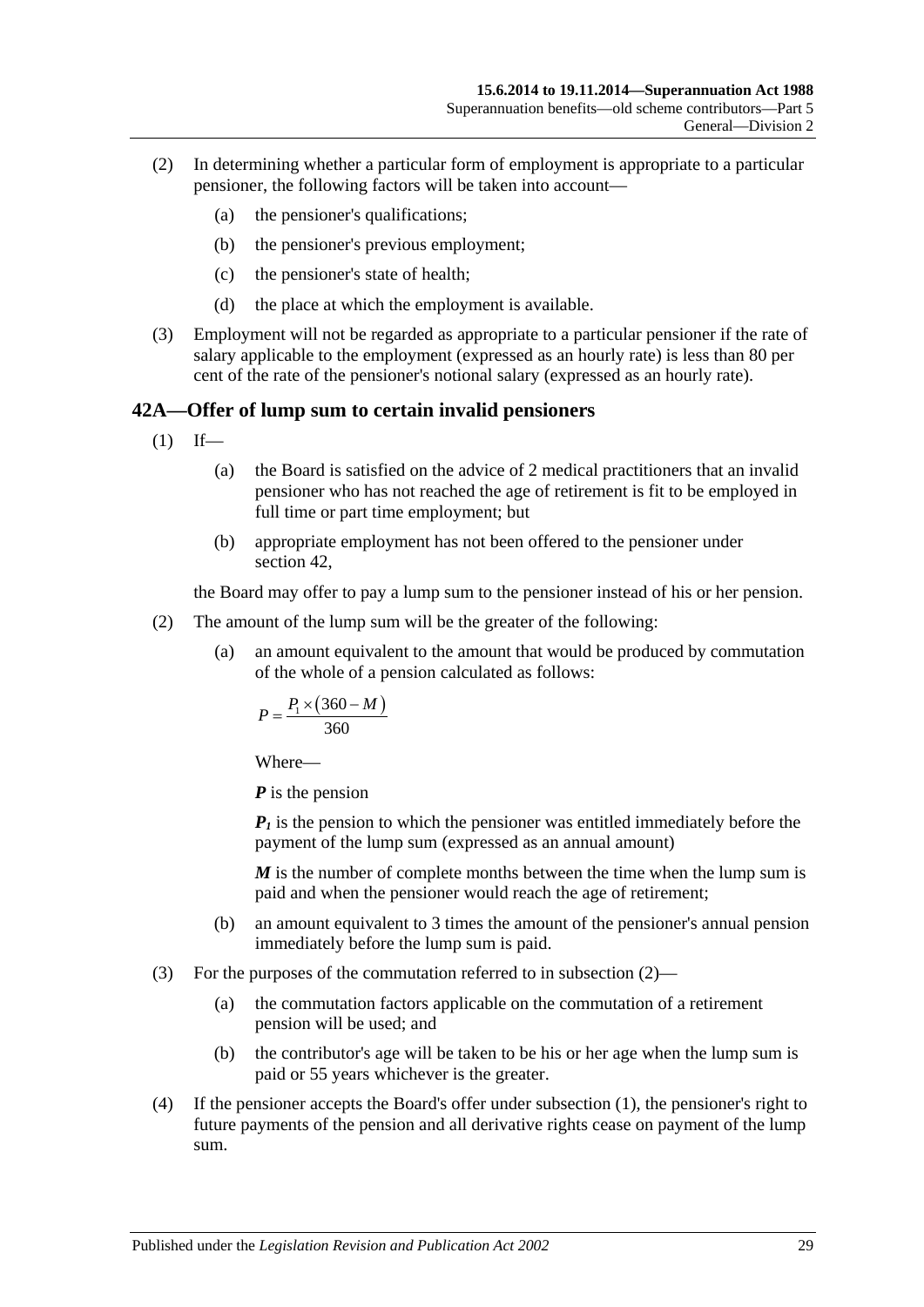(2) In determining whether a particular form of employment is appropriate to a particular pensioner, the following factors will be taken into account—

(a) the pensioner's qualifications;

(b) the pensioner's previous employment;

(c) the pensioner's state of health;

(d) the place at which the employment is available.

(3) Employment will not be regarded as appropriate to a particular pensioner if the rate of salary applicable to the employment (expressed as an hourly rate) is less than 80 per cent of the rate of the pensioner's notional salary (expressed as an hourly rate).

## 42A—Offer of lump sum to certain invalid pensioners

(1) If—

(a) the Board is satisfied on the advice of 2 medical practitioners that an invalid pensioner who has not reached the age of retirement is fit to be employed in full time or part time employment; but

(b) appropriate employment has not been offered to the pensioner under section 42,

the Board may offer to pay a lump sum to the pensioner instead of his or her pension.

(2) The amount of the lump sum will be the greater of the following:

(a) an amount equivalent to the amount that would be produced by commutation of the whole of a pension calculated as follows:

$$P = \frac{P_1 \times (360 - M)}{360}$$

Where—

***P*** is the pension

***$P_1$*** is the pension to which the pensioner was entitled immediately before the payment of the lump sum (expressed as an annual amount)

***M*** is the number of complete months between the time when the lump sum is paid and when the pensioner would reach the age of retirement;

(b) an amount equivalent to 3 times the amount of the pensioner's annual pension immediately before the lump sum is paid.

(3) For the purposes of the commutation referred to in subsection (2)—

(a) the commutation factors applicable on the commutation of a retirement pension will be used; and

(b) the contributor's age will be taken to be his or her age when the lump sum is paid or 55 years whichever is the greater.

(4) If the pensioner accepts the Board's offer under subsection (1), the pensioner's right to future payments of the pension and all derivative rights cease on payment of the lump sum.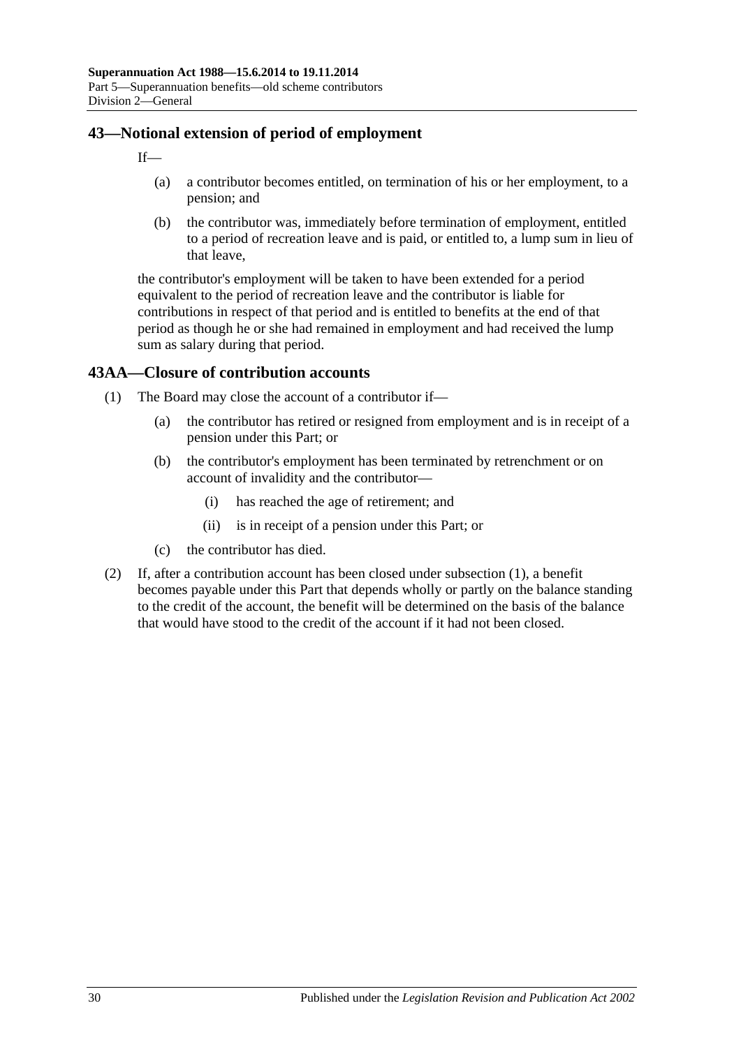## 43—Notional extension of period of employment

If—

(a) a contributor becomes entitled, on termination of his or her employment, to a pension; and

(b) the contributor was, immediately before termination of employment, entitled to a period of recreation leave and is paid, or entitled to, a lump sum in lieu of that leave,

the contributor's employment will be taken to have been extended for a period equivalent to the period of recreation leave and the contributor is liable for contributions in respect of that period and is entitled to benefits at the end of that period as though he or she had remained in employment and had received the lump sum as salary during that period.

## 43AA—Closure of contribution accounts

(1) The Board may close the account of a contributor if—

   (a) the contributor has retired or resigned from employment and is in receipt of a pension under this Part; or

   (b) the contributor's employment has been terminated by retrenchment or on account of invalidity and the contributor—

      (i) has reached the age of retirement; and

      (ii) is in receipt of a pension under this Part; or

   (c) the contributor has died.

(2) If, after a contribution account has been closed under subsection (1), a benefit becomes payable under this Part that depends wholly or partly on the balance standing to the credit of the account, the benefit will be determined on the basis of the balance that would have stood to the credit of the account if it had not been closed.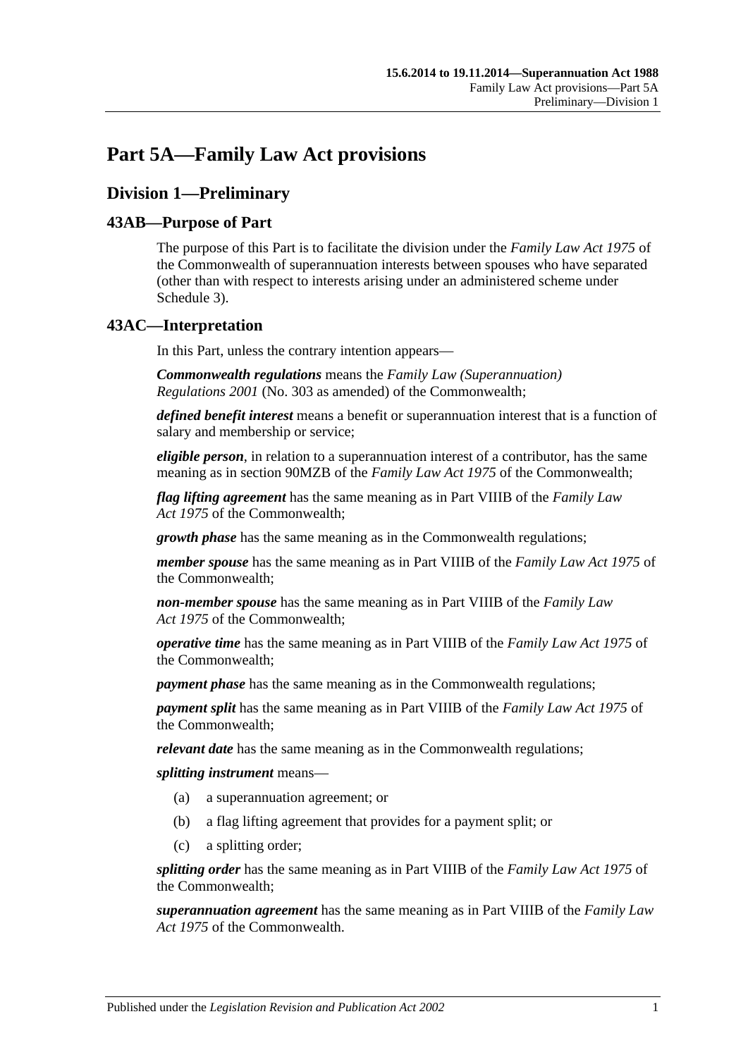# Part 5A—Family Law Act provisions

## Division 1—Preliminary

### 43AB—Purpose of Part

The purpose of this Part is to facilitate the division under the *Family Law Act 1975* of the Commonwealth of superannuation interests between spouses who have separated (other than with respect to interests arising under an administered scheme under Schedule 3).

### 43AC—Interpretation

In this Part, unless the contrary intention appears—

***Commonwealth regulations*** means the *Family Law (Superannuation) Regulations 2001* (No. 303 as amended) of the Commonwealth;

***defined benefit interest*** means a benefit or superannuation interest that is a function of salary and membership or service;

***eligible person***, in relation to a superannuation interest of a contributor, has the same meaning as in section 90MZB of the *Family Law Act 1975* of the Commonwealth;

***flag lifting agreement*** has the same meaning as in Part VIIIB of the *Family Law Act 1975* of the Commonwealth;

***growth phase*** has the same meaning as in the Commonwealth regulations;

***member spouse*** has the same meaning as in Part VIIIB of the *Family Law Act 1975* of the Commonwealth;

***non-member spouse*** has the same meaning as in Part VIIIB of the *Family Law Act 1975* of the Commonwealth;

***operative time*** has the same meaning as in Part VIIIB of the *Family Law Act 1975* of the Commonwealth;

***payment phase*** has the same meaning as in the Commonwealth regulations;

***payment split*** has the same meaning as in Part VIIIB of the *Family Law Act 1975* of the Commonwealth;

***relevant date*** has the same meaning as in the Commonwealth regulations;

***splitting instrument*** means—

(a) a superannuation agreement; or

(b) a flag lifting agreement that provides for a payment split; or

(c) a splitting order;

***splitting order*** has the same meaning as in Part VIIIB of the *Family Law Act 1975* of the Commonwealth;

***superannuation agreement*** has the same meaning as in Part VIIIB of the *Family Law Act 1975* of the Commonwealth.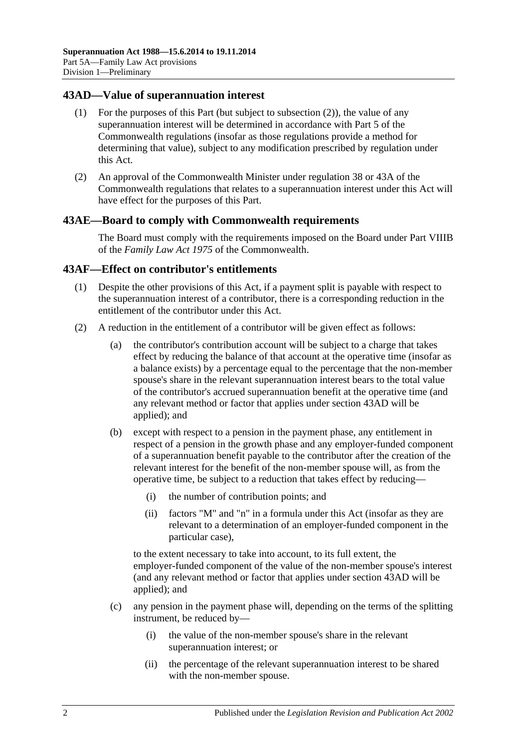## 43AD—Value of superannuation interest

(1) For the purposes of this Part (but subject to subsection (2)), the value of any superannuation interest will be determined in accordance with Part 5 of the Commonwealth regulations (insofar as those regulations provide a method for determining that value), subject to any modification prescribed by regulation under this Act.

(2) An approval of the Commonwealth Minister under regulation 38 or 43A of the Commonwealth regulations that relates to a superannuation interest under this Act will have effect for the purposes of this Part.

## 43AE—Board to comply with Commonwealth requirements

The Board must comply with the requirements imposed on the Board under Part VIIIB of the *Family Law Act 1975* of the Commonwealth.

## 43AF—Effect on contributor's entitlements

(1) Despite the other provisions of this Act, if a payment split is payable with respect to the superannuation interest of a contributor, there is a corresponding reduction in the entitlement of the contributor under this Act.

(2) A reduction in the entitlement of a contributor will be given effect as follows:

(a) the contributor's contribution account will be subject to a charge that takes effect by reducing the balance of that account at the operative time (insofar as a balance exists) by a percentage equal to the percentage that the non-member spouse's share in the relevant superannuation interest bears to the total value of the contributor's accrued superannuation benefit at the operative time (and any relevant method or factor that applies under section 43AD will be applied); and

(b) except with respect to a pension in the payment phase, any entitlement in respect of a pension in the growth phase and any employer-funded component of a superannuation benefit payable to the contributor after the creation of the relevant interest for the benefit of the non-member spouse will, as from the operative time, be subject to a reduction that takes effect by reducing—

(i) the number of contribution points; and

(ii) factors "M" and "n" in a formula under this Act (insofar as they are relevant to a determination of an employer-funded component in the particular case),

to the extent necessary to take into account, to its full extent, the employer-funded component of the value of the non-member spouse's interest (and any relevant method or factor that applies under section 43AD will be applied); and

(c) any pension in the payment phase will, depending on the terms of the splitting instrument, be reduced by—

(i) the value of the non-member spouse's share in the relevant superannuation interest; or

(ii) the percentage of the relevant superannuation interest to be shared with the non-member spouse.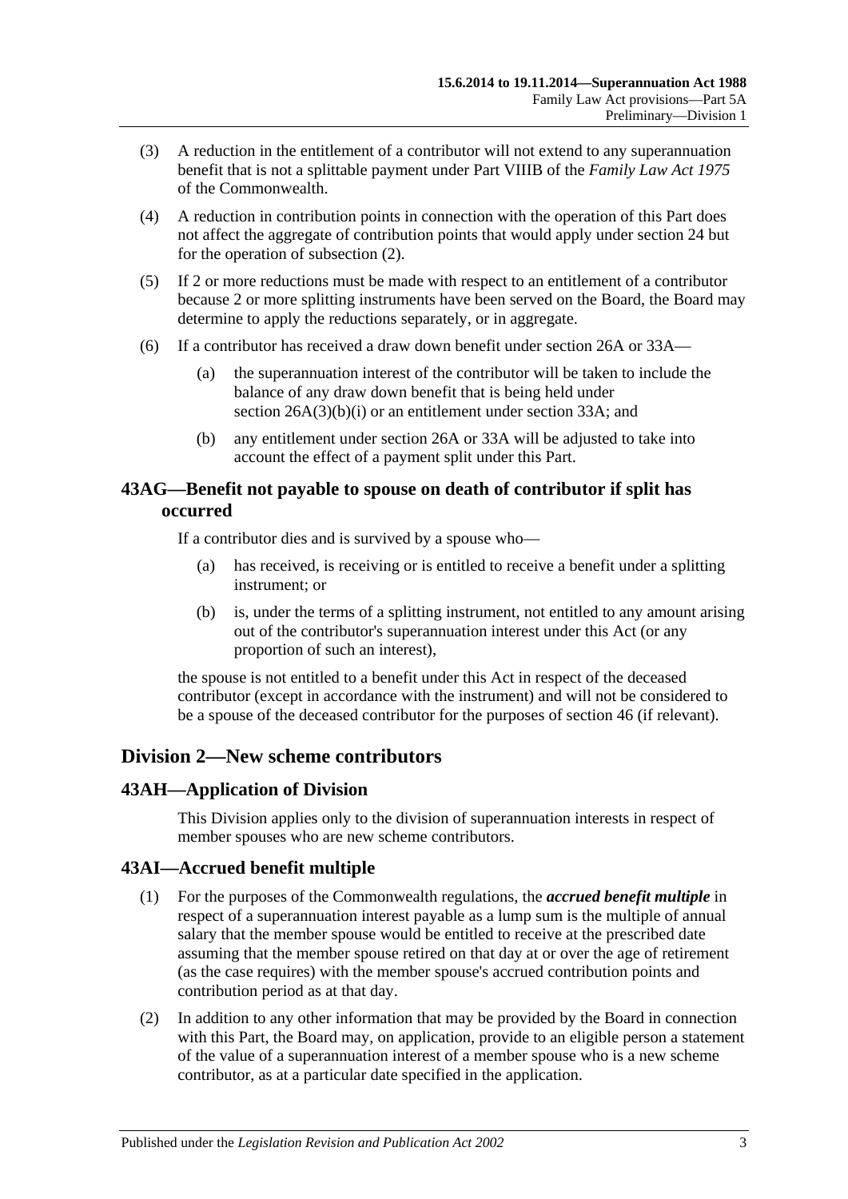(3) A reduction in the entitlement of a contributor will not extend to any superannuation benefit that is not a splittable payment under Part VIIIB of the *Family Law Act 1975* of the Commonwealth.

(4) A reduction in contribution points in connection with the operation of this Part does not affect the aggregate of contribution points that would apply under section 24 but for the operation of subsection (2).

(5) If 2 or more reductions must be made with respect to an entitlement of a contributor because 2 or more splitting instruments have been served on the Board, the Board may determine to apply the reductions separately, or in aggregate.

(6) If a contributor has received a draw down benefit under section 26A or 33A—

(a) the superannuation interest of the contributor will be taken to include the balance of any draw down benefit that is being held under section 26A(3)(b)(i) or an entitlement under section 33A; and

(b) any entitlement under section 26A or 33A will be adjusted to take into account the effect of a payment split under this Part.

## 43AG—Benefit not payable to spouse on death of contributor if split has occurred

If a contributor dies and is survived by a spouse who—

(a) has received, is receiving or is entitled to receive a benefit under a splitting instrument; or

(b) is, under the terms of a splitting instrument, not entitled to any amount arising out of the contributor's superannuation interest under this Act (or any proportion of such an interest),

the spouse is not entitled to a benefit under this Act in respect of the deceased contributor (except in accordance with the instrument) and will not be considered to be a spouse of the deceased contributor for the purposes of section 46 (if relevant).

# Division 2—New scheme contributors

## 43AH—Application of Division

This Division applies only to the division of superannuation interests in respect of member spouses who are new scheme contributors.

## 43AI—Accrued benefit multiple

(1) For the purposes of the Commonwealth regulations, the ***accrued benefit multiple*** in respect of a superannuation interest payable as a lump sum is the multiple of annual salary that the member spouse would be entitled to receive at the prescribed date assuming that the member spouse retired on that day at or over the age of retirement (as the case requires) with the member spouse's accrued contribution points and contribution period as at that day.

(2) In addition to any other information that may be provided by the Board in connection with this Part, the Board may, on application, provide to an eligible person a statement of the value of a superannuation interest of a member spouse who is a new scheme contributor, as at a particular date specified in the application.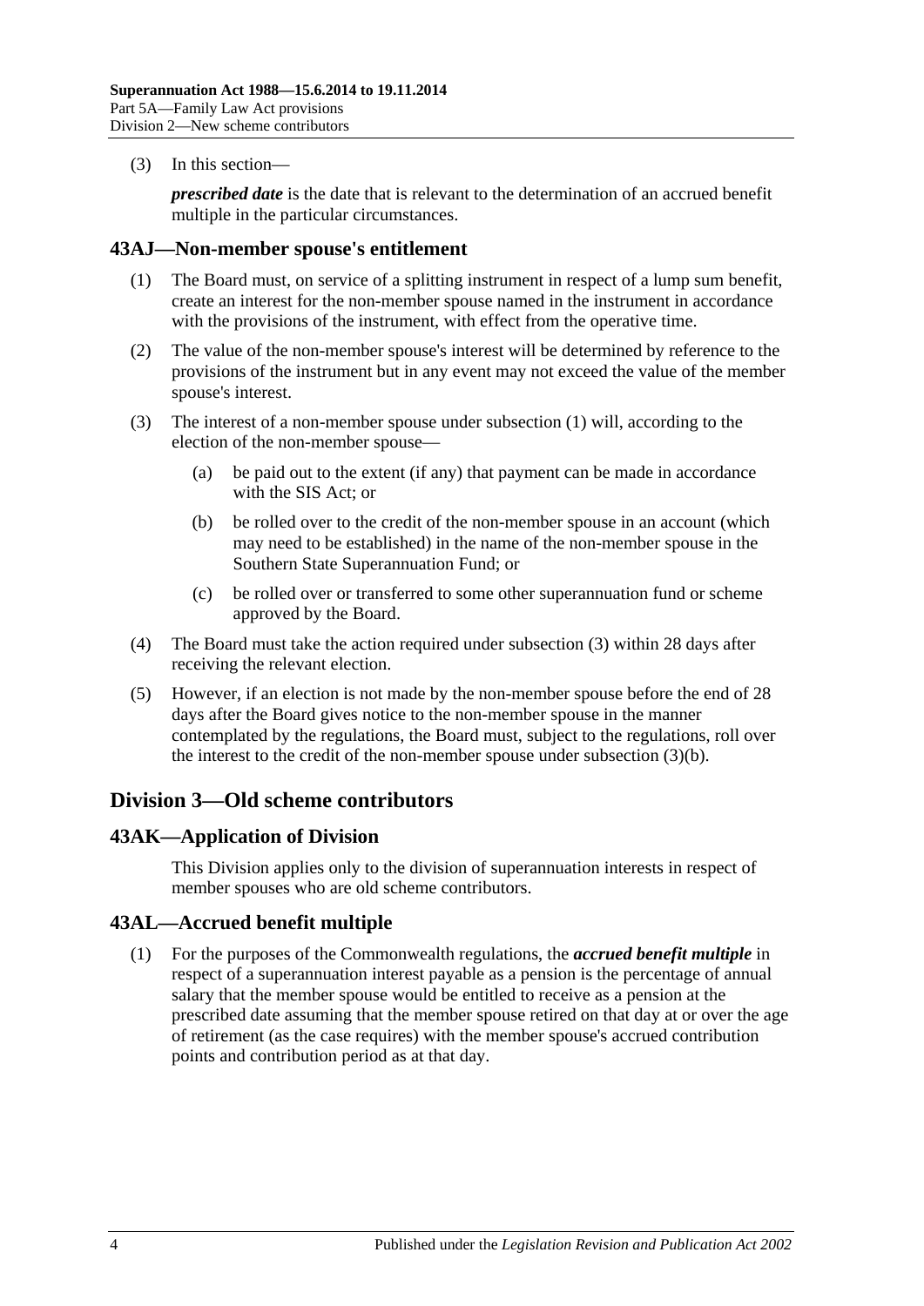(3) In this section—

***prescribed date*** is the date that is relevant to the determination of an accrued benefit multiple in the particular circumstances.

## 43AJ—Non-member spouse's entitlement

(1) The Board must, on service of a splitting instrument in respect of a lump sum benefit, create an interest for the non-member spouse named in the instrument in accordance with the provisions of the instrument, with effect from the operative time.

(2) The value of the non-member spouse's interest will be determined by reference to the provisions of the instrument but in any event may not exceed the value of the member spouse's interest.

(3) The interest of a non-member spouse under subsection (1) will, according to the election of the non-member spouse—

(a) be paid out to the extent (if any) that payment can be made in accordance with the SIS Act; or

(b) be rolled over to the credit of the non-member spouse in an account (which may need to be established) in the name of the non-member spouse in the Southern State Superannuation Fund; or

(c) be rolled over or transferred to some other superannuation fund or scheme approved by the Board.

(4) The Board must take the action required under subsection (3) within 28 days after receiving the relevant election.

(5) However, if an election is not made by the non-member spouse before the end of 28 days after the Board gives notice to the non-member spouse in the manner contemplated by the regulations, the Board must, subject to the regulations, roll over the interest to the credit of the non-member spouse under subsection (3)(b).

# Division 3—Old scheme contributors

## 43AK—Application of Division

This Division applies only to the division of superannuation interests in respect of member spouses who are old scheme contributors.

## 43AL—Accrued benefit multiple

(1) For the purposes of the Commonwealth regulations, the ***accrued benefit multiple*** in respect of a superannuation interest payable as a pension is the percentage of annual salary that the member spouse would be entitled to receive as a pension at the prescribed date assuming that the member spouse retired on that day at or over the age of retirement (as the case requires) with the member spouse's accrued contribution points and contribution period as at that day.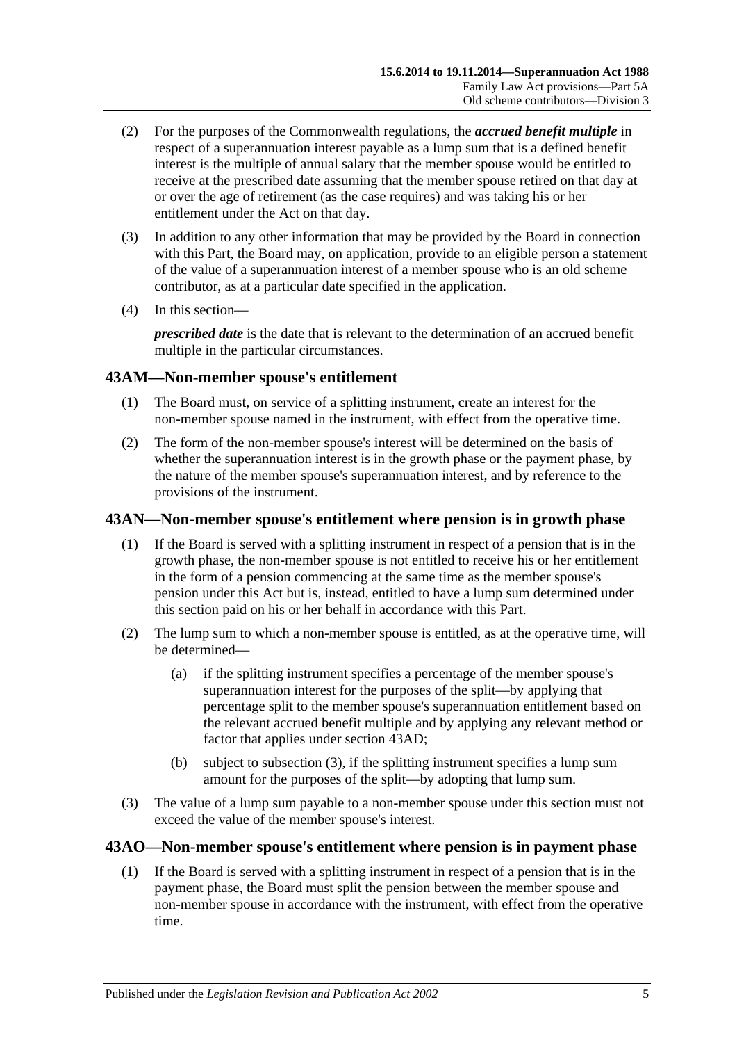(2) For the purposes of the Commonwealth regulations, the ***accrued benefit multiple*** in respect of a superannuation interest payable as a lump sum that is a defined benefit interest is the multiple of annual salary that the member spouse would be entitled to receive at the prescribed date assuming that the member spouse retired on that day at or over the age of retirement (as the case requires) and was taking his or her entitlement under the Act on that day.

(3) In addition to any other information that may be provided by the Board in connection with this Part, the Board may, on application, provide to an eligible person a statement of the value of a superannuation interest of a member spouse who is an old scheme contributor, as at a particular date specified in the application.

(4) In this section—

***prescribed date*** is the date that is relevant to the determination of an accrued benefit multiple in the particular circumstances.

## 43AM—Non-member spouse's entitlement

(1) The Board must, on service of a splitting instrument, create an interest for the non-member spouse named in the instrument, with effect from the operative time.

(2) The form of the non-member spouse's interest will be determined on the basis of whether the superannuation interest is in the growth phase or the payment phase, by the nature of the member spouse's superannuation interest, and by reference to the provisions of the instrument.

## 43AN—Non-member spouse's entitlement where pension is in growth phase

(1) If the Board is served with a splitting instrument in respect of a pension that is in the growth phase, the non-member spouse is not entitled to receive his or her entitlement in the form of a pension commencing at the same time as the member spouse's pension under this Act but is, instead, entitled to have a lump sum determined under this section paid on his or her behalf in accordance with this Part.

(2) The lump sum to which a non-member spouse is entitled, as at the operative time, will be determined—

(a) if the splitting instrument specifies a percentage of the member spouse's superannuation interest for the purposes of the split—by applying that percentage split to the member spouse's superannuation entitlement based on the relevant accrued benefit multiple and by applying any relevant method or factor that applies under section 43AD;

(b) subject to subsection (3), if the splitting instrument specifies a lump sum amount for the purposes of the split—by adopting that lump sum.

(3) The value of a lump sum payable to a non-member spouse under this section must not exceed the value of the member spouse's interest.

## 43AO—Non-member spouse's entitlement where pension is in payment phase

(1) If the Board is served with a splitting instrument in respect of a pension that is in the payment phase, the Board must split the pension between the member spouse and non-member spouse in accordance with the instrument, with effect from the operative time.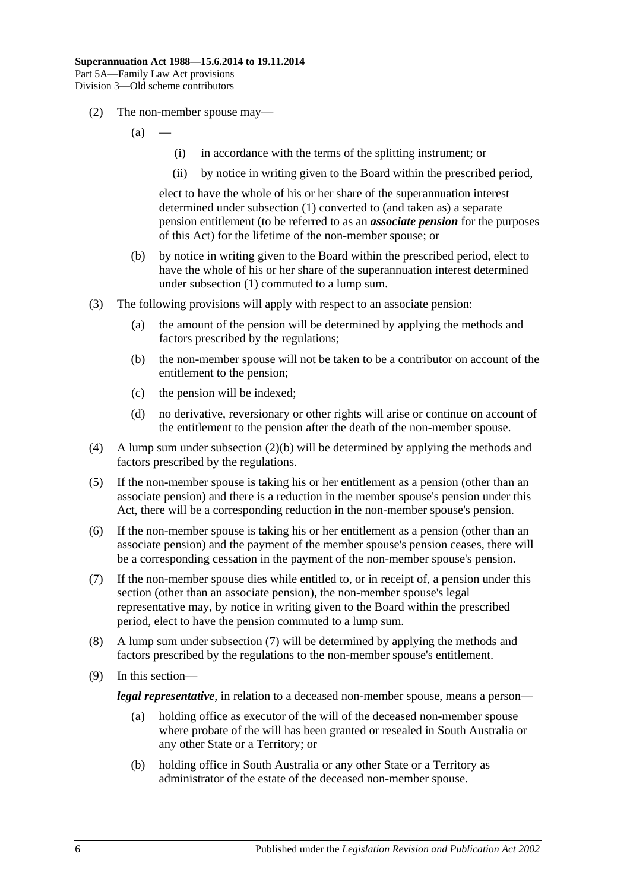(2) The non-member spouse may—

(a) —

(i) in accordance with the terms of the splitting instrument; or

(ii) by notice in writing given to the Board within the prescribed period,

elect to have the whole of his or her share of the superannuation interest determined under subsection (1) converted to (and taken as) a separate pension entitlement (to be referred to as an ***associate pension*** for the purposes of this Act) for the lifetime of the non-member spouse; or

(b) by notice in writing given to the Board within the prescribed period, elect to have the whole of his or her share of the superannuation interest determined under subsection (1) commuted to a lump sum.

(3) The following provisions will apply with respect to an associate pension:

(a) the amount of the pension will be determined by applying the methods and factors prescribed by the regulations;

(b) the non-member spouse will not be taken to be a contributor on account of the entitlement to the pension;

(c) the pension will be indexed;

(d) no derivative, reversionary or other rights will arise or continue on account of the entitlement to the pension after the death of the non-member spouse.

(4) A lump sum under subsection (2)(b) will be determined by applying the methods and factors prescribed by the regulations.

(5) If the non-member spouse is taking his or her entitlement as a pension (other than an associate pension) and there is a reduction in the member spouse's pension under this Act, there will be a corresponding reduction in the non-member spouse's pension.

(6) If the non-member spouse is taking his or her entitlement as a pension (other than an associate pension) and the payment of the member spouse's pension ceases, there will be a corresponding cessation in the payment of the non-member spouse's pension.

(7) If the non-member spouse dies while entitled to, or in receipt of, a pension under this section (other than an associate pension), the non-member spouse's legal representative may, by notice in writing given to the Board within the prescribed period, elect to have the pension commuted to a lump sum.

(8) A lump sum under subsection (7) will be determined by applying the methods and factors prescribed by the regulations to the non-member spouse's entitlement.

(9) In this section—

***legal representative***, in relation to a deceased non-member spouse, means a person—

(a) holding office as executor of the will of the deceased non-member spouse where probate of the will has been granted or resealed in South Australia or any other State or a Territory; or

(b) holding office in South Australia or any other State or a Territory as administrator of the estate of the deceased non-member spouse.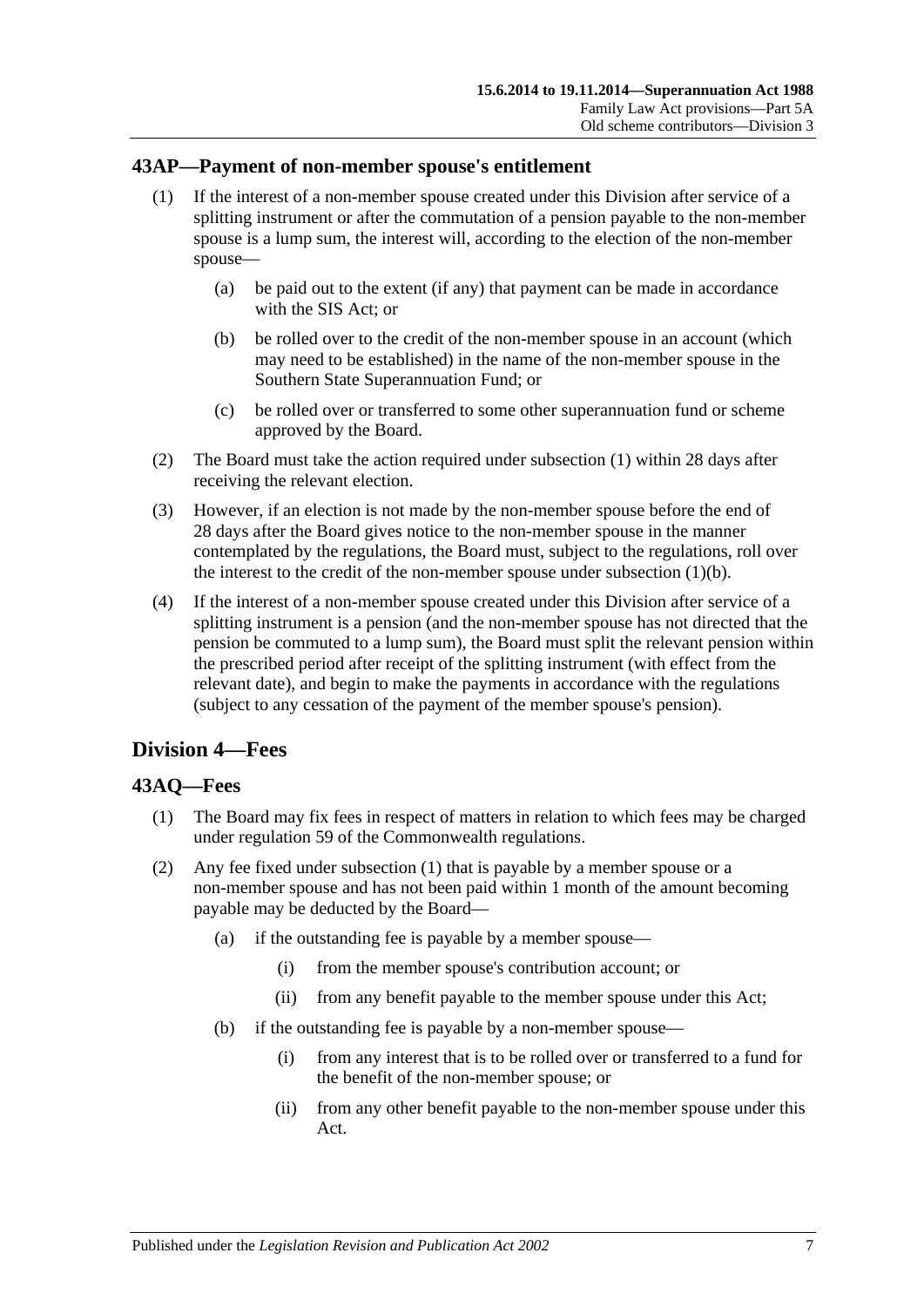## 43AP—Payment of non-member spouse's entitlement

(1) If the interest of a non-member spouse created under this Division after service of a splitting instrument or after the commutation of a pension payable to the non-member spouse is a lump sum, the interest will, according to the election of the non-member spouse—

(a) be paid out to the extent (if any) that payment can be made in accordance with the SIS Act; or

(b) be rolled over to the credit of the non-member spouse in an account (which may need to be established) in the name of the non-member spouse in the Southern State Superannuation Fund; or

(c) be rolled over or transferred to some other superannuation fund or scheme approved by the Board.

(2) The Board must take the action required under subsection (1) within 28 days after receiving the relevant election.

(3) However, if an election is not made by the non-member spouse before the end of 28 days after the Board gives notice to the non-member spouse in the manner contemplated by the regulations, the Board must, subject to the regulations, roll over the interest to the credit of the non-member spouse under subsection (1)(b).

(4) If the interest of a non-member spouse created under this Division after service of a splitting instrument is a pension (and the non-member spouse has not directed that the pension be commuted to a lump sum), the Board must split the relevant pension within the prescribed period after receipt of the splitting instrument (with effect from the relevant date), and begin to make the payments in accordance with the regulations (subject to any cessation of the payment of the member spouse's pension).

# Division 4—Fees

## 43AQ—Fees

(1) The Board may fix fees in respect of matters in relation to which fees may be charged under regulation 59 of the Commonwealth regulations.

(2) Any fee fixed under subsection (1) that is payable by a member spouse or a non-member spouse and has not been paid within 1 month of the amount becoming payable may be deducted by the Board—

(a) if the outstanding fee is payable by a member spouse—

(i) from the member spouse's contribution account; or

(ii) from any benefit payable to the member spouse under this Act;

(b) if the outstanding fee is payable by a non-member spouse—

(i) from any interest that is to be rolled over or transferred to a fund for the benefit of the non-member spouse; or

(ii) from any other benefit payable to the non-member spouse under this Act.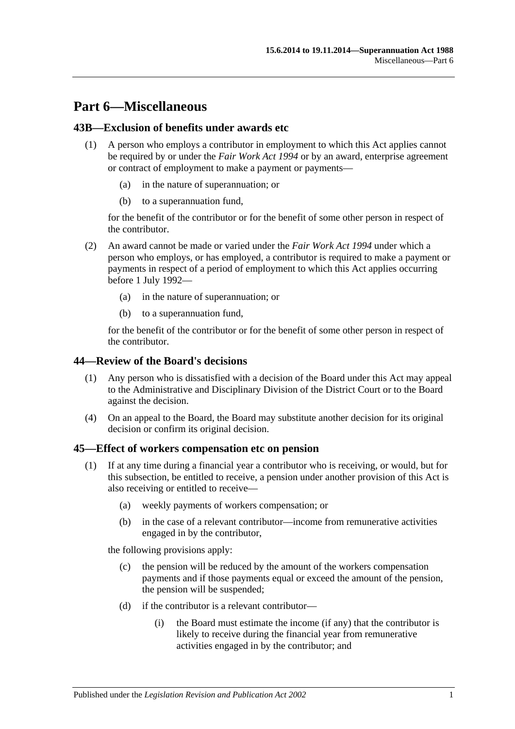# Part 6—Miscellaneous

## 43B—Exclusion of benefits under awards etc

(1) A person who employs a contributor in employment to which this Act applies cannot be required by or under the *Fair Work Act 1994* or by an award, enterprise agreement or contract of employment to make a payment or payments—

(a) in the nature of superannuation; or

(b) to a superannuation fund,

for the benefit of the contributor or for the benefit of some other person in respect of the contributor.

(2) An award cannot be made or varied under the *Fair Work Act 1994* under which a person who employs, or has employed, a contributor is required to make a payment or payments in respect of a period of employment to which this Act applies occurring before 1 July 1992—

(a) in the nature of superannuation; or

(b) to a superannuation fund,

for the benefit of the contributor or for the benefit of some other person in respect of the contributor.

## 44—Review of the Board's decisions

(1) Any person who is dissatisfied with a decision of the Board under this Act may appeal to the Administrative and Disciplinary Division of the District Court or to the Board against the decision.

(4) On an appeal to the Board, the Board may substitute another decision for its original decision or confirm its original decision.

## 45—Effect of workers compensation etc on pension

(1) If at any time during a financial year a contributor who is receiving, or would, but for this subsection, be entitled to receive, a pension under another provision of this Act is also receiving or entitled to receive—

(a) weekly payments of workers compensation; or

(b) in the case of a relevant contributor—income from remunerative activities engaged in by the contributor,

the following provisions apply:

(c) the pension will be reduced by the amount of the workers compensation payments and if those payments equal or exceed the amount of the pension, the pension will be suspended;

(d) if the contributor is a relevant contributor—

(i) the Board must estimate the income (if any) that the contributor is likely to receive during the financial year from remunerative activities engaged in by the contributor; and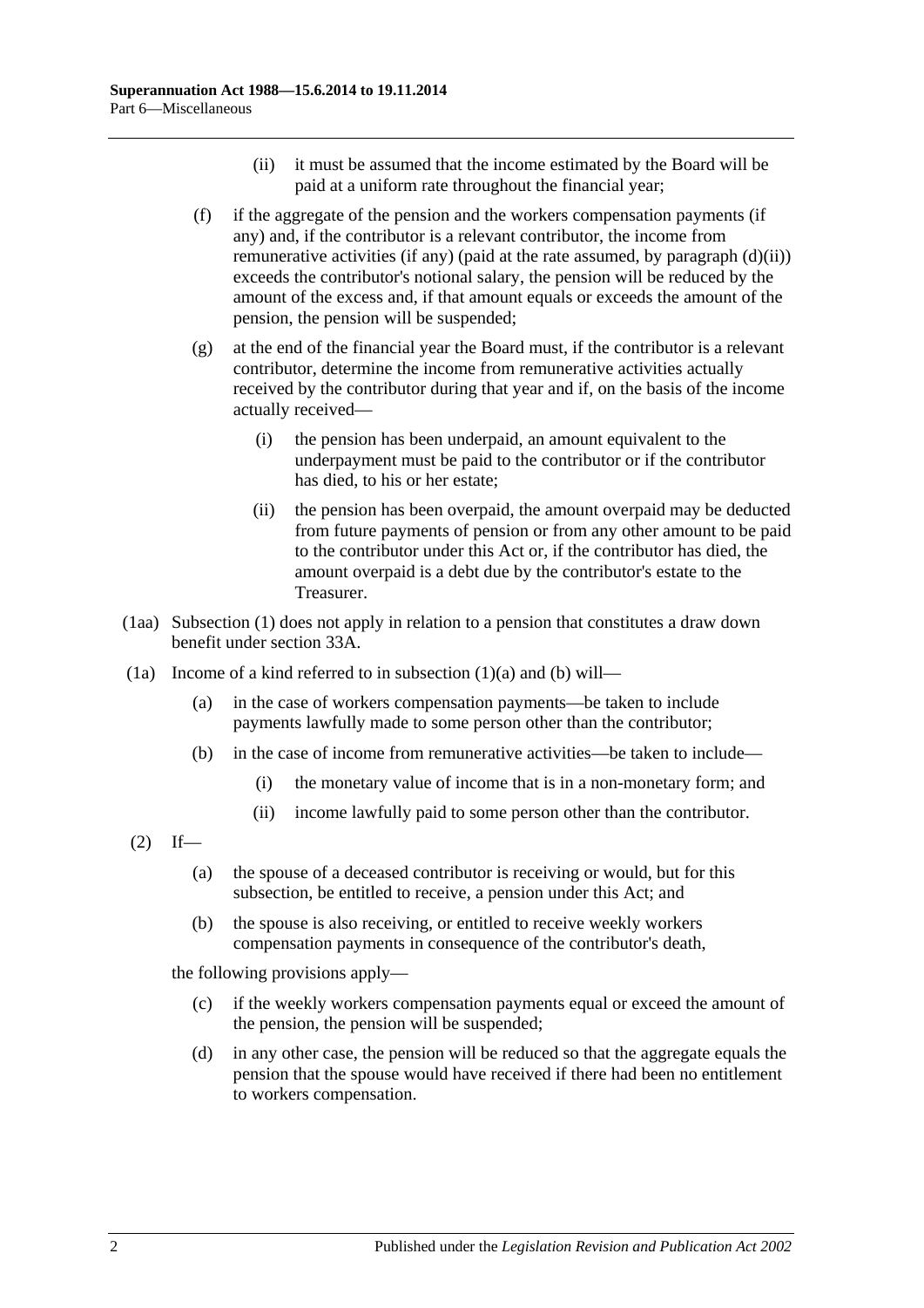(ii) it must be assumed that the income estimated by the Board will be paid at a uniform rate throughout the financial year;

(f) if the aggregate of the pension and the workers compensation payments (if any) and, if the contributor is a relevant contributor, the income from remunerative activities (if any) (paid at the rate assumed, by paragraph (d)(ii)) exceeds the contributor's notional salary, the pension will be reduced by the amount of the excess and, if that amount equals or exceeds the amount of the pension, the pension will be suspended;

(g) at the end of the financial year the Board must, if the contributor is a relevant contributor, determine the income from remunerative activities actually received by the contributor during that year and if, on the basis of the income actually received—

(i) the pension has been underpaid, an amount equivalent to the underpayment must be paid to the contributor or if the contributor has died, to his or her estate;

(ii) the pension has been overpaid, the amount overpaid may be deducted from future payments of pension or from any other amount to be paid to the contributor under this Act or, if the contributor has died, the amount overpaid is a debt due by the contributor's estate to the Treasurer.

(1aa) Subsection (1) does not apply in relation to a pension that constitutes a draw down benefit under section 33A.

(1a) Income of a kind referred to in subsection (1)(a) and (b) will—

(a) in the case of workers compensation payments—be taken to include payments lawfully made to some person other than the contributor;

(b) in the case of income from remunerative activities—be taken to include—

(i) the monetary value of income that is in a non-monetary form; and

(ii) income lawfully paid to some person other than the contributor.

(2) If—

(a) the spouse of a deceased contributor is receiving or would, but for this subsection, be entitled to receive, a pension under this Act; and

(b) the spouse is also receiving, or entitled to receive weekly workers compensation payments in consequence of the contributor's death,

the following provisions apply—

(c) if the weekly workers compensation payments equal or exceed the amount of the pension, the pension will be suspended;

(d) in any other case, the pension will be reduced so that the aggregate equals the pension that the spouse would have received if there had been no entitlement to workers compensation.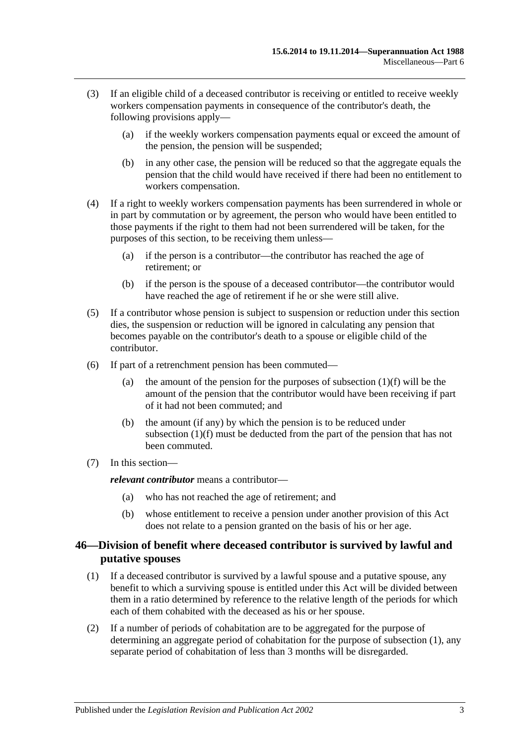(3) If an eligible child of a deceased contributor is receiving or entitled to receive weekly workers compensation payments in consequence of the contributor's death, the following provisions apply—

(a) if the weekly workers compensation payments equal or exceed the amount of the pension, the pension will be suspended;

(b) in any other case, the pension will be reduced so that the aggregate equals the pension that the child would have received if there had been no entitlement to workers compensation.

(4) If a right to weekly workers compensation payments has been surrendered in whole or in part by commutation or by agreement, the person who would have been entitled to those payments if the right to them had not been surrendered will be taken, for the purposes of this section, to be receiving them unless—

(a) if the person is a contributor—the contributor has reached the age of retirement; or

(b) if the person is the spouse of a deceased contributor—the contributor would have reached the age of retirement if he or she were still alive.

(5) If a contributor whose pension is subject to suspension or reduction under this section dies, the suspension or reduction will be ignored in calculating any pension that becomes payable on the contributor's death to a spouse or eligible child of the contributor.

(6) If part of a retrenchment pension has been commuted—

(a) the amount of the pension for the purposes of subsection (1)(f) will be the amount of the pension that the contributor would have been receiving if part of it had not been commuted; and

(b) the amount (if any) by which the pension is to be reduced under subsection (1)(f) must be deducted from the part of the pension that has not been commuted.

(7) In this section—

***relevant contributor*** means a contributor—

(a) who has not reached the age of retirement; and

(b) whose entitlement to receive a pension under another provision of this Act does not relate to a pension granted on the basis of his or her age.

## 46—Division of benefit where deceased contributor is survived by lawful and putative spouses

(1) If a deceased contributor is survived by a lawful spouse and a putative spouse, any benefit to which a surviving spouse is entitled under this Act will be divided between them in a ratio determined by reference to the relative length of the periods for which each of them cohabited with the deceased as his or her spouse.

(2) If a number of periods of cohabitation are to be aggregated for the purpose of determining an aggregate period of cohabitation for the purpose of subsection (1), any separate period of cohabitation of less than 3 months will be disregarded.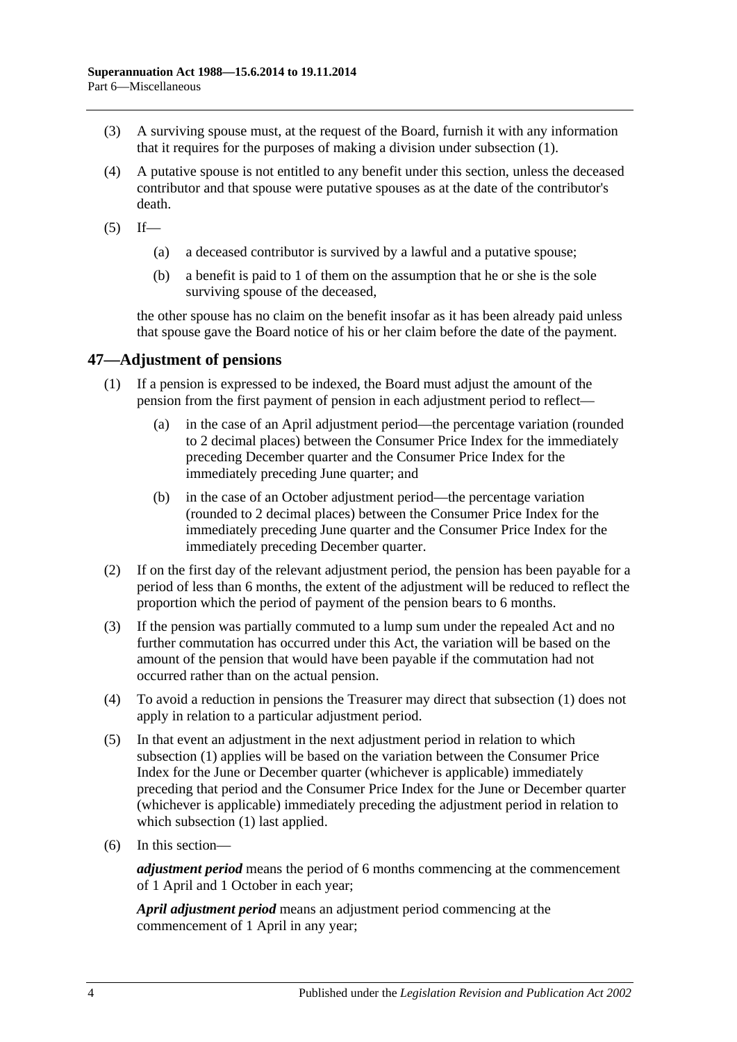(3) A surviving spouse must, at the request of the Board, furnish it with any information that it requires for the purposes of making a division under subsection (1).

(4) A putative spouse is not entitled to any benefit under this section, unless the deceased contributor and that spouse were putative spouses as at the date of the contributor's death.

(5) If—

(a) a deceased contributor is survived by a lawful and a putative spouse;

(b) a benefit is paid to 1 of them on the assumption that he or she is the sole surviving spouse of the deceased,

the other spouse has no claim on the benefit insofar as it has been already paid unless that spouse gave the Board notice of his or her claim before the date of the payment.

## 47—Adjustment of pensions

(1) If a pension is expressed to be indexed, the Board must adjust the amount of the pension from the first payment of pension in each adjustment period to reflect—

(a) in the case of an April adjustment period—the percentage variation (rounded to 2 decimal places) between the Consumer Price Index for the immediately preceding December quarter and the Consumer Price Index for the immediately preceding June quarter; and

(b) in the case of an October adjustment period—the percentage variation (rounded to 2 decimal places) between the Consumer Price Index for the immediately preceding June quarter and the Consumer Price Index for the immediately preceding December quarter.

(2) If on the first day of the relevant adjustment period, the pension has been payable for a period of less than 6 months, the extent of the adjustment will be reduced to reflect the proportion which the period of payment of the pension bears to 6 months.

(3) If the pension was partially commuted to a lump sum under the repealed Act and no further commutation has occurred under this Act, the variation will be based on the amount of the pension that would have been payable if the commutation had not occurred rather than on the actual pension.

(4) To avoid a reduction in pensions the Treasurer may direct that subsection (1) does not apply in relation to a particular adjustment period.

(5) In that event an adjustment in the next adjustment period in relation to which subsection (1) applies will be based on the variation between the Consumer Price Index for the June or December quarter (whichever is applicable) immediately preceding that period and the Consumer Price Index for the June or December quarter (whichever is applicable) immediately preceding the adjustment period in relation to which subsection (1) last applied.

(6) In this section—

***adjustment period*** means the period of 6 months commencing at the commencement of 1 April and 1 October in each year;

***April adjustment period*** means an adjustment period commencing at the commencement of 1 April in any year;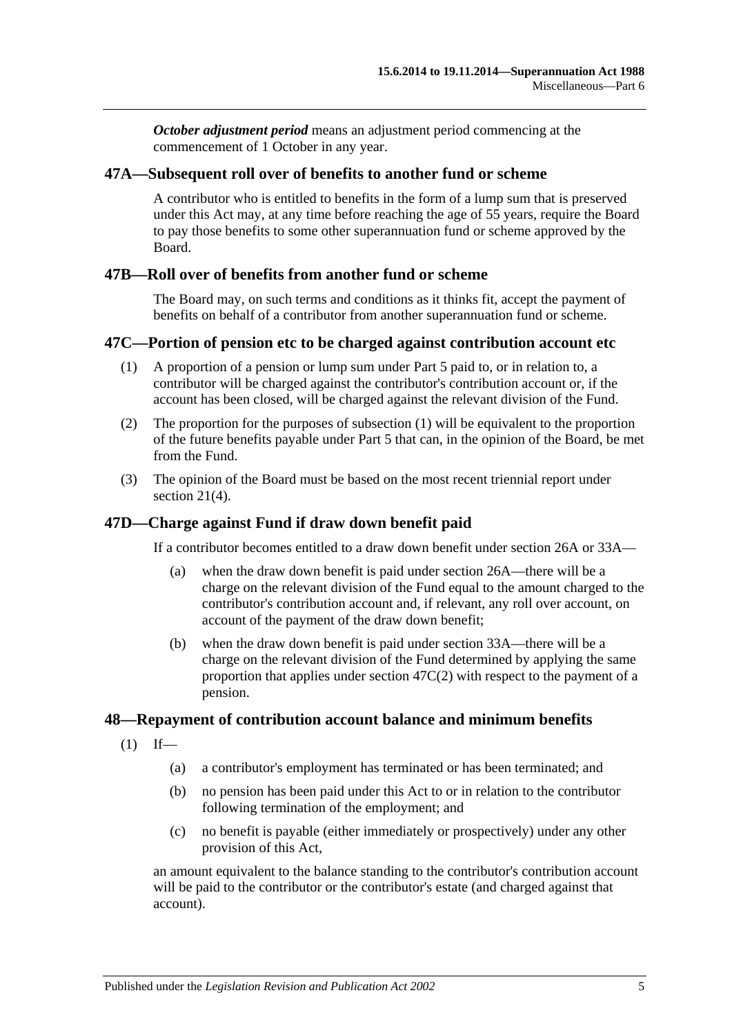***October adjustment period*** means an adjustment period commencing at the commencement of 1 October in any year.

## 47A—Subsequent roll over of benefits to another fund or scheme

A contributor who is entitled to benefits in the form of a lump sum that is preserved under this Act may, at any time before reaching the age of 55 years, require the Board to pay those benefits to some other superannuation fund or scheme approved by the Board.

## 47B—Roll over of benefits from another fund or scheme

The Board may, on such terms and conditions as it thinks fit, accept the payment of benefits on behalf of a contributor from another superannuation fund or scheme.

## 47C—Portion of pension etc to be charged against contribution account etc

(1) A proportion of a pension or lump sum under Part 5 paid to, or in relation to, a contributor will be charged against the contributor's contribution account or, if the account has been closed, will be charged against the relevant division of the Fund.

(2) The proportion for the purposes of subsection (1) will be equivalent to the proportion of the future benefits payable under Part 5 that can, in the opinion of the Board, be met from the Fund.

(3) The opinion of the Board must be based on the most recent triennial report under section 21(4).

## 47D—Charge against Fund if draw down benefit paid

If a contributor becomes entitled to a draw down benefit under section 26A or 33A—

(a) when the draw down benefit is paid under section 26A—there will be a charge on the relevant division of the Fund equal to the amount charged to the contributor's contribution account and, if relevant, any roll over account, on account of the payment of the draw down benefit;

(b) when the draw down benefit is paid under section 33A—there will be a charge on the relevant division of the Fund determined by applying the same proportion that applies under section 47C(2) with respect to the payment of a pension.

## 48—Repayment of contribution account balance and minimum benefits

(1) If—

(a) a contributor's employment has terminated or has been terminated; and

(b) no pension has been paid under this Act to or in relation to the contributor following termination of the employment; and

(c) no benefit is payable (either immediately or prospectively) under any other provision of this Act,

an amount equivalent to the balance standing to the contributor's contribution account will be paid to the contributor or the contributor's estate (and charged against that account).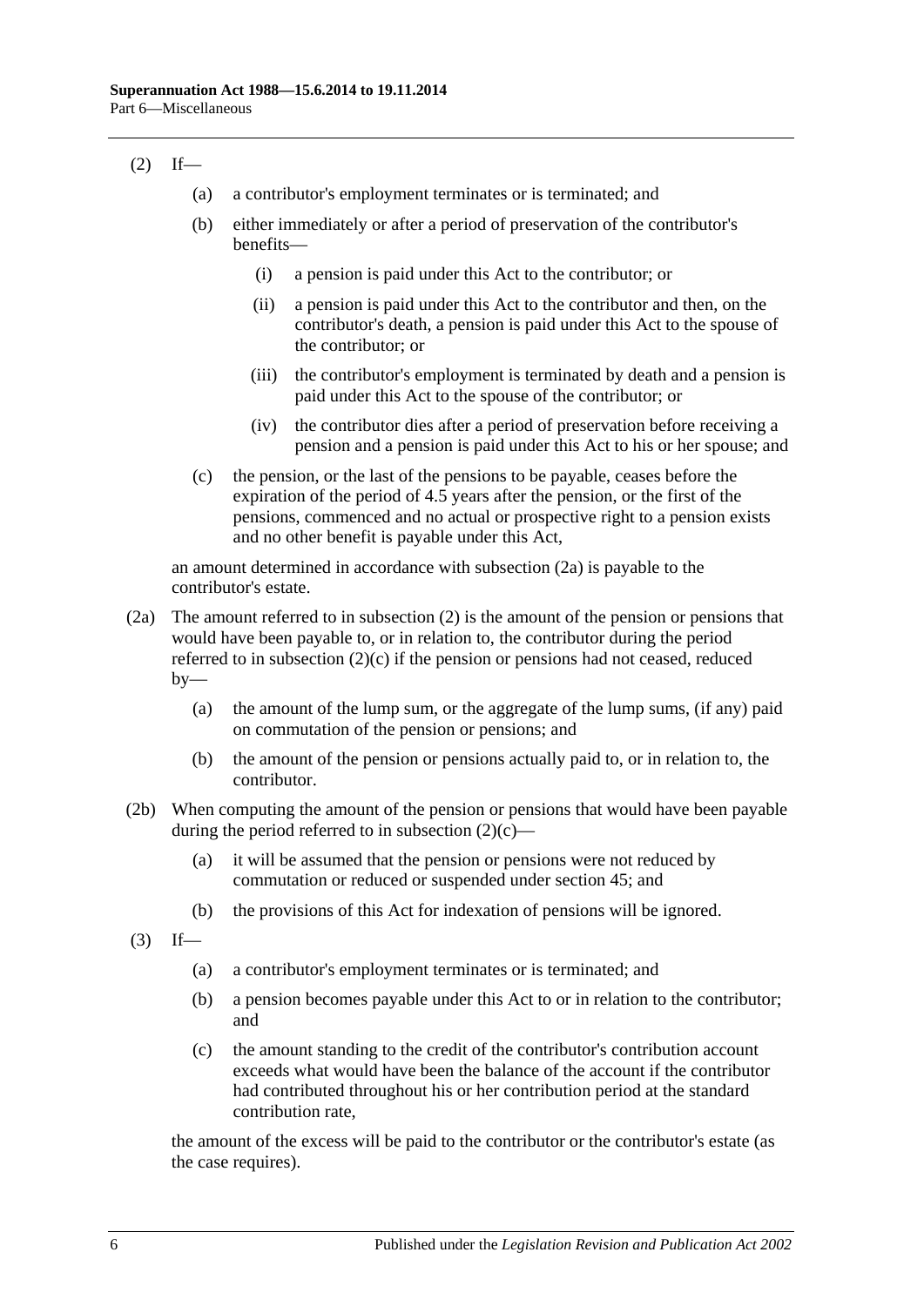(2) If—

(a) a contributor's employment terminates or is terminated; and

(b) either immediately or after a period of preservation of the contributor's benefits—

(i) a pension is paid under this Act to the contributor; or

(ii) a pension is paid under this Act to the contributor and then, on the contributor's death, a pension is paid under this Act to the spouse of the contributor; or

(iii) the contributor's employment is terminated by death and a pension is paid under this Act to the spouse of the contributor; or

(iv) the contributor dies after a period of preservation before receiving a pension and a pension is paid under this Act to his or her spouse; and

(c) the pension, or the last of the pensions to be payable, ceases before the expiration of the period of 4.5 years after the pension, or the first of the pensions, commenced and no actual or prospective right to a pension exists and no other benefit is payable under this Act,

an amount determined in accordance with subsection (2a) is payable to the contributor's estate.

(2a) The amount referred to in subsection (2) is the amount of the pension or pensions that would have been payable to, or in relation to, the contributor during the period referred to in subsection (2)(c) if the pension or pensions had not ceased, reduced by—

(a) the amount of the lump sum, or the aggregate of the lump sums, (if any) paid on commutation of the pension or pensions; and

(b) the amount of the pension or pensions actually paid to, or in relation to, the contributor.

(2b) When computing the amount of the pension or pensions that would have been payable during the period referred to in subsection (2)(c)—

(a) it will be assumed that the pension or pensions were not reduced by commutation or reduced or suspended under section 45; and

(b) the provisions of this Act for indexation of pensions will be ignored.

(3) If—

(a) a contributor's employment terminates or is terminated; and

(b) a pension becomes payable under this Act to or in relation to the contributor; and

(c) the amount standing to the credit of the contributor's contribution account exceeds what would have been the balance of the account if the contributor had contributed throughout his or her contribution period at the standard contribution rate,

the amount of the excess will be paid to the contributor or the contributor's estate (as the case requires).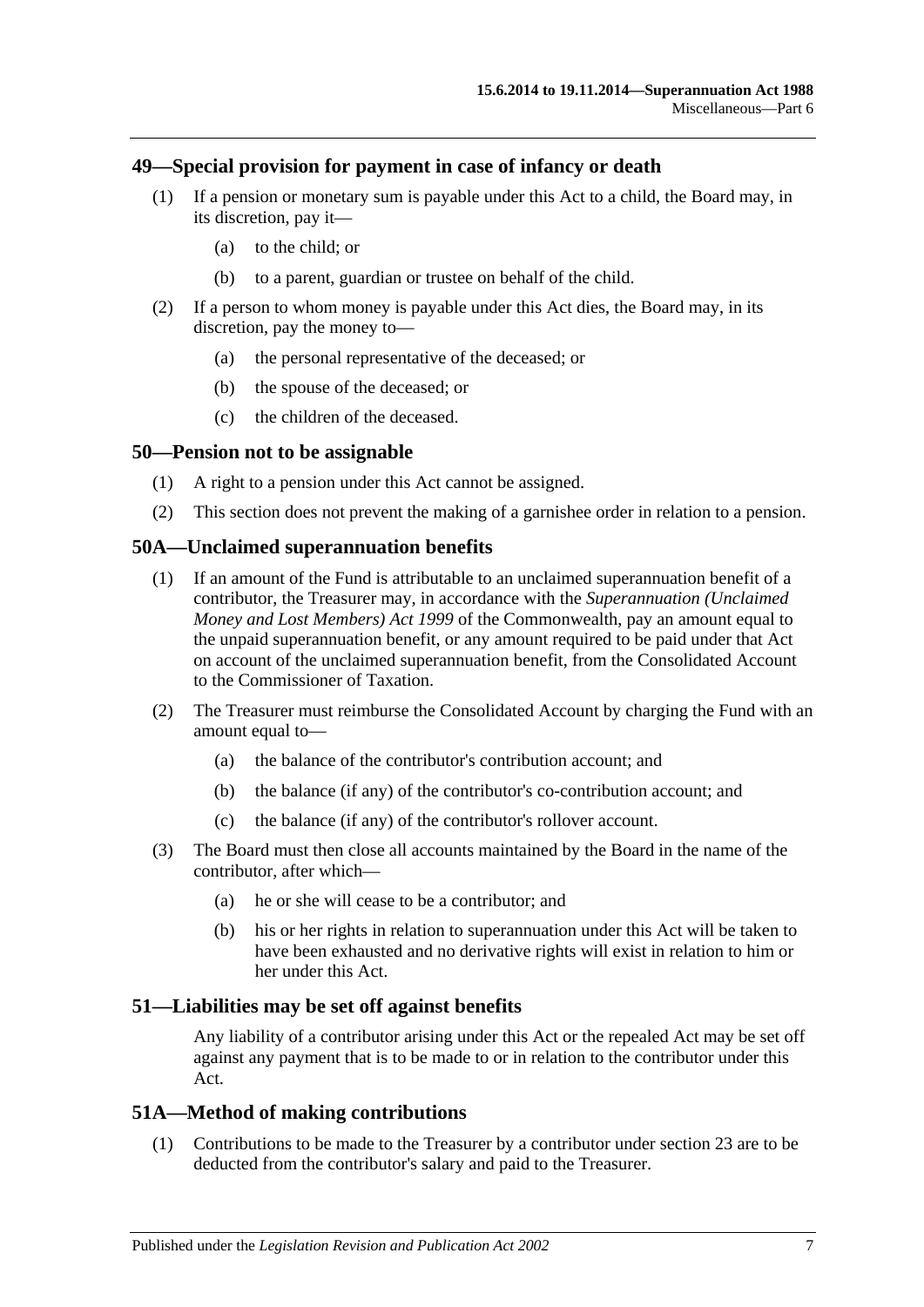## 49—Special provision for payment in case of infancy or death

(1) If a pension or monetary sum is payable under this Act to a child, the Board may, in its discretion, pay it—

(a) to the child; or

(b) to a parent, guardian or trustee on behalf of the child.

(2) If a person to whom money is payable under this Act dies, the Board may, in its discretion, pay the money to—

(a) the personal representative of the deceased; or

(b) the spouse of the deceased; or

(c) the children of the deceased.

## 50—Pension not to be assignable

(1) A right to a pension under this Act cannot be assigned.

(2) This section does not prevent the making of a garnishee order in relation to a pension.

## 50A—Unclaimed superannuation benefits

(1) If an amount of the Fund is attributable to an unclaimed superannuation benefit of a contributor, the Treasurer may, in accordance with the *Superannuation (Unclaimed Money and Lost Members) Act 1999* of the Commonwealth, pay an amount equal to the unpaid superannuation benefit, or any amount required to be paid under that Act on account of the unclaimed superannuation benefit, from the Consolidated Account to the Commissioner of Taxation.

(2) The Treasurer must reimburse the Consolidated Account by charging the Fund with an amount equal to—

(a) the balance of the contributor's contribution account; and

(b) the balance (if any) of the contributor's co-contribution account; and

(c) the balance (if any) of the contributor's rollover account.

(3) The Board must then close all accounts maintained by the Board in the name of the contributor, after which—

(a) he or she will cease to be a contributor; and

(b) his or her rights in relation to superannuation under this Act will be taken to have been exhausted and no derivative rights will exist in relation to him or her under this Act.

## 51—Liabilities may be set off against benefits

Any liability of a contributor arising under this Act or the repealed Act may be set off against any payment that is to be made to or in relation to the contributor under this Act.

## 51A—Method of making contributions

(1) Contributions to be made to the Treasurer by a contributor under section 23 are to be deducted from the contributor's salary and paid to the Treasurer.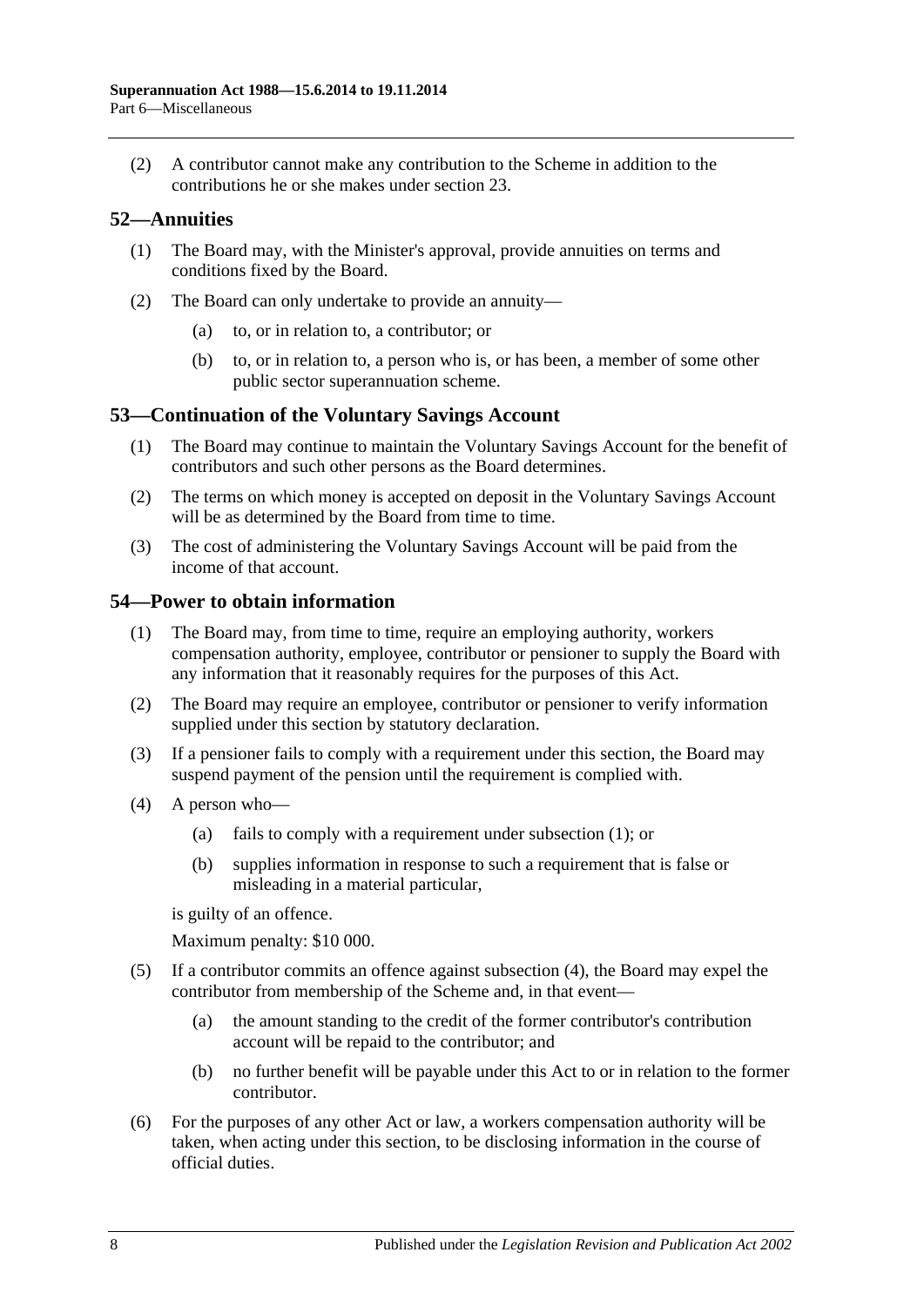(2) A contributor cannot make any contribution to the Scheme in addition to the contributions he or she makes under section 23.

## 52—Annuities

(1) The Board may, with the Minister's approval, provide annuities on terms and conditions fixed by the Board.

(2) The Board can only undertake to provide an annuity—

(a) to, or in relation to, a contributor; or

(b) to, or in relation to, a person who is, or has been, a member of some other public sector superannuation scheme.

## 53—Continuation of the Voluntary Savings Account

(1) The Board may continue to maintain the Voluntary Savings Account for the benefit of contributors and such other persons as the Board determines.

(2) The terms on which money is accepted on deposit in the Voluntary Savings Account will be as determined by the Board from time to time.

(3) The cost of administering the Voluntary Savings Account will be paid from the income of that account.

## 54—Power to obtain information

(1) The Board may, from time to time, require an employing authority, workers compensation authority, employee, contributor or pensioner to supply the Board with any information that it reasonably requires for the purposes of this Act.

(2) The Board may require an employee, contributor or pensioner to verify information supplied under this section by statutory declaration.

(3) If a pensioner fails to comply with a requirement under this section, the Board may suspend payment of the pension until the requirement is complied with.

(4) A person who—

(a) fails to comply with a requirement under subsection (1); or

(b) supplies information in response to such a requirement that is false or misleading in a material particular,

is guilty of an offence.

Maximum penalty: $10 000.

(5) If a contributor commits an offence against subsection (4), the Board may expel the contributor from membership of the Scheme and, in that event—

(a) the amount standing to the credit of the former contributor's contribution account will be repaid to the contributor; and

(b) no further benefit will be payable under this Act to or in relation to the former contributor.

(6) For the purposes of any other Act or law, a workers compensation authority will be taken, when acting under this section, to be disclosing information in the course of official duties.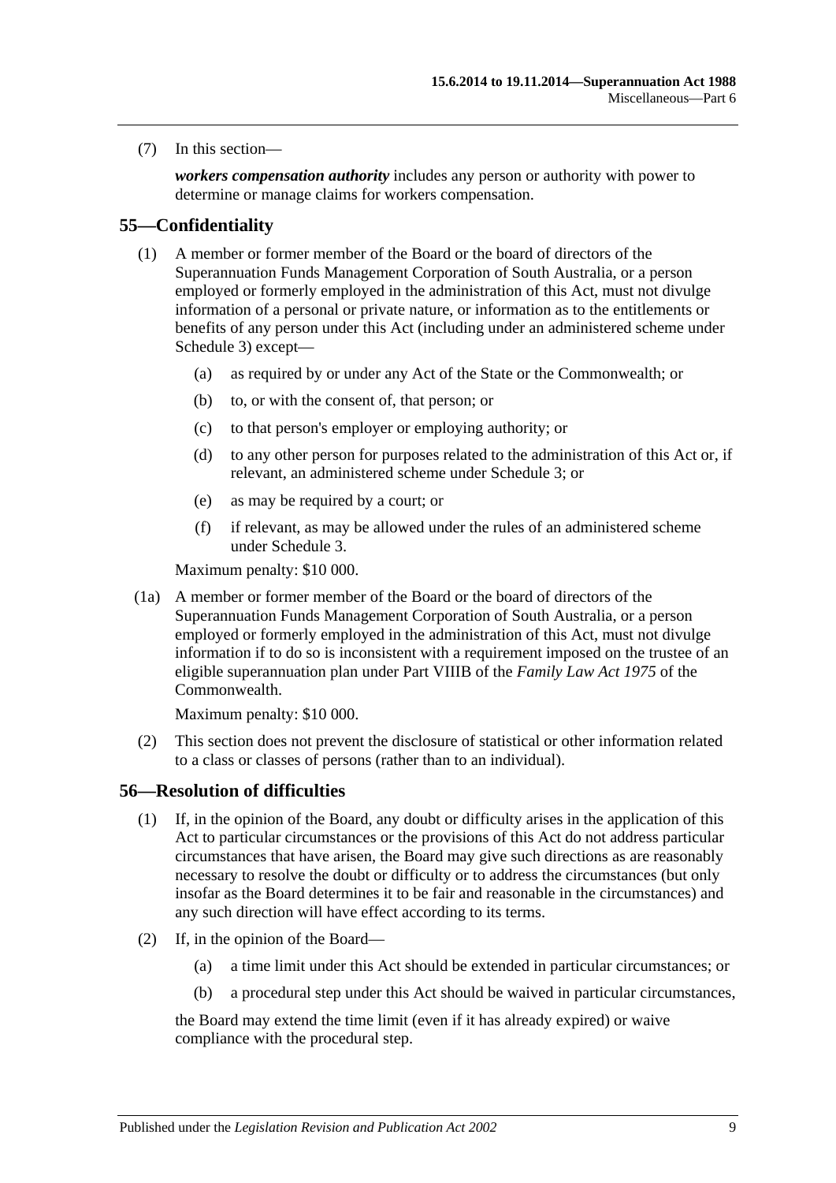(7) In this section—

***workers compensation authority*** includes any person or authority with power to determine or manage claims for workers compensation.

## 55—Confidentiality

(1) A member or former member of the Board or the board of directors of the Superannuation Funds Management Corporation of South Australia, or a person employed or formerly employed in the administration of this Act, must not divulge information of a personal or private nature, or information as to the entitlements or benefits of any person under this Act (including under an administered scheme under Schedule 3) except—

   (a) as required by or under any Act of the State or the Commonwealth; or

   (b) to, or with the consent of, that person; or

   (c) to that person's employer or employing authority; or

   (d) to any other person for purposes related to the administration of this Act or, if relevant, an administered scheme under Schedule 3; or

   (e) as may be required by a court; or

   (f) if relevant, as may be allowed under the rules of an administered scheme under Schedule 3.

Maximum penalty: $10 000.

(1a) A member or former member of the Board or the board of directors of the Superannuation Funds Management Corporation of South Australia, or a person employed or formerly employed in the administration of this Act, must not divulge information if to do so is inconsistent with a requirement imposed on the trustee of an eligible superannuation plan under Part VIIIB of the *Family Law Act 1975* of the Commonwealth.

Maximum penalty: $10 000.

(2) This section does not prevent the disclosure of statistical or other information related to a class or classes of persons (rather than to an individual).

## 56—Resolution of difficulties

(1) If, in the opinion of the Board, any doubt or difficulty arises in the application of this Act to particular circumstances or the provisions of this Act do not address particular circumstances that have arisen, the Board may give such directions as are reasonably necessary to resolve the doubt or difficulty or to address the circumstances (but only insofar as the Board determines it to be fair and reasonable in the circumstances) and any such direction will have effect according to its terms.

(2) If, in the opinion of the Board—

   (a) a time limit under this Act should be extended in particular circumstances; or

   (b) a procedural step under this Act should be waived in particular circumstances,

the Board may extend the time limit (even if it has already expired) or waive compliance with the procedural step.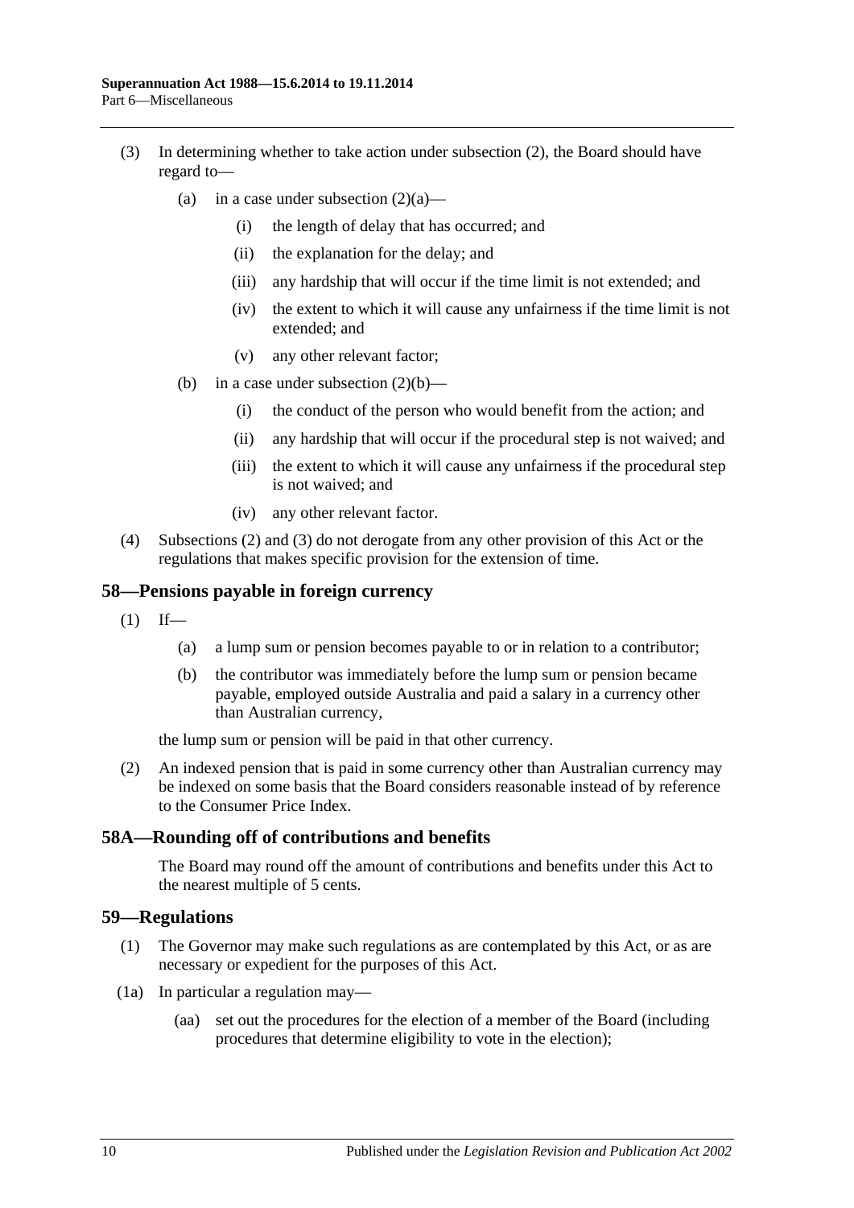(3) In determining whether to take action under subsection (2), the Board should have regard to—

(a) in a case under subsection (2)(a)—

(i) the length of delay that has occurred; and

(ii) the explanation for the delay; and

(iii) any hardship that will occur if the time limit is not extended; and

(iv) the extent to which it will cause any unfairness if the time limit is not extended; and

(v) any other relevant factor;

(b) in a case under subsection (2)(b)—

(i) the conduct of the person who would benefit from the action; and

(ii) any hardship that will occur if the procedural step is not waived; and

(iii) the extent to which it will cause any unfairness if the procedural step is not waived; and

(iv) any other relevant factor.

(4) Subsections (2) and (3) do not derogate from any other provision of this Act or the regulations that makes specific provision for the extension of time.

## 58—Pensions payable in foreign currency

(1) If—

(a) a lump sum or pension becomes payable to or in relation to a contributor;

(b) the contributor was immediately before the lump sum or pension became payable, employed outside Australia and paid a salary in a currency other than Australian currency,

the lump sum or pension will be paid in that other currency.

(2) An indexed pension that is paid in some currency other than Australian currency may be indexed on some basis that the Board considers reasonable instead of by reference to the Consumer Price Index.

## 58A—Rounding off of contributions and benefits

The Board may round off the amount of contributions and benefits under this Act to the nearest multiple of 5 cents.

## 59—Regulations

(1) The Governor may make such regulations as are contemplated by this Act, or as are necessary or expedient for the purposes of this Act.

(1a) In particular a regulation may—

(aa) set out the procedures for the election of a member of the Board (including procedures that determine eligibility to vote in the election);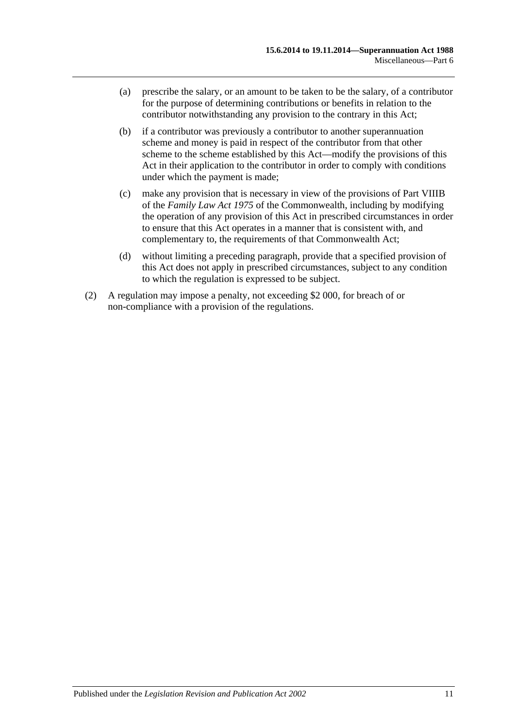(a) prescribe the salary, or an amount to be taken to be the salary, of a contributor for the purpose of determining contributions or benefits in relation to the contributor notwithstanding any provision to the contrary in this Act;

(b) if a contributor was previously a contributor to another superannuation scheme and money is paid in respect of the contributor from that other scheme to the scheme established by this Act—modify the provisions of this Act in their application to the contributor in order to comply with conditions under which the payment is made;

(c) make any provision that is necessary in view of the provisions of Part VIIIB of the *Family Law Act 1975* of the Commonwealth, including by modifying the operation of any provision of this Act in prescribed circumstances in order to ensure that this Act operates in a manner that is consistent with, and complementary to, the requirements of that Commonwealth Act;

(d) without limiting a preceding paragraph, provide that a specified provision of this Act does not apply in prescribed circumstances, subject to any condition to which the regulation is expressed to be subject.

(2) A regulation may impose a penalty, not exceeding $2 000, for breach of or non-compliance with a provision of the regulations.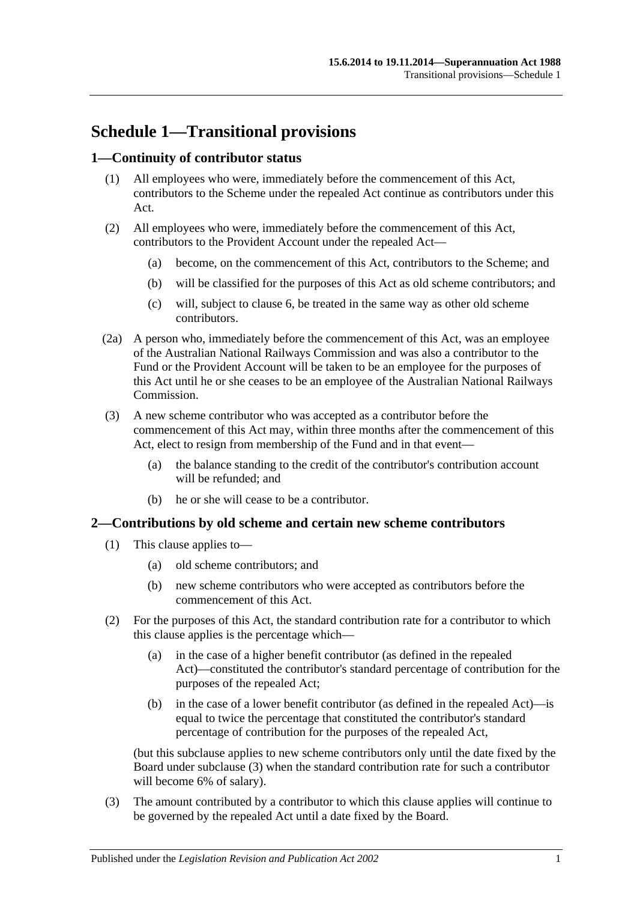# Schedule 1—Transitional provisions

## 1—Continuity of contributor status

(1) All employees who were, immediately before the commencement of this Act, contributors to the Scheme under the repealed Act continue as contributors under this Act.

(2) All employees who were, immediately before the commencement of this Act, contributors to the Provident Account under the repealed Act—

(a) become, on the commencement of this Act, contributors to the Scheme; and

(b) will be classified for the purposes of this Act as old scheme contributors; and

(c) will, subject to clause 6, be treated in the same way as other old scheme contributors.

(2a) A person who, immediately before the commencement of this Act, was an employee of the Australian National Railways Commission and was also a contributor to the Fund or the Provident Account will be taken to be an employee for the purposes of this Act until he or she ceases to be an employee of the Australian National Railways Commission.

(3) A new scheme contributor who was accepted as a contributor before the commencement of this Act may, within three months after the commencement of this Act, elect to resign from membership of the Fund and in that event—

(a) the balance standing to the credit of the contributor's contribution account will be refunded; and

(b) he or she will cease to be a contributor.

## 2—Contributions by old scheme and certain new scheme contributors

(1) This clause applies to—

(a) old scheme contributors; and

(b) new scheme contributors who were accepted as contributors before the commencement of this Act.

(2) For the purposes of this Act, the standard contribution rate for a contributor to which this clause applies is the percentage which—

(a) in the case of a higher benefit contributor (as defined in the repealed Act)—constituted the contributor's standard percentage of contribution for the purposes of the repealed Act;

(b) in the case of a lower benefit contributor (as defined in the repealed Act)—is equal to twice the percentage that constituted the contributor's standard percentage of contribution for the purposes of the repealed Act,

(but this subclause applies to new scheme contributors only until the date fixed by the Board under subclause (3) when the standard contribution rate for such a contributor will become 6% of salary).

(3) The amount contributed by a contributor to which this clause applies will continue to be governed by the repealed Act until a date fixed by the Board.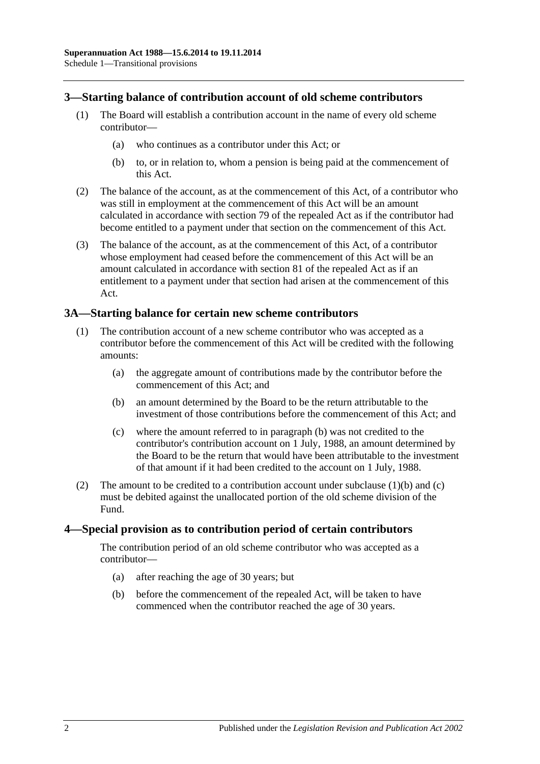## 3—Starting balance of contribution account of old scheme contributors

(1) The Board will establish a contribution account in the name of every old scheme contributor—

(a) who continues as a contributor under this Act; or

(b) to, or in relation to, whom a pension is being paid at the commencement of this Act.

(2) The balance of the account, as at the commencement of this Act, of a contributor who was still in employment at the commencement of this Act will be an amount calculated in accordance with section 79 of the repealed Act as if the contributor had become entitled to a payment under that section on the commencement of this Act.

(3) The balance of the account, as at the commencement of this Act, of a contributor whose employment had ceased before the commencement of this Act will be an amount calculated in accordance with section 81 of the repealed Act as if an entitlement to a payment under that section had arisen at the commencement of this Act.

## 3A—Starting balance for certain new scheme contributors

(1) The contribution account of a new scheme contributor who was accepted as a contributor before the commencement of this Act will be credited with the following amounts:

(a) the aggregate amount of contributions made by the contributor before the commencement of this Act; and

(b) an amount determined by the Board to be the return attributable to the investment of those contributions before the commencement of this Act; and

(c) where the amount referred to in paragraph (b) was not credited to the contributor's contribution account on 1 July, 1988, an amount determined by the Board to be the return that would have been attributable to the investment of that amount if it had been credited to the account on 1 July, 1988.

(2) The amount to be credited to a contribution account under subclause (1)(b) and (c) must be debited against the unallocated portion of the old scheme division of the Fund.

## 4—Special provision as to contribution period of certain contributors

The contribution period of an old scheme contributor who was accepted as a contributor—

(a) after reaching the age of 30 years; but

(b) before the commencement of the repealed Act, will be taken to have commenced when the contributor reached the age of 30 years.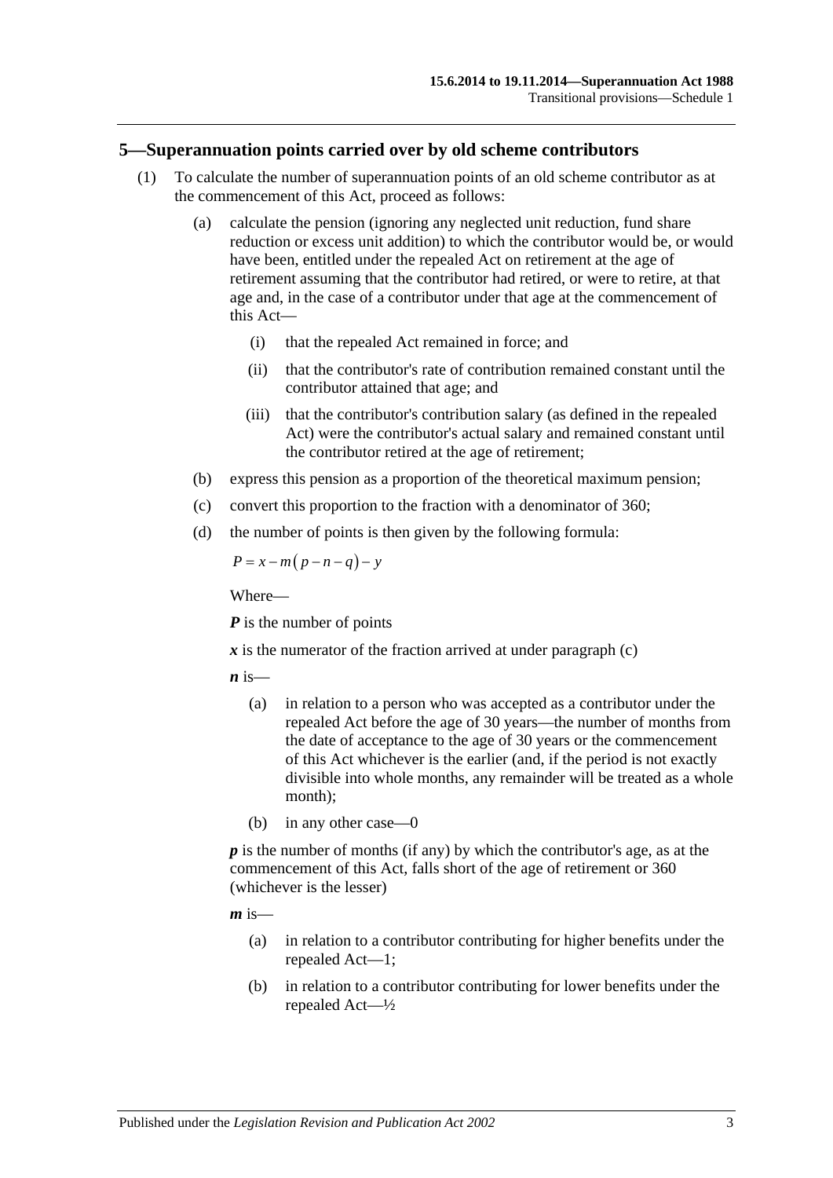## 5—Superannuation points carried over by old scheme contributors

(1) To calculate the number of superannuation points of an old scheme contributor as at the commencement of this Act, proceed as follows:

(a) calculate the pension (ignoring any neglected unit reduction, fund share reduction or excess unit addition) to which the contributor would be, or would have been, entitled under the repealed Act on retirement at the age of retirement assuming that the contributor had retired, or were to retire, at that age and, in the case of a contributor under that age at the commencement of this Act—

(i) that the repealed Act remained in force; and

(ii) that the contributor's rate of contribution remained constant until the contributor attained that age; and

(iii) that the contributor's contribution salary (as defined in the repealed Act) were the contributor's actual salary and remained constant until the contributor retired at the age of retirement;

(b) express this pension as a proportion of the theoretical maximum pension;

(c) convert this proportion to the fraction with a denominator of 360;

(d) the number of points is then given by the following formula:

$$P = x - m(p - n - q) - y$$

Where—

***P*** is the number of points

***x*** is the numerator of the fraction arrived at under paragraph (c)

***n*** is—

(a) in relation to a person who was accepted as a contributor under the repealed Act before the age of 30 years—the number of months from the date of acceptance to the age of 30 years or the commencement of this Act whichever is the earlier (and, if the period is not exactly divisible into whole months, any remainder will be treated as a whole month);

(b) in any other case—0

***p*** is the number of months (if any) by which the contributor's age, as at the commencement of this Act, falls short of the age of retirement or 360 (whichever is the lesser)

***m*** is—

(a) in relation to a contributor contributing for higher benefits under the repealed Act—1;

(b) in relation to a contributor contributing for lower benefits under the repealed Act—½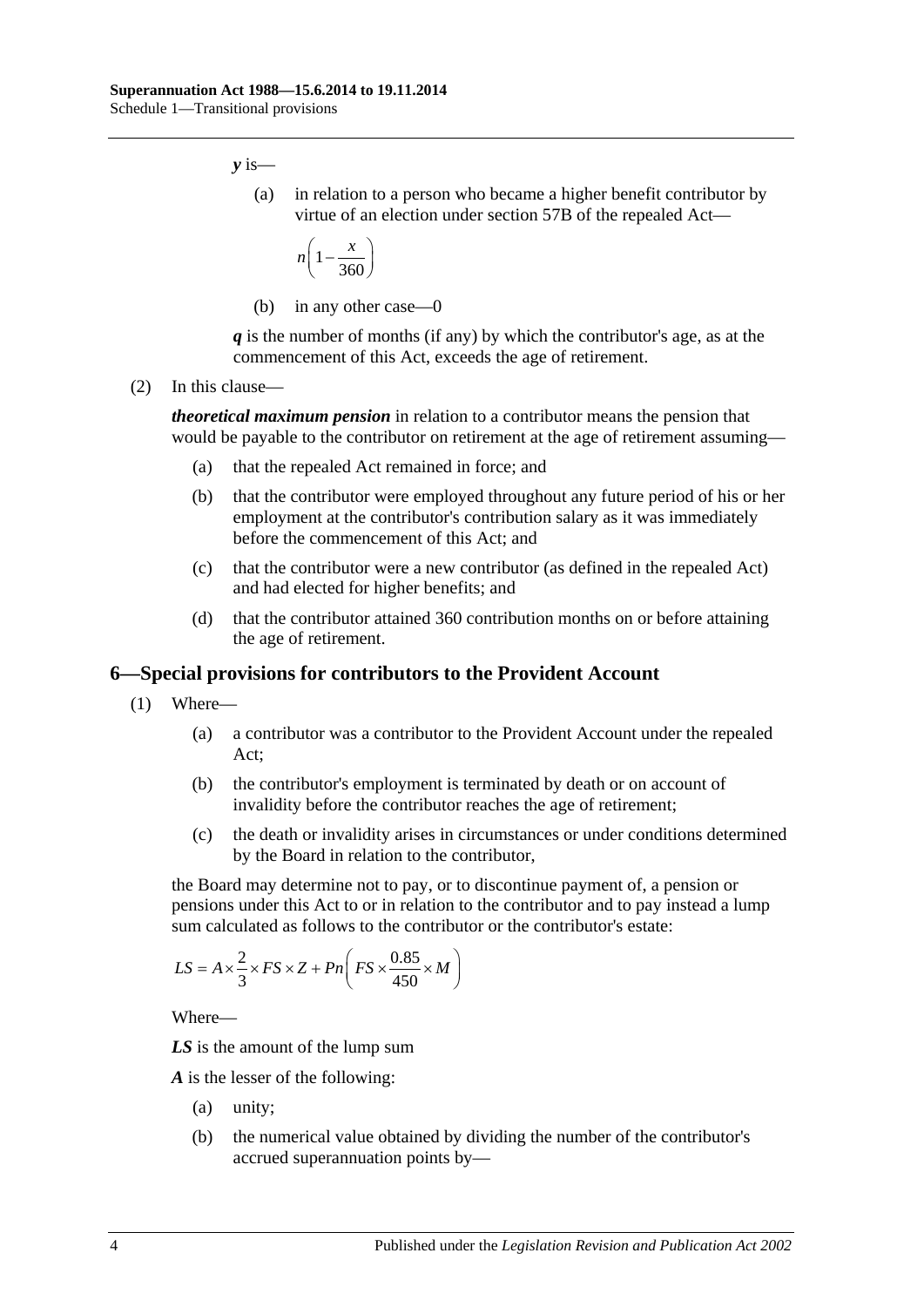***y*** is—

(a) in relation to a person who became a higher benefit contributor by virtue of an election under section 57B of the repealed Act—

$$n\left(1-\frac{x}{360}\right)$$

(b) in any other case—0

***q*** is the number of months (if any) by which the contributor's age, as at the commencement of this Act, exceeds the age of retirement.

(2) In this clause—

***theoretical maximum pension*** in relation to a contributor means the pension that would be payable to the contributor on retirement at the age of retirement assuming—

(a) that the repealed Act remained in force; and

(b) that the contributor were employed throughout any future period of his or her employment at the contributor's contribution salary as it was immediately before the commencement of this Act; and

(c) that the contributor were a new contributor (as defined in the repealed Act) and had elected for higher benefits; and

(d) that the contributor attained 360 contribution months on or before attaining the age of retirement.

## 6—Special provisions for contributors to the Provident Account

(1) Where—

(a) a contributor was a contributor to the Provident Account under the repealed Act;

(b) the contributor's employment is terminated by death or on account of invalidity before the contributor reaches the age of retirement;

(c) the death or invalidity arises in circumstances or under conditions determined by the Board in relation to the contributor,

the Board may determine not to pay, or to discontinue payment of, a pension or pensions under this Act to or in relation to the contributor and to pay instead a lump sum calculated as follows to the contributor or the contributor's estate:

$$LS = A\times\frac{2}{3}\times FS\times Z + Pn\left(FS\times\frac{0.85}{450}\times M\right)$$

Where—

***LS*** is the amount of the lump sum

***A*** is the lesser of the following:

(a) unity;

(b) the numerical value obtained by dividing the number of the contributor's accrued superannuation points by—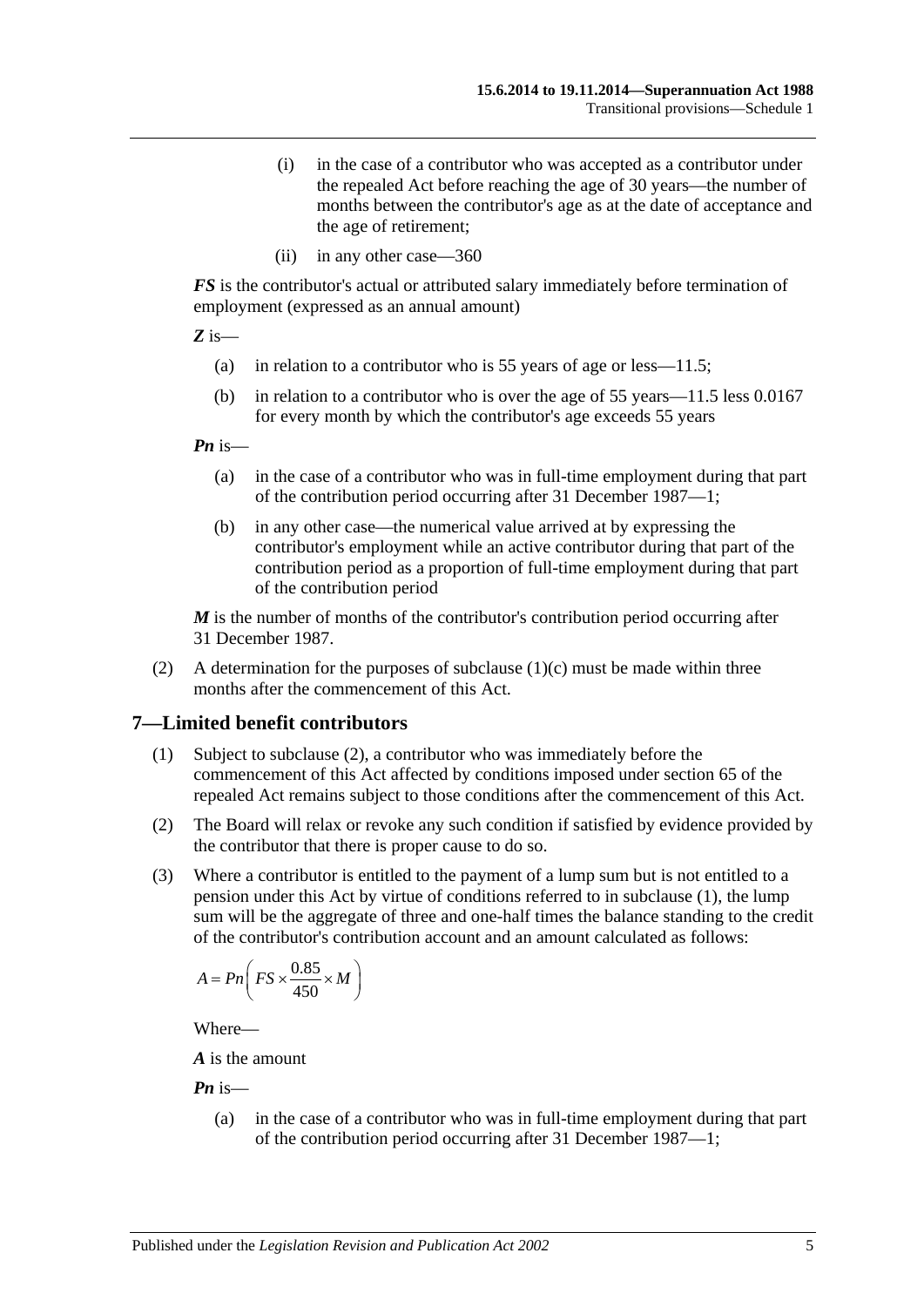(i) in the case of a contributor who was accepted as a contributor under the repealed Act before reaching the age of 30 years—the number of months between the contributor's age as at the date of acceptance and the age of retirement;

(ii) in any other case—360

***FS*** is the contributor's actual or attributed salary immediately before termination of employment (expressed as an annual amount)

***Z*** is—

(a) in relation to a contributor who is 55 years of age or less—11.5;

(b) in relation to a contributor who is over the age of 55 years—11.5 less 0.0167 for every month by which the contributor's age exceeds 55 years

***Pn*** is—

(a) in the case of a contributor who was in full-time employment during that part of the contribution period occurring after 31 December 1987—1;

(b) in any other case—the numerical value arrived at by expressing the contributor's employment while an active contributor during that part of the contribution period as a proportion of full-time employment during that part of the contribution period

***M*** is the number of months of the contributor's contribution period occurring after 31 December 1987.

(2) A determination for the purposes of subclause (1)(c) must be made within three months after the commencement of this Act.

## 7—Limited benefit contributors

(1) Subject to subclause (2), a contributor who was immediately before the commencement of this Act affected by conditions imposed under section 65 of the repealed Act remains subject to those conditions after the commencement of this Act.

(2) The Board will relax or revoke any such condition if satisfied by evidence provided by the contributor that there is proper cause to do so.

(3) Where a contributor is entitled to the payment of a lump sum but is not entitled to a pension under this Act by virtue of conditions referred to in subclause (1), the lump sum will be the aggregate of three and one-half times the balance standing to the credit of the contributor's contribution account and an amount calculated as follows:

$$A = Pn\left(FS \times \frac{0.85}{450} \times M\right)$$

Where—

***A*** is the amount

***Pn*** is—

(a) in the case of a contributor who was in full-time employment during that part of the contribution period occurring after 31 December 1987—1;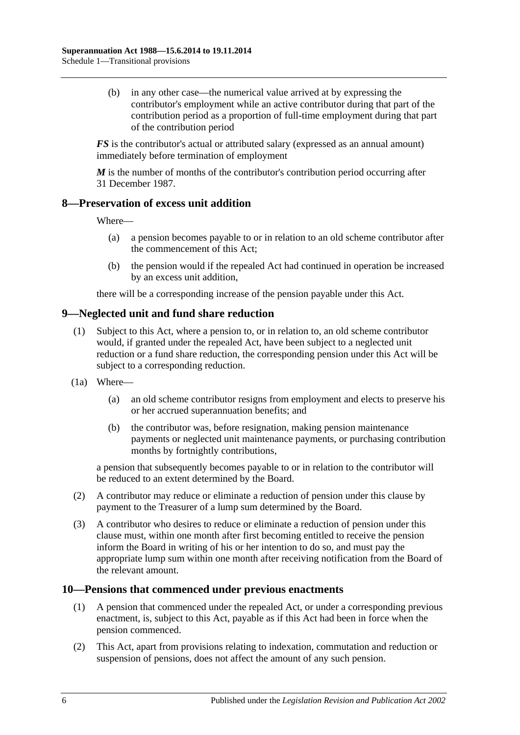(b) in any other case—the numerical value arrived at by expressing the contributor's employment while an active contributor during that part of the contribution period as a proportion of full-time employment during that part of the contribution period

***FS*** is the contributor's actual or attributed salary (expressed as an annual amount) immediately before termination of employment

***M*** is the number of months of the contributor's contribution period occurring after 31 December 1987.

## 8—Preservation of excess unit addition

Where—

(a) a pension becomes payable to or in relation to an old scheme contributor after the commencement of this Act;

(b) the pension would if the repealed Act had continued in operation be increased by an excess unit addition,

there will be a corresponding increase of the pension payable under this Act.

## 9—Neglected unit and fund share reduction

(1) Subject to this Act, where a pension to, or in relation to, an old scheme contributor would, if granted under the repealed Act, have been subject to a neglected unit reduction or a fund share reduction, the corresponding pension under this Act will be subject to a corresponding reduction.

(1a) Where—

(a) an old scheme contributor resigns from employment and elects to preserve his or her accrued superannuation benefits; and

(b) the contributor was, before resignation, making pension maintenance payments or neglected unit maintenance payments, or purchasing contribution months by fortnightly contributions,

a pension that subsequently becomes payable to or in relation to the contributor will be reduced to an extent determined by the Board.

(2) A contributor may reduce or eliminate a reduction of pension under this clause by payment to the Treasurer of a lump sum determined by the Board.

(3) A contributor who desires to reduce or eliminate a reduction of pension under this clause must, within one month after first becoming entitled to receive the pension inform the Board in writing of his or her intention to do so, and must pay the appropriate lump sum within one month after receiving notification from the Board of the relevant amount.

## 10—Pensions that commenced under previous enactments

(1) A pension that commenced under the repealed Act, or under a corresponding previous enactment, is, subject to this Act, payable as if this Act had been in force when the pension commenced.

(2) This Act, apart from provisions relating to indexation, commutation and reduction or suspension of pensions, does not affect the amount of any such pension.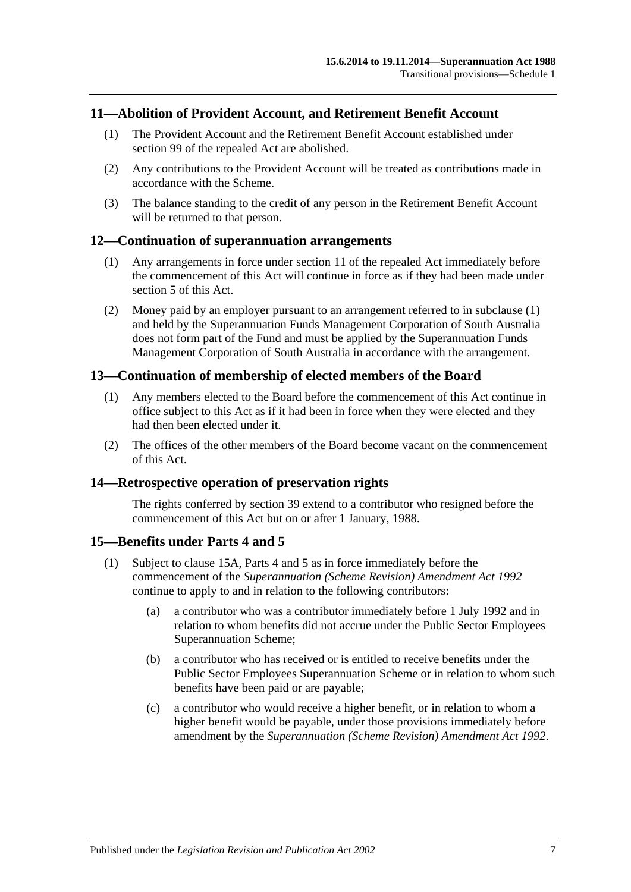## 11—Abolition of Provident Account, and Retirement Benefit Account

(1) The Provident Account and the Retirement Benefit Account established under section 99 of the repealed Act are abolished.

(2) Any contributions to the Provident Account will be treated as contributions made in accordance with the Scheme.

(3) The balance standing to the credit of any person in the Retirement Benefit Account will be returned to that person.

## 12—Continuation of superannuation arrangements

(1) Any arrangements in force under section 11 of the repealed Act immediately before the commencement of this Act will continue in force as if they had been made under section 5 of this Act.

(2) Money paid by an employer pursuant to an arrangement referred to in subclause (1) and held by the Superannuation Funds Management Corporation of South Australia does not form part of the Fund and must be applied by the Superannuation Funds Management Corporation of South Australia in accordance with the arrangement.

## 13—Continuation of membership of elected members of the Board

(1) Any members elected to the Board before the commencement of this Act continue in office subject to this Act as if it had been in force when they were elected and they had then been elected under it.

(2) The offices of the other members of the Board become vacant on the commencement of this Act.

## 14—Retrospective operation of preservation rights

The rights conferred by section 39 extend to a contributor who resigned before the commencement of this Act but on or after 1 January, 1988.

## 15—Benefits under Parts 4 and 5

(1) Subject to clause 15A, Parts 4 and 5 as in force immediately before the commencement of the *Superannuation (Scheme Revision) Amendment Act 1992* continue to apply to and in relation to the following contributors:

  (a) a contributor who was a contributor immediately before 1 July 1992 and in relation to whom benefits did not accrue under the Public Sector Employees Superannuation Scheme;

  (b) a contributor who has received or is entitled to receive benefits under the Public Sector Employees Superannuation Scheme or in relation to whom such benefits have been paid or are payable;

  (c) a contributor who would receive a higher benefit, or in relation to whom a higher benefit would be payable, under those provisions immediately before amendment by the *Superannuation (Scheme Revision) Amendment Act 1992*.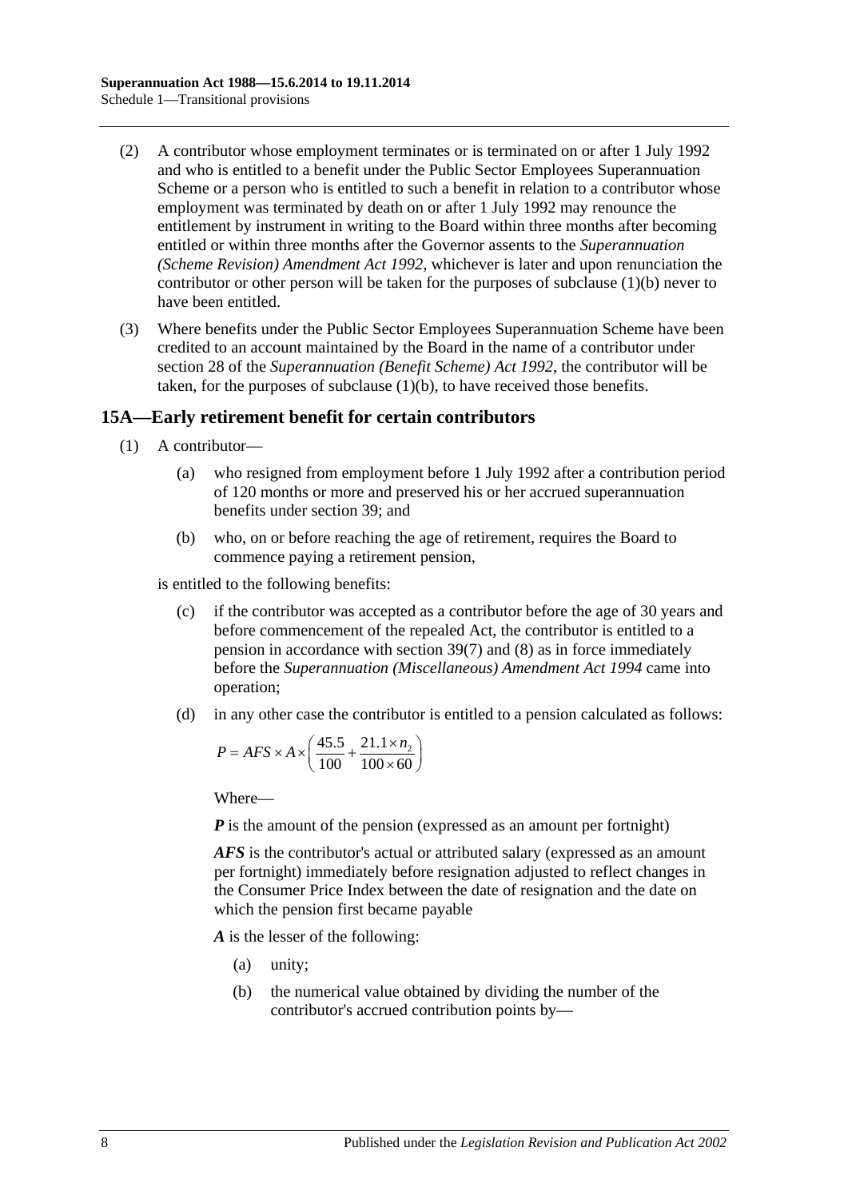(2) A contributor whose employment terminates or is terminated on or after 1 July 1992 and who is entitled to a benefit under the Public Sector Employees Superannuation Scheme or a person who is entitled to such a benefit in relation to a contributor whose employment was terminated by death on or after 1 July 1992 may renounce the entitlement by instrument in writing to the Board within three months after becoming entitled or within three months after the Governor assents to the *Superannuation (Scheme Revision) Amendment Act 1992*, whichever is later and upon renunciation the contributor or other person will be taken for the purposes of subclause (1)(b) never to have been entitled.

(3) Where benefits under the Public Sector Employees Superannuation Scheme have been credited to an account maintained by the Board in the name of a contributor under section 28 of the *Superannuation (Benefit Scheme) Act 1992*, the contributor will be taken, for the purposes of subclause (1)(b), to have received those benefits.

## 15A—Early retirement benefit for certain contributors

(1) A contributor—

(a) who resigned from employment before 1 July 1992 after a contribution period of 120 months or more and preserved his or her accrued superannuation benefits under section 39; and

(b) who, on or before reaching the age of retirement, requires the Board to commence paying a retirement pension,

is entitled to the following benefits:

(c) if the contributor was accepted as a contributor before the age of 30 years and before commencement of the repealed Act, the contributor is entitled to a pension in accordance with section 39(7) and (8) as in force immediately before the *Superannuation (Miscellaneous) Amendment Act 1994* came into operation;

(d) in any other case the contributor is entitled to a pension calculated as follows:

$$P = AFS \times A \times \left( \frac{45.5}{100} + \frac{21.1 \times n_2}{100 \times 60} \right)$$

Where—

***P*** is the amount of the pension (expressed as an amount per fortnight)

***AFS*** is the contributor's actual or attributed salary (expressed as an amount per fortnight) immediately before resignation adjusted to reflect changes in the Consumer Price Index between the date of resignation and the date on which the pension first became payable

***A*** is the lesser of the following:

(a) unity;

(b) the numerical value obtained by dividing the number of the contributor's accrued contribution points by—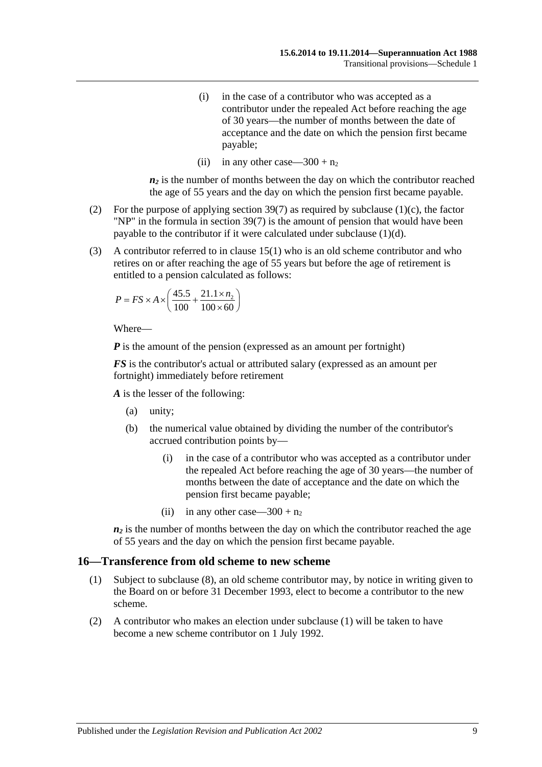(i) in the case of a contributor who was accepted as a contributor under the repealed Act before reaching the age of 30 years—the number of months between the date of acceptance and the date on which the pension first became payable;

(ii) in any other case—$300 + n_2$

***$n_2$*** is the number of months between the day on which the contributor reached the age of 55 years and the day on which the pension first became payable.

(2) For the purpose of applying section 39(7) as required by subclause (1)(c), the factor "NP" in the formula in section 39(7) is the amount of pension that would have been payable to the contributor if it were calculated under subclause (1)(d).

(3) A contributor referred to in clause 15(1) who is an old scheme contributor and who retires on or after reaching the age of 55 years but before the age of retirement is entitled to a pension calculated as follows:

$$P = FS \times A \times \left( \frac{45.5}{100} + \frac{21.1 \times n_2}{100 \times 60} \right)$$

Where—

***P*** is the amount of the pension (expressed as an amount per fortnight)

***FS*** is the contributor's actual or attributed salary (expressed as an amount per fortnight) immediately before retirement

***A*** is the lesser of the following:

(a) unity;

(b) the numerical value obtained by dividing the number of the contributor's accrued contribution points by—

(i) in the case of a contributor who was accepted as a contributor under the repealed Act before reaching the age of 30 years—the number of months between the date of acceptance and the date on which the pension first became payable;

(ii) in any other case—$300 + n_2$

***$n_2$*** is the number of months between the day on which the contributor reached the age of 55 years and the day on which the pension first became payable.

## 16—Transference from old scheme to new scheme

(1) Subject to subclause (8), an old scheme contributor may, by notice in writing given to the Board on or before 31 December 1993, elect to become a contributor to the new scheme.

(2) A contributor who makes an election under subclause (1) will be taken to have become a new scheme contributor on 1 July 1992.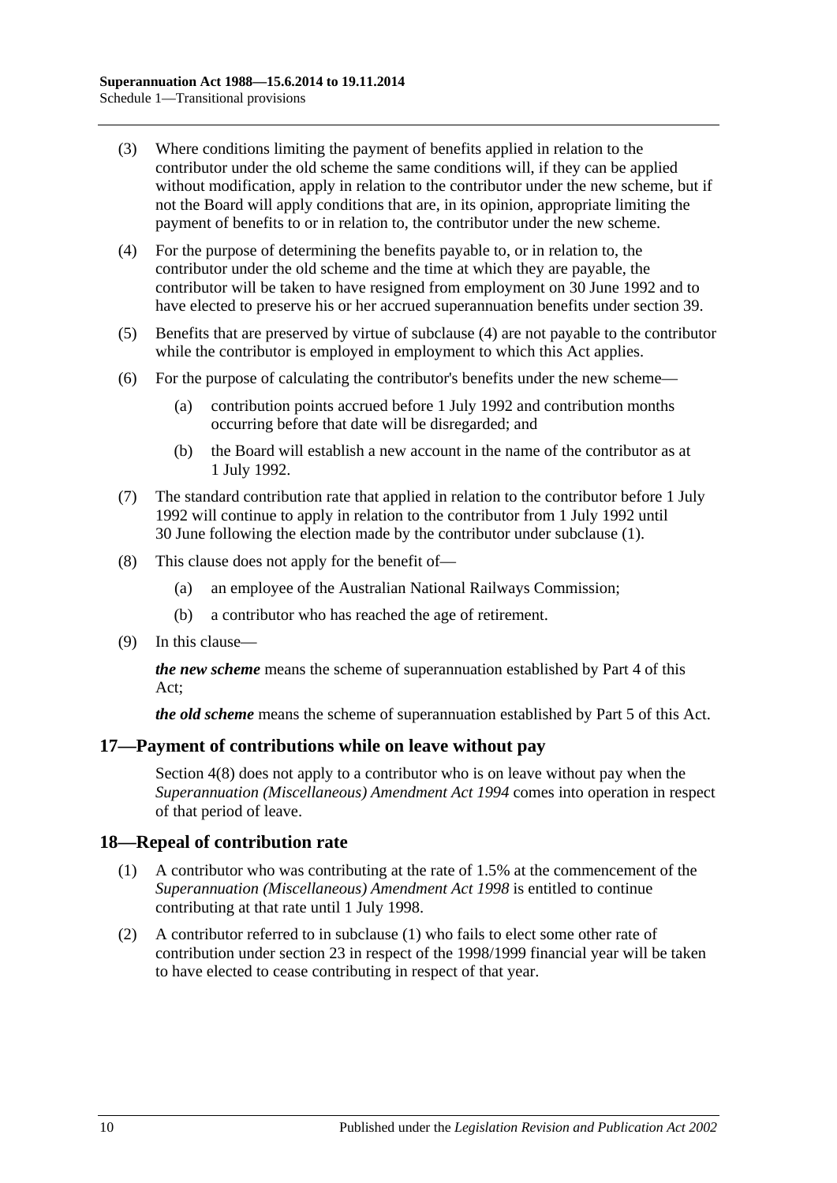(3) Where conditions limiting the payment of benefits applied in relation to the contributor under the old scheme the same conditions will, if they can be applied without modification, apply in relation to the contributor under the new scheme, but if not the Board will apply conditions that are, in its opinion, appropriate limiting the payment of benefits to or in relation to, the contributor under the new scheme.

(4) For the purpose of determining the benefits payable to, or in relation to, the contributor under the old scheme and the time at which they are payable, the contributor will be taken to have resigned from employment on 30 June 1992 and to have elected to preserve his or her accrued superannuation benefits under section 39.

(5) Benefits that are preserved by virtue of subclause (4) are not payable to the contributor while the contributor is employed in employment to which this Act applies.

(6) For the purpose of calculating the contributor's benefits under the new scheme—

- (a) contribution points accrued before 1 July 1992 and contribution months occurring before that date will be disregarded; and
- (b) the Board will establish a new account in the name of the contributor as at 1 July 1992.

(7) The standard contribution rate that applied in relation to the contributor before 1 July 1992 will continue to apply in relation to the contributor from 1 July 1992 until 30 June following the election made by the contributor under subclause (1).

(8) This clause does not apply for the benefit of—

- (a) an employee of the Australian National Railways Commission;
- (b) a contributor who has reached the age of retirement.

(9) In this clause—

***the new scheme*** means the scheme of superannuation established by Part 4 of this Act;

***the old scheme*** means the scheme of superannuation established by Part 5 of this Act.

## 17—Payment of contributions while on leave without pay

Section 4(8) does not apply to a contributor who is on leave without pay when the *Superannuation (Miscellaneous) Amendment Act 1994* comes into operation in respect of that period of leave.

## 18—Repeal of contribution rate

(1) A contributor who was contributing at the rate of 1.5% at the commencement of the *Superannuation (Miscellaneous) Amendment Act 1998* is entitled to continue contributing at that rate until 1 July 1998.

(2) A contributor referred to in subclause (1) who fails to elect some other rate of contribution under section 23 in respect of the 1998/1999 financial year will be taken to have elected to cease contributing in respect of that year.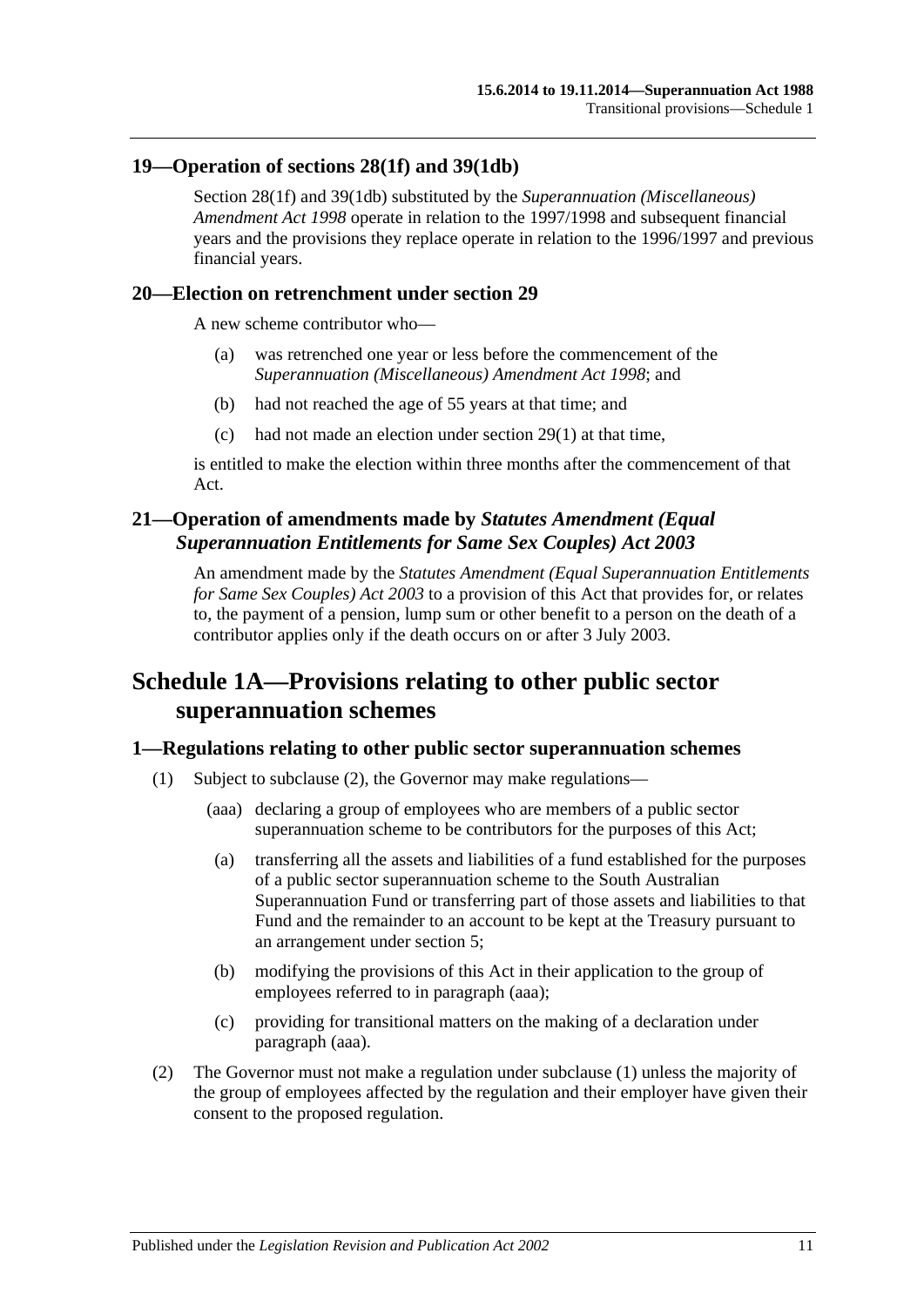## 19—Operation of sections 28(1f) and 39(1db)

Section 28(1f) and 39(1db) substituted by the *Superannuation (Miscellaneous) Amendment Act 1998* operate in relation to the 1997/1998 and subsequent financial years and the provisions they replace operate in relation to the 1996/1997 and previous financial years.

## 20—Election on retrenchment under section 29

A new scheme contributor who—

- (a) was retrenched one year or less before the commencement of the *Superannuation (Miscellaneous) Amendment Act 1998*; and
- (b) had not reached the age of 55 years at that time; and
- (c) had not made an election under section 29(1) at that time,

is entitled to make the election within three months after the commencement of that Act.

## 21—Operation of amendments made by *Statutes Amendment (Equal Superannuation Entitlements for Same Sex Couples) Act 2003*

An amendment made by the *Statutes Amendment (Equal Superannuation Entitlements for Same Sex Couples) Act 2003* to a provision of this Act that provides for, or relates to, the payment of a pension, lump sum or other benefit to a person on the death of a contributor applies only if the death occurs on or after 3 July 2003.

# Schedule 1A—Provisions relating to other public sector superannuation schemes

## 1—Regulations relating to other public sector superannuation schemes

(1) Subject to subclause (2), the Governor may make regulations—

- (aaa) declaring a group of employees who are members of a public sector superannuation scheme to be contributors for the purposes of this Act;
- (a) transferring all the assets and liabilities of a fund established for the purposes of a public sector superannuation scheme to the South Australian Superannuation Fund or transferring part of those assets and liabilities to that Fund and the remainder to an account to be kept at the Treasury pursuant to an arrangement under section 5;
- (b) modifying the provisions of this Act in their application to the group of employees referred to in paragraph (aaa);
- (c) providing for transitional matters on the making of a declaration under paragraph (aaa).

(2) The Governor must not make a regulation under subclause (1) unless the majority of the group of employees affected by the regulation and their employer have given their consent to the proposed regulation.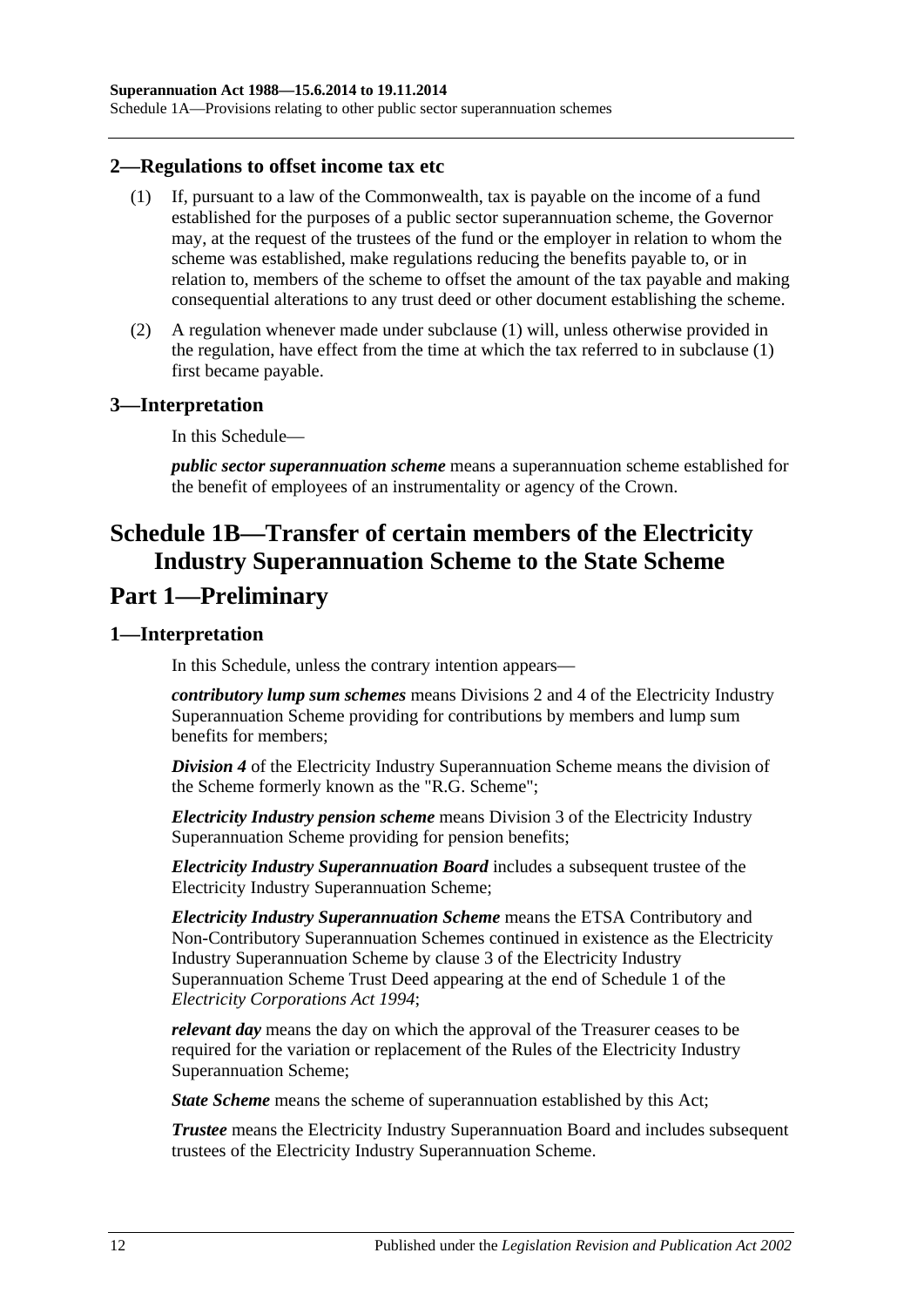## 2—Regulations to offset income tax etc

(1) If, pursuant to a law of the Commonwealth, tax is payable on the income of a fund established for the purposes of a public sector superannuation scheme, the Governor may, at the request of the trustees of the fund or the employer in relation to whom the scheme was established, make regulations reducing the benefits payable to, or in relation to, members of the scheme to offset the amount of the tax payable and making consequential alterations to any trust deed or other document establishing the scheme.

(2) A regulation whenever made under subclause (1) will, unless otherwise provided in the regulation, have effect from the time at which the tax referred to in subclause (1) first became payable.

## 3—Interpretation

In this Schedule—

***public sector superannuation scheme*** means a superannuation scheme established for the benefit of employees of an instrumentality or agency of the Crown.

# Schedule 1B—Transfer of certain members of the Electricity Industry Superannuation Scheme to the State Scheme

# Part 1—Preliminary

## 1—Interpretation

In this Schedule, unless the contrary intention appears—

***contributory lump sum schemes*** means Divisions 2 and 4 of the Electricity Industry Superannuation Scheme providing for contributions by members and lump sum benefits for members;

***Division 4*** of the Electricity Industry Superannuation Scheme means the division of the Scheme formerly known as the "R.G. Scheme";

***Electricity Industry pension scheme*** means Division 3 of the Electricity Industry Superannuation Scheme providing for pension benefits;

***Electricity Industry Superannuation Board*** includes a subsequent trustee of the Electricity Industry Superannuation Scheme;

***Electricity Industry Superannuation Scheme*** means the ETSA Contributory and Non-Contributory Superannuation Schemes continued in existence as the Electricity Industry Superannuation Scheme by clause 3 of the Electricity Industry Superannuation Scheme Trust Deed appearing at the end of Schedule 1 of the *Electricity Corporations Act 1994*;

***relevant day*** means the day on which the approval of the Treasurer ceases to be required for the variation or replacement of the Rules of the Electricity Industry Superannuation Scheme;

***State Scheme*** means the scheme of superannuation established by this Act;

***Trustee*** means the Electricity Industry Superannuation Board and includes subsequent trustees of the Electricity Industry Superannuation Scheme.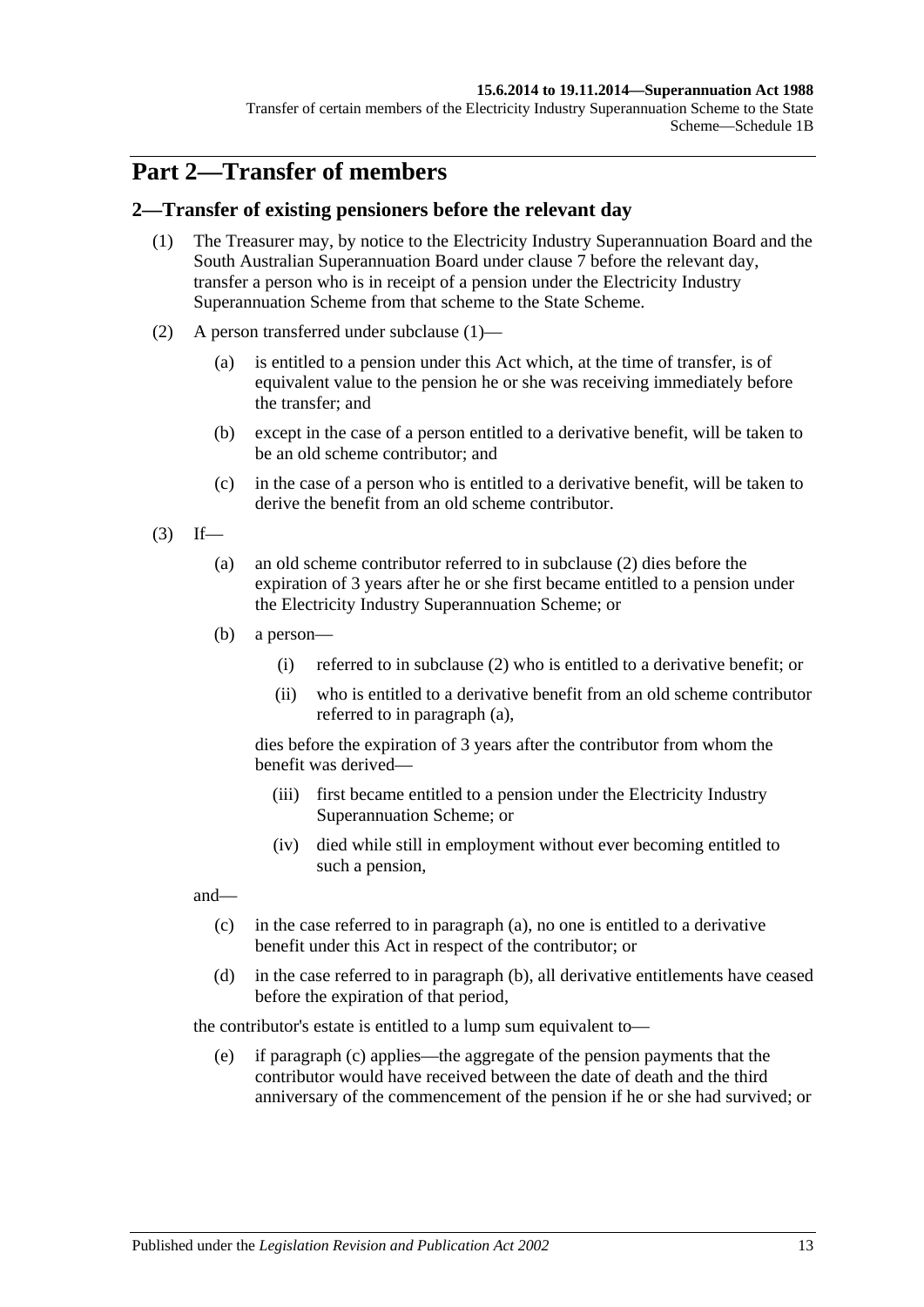# Part 2—Transfer of members

## 2—Transfer of existing pensioners before the relevant day

(1) The Treasurer may, by notice to the Electricity Industry Superannuation Board and the South Australian Superannuation Board under clause 7 before the relevant day, transfer a person who is in receipt of a pension under the Electricity Industry Superannuation Scheme from that scheme to the State Scheme.

(2) A person transferred under subclause (1)—

(a) is entitled to a pension under this Act which, at the time of transfer, is of equivalent value to the pension he or she was receiving immediately before the transfer; and

(b) except in the case of a person entitled to a derivative benefit, will be taken to be an old scheme contributor; and

(c) in the case of a person who is entitled to a derivative benefit, will be taken to derive the benefit from an old scheme contributor.

(3) If—

(a) an old scheme contributor referred to in subclause (2) dies before the expiration of 3 years after he or she first became entitled to a pension under the Electricity Industry Superannuation Scheme; or

(b) a person—

(i) referred to in subclause (2) who is entitled to a derivative benefit; or

(ii) who is entitled to a derivative benefit from an old scheme contributor referred to in paragraph (a),

dies before the expiration of 3 years after the contributor from whom the benefit was derived—

(iii) first became entitled to a pension under the Electricity Industry Superannuation Scheme; or

(iv) died while still in employment without ever becoming entitled to such a pension,

and—

(c) in the case referred to in paragraph (a), no one is entitled to a derivative benefit under this Act in respect of the contributor; or

(d) in the case referred to in paragraph (b), all derivative entitlements have ceased before the expiration of that period,

the contributor's estate is entitled to a lump sum equivalent to—

(e) if paragraph (c) applies—the aggregate of the pension payments that the contributor would have received between the date of death and the third anniversary of the commencement of the pension if he or she had survived; or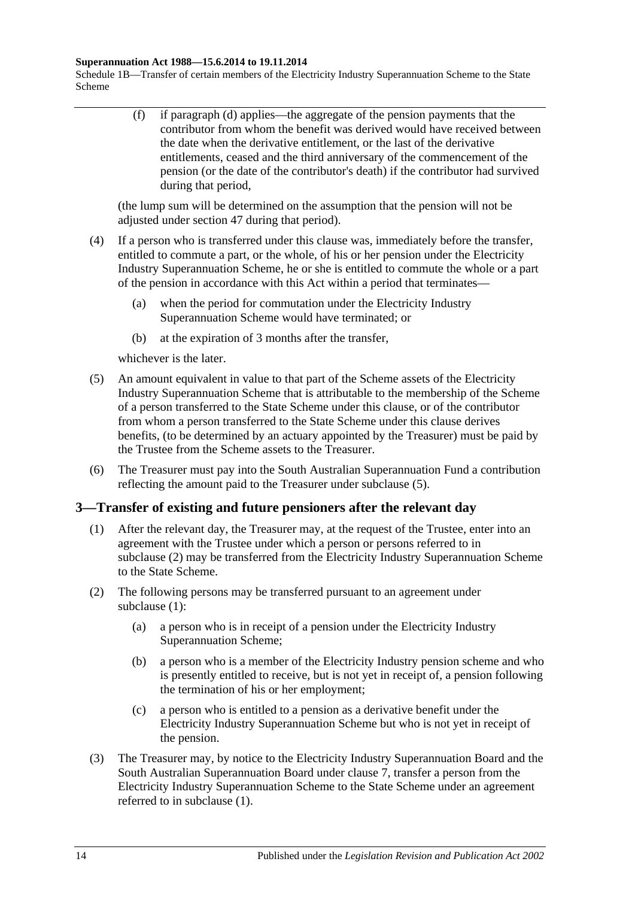(f) if paragraph (d) applies—the aggregate of the pension payments that the contributor from whom the benefit was derived would have received between the date when the derivative entitlement, or the last of the derivative entitlements, ceased and the third anniversary of the commencement of the pension (or the date of the contributor's death) if the contributor had survived during that period,

(the lump sum will be determined on the assumption that the pension will not be adjusted under section 47 during that period).

(4) If a person who is transferred under this clause was, immediately before the transfer, entitled to commute a part, or the whole, of his or her pension under the Electricity Industry Superannuation Scheme, he or she is entitled to commute the whole or a part of the pension in accordance with this Act within a period that terminates—

(a) when the period for commutation under the Electricity Industry Superannuation Scheme would have terminated; or

(b) at the expiration of 3 months after the transfer,

whichever is the later.

(5) An amount equivalent in value to that part of the Scheme assets of the Electricity Industry Superannuation Scheme that is attributable to the membership of the Scheme of a person transferred to the State Scheme under this clause, or of the contributor from whom a person transferred to the State Scheme under this clause derives benefits, (to be determined by an actuary appointed by the Treasurer) must be paid by the Trustee from the Scheme assets to the Treasurer.

(6) The Treasurer must pay into the South Australian Superannuation Fund a contribution reflecting the amount paid to the Treasurer under subclause (5).

## 3—Transfer of existing and future pensioners after the relevant day

(1) After the relevant day, the Treasurer may, at the request of the Trustee, enter into an agreement with the Trustee under which a person or persons referred to in subclause (2) may be transferred from the Electricity Industry Superannuation Scheme to the State Scheme.

(2) The following persons may be transferred pursuant to an agreement under subclause (1):

(a) a person who is in receipt of a pension under the Electricity Industry Superannuation Scheme;

(b) a person who is a member of the Electricity Industry pension scheme and who is presently entitled to receive, but is not yet in receipt of, a pension following the termination of his or her employment;

(c) a person who is entitled to a pension as a derivative benefit under the Electricity Industry Superannuation Scheme but who is not yet in receipt of the pension.

(3) The Treasurer may, by notice to the Electricity Industry Superannuation Board and the South Australian Superannuation Board under clause 7, transfer a person from the Electricity Industry Superannuation Scheme to the State Scheme under an agreement referred to in subclause (1).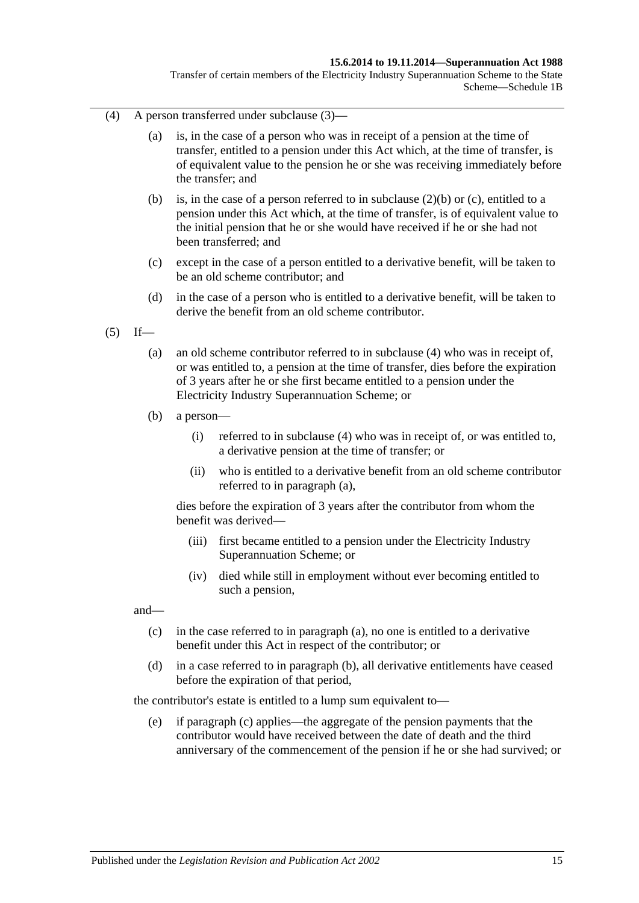(4) A person transferred under subclause (3)—

(a) is, in the case of a person who was in receipt of a pension at the time of transfer, entitled to a pension under this Act which, at the time of transfer, is of equivalent value to the pension he or she was receiving immediately before the transfer; and

(b) is, in the case of a person referred to in subclause (2)(b) or (c), entitled to a pension under this Act which, at the time of transfer, is of equivalent value to the initial pension that he or she would have received if he or she had not been transferred; and

(c) except in the case of a person entitled to a derivative benefit, will be taken to be an old scheme contributor; and

(d) in the case of a person who is entitled to a derivative benefit, will be taken to derive the benefit from an old scheme contributor.

(5) If—

(a) an old scheme contributor referred to in subclause (4) who was in receipt of, or was entitled to, a pension at the time of transfer, dies before the expiration of 3 years after he or she first became entitled to a pension under the Electricity Industry Superannuation Scheme; or

(b) a person—

(i) referred to in subclause (4) who was in receipt of, or was entitled to, a derivative pension at the time of transfer; or

(ii) who is entitled to a derivative benefit from an old scheme contributor referred to in paragraph (a),

dies before the expiration of 3 years after the contributor from whom the benefit was derived—

(iii) first became entitled to a pension under the Electricity Industry Superannuation Scheme; or

(iv) died while still in employment without ever becoming entitled to such a pension,

and—

(c) in the case referred to in paragraph (a), no one is entitled to a derivative benefit under this Act in respect of the contributor; or

(d) in a case referred to in paragraph (b), all derivative entitlements have ceased before the expiration of that period,

the contributor's estate is entitled to a lump sum equivalent to—

(e) if paragraph (c) applies—the aggregate of the pension payments that the contributor would have received between the date of death and the third anniversary of the commencement of the pension if he or she had survived; or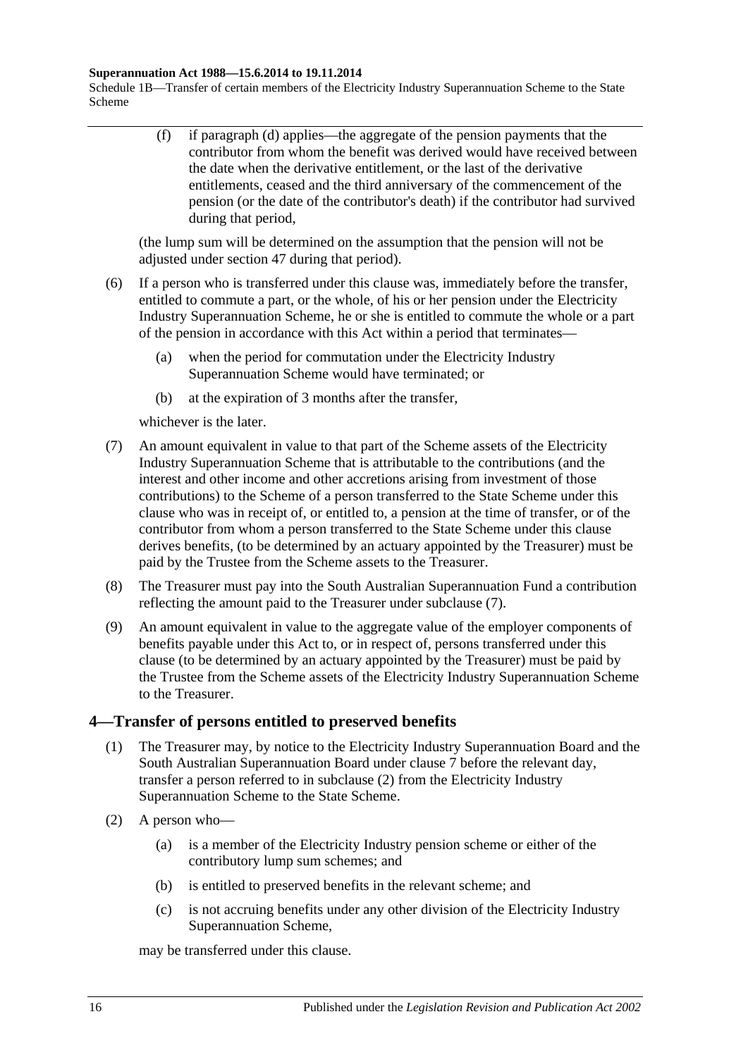(f) if paragraph (d) applies—the aggregate of the pension payments that the contributor from whom the benefit was derived would have received between the date when the derivative entitlement, or the last of the derivative entitlements, ceased and the third anniversary of the commencement of the pension (or the date of the contributor's death) if the contributor had survived during that period,

(the lump sum will be determined on the assumption that the pension will not be adjusted under section 47 during that period).

(6) If a person who is transferred under this clause was, immediately before the transfer, entitled to commute a part, or the whole, of his or her pension under the Electricity Industry Superannuation Scheme, he or she is entitled to commute the whole or a part of the pension in accordance with this Act within a period that terminates—

(a) when the period for commutation under the Electricity Industry Superannuation Scheme would have terminated; or

(b) at the expiration of 3 months after the transfer,

whichever is the later.

(7) An amount equivalent in value to that part of the Scheme assets of the Electricity Industry Superannuation Scheme that is attributable to the contributions (and the interest and other income and other accretions arising from investment of those contributions) to the Scheme of a person transferred to the State Scheme under this clause who was in receipt of, or entitled to, a pension at the time of transfer, or of the contributor from whom a person transferred to the State Scheme under this clause derives benefits, (to be determined by an actuary appointed by the Treasurer) must be paid by the Trustee from the Scheme assets to the Treasurer.

(8) The Treasurer must pay into the South Australian Superannuation Fund a contribution reflecting the amount paid to the Treasurer under subclause (7).

(9) An amount equivalent in value to the aggregate value of the employer components of benefits payable under this Act to, or in respect of, persons transferred under this clause (to be determined by an actuary appointed by the Treasurer) must be paid by the Trustee from the Scheme assets of the Electricity Industry Superannuation Scheme to the Treasurer.

## 4—Transfer of persons entitled to preserved benefits

(1) The Treasurer may, by notice to the Electricity Industry Superannuation Board and the South Australian Superannuation Board under clause 7 before the relevant day, transfer a person referred to in subclause (2) from the Electricity Industry Superannuation Scheme to the State Scheme.

(2) A person who—

(a) is a member of the Electricity Industry pension scheme or either of the contributory lump sum schemes; and

(b) is entitled to preserved benefits in the relevant scheme; and

(c) is not accruing benefits under any other division of the Electricity Industry Superannuation Scheme,

may be transferred under this clause.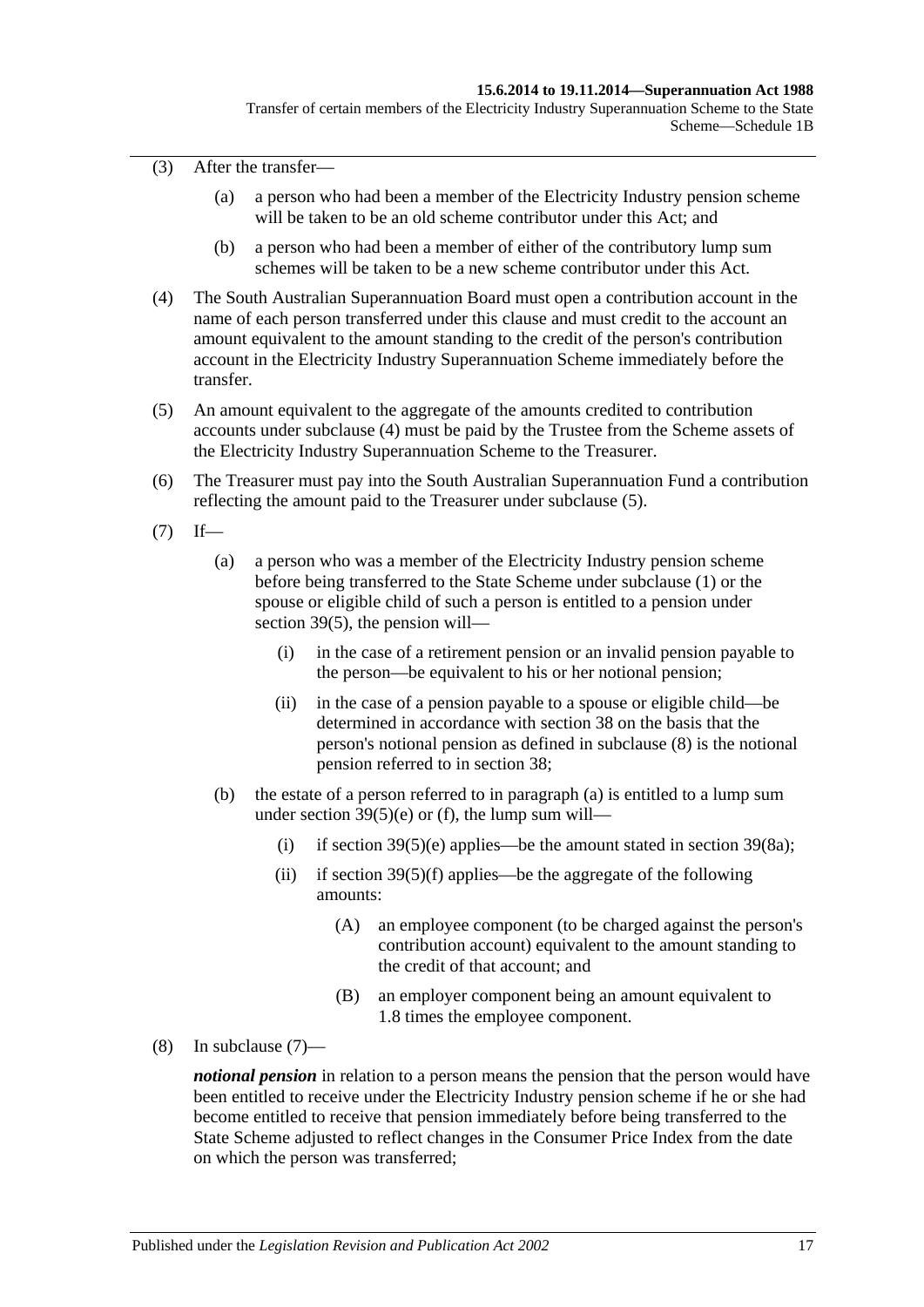(3) After the transfer—

(a) a person who had been a member of the Electricity Industry pension scheme will be taken to be an old scheme contributor under this Act; and

(b) a person who had been a member of either of the contributory lump sum schemes will be taken to be a new scheme contributor under this Act.

(4) The South Australian Superannuation Board must open a contribution account in the name of each person transferred under this clause and must credit to the account an amount equivalent to the amount standing to the credit of the person's contribution account in the Electricity Industry Superannuation Scheme immediately before the transfer.

(5) An amount equivalent to the aggregate of the amounts credited to contribution accounts under subclause (4) must be paid by the Trustee from the Scheme assets of the Electricity Industry Superannuation Scheme to the Treasurer.

(6) The Treasurer must pay into the South Australian Superannuation Fund a contribution reflecting the amount paid to the Treasurer under subclause (5).

(7) If—

(a) a person who was a member of the Electricity Industry pension scheme before being transferred to the State Scheme under subclause (1) or the spouse or eligible child of such a person is entitled to a pension under section 39(5), the pension will—

(i) in the case of a retirement pension or an invalid pension payable to the person—be equivalent to his or her notional pension;

(ii) in the case of a pension payable to a spouse or eligible child—be determined in accordance with section 38 on the basis that the person's notional pension as defined in subclause (8) is the notional pension referred to in section 38;

(b) the estate of a person referred to in paragraph (a) is entitled to a lump sum under section 39(5)(e) or (f), the lump sum will—

(i) if section 39(5)(e) applies—be the amount stated in section 39(8a);

(ii) if section 39(5)(f) applies—be the aggregate of the following amounts:

(A) an employee component (to be charged against the person's contribution account) equivalent to the amount standing to the credit of that account; and

(B) an employer component being an amount equivalent to 1.8 times the employee component.

(8) In subclause (7)—

***notional pension*** in relation to a person means the pension that the person would have been entitled to receive under the Electricity Industry pension scheme if he or she had become entitled to receive that pension immediately before being transferred to the State Scheme adjusted to reflect changes in the Consumer Price Index from the date on which the person was transferred;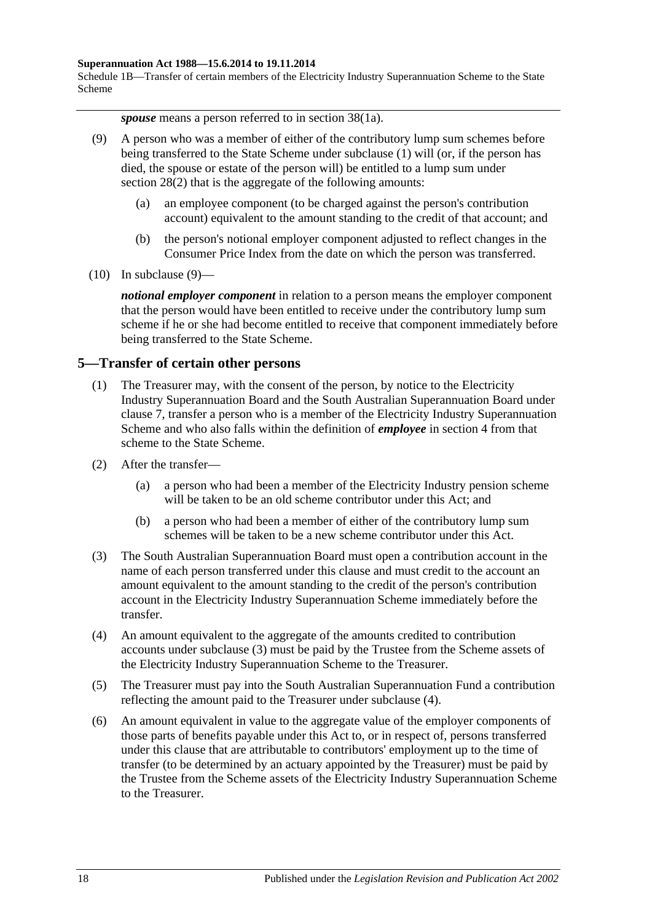***spouse*** means a person referred to in section 38(1a).

(9) A person who was a member of either of the contributory lump sum schemes before being transferred to the State Scheme under subclause (1) will (or, if the person has died, the spouse or estate of the person will) be entitled to a lump sum under section 28(2) that is the aggregate of the following amounts:

(a) an employee component (to be charged against the person's contribution account) equivalent to the amount standing to the credit of that account; and

(b) the person's notional employer component adjusted to reflect changes in the Consumer Price Index from the date on which the person was transferred.

(10) In subclause (9)—

***notional employer component*** in relation to a person means the employer component that the person would have been entitled to receive under the contributory lump sum scheme if he or she had become entitled to receive that component immediately before being transferred to the State Scheme.

## 5—Transfer of certain other persons

(1) The Treasurer may, with the consent of the person, by notice to the Electricity Industry Superannuation Board and the South Australian Superannuation Board under clause 7, transfer a person who is a member of the Electricity Industry Superannuation Scheme and who also falls within the definition of ***employee*** in section 4 from that scheme to the State Scheme.

(2) After the transfer—

(a) a person who had been a member of the Electricity Industry pension scheme will be taken to be an old scheme contributor under this Act; and

(b) a person who had been a member of either of the contributory lump sum schemes will be taken to be a new scheme contributor under this Act.

(3) The South Australian Superannuation Board must open a contribution account in the name of each person transferred under this clause and must credit to the account an amount equivalent to the amount standing to the credit of the person's contribution account in the Electricity Industry Superannuation Scheme immediately before the transfer.

(4) An amount equivalent to the aggregate of the amounts credited to contribution accounts under subclause (3) must be paid by the Trustee from the Scheme assets of the Electricity Industry Superannuation Scheme to the Treasurer.

(5) The Treasurer must pay into the South Australian Superannuation Fund a contribution reflecting the amount paid to the Treasurer under subclause (4).

(6) An amount equivalent in value to the aggregate value of the employer components of those parts of benefits payable under this Act to, or in respect of, persons transferred under this clause that are attributable to contributors' employment up to the time of transfer (to be determined by an actuary appointed by the Treasurer) must be paid by the Trustee from the Scheme assets of the Electricity Industry Superannuation Scheme to the Treasurer.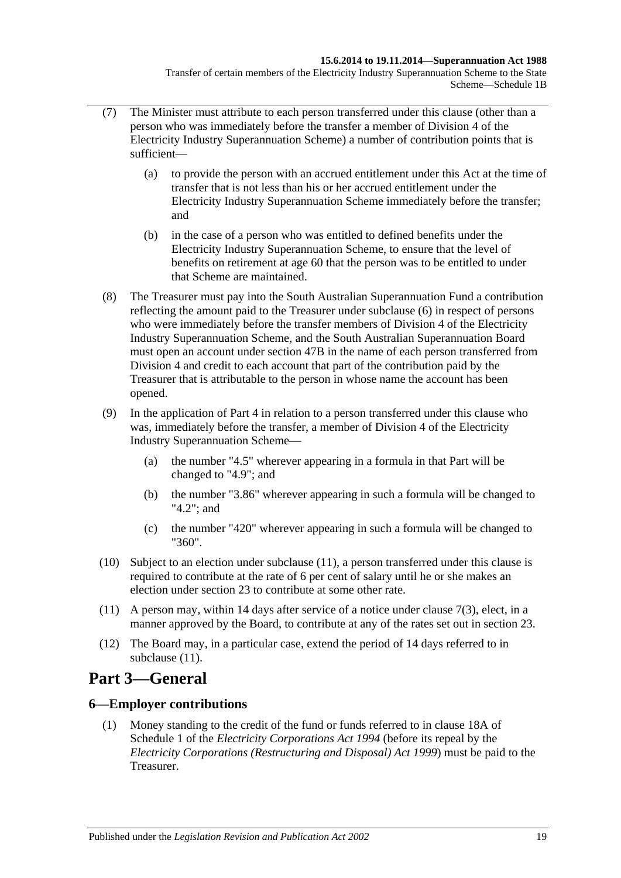(7) The Minister must attribute to each person transferred under this clause (other than a person who was immediately before the transfer a member of Division 4 of the Electricity Industry Superannuation Scheme) a number of contribution points that is sufficient—

(a) to provide the person with an accrued entitlement under this Act at the time of transfer that is not less than his or her accrued entitlement under the Electricity Industry Superannuation Scheme immediately before the transfer; and

(b) in the case of a person who was entitled to defined benefits under the Electricity Industry Superannuation Scheme, to ensure that the level of benefits on retirement at age 60 that the person was to be entitled to under that Scheme are maintained.

(8) The Treasurer must pay into the South Australian Superannuation Fund a contribution reflecting the amount paid to the Treasurer under subclause (6) in respect of persons who were immediately before the transfer members of Division 4 of the Electricity Industry Superannuation Scheme, and the South Australian Superannuation Board must open an account under section 47B in the name of each person transferred from Division 4 and credit to each account that part of the contribution paid by the Treasurer that is attributable to the person in whose name the account has been opened.

(9) In the application of Part 4 in relation to a person transferred under this clause who was, immediately before the transfer, a member of Division 4 of the Electricity Industry Superannuation Scheme—

(a) the number "4.5" wherever appearing in a formula in that Part will be changed to "4.9"; and

(b) the number "3.86" wherever appearing in such a formula will be changed to "4.2"; and

(c) the number "420" wherever appearing in such a formula will be changed to "360".

(10) Subject to an election under subclause (11), a person transferred under this clause is required to contribute at the rate of 6 per cent of salary until he or she makes an election under section 23 to contribute at some other rate.

(11) A person may, within 14 days after service of a notice under clause 7(3), elect, in a manner approved by the Board, to contribute at any of the rates set out in section 23.

(12) The Board may, in a particular case, extend the period of 14 days referred to in subclause (11).

## Part 3—General

### 6—Employer contributions

(1) Money standing to the credit of the fund or funds referred to in clause 18A of Schedule 1 of the *Electricity Corporations Act 1994* (before its repeal by the *Electricity Corporations (Restructuring and Disposal) Act 1999*) must be paid to the Treasurer.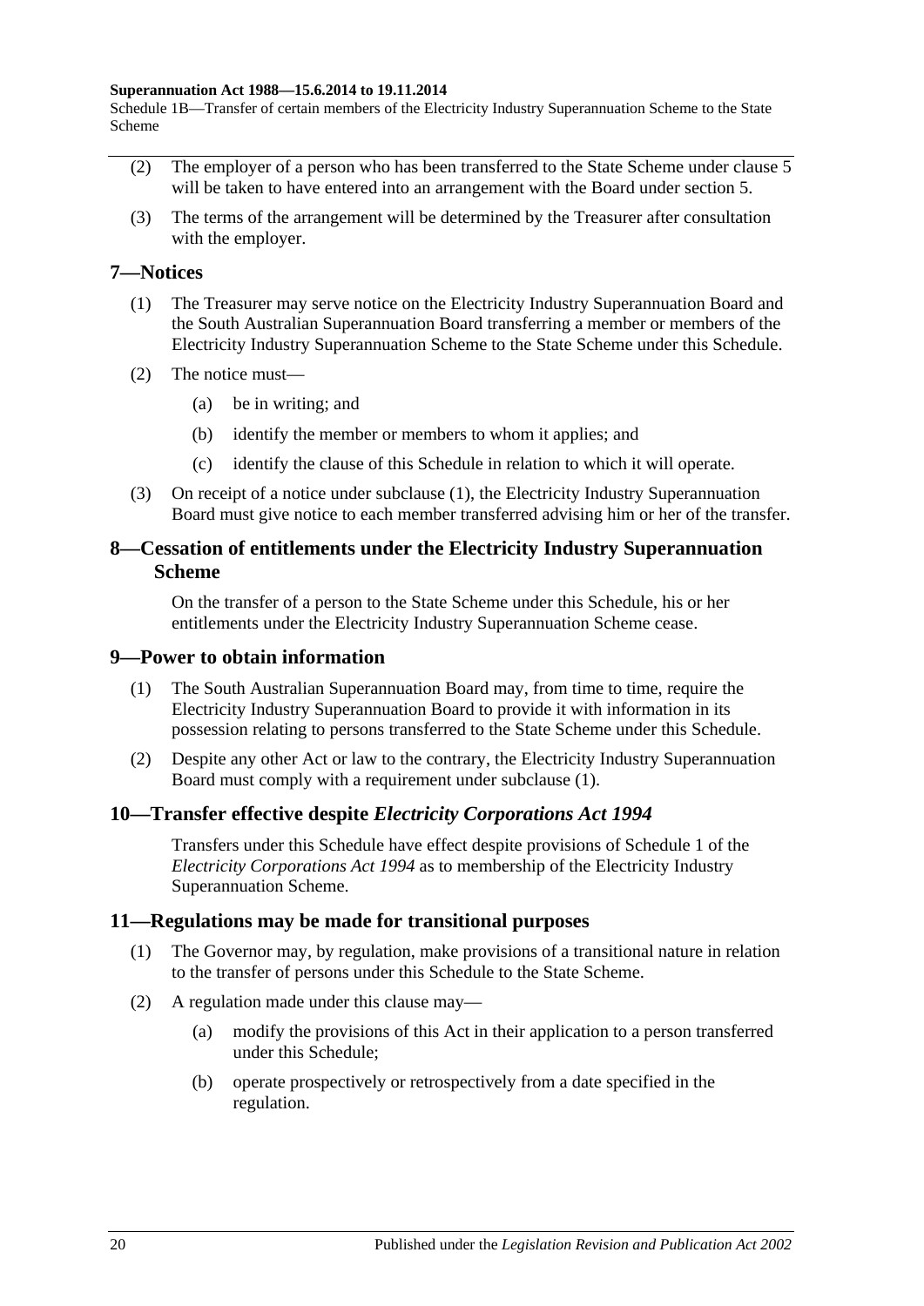(2) The employer of a person who has been transferred to the State Scheme under clause 5 will be taken to have entered into an arrangement with the Board under section 5.

(3) The terms of the arrangement will be determined by the Treasurer after consultation with the employer.

## 7—Notices

(1) The Treasurer may serve notice on the Electricity Industry Superannuation Board and the South Australian Superannuation Board transferring a member or members of the Electricity Industry Superannuation Scheme to the State Scheme under this Schedule.

(2) The notice must—

(a) be in writing; and

(b) identify the member or members to whom it applies; and

(c) identify the clause of this Schedule in relation to which it will operate.

(3) On receipt of a notice under subclause (1), the Electricity Industry Superannuation Board must give notice to each member transferred advising him or her of the transfer.

## 8—Cessation of entitlements under the Electricity Industry Superannuation Scheme

On the transfer of a person to the State Scheme under this Schedule, his or her entitlements under the Electricity Industry Superannuation Scheme cease.

## 9—Power to obtain information

(1) The South Australian Superannuation Board may, from time to time, require the Electricity Industry Superannuation Board to provide it with information in its possession relating to persons transferred to the State Scheme under this Schedule.

(2) Despite any other Act or law to the contrary, the Electricity Industry Superannuation Board must comply with a requirement under subclause (1).

## 10—Transfer effective despite *Electricity Corporations Act 1994*

Transfers under this Schedule have effect despite provisions of Schedule 1 of the *Electricity Corporations Act 1994* as to membership of the Electricity Industry Superannuation Scheme.

## 11—Regulations may be made for transitional purposes

(1) The Governor may, by regulation, make provisions of a transitional nature in relation to the transfer of persons under this Schedule to the State Scheme.

(2) A regulation made under this clause may—

(a) modify the provisions of this Act in their application to a person transferred under this Schedule;

(b) operate prospectively or retrospectively from a date specified in the regulation.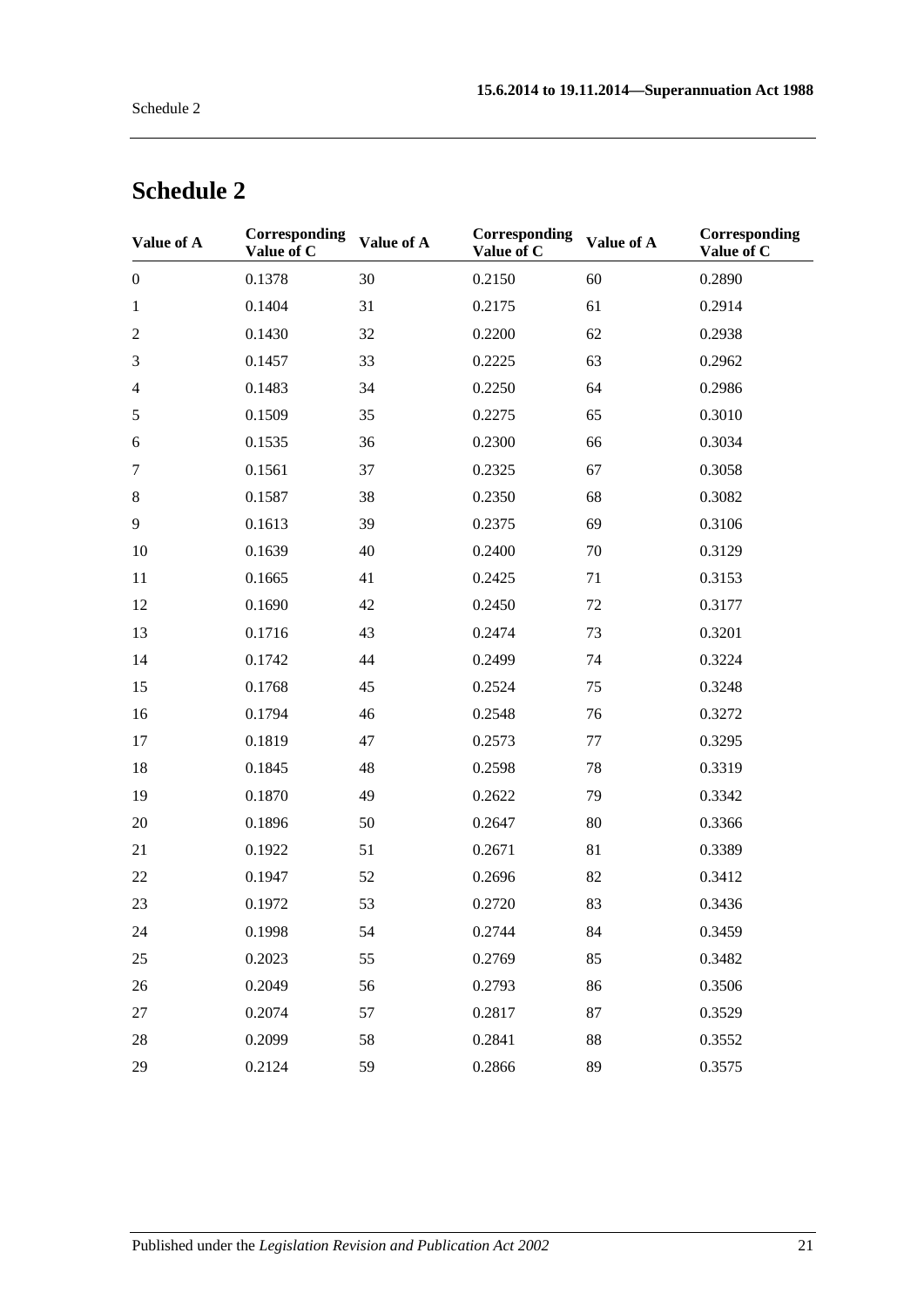## Schedule 2

| Value of A | Corresponding Value of C | Value of A | Corresponding Value of C | Value of A | Corresponding Value of C |
|---|---|---|---|---|---|
| 0 | 0.1378 | 30 | 0.2150 | 60 | 0.2890 |
| 1 | 0.1404 | 31 | 0.2175 | 61 | 0.2914 |
| 2 | 0.1430 | 32 | 0.2200 | 62 | 0.2938 |
| 3 | 0.1457 | 33 | 0.2225 | 63 | 0.2962 |
| 4 | 0.1483 | 34 | 0.2250 | 64 | 0.2986 |
| 5 | 0.1509 | 35 | 0.2275 | 65 | 0.3010 |
| 6 | 0.1535 | 36 | 0.2300 | 66 | 0.3034 |
| 7 | 0.1561 | 37 | 0.2325 | 67 | 0.3058 |
| 8 | 0.1587 | 38 | 0.2350 | 68 | 0.3082 |
| 9 | 0.1613 | 39 | 0.2375 | 69 | 0.3106 |
| 10 | 0.1639 | 40 | 0.2400 | 70 | 0.3129 |
| 11 | 0.1665 | 41 | 0.2425 | 71 | 0.3153 |
| 12 | 0.1690 | 42 | 0.2450 | 72 | 0.3177 |
| 13 | 0.1716 | 43 | 0.2474 | 73 | 0.3201 |
| 14 | 0.1742 | 44 | 0.2499 | 74 | 0.3224 |
| 15 | 0.1768 | 45 | 0.2524 | 75 | 0.3248 |
| 16 | 0.1794 | 46 | 0.2548 | 76 | 0.3272 |
| 17 | 0.1819 | 47 | 0.2573 | 77 | 0.3295 |
| 18 | 0.1845 | 48 | 0.2598 | 78 | 0.3319 |
| 19 | 0.1870 | 49 | 0.2622 | 79 | 0.3342 |
| 20 | 0.1896 | 50 | 0.2647 | 80 | 0.3366 |
| 21 | 0.1922 | 51 | 0.2671 | 81 | 0.3389 |
| 22 | 0.1947 | 52 | 0.2696 | 82 | 0.3412 |
| 23 | 0.1972 | 53 | 0.2720 | 83 | 0.3436 |
| 24 | 0.1998 | 54 | 0.2744 | 84 | 0.3459 |
| 25 | 0.2023 | 55 | 0.2769 | 85 | 0.3482 |
| 26 | 0.2049 | 56 | 0.2793 | 86 | 0.3506 |
| 27 | 0.2074 | 57 | 0.2817 | 87 | 0.3529 |
| 28 | 0.2099 | 58 | 0.2841 | 88 | 0.3552 |
| 29 | 0.2124 | 59 | 0.2866 | 89 | 0.3575 |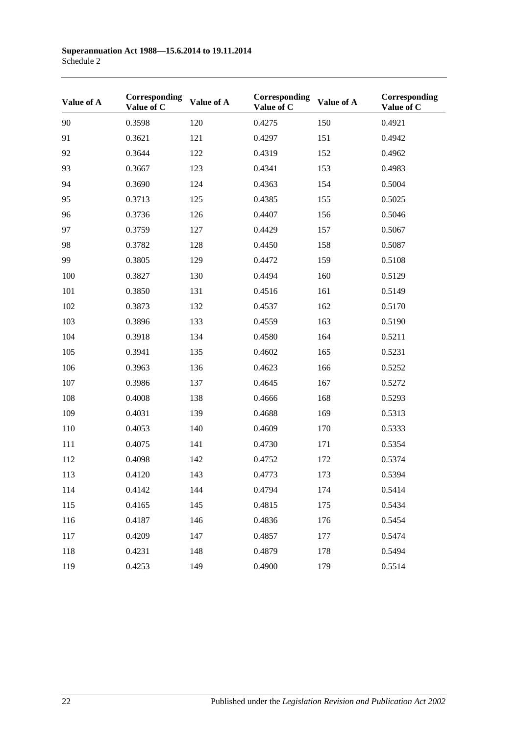| Value of A | Corresponding Value of C | Value of A | Corresponding Value of C | Value of A | Corresponding Value of C |
|---|---|---|---|---|---|
| 90 | 0.3598 | 120 | 0.4275 | 150 | 0.4921 |
| 91 | 0.3621 | 121 | 0.4297 | 151 | 0.4942 |
| 92 | 0.3644 | 122 | 0.4319 | 152 | 0.4962 |
| 93 | 0.3667 | 123 | 0.4341 | 153 | 0.4983 |
| 94 | 0.3690 | 124 | 0.4363 | 154 | 0.5004 |
| 95 | 0.3713 | 125 | 0.4385 | 155 | 0.5025 |
| 96 | 0.3736 | 126 | 0.4407 | 156 | 0.5046 |
| 97 | 0.3759 | 127 | 0.4429 | 157 | 0.5067 |
| 98 | 0.3782 | 128 | 0.4450 | 158 | 0.5087 |
| 99 | 0.3805 | 129 | 0.4472 | 159 | 0.5108 |
| 100 | 0.3827 | 130 | 0.4494 | 160 | 0.5129 |
| 101 | 0.3850 | 131 | 0.4516 | 161 | 0.5149 |
| 102 | 0.3873 | 132 | 0.4537 | 162 | 0.5170 |
| 103 | 0.3896 | 133 | 0.4559 | 163 | 0.5190 |
| 104 | 0.3918 | 134 | 0.4580 | 164 | 0.5211 |
| 105 | 0.3941 | 135 | 0.4602 | 165 | 0.5231 |
| 106 | 0.3963 | 136 | 0.4623 | 166 | 0.5252 |
| 107 | 0.3986 | 137 | 0.4645 | 167 | 0.5272 |
| 108 | 0.4008 | 138 | 0.4666 | 168 | 0.5293 |
| 109 | 0.4031 | 139 | 0.4688 | 169 | 0.5313 |
| 110 | 0.4053 | 140 | 0.4609 | 170 | 0.5333 |
| 111 | 0.4075 | 141 | 0.4730 | 171 | 0.5354 |
| 112 | 0.4098 | 142 | 0.4752 | 172 | 0.5374 |
| 113 | 0.4120 | 143 | 0.4773 | 173 | 0.5394 |
| 114 | 0.4142 | 144 | 0.4794 | 174 | 0.5414 |
| 115 | 0.4165 | 145 | 0.4815 | 175 | 0.5434 |
| 116 | 0.4187 | 146 | 0.4836 | 176 | 0.5454 |
| 117 | 0.4209 | 147 | 0.4857 | 177 | 0.5474 |
| 118 | 0.4231 | 148 | 0.4879 | 178 | 0.5494 |
| 119 | 0.4253 | 149 | 0.4900 | 179 | 0.5514 |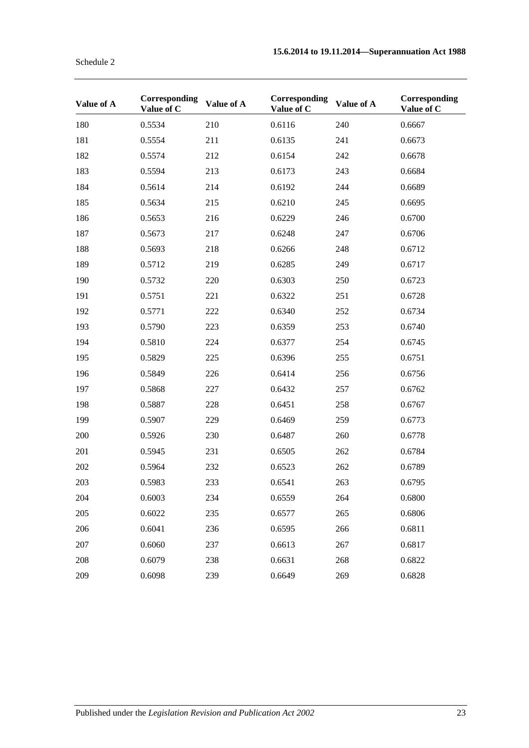| Value of A | Corresponding Value of C | Value of A | Corresponding Value of C | Value of A | Corresponding Value of C |
|---|---|---|---|---|---|
| 180 | 0.5534 | 210 | 0.6116 | 240 | 0.6667 |
| 181 | 0.5554 | 211 | 0.6135 | 241 | 0.6673 |
| 182 | 0.5574 | 212 | 0.6154 | 242 | 0.6678 |
| 183 | 0.5594 | 213 | 0.6173 | 243 | 0.6684 |
| 184 | 0.5614 | 214 | 0.6192 | 244 | 0.6689 |
| 185 | 0.5634 | 215 | 0.6210 | 245 | 0.6695 |
| 186 | 0.5653 | 216 | 0.6229 | 246 | 0.6700 |
| 187 | 0.5673 | 217 | 0.6248 | 247 | 0.6706 |
| 188 | 0.5693 | 218 | 0.6266 | 248 | 0.6712 |
| 189 | 0.5712 | 219 | 0.6285 | 249 | 0.6717 |
| 190 | 0.5732 | 220 | 0.6303 | 250 | 0.6723 |
| 191 | 0.5751 | 221 | 0.6322 | 251 | 0.6728 |
| 192 | 0.5771 | 222 | 0.6340 | 252 | 0.6734 |
| 193 | 0.5790 | 223 | 0.6359 | 253 | 0.6740 |
| 194 | 0.5810 | 224 | 0.6377 | 254 | 0.6745 |
| 195 | 0.5829 | 225 | 0.6396 | 255 | 0.6751 |
| 196 | 0.5849 | 226 | 0.6414 | 256 | 0.6756 |
| 197 | 0.5868 | 227 | 0.6432 | 257 | 0.6762 |
| 198 | 0.5887 | 228 | 0.6451 | 258 | 0.6767 |
| 199 | 0.5907 | 229 | 0.6469 | 259 | 0.6773 |
| 200 | 0.5926 | 230 | 0.6487 | 260 | 0.6778 |
| 201 | 0.5945 | 231 | 0.6505 | 262 | 0.6784 |
| 202 | 0.5964 | 232 | 0.6523 | 262 | 0.6789 |
| 203 | 0.5983 | 233 | 0.6541 | 263 | 0.6795 |
| 204 | 0.6003 | 234 | 0.6559 | 264 | 0.6800 |
| 205 | 0.6022 | 235 | 0.6577 | 265 | 0.6806 |
| 206 | 0.6041 | 236 | 0.6595 | 266 | 0.6811 |
| 207 | 0.6060 | 237 | 0.6613 | 267 | 0.6817 |
| 208 | 0.6079 | 238 | 0.6631 | 268 | 0.6822 |
| 209 | 0.6098 | 239 | 0.6649 | 269 | 0.6828 |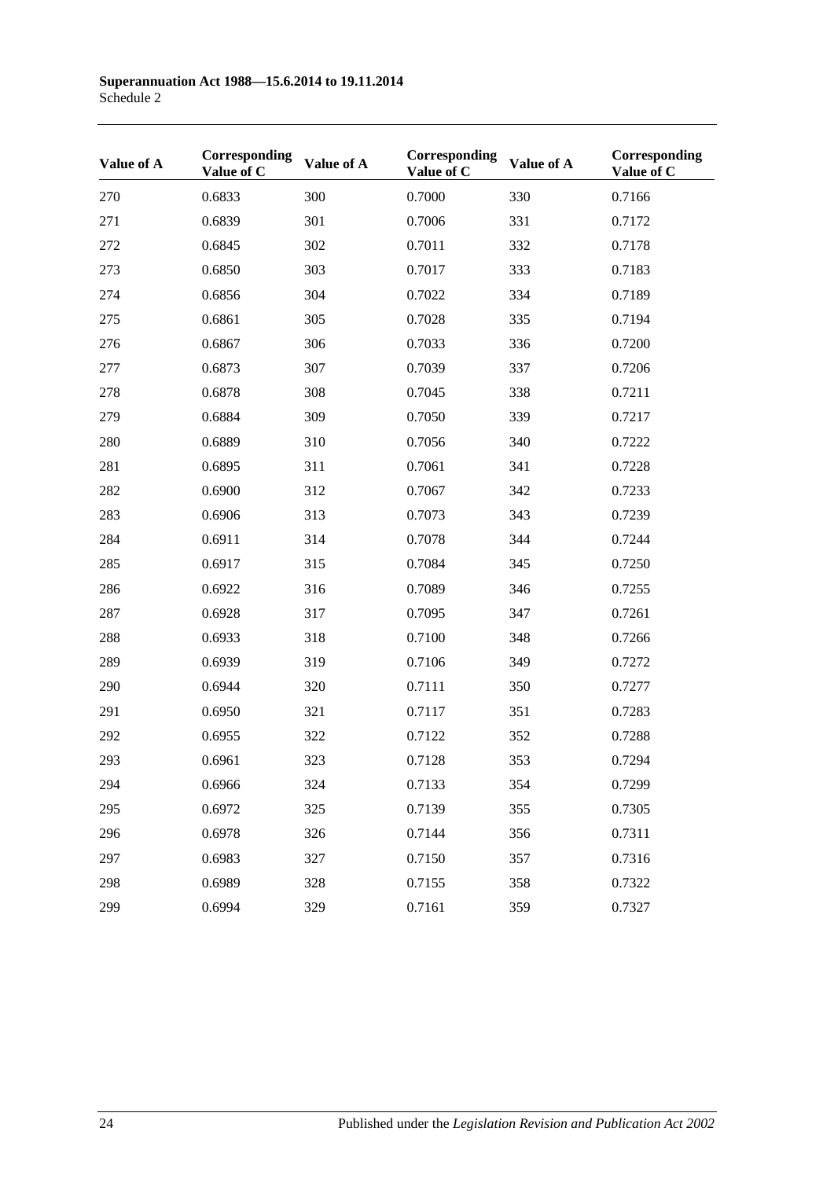| Value of A | Corresponding Value of C | Value of A | Corresponding Value of C | Value of A | Corresponding Value of C |
|---|---|---|---|---|---|
| 270 | 0.6833 | 300 | 0.7000 | 330 | 0.7166 |
| 271 | 0.6839 | 301 | 0.7006 | 331 | 0.7172 |
| 272 | 0.6845 | 302 | 0.7011 | 332 | 0.7178 |
| 273 | 0.6850 | 303 | 0.7017 | 333 | 0.7183 |
| 274 | 0.6856 | 304 | 0.7022 | 334 | 0.7189 |
| 275 | 0.6861 | 305 | 0.7028 | 335 | 0.7194 |
| 276 | 0.6867 | 306 | 0.7033 | 336 | 0.7200 |
| 277 | 0.6873 | 307 | 0.7039 | 337 | 0.7206 |
| 278 | 0.6878 | 308 | 0.7045 | 338 | 0.7211 |
| 279 | 0.6884 | 309 | 0.7050 | 339 | 0.7217 |
| 280 | 0.6889 | 310 | 0.7056 | 340 | 0.7222 |
| 281 | 0.6895 | 311 | 0.7061 | 341 | 0.7228 |
| 282 | 0.6900 | 312 | 0.7067 | 342 | 0.7233 |
| 283 | 0.6906 | 313 | 0.7073 | 343 | 0.7239 |
| 284 | 0.6911 | 314 | 0.7078 | 344 | 0.7244 |
| 285 | 0.6917 | 315 | 0.7084 | 345 | 0.7250 |
| 286 | 0.6922 | 316 | 0.7089 | 346 | 0.7255 |
| 287 | 0.6928 | 317 | 0.7095 | 347 | 0.7261 |
| 288 | 0.6933 | 318 | 0.7100 | 348 | 0.7266 |
| 289 | 0.6939 | 319 | 0.7106 | 349 | 0.7272 |
| 290 | 0.6944 | 320 | 0.7111 | 350 | 0.7277 |
| 291 | 0.6950 | 321 | 0.7117 | 351 | 0.7283 |
| 292 | 0.6955 | 322 | 0.7122 | 352 | 0.7288 |
| 293 | 0.6961 | 323 | 0.7128 | 353 | 0.7294 |
| 294 | 0.6966 | 324 | 0.7133 | 354 | 0.7299 |
| 295 | 0.6972 | 325 | 0.7139 | 355 | 0.7305 |
| 296 | 0.6978 | 326 | 0.7144 | 356 | 0.7311 |
| 297 | 0.6983 | 327 | 0.7150 | 357 | 0.7316 |
| 298 | 0.6989 | 328 | 0.7155 | 358 | 0.7322 |
| 299 | 0.6994 | 329 | 0.7161 | 359 | 0.7327 |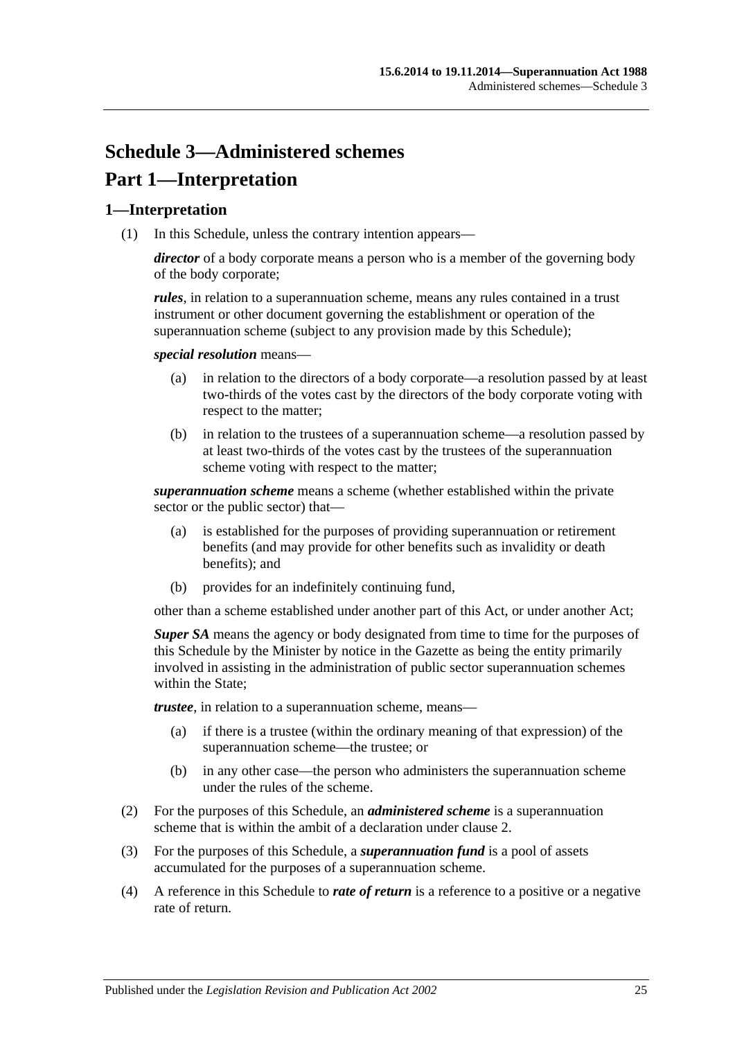# Schedule 3—Administered schemes

# Part 1—Interpretation

## 1—Interpretation

(1) In this Schedule, unless the contrary intention appears—

***director*** of a body corporate means a person who is a member of the governing body of the body corporate;

***rules***, in relation to a superannuation scheme, means any rules contained in a trust instrument or other document governing the establishment or operation of the superannuation scheme (subject to any provision made by this Schedule);

***special resolution*** means—

- (a) in relation to the directors of a body corporate—a resolution passed by at least two-thirds of the votes cast by the directors of the body corporate voting with respect to the matter;
- (b) in relation to the trustees of a superannuation scheme—a resolution passed by at least two-thirds of the votes cast by the trustees of the superannuation scheme voting with respect to the matter;

***superannuation scheme*** means a scheme (whether established within the private sector or the public sector) that—

- (a) is established for the purposes of providing superannuation or retirement benefits (and may provide for other benefits such as invalidity or death benefits); and
- (b) provides for an indefinitely continuing fund,

other than a scheme established under another part of this Act, or under another Act;

***Super SA*** means the agency or body designated from time to time for the purposes of this Schedule by the Minister by notice in the Gazette as being the entity primarily involved in assisting in the administration of public sector superannuation schemes within the State;

***trustee***, in relation to a superannuation scheme, means—

- (a) if there is a trustee (within the ordinary meaning of that expression) of the superannuation scheme—the trustee; or
- (b) in any other case—the person who administers the superannuation scheme under the rules of the scheme.

(2) For the purposes of this Schedule, an ***administered scheme*** is a superannuation scheme that is within the ambit of a declaration under clause 2.

(3) For the purposes of this Schedule, a ***superannuation fund*** is a pool of assets accumulated for the purposes of a superannuation scheme.

(4) A reference in this Schedule to ***rate of return*** is a reference to a positive or a negative rate of return.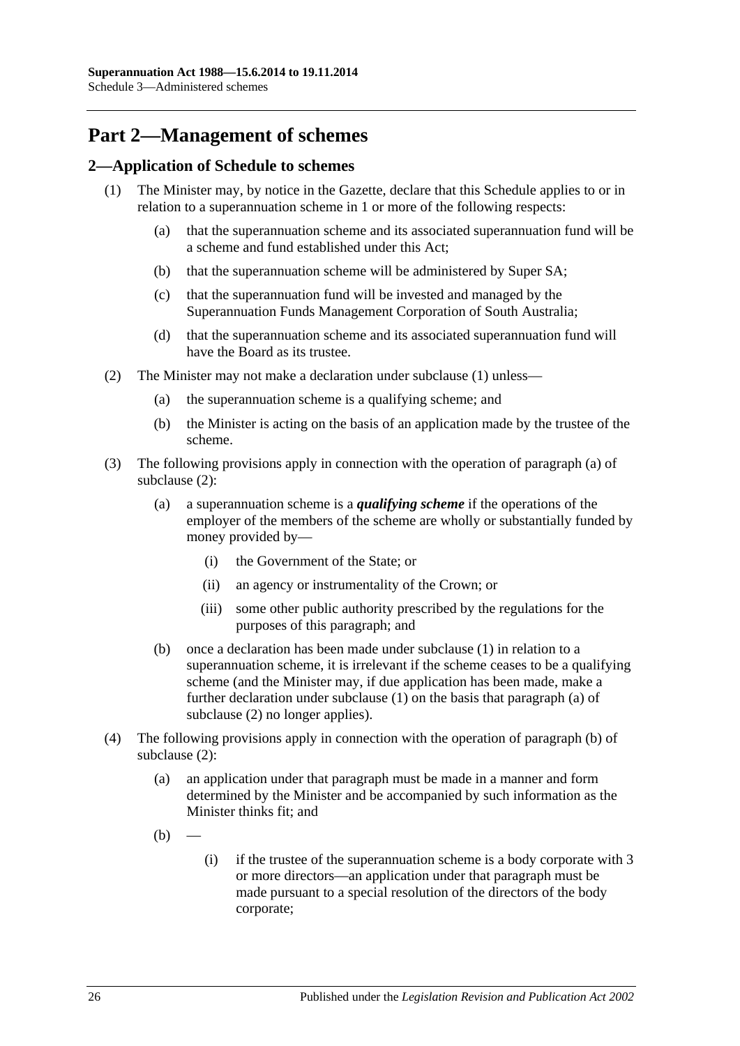# Part 2—Management of schemes

## 2—Application of Schedule to schemes

(1) The Minister may, by notice in the Gazette, declare that this Schedule applies to or in relation to a superannuation scheme in 1 or more of the following respects:

(a) that the superannuation scheme and its associated superannuation fund will be a scheme and fund established under this Act;

(b) that the superannuation scheme will be administered by Super SA;

(c) that the superannuation fund will be invested and managed by the Superannuation Funds Management Corporation of South Australia;

(d) that the superannuation scheme and its associated superannuation fund will have the Board as its trustee.

(2) The Minister may not make a declaration under subclause (1) unless—

(a) the superannuation scheme is a qualifying scheme; and

(b) the Minister is acting on the basis of an application made by the trustee of the scheme.

(3) The following provisions apply in connection with the operation of paragraph (a) of subclause (2):

(a) a superannuation scheme is a ***qualifying scheme*** if the operations of the employer of the members of the scheme are wholly or substantially funded by money provided by—

(i) the Government of the State; or

(ii) an agency or instrumentality of the Crown; or

(iii) some other public authority prescribed by the regulations for the purposes of this paragraph; and

(b) once a declaration has been made under subclause (1) in relation to a superannuation scheme, it is irrelevant if the scheme ceases to be a qualifying scheme (and the Minister may, if due application has been made, make a further declaration under subclause (1) on the basis that paragraph (a) of subclause (2) no longer applies).

(4) The following provisions apply in connection with the operation of paragraph (b) of subclause (2):

(a) an application under that paragraph must be made in a manner and form determined by the Minister and be accompanied by such information as the Minister thinks fit; and

(b) —

(i) if the trustee of the superannuation scheme is a body corporate with 3 or more directors—an application under that paragraph must be made pursuant to a special resolution of the directors of the body corporate;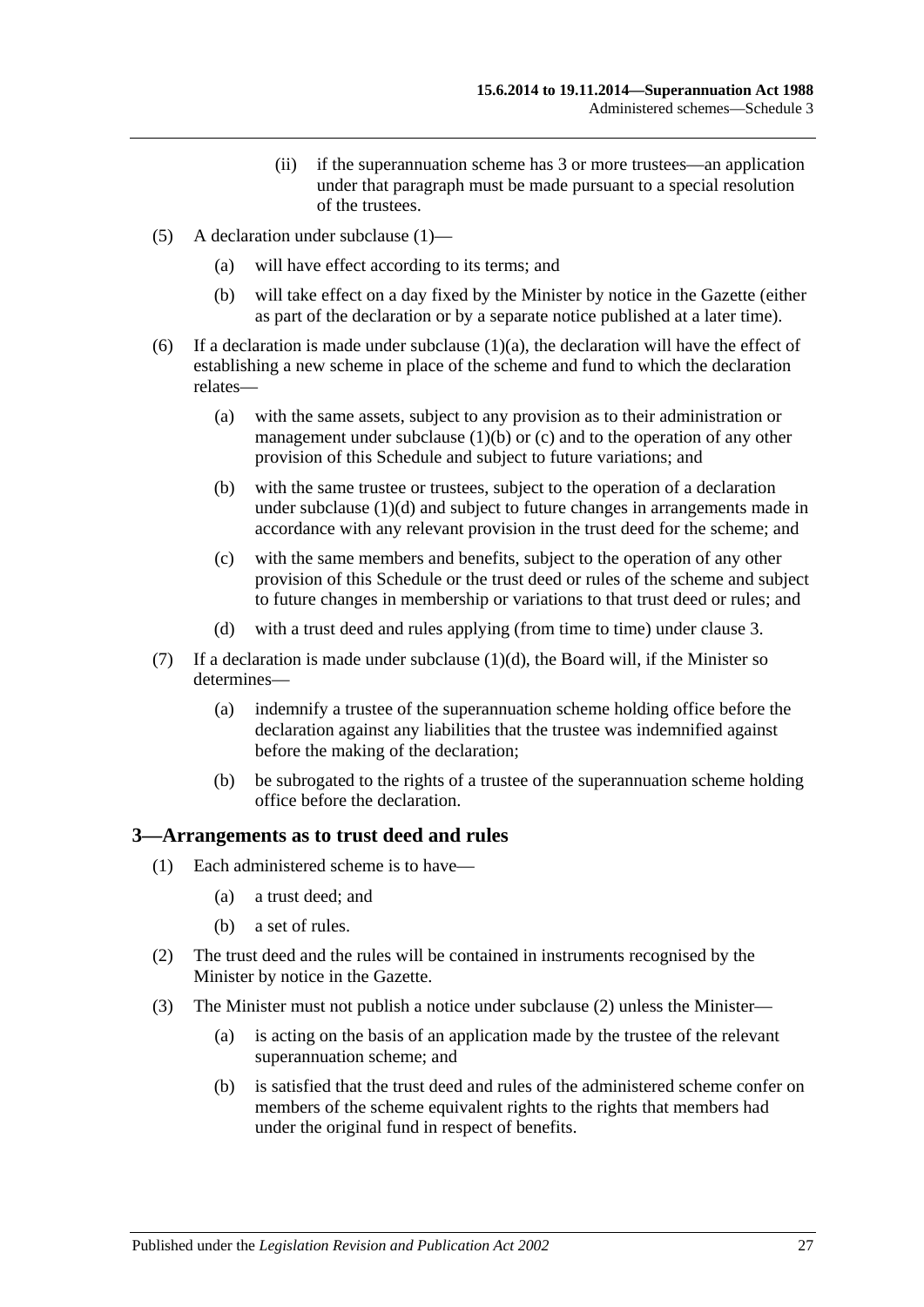(ii) if the superannuation scheme has 3 or more trustees—an application under that paragraph must be made pursuant to a special resolution of the trustees.

(5) A declaration under subclause (1)—

(a) will have effect according to its terms; and

(b) will take effect on a day fixed by the Minister by notice in the Gazette (either as part of the declaration or by a separate notice published at a later time).

(6) If a declaration is made under subclause (1)(a), the declaration will have the effect of establishing a new scheme in place of the scheme and fund to which the declaration relates—

(a) with the same assets, subject to any provision as to their administration or management under subclause (1)(b) or (c) and to the operation of any other provision of this Schedule and subject to future variations; and

(b) with the same trustee or trustees, subject to the operation of a declaration under subclause (1)(d) and subject to future changes in arrangements made in accordance with any relevant provision in the trust deed for the scheme; and

(c) with the same members and benefits, subject to the operation of any other provision of this Schedule or the trust deed or rules of the scheme and subject to future changes in membership or variations to that trust deed or rules; and

(d) with a trust deed and rules applying (from time to time) under clause 3.

(7) If a declaration is made under subclause (1)(d), the Board will, if the Minister so determines—

(a) indemnify a trustee of the superannuation scheme holding office before the declaration against any liabilities that the trustee was indemnified against before the making of the declaration;

(b) be subrogated to the rights of a trustee of the superannuation scheme holding office before the declaration.

## 3—Arrangements as to trust deed and rules

(1) Each administered scheme is to have—

(a) a trust deed; and

(b) a set of rules.

(2) The trust deed and the rules will be contained in instruments recognised by the Minister by notice in the Gazette.

(3) The Minister must not publish a notice under subclause (2) unless the Minister—

(a) is acting on the basis of an application made by the trustee of the relevant superannuation scheme; and

(b) is satisfied that the trust deed and rules of the administered scheme confer on members of the scheme equivalent rights to the rights that members had under the original fund in respect of benefits.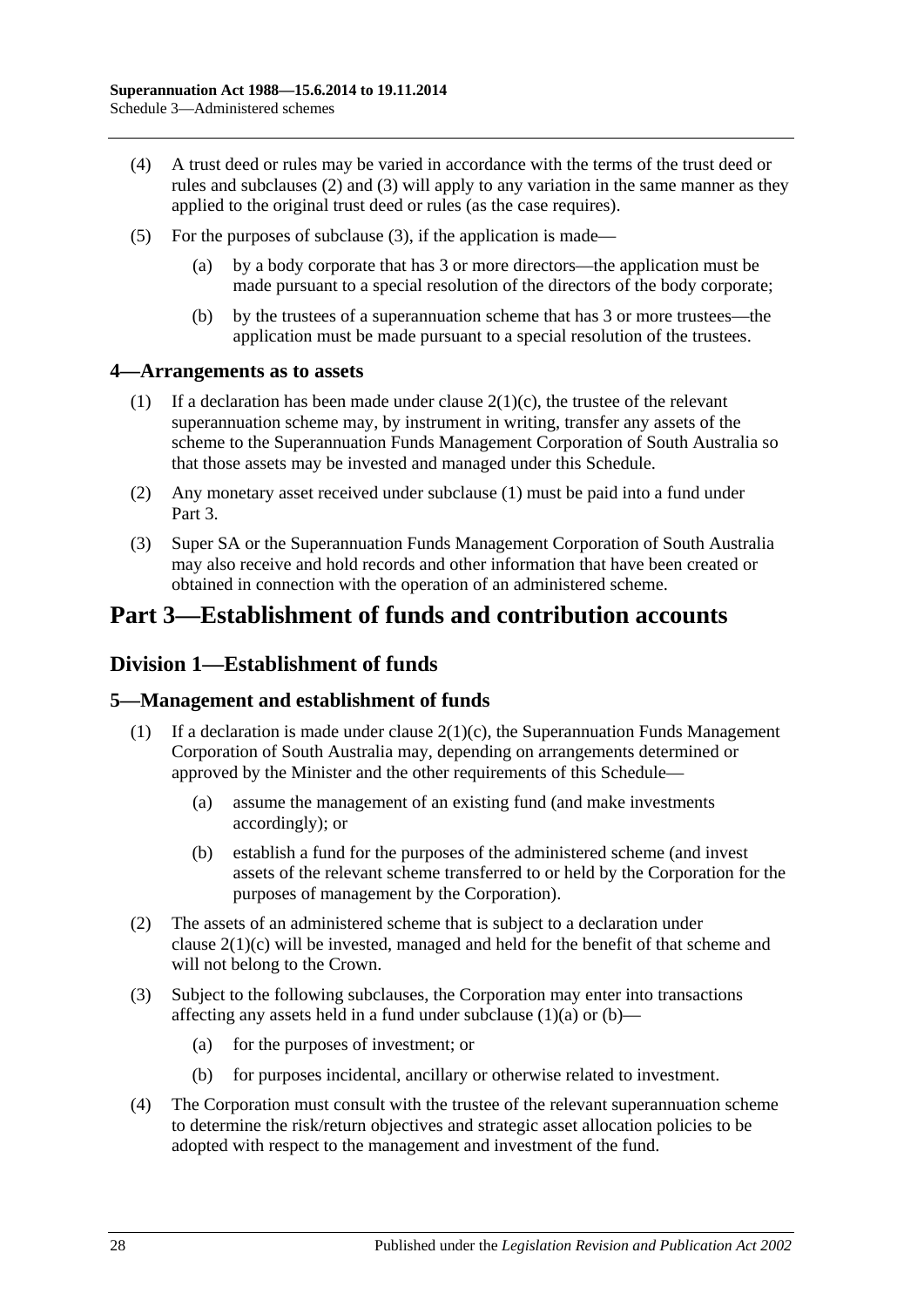(4) A trust deed or rules may be varied in accordance with the terms of the trust deed or rules and subclauses (2) and (3) will apply to any variation in the same manner as they applied to the original trust deed or rules (as the case requires).

(5) For the purposes of subclause (3), if the application is made—

(a) by a body corporate that has 3 or more directors—the application must be made pursuant to a special resolution of the directors of the body corporate;

(b) by the trustees of a superannuation scheme that has 3 or more trustees—the application must be made pursuant to a special resolution of the trustees.

### 4—Arrangements as to assets

(1) If a declaration has been made under clause 2(1)(c), the trustee of the relevant superannuation scheme may, by instrument in writing, transfer any assets of the scheme to the Superannuation Funds Management Corporation of South Australia so that those assets may be invested and managed under this Schedule.

(2) Any monetary asset received under subclause (1) must be paid into a fund under Part 3.

(3) Super SA or the Superannuation Funds Management Corporation of South Australia may also receive and hold records and other information that have been created or obtained in connection with the operation of an administered scheme.

# Part 3—Establishment of funds and contribution accounts

## Division 1—Establishment of funds

### 5—Management and establishment of funds

(1) If a declaration is made under clause 2(1)(c), the Superannuation Funds Management Corporation of South Australia may, depending on arrangements determined or approved by the Minister and the other requirements of this Schedule—

(a) assume the management of an existing fund (and make investments accordingly); or

(b) establish a fund for the purposes of the administered scheme (and invest assets of the relevant scheme transferred to or held by the Corporation for the purposes of management by the Corporation).

(2) The assets of an administered scheme that is subject to a declaration under clause 2(1)(c) will be invested, managed and held for the benefit of that scheme and will not belong to the Crown.

(3) Subject to the following subclauses, the Corporation may enter into transactions affecting any assets held in a fund under subclause (1)(a) or (b)—

(a) for the purposes of investment; or

(b) for purposes incidental, ancillary or otherwise related to investment.

(4) The Corporation must consult with the trustee of the relevant superannuation scheme to determine the risk/return objectives and strategic asset allocation policies to be adopted with respect to the management and investment of the fund.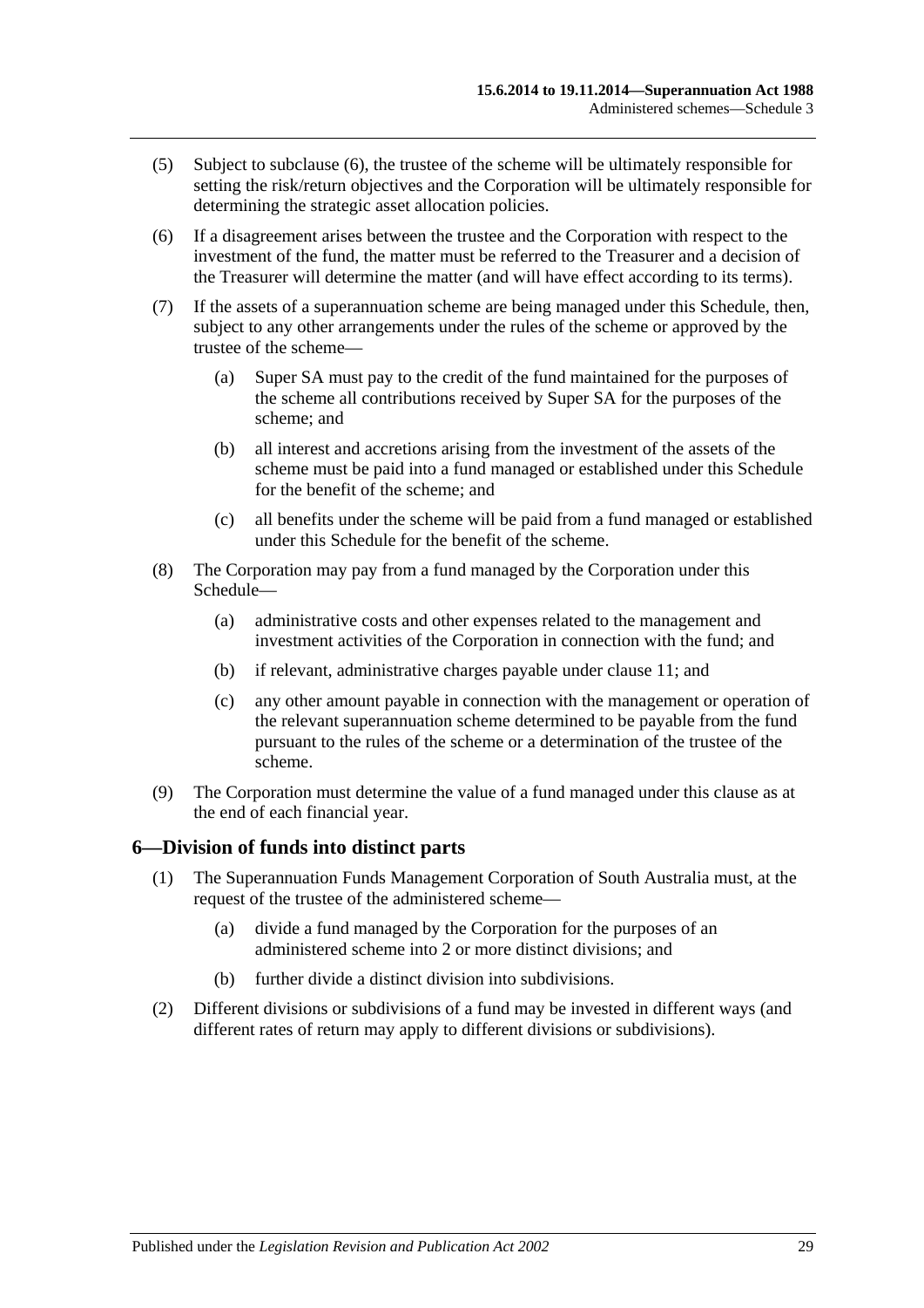(5) Subject to subclause (6), the trustee of the scheme will be ultimately responsible for setting the risk/return objectives and the Corporation will be ultimately responsible for determining the strategic asset allocation policies.

(6) If a disagreement arises between the trustee and the Corporation with respect to the investment of the fund, the matter must be referred to the Treasurer and a decision of the Treasurer will determine the matter (and will have effect according to its terms).

(7) If the assets of a superannuation scheme are being managed under this Schedule, then, subject to any other arrangements under the rules of the scheme or approved by the trustee of the scheme—

(a) Super SA must pay to the credit of the fund maintained for the purposes of the scheme all contributions received by Super SA for the purposes of the scheme; and

(b) all interest and accretions arising from the investment of the assets of the scheme must be paid into a fund managed or established under this Schedule for the benefit of the scheme; and

(c) all benefits under the scheme will be paid from a fund managed or established under this Schedule for the benefit of the scheme.

(8) The Corporation may pay from a fund managed by the Corporation under this Schedule—

(a) administrative costs and other expenses related to the management and investment activities of the Corporation in connection with the fund; and

(b) if relevant, administrative charges payable under clause 11; and

(c) any other amount payable in connection with the management or operation of the relevant superannuation scheme determined to be payable from the fund pursuant to the rules of the scheme or a determination of the trustee of the scheme.

(9) The Corporation must determine the value of a fund managed under this clause as at the end of each financial year.

## 6—Division of funds into distinct parts

(1) The Superannuation Funds Management Corporation of South Australia must, at the request of the trustee of the administered scheme—

(a) divide a fund managed by the Corporation for the purposes of an administered scheme into 2 or more distinct divisions; and

(b) further divide a distinct division into subdivisions.

(2) Different divisions or subdivisions of a fund may be invested in different ways (and different rates of return may apply to different divisions or subdivisions).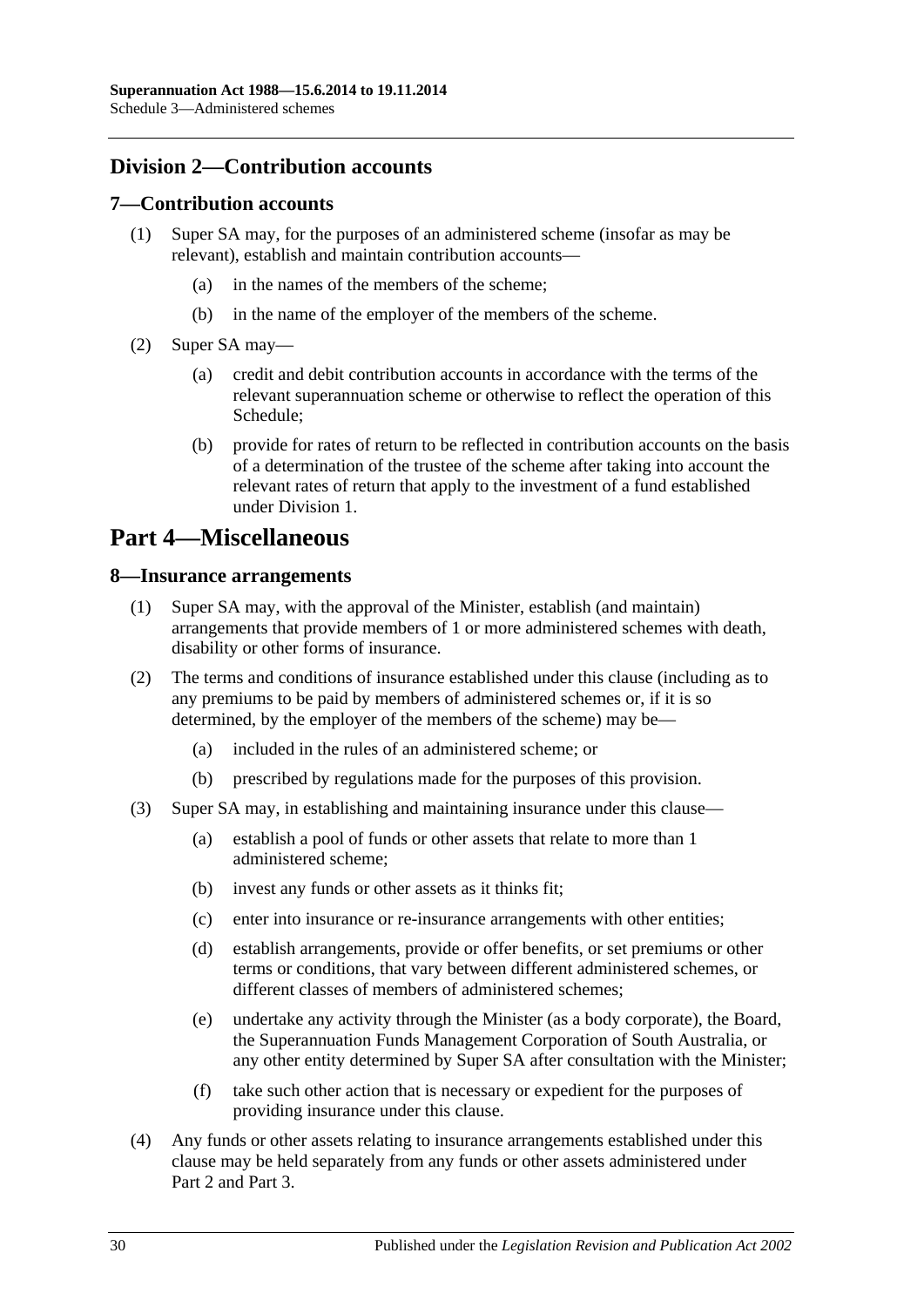## Division 2—Contribution accounts

### 7—Contribution accounts

(1) Super SA may, for the purposes of an administered scheme (insofar as may be relevant), establish and maintain contribution accounts—

(a) in the names of the members of the scheme;

(b) in the name of the employer of the members of the scheme.

(2) Super SA may—

(a) credit and debit contribution accounts in accordance with the terms of the relevant superannuation scheme or otherwise to reflect the operation of this Schedule;

(b) provide for rates of return to be reflected in contribution accounts on the basis of a determination of the trustee of the scheme after taking into account the relevant rates of return that apply to the investment of a fund established under Division 1.

# Part 4—Miscellaneous

### 8—Insurance arrangements

(1) Super SA may, with the approval of the Minister, establish (and maintain) arrangements that provide members of 1 or more administered schemes with death, disability or other forms of insurance.

(2) The terms and conditions of insurance established under this clause (including as to any premiums to be paid by members of administered schemes or, if it is so determined, by the employer of the members of the scheme) may be—

(a) included in the rules of an administered scheme; or

(b) prescribed by regulations made for the purposes of this provision.

(3) Super SA may, in establishing and maintaining insurance under this clause—

(a) establish a pool of funds or other assets that relate to more than 1 administered scheme;

(b) invest any funds or other assets as it thinks fit;

(c) enter into insurance or re-insurance arrangements with other entities;

(d) establish arrangements, provide or offer benefits, or set premiums or other terms or conditions, that vary between different administered schemes, or different classes of members of administered schemes;

(e) undertake any activity through the Minister (as a body corporate), the Board, the Superannuation Funds Management Corporation of South Australia, or any other entity determined by Super SA after consultation with the Minister;

(f) take such other action that is necessary or expedient for the purposes of providing insurance under this clause.

(4) Any funds or other assets relating to insurance arrangements established under this clause may be held separately from any funds or other assets administered under Part 2 and Part 3.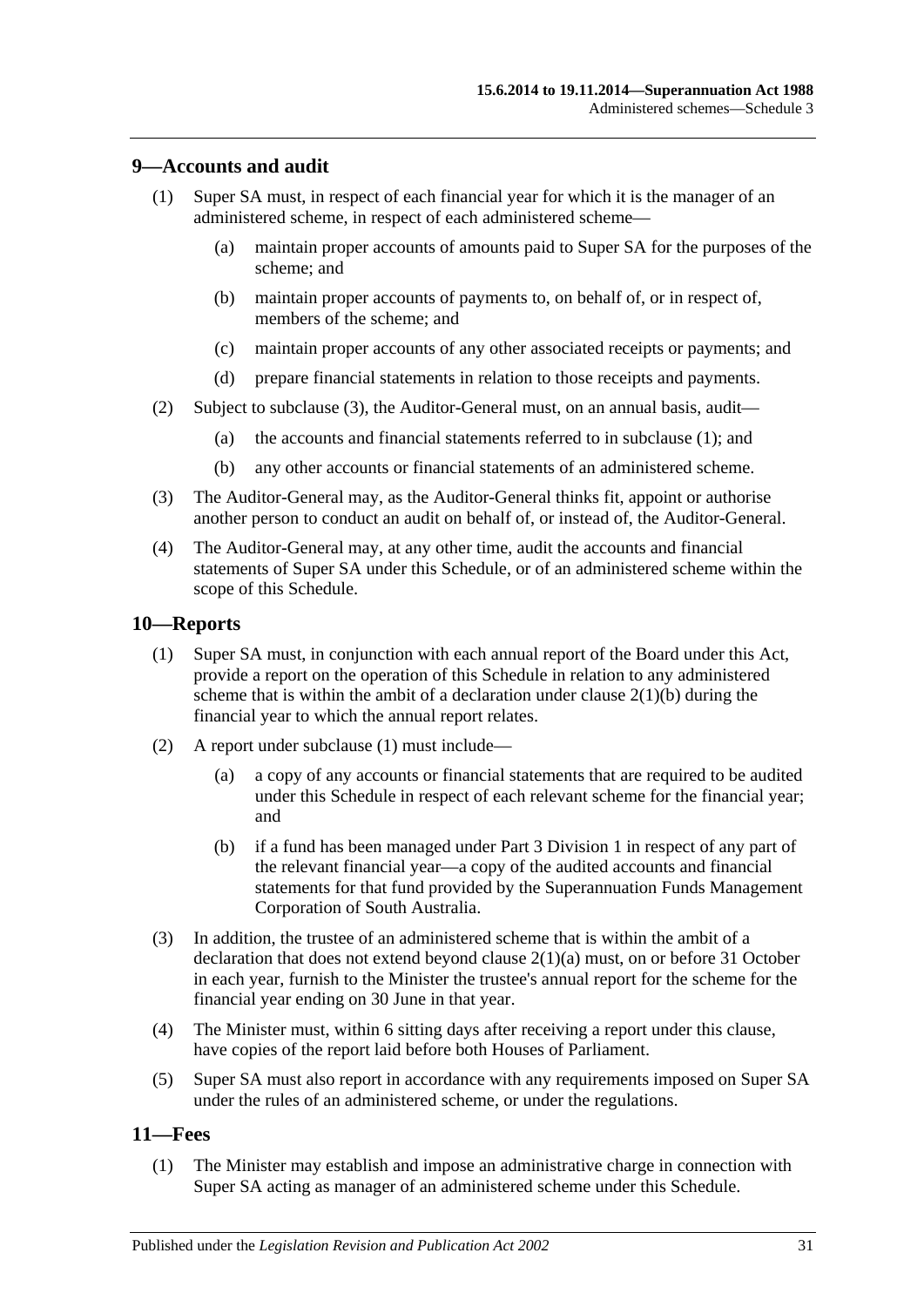## 9—Accounts and audit

(1) Super SA must, in respect of each financial year for which it is the manager of an administered scheme, in respect of each administered scheme—

(a) maintain proper accounts of amounts paid to Super SA for the purposes of the scheme; and

(b) maintain proper accounts of payments to, on behalf of, or in respect of, members of the scheme; and

(c) maintain proper accounts of any other associated receipts or payments; and

(d) prepare financial statements in relation to those receipts and payments.

(2) Subject to subclause (3), the Auditor-General must, on an annual basis, audit—

(a) the accounts and financial statements referred to in subclause (1); and

(b) any other accounts or financial statements of an administered scheme.

(3) The Auditor-General may, as the Auditor-General thinks fit, appoint or authorise another person to conduct an audit on behalf of, or instead of, the Auditor-General.

(4) The Auditor-General may, at any other time, audit the accounts and financial statements of Super SA under this Schedule, or of an administered scheme within the scope of this Schedule.

## 10—Reports

(1) Super SA must, in conjunction with each annual report of the Board under this Act, provide a report on the operation of this Schedule in relation to any administered scheme that is within the ambit of a declaration under clause 2(1)(b) during the financial year to which the annual report relates.

(2) A report under subclause (1) must include—

(a) a copy of any accounts or financial statements that are required to be audited under this Schedule in respect of each relevant scheme for the financial year; and

(b) if a fund has been managed under Part 3 Division 1 in respect of any part of the relevant financial year—a copy of the audited accounts and financial statements for that fund provided by the Superannuation Funds Management Corporation of South Australia.

(3) In addition, the trustee of an administered scheme that is within the ambit of a declaration that does not extend beyond clause 2(1)(a) must, on or before 31 October in each year, furnish to the Minister the trustee's annual report for the scheme for the financial year ending on 30 June in that year.

(4) The Minister must, within 6 sitting days after receiving a report under this clause, have copies of the report laid before both Houses of Parliament.

(5) Super SA must also report in accordance with any requirements imposed on Super SA under the rules of an administered scheme, or under the regulations.

## 11—Fees

(1) The Minister may establish and impose an administrative charge in connection with Super SA acting as manager of an administered scheme under this Schedule.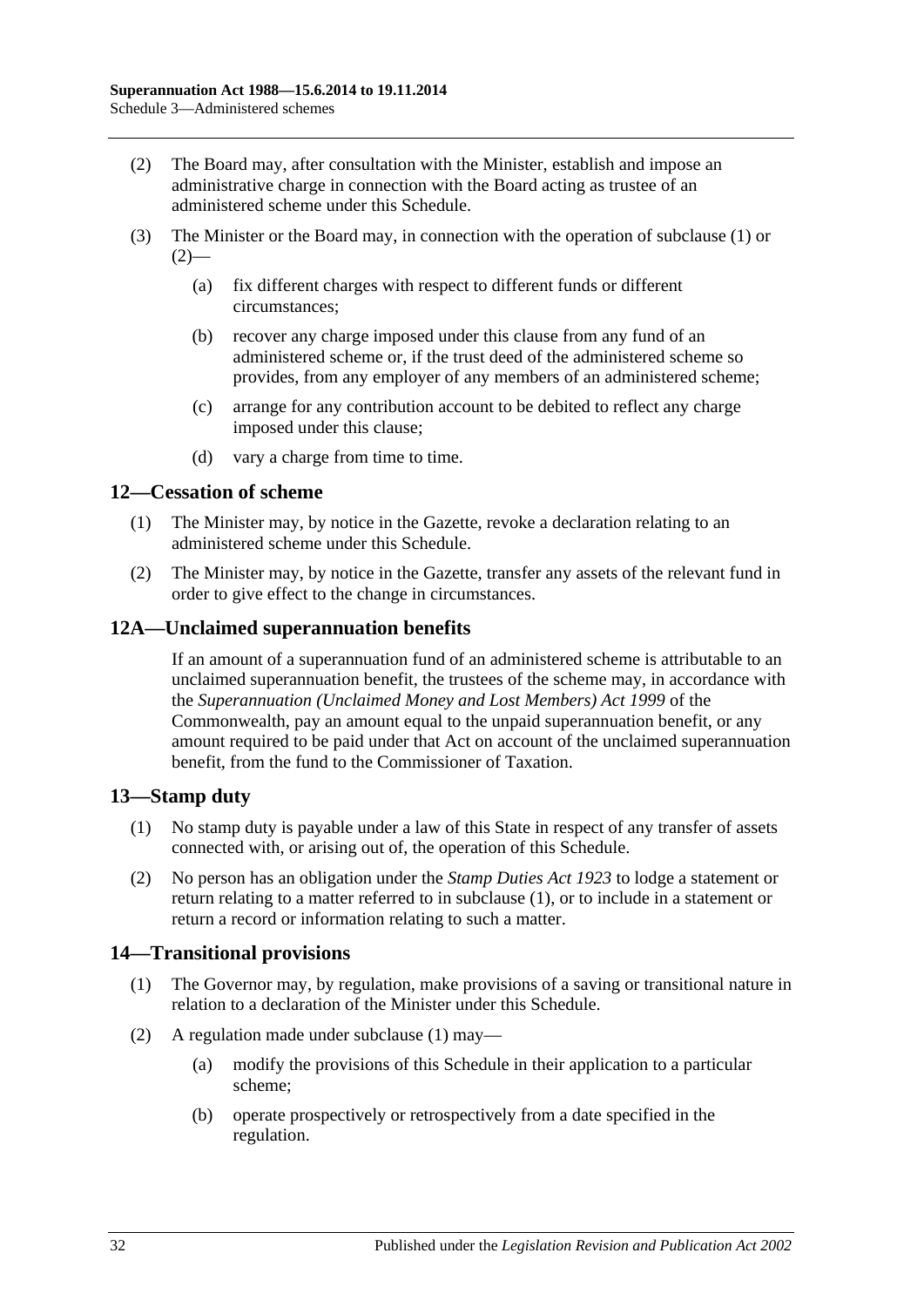(2) The Board may, after consultation with the Minister, establish and impose an administrative charge in connection with the Board acting as trustee of an administered scheme under this Schedule.

(3) The Minister or the Board may, in connection with the operation of subclause (1) or (2)—

(a) fix different charges with respect to different funds or different circumstances;

(b) recover any charge imposed under this clause from any fund of an administered scheme or, if the trust deed of the administered scheme so provides, from any employer of any members of an administered scheme;

(c) arrange for any contribution account to be debited to reflect any charge imposed under this clause;

(d) vary a charge from time to time.

## 12—Cessation of scheme

(1) The Minister may, by notice in the Gazette, revoke a declaration relating to an administered scheme under this Schedule.

(2) The Minister may, by notice in the Gazette, transfer any assets of the relevant fund in order to give effect to the change in circumstances.

## 12A—Unclaimed superannuation benefits

If an amount of a superannuation fund of an administered scheme is attributable to an unclaimed superannuation benefit, the trustees of the scheme may, in accordance with the *Superannuation (Unclaimed Money and Lost Members) Act 1999* of the Commonwealth, pay an amount equal to the unpaid superannuation benefit, or any amount required to be paid under that Act on account of the unclaimed superannuation benefit, from the fund to the Commissioner of Taxation.

## 13—Stamp duty

(1) No stamp duty is payable under a law of this State in respect of any transfer of assets connected with, or arising out of, the operation of this Schedule.

(2) No person has an obligation under the *Stamp Duties Act 1923* to lodge a statement or return relating to a matter referred to in subclause (1), or to include in a statement or return a record or information relating to such a matter.

## 14—Transitional provisions

(1) The Governor may, by regulation, make provisions of a saving or transitional nature in relation to a declaration of the Minister under this Schedule.

(2) A regulation made under subclause (1) may—

(a) modify the provisions of this Schedule in their application to a particular scheme;

(b) operate prospectively or retrospectively from a date specified in the regulation.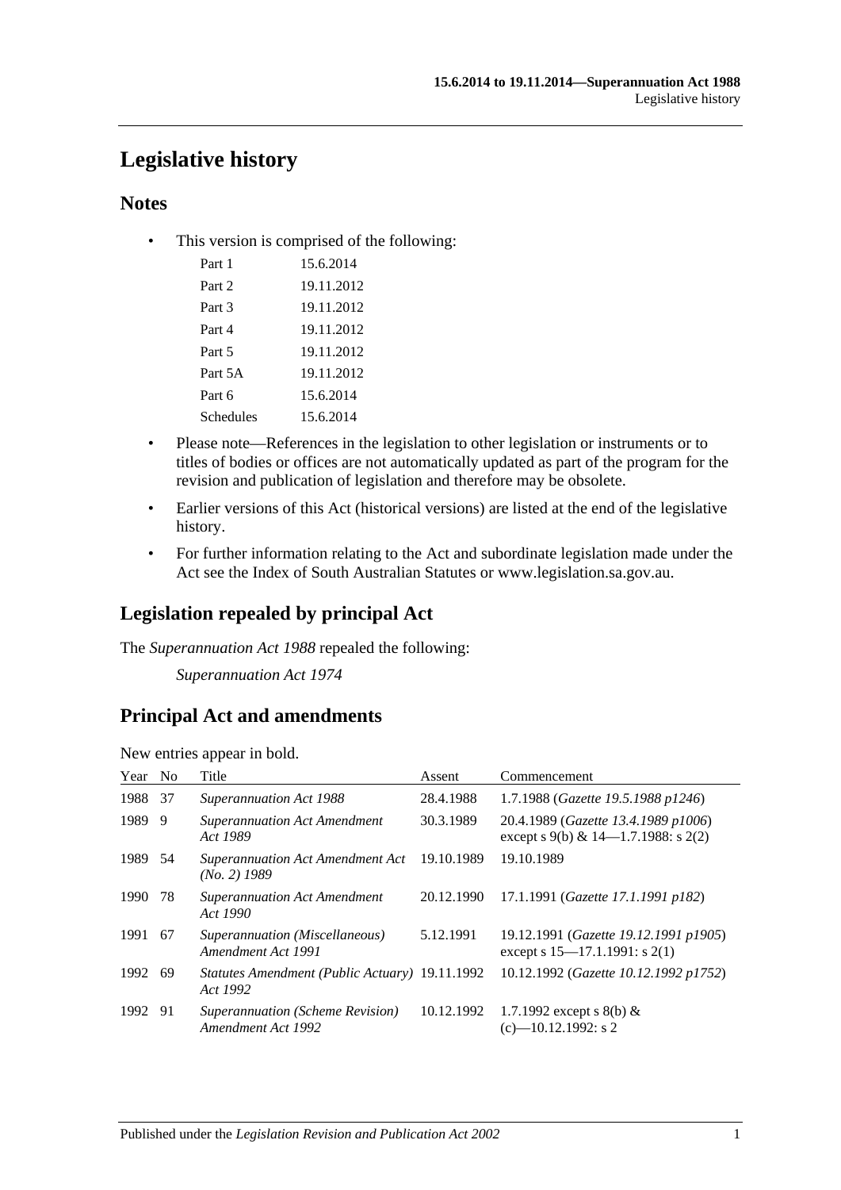# Legislative history

## Notes

- This version is comprised of the following:

| | |
|---|---|
| Part 1 | 15.6.2014 |
| Part 2 | 19.11.2012 |
| Part 3 | 19.11.2012 |
| Part 4 | 19.11.2012 |
| Part 5 | 19.11.2012 |
| Part 5A | 19.11.2012 |
| Part 6 | 15.6.2014 |
| Schedules | 15.6.2014 |

- Please note—References in the legislation to other legislation or instruments or to titles of bodies or offices are not automatically updated as part of the program for the revision and publication of legislation and therefore may be obsolete.
- Earlier versions of this Act (historical versions) are listed at the end of the legislative history.
- For further information relating to the Act and subordinate legislation made under the Act see the Index of South Australian Statutes or www.legislation.sa.gov.au.

## Legislation repealed by principal Act

The *Superannuation Act 1988* repealed the following:

*Superannuation Act 1974*

## Principal Act and amendments

New entries appear in bold.

| Year | No | Title | Assent | Commencement |
|---|---|---|---|---|
| 1988 | 37 | *Superannuation Act 1988* | 28.4.1988 | 1.7.1988 (*Gazette 19.5.1988 p1246*) |
| 1989 | 9 | *Superannuation Act Amendment Act 1989* | 30.3.1989 | 20.4.1989 (*Gazette 13.4.1989 p1006*) except s 9(b) & 14—1.7.1988: s 2(2) |
| 1989 | 54 | *Superannuation Act Amendment Act (No. 2) 1989* | 19.10.1989 | 19.10.1989 |
| 1990 | 78 | *Superannuation Act Amendment Act 1990* | 20.12.1990 | 17.1.1991 (*Gazette 17.1.1991 p182*) |
| 1991 | 67 | *Superannuation (Miscellaneous) Amendment Act 1991* | 5.12.1991 | 19.12.1991 (*Gazette 19.12.1991 p1905*) except s 15—17.1.1991: s 2(1) |
| 1992 | 69 | *Statutes Amendment (Public Actuary) Act 1992* | 19.11.1992 | 10.12.1992 (*Gazette 10.12.1992 p1752*) |
| 1992 | 91 | *Superannuation (Scheme Revision) Amendment Act 1992* | 10.12.1992 | 1.7.1992 except s 8(b) & (c)—10.12.1992: s 2 |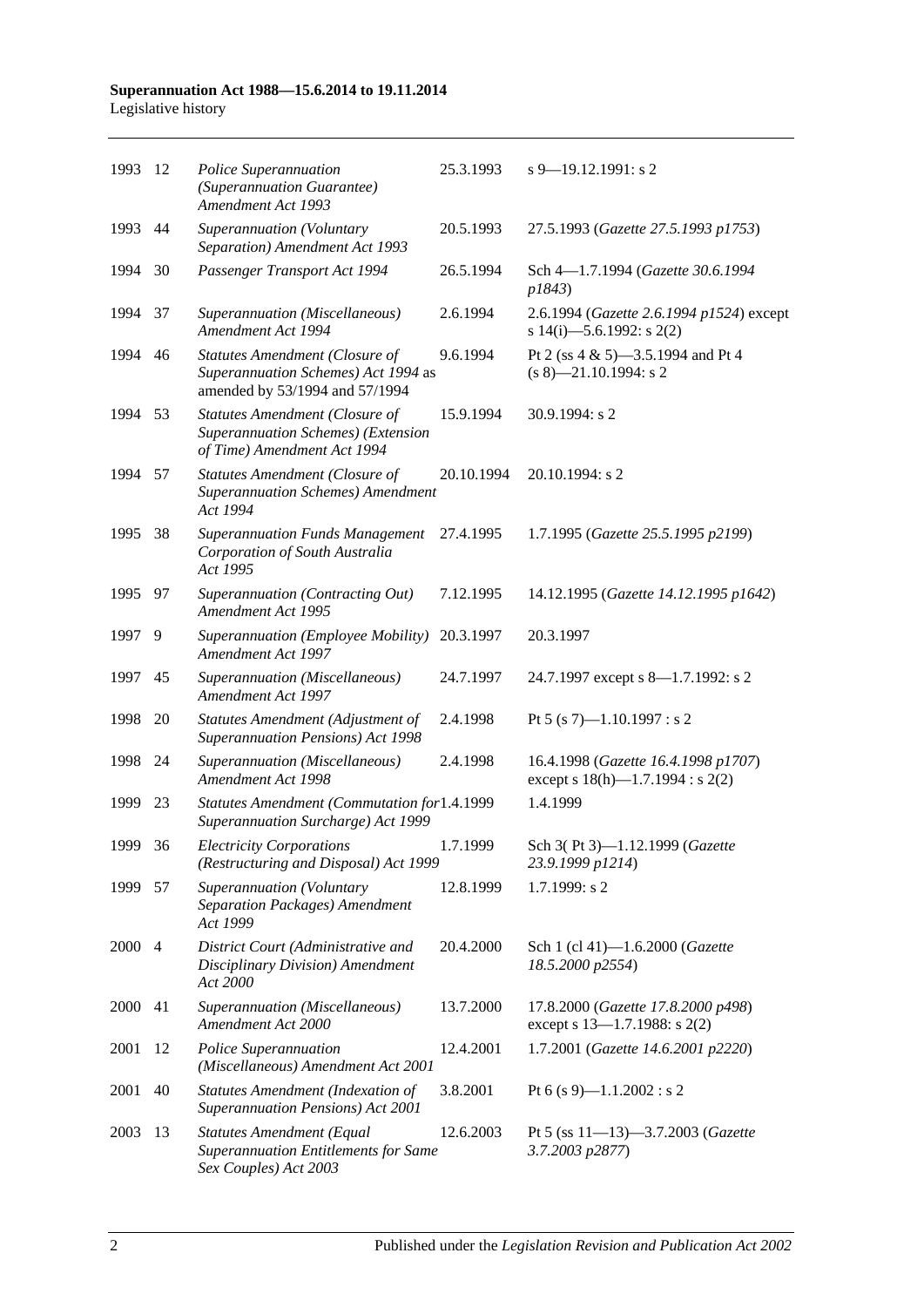| | | | | |
|---|---|---|---|---|
| 1993 | 12 | *Police Superannuation (Superannuation Guarantee) Amendment Act 1993* | 25.3.1993 | s 9—19.12.1991: s 2 |
| 1993 | 44 | *Superannuation (Voluntary Separation) Amendment Act 1993* | 20.5.1993 | 27.5.1993 (*Gazette 27.5.1993 p1753*) |
| 1994 | 30 | *Passenger Transport Act 1994* | 26.5.1994 | Sch 4—1.7.1994 (*Gazette 30.6.1994 p1843*) |
| 1994 | 37 | *Superannuation (Miscellaneous) Amendment Act 1994* | 2.6.1994 | 2.6.1994 (*Gazette 2.6.1994 p1524*) except s 14(i)—5.6.1992: s 2(2) |
| 1994 | 46 | *Statutes Amendment (Closure of Superannuation Schemes) Act 1994* as amended by 53/1994 and 57/1994 | 9.6.1994 | Pt 2 (ss 4 & 5)—3.5.1994 and Pt 4 (s 8)—21.10.1994: s 2 |
| 1994 | 53 | *Statutes Amendment (Closure of Superannuation Schemes) (Extension of Time) Amendment Act 1994* | 15.9.1994 | 30.9.1994: s 2 |
| 1994 | 57 | *Statutes Amendment (Closure of Superannuation Schemes) Amendment Act 1994* | 20.10.1994 | 20.10.1994: s 2 |
| 1995 | 38 | *Superannuation Funds Management Corporation of South Australia Act 1995* | 27.4.1995 | 1.7.1995 (*Gazette 25.5.1995 p2199*) |
| 1995 | 97 | *Superannuation (Contracting Out) Amendment Act 1995* | 7.12.1995 | 14.12.1995 (*Gazette 14.12.1995 p1642*) |
| 1997 | 9 | *Superannuation (Employee Mobility) Amendment Act 1997* | 20.3.1997 | 20.3.1997 |
| 1997 | 45 | *Superannuation (Miscellaneous) Amendment Act 1997* | 24.7.1997 | 24.7.1997 except s 8—1.7.1992: s 2 |
| 1998 | 20 | *Statutes Amendment (Adjustment of Superannuation Pensions) Act 1998* | 2.4.1998 | Pt 5 (s 7)—1.10.1997 : s 2 |
| 1998 | 24 | *Superannuation (Miscellaneous) Amendment Act 1998* | 2.4.1998 | 16.4.1998 (*Gazette 16.4.1998 p1707*) except s 18(h)—1.7.1994 : s 2(2) |
| 1999 | 23 | *Statutes Amendment (Commutation for Superannuation Surcharge) Act 1999* | 1.4.1999 | 1.4.1999 |
| 1999 | 36 | *Electricity Corporations (Restructuring and Disposal) Act 1999* | 1.7.1999 | Sch 3( Pt 3)—1.12.1999 (*Gazette 23.9.1999 p1214*) |
| 1999 | 57 | *Superannuation (Voluntary Separation Packages) Amendment Act 1999* | 12.8.1999 | 1.7.1999: s 2 |
| 2000 | 4 | *District Court (Administrative and Disciplinary Division) Amendment Act 2000* | 20.4.2000 | Sch 1 (cl 41)—1.6.2000 (*Gazette 18.5.2000 p2554*) |
| 2000 | 41 | *Superannuation (Miscellaneous) Amendment Act 2000* | 13.7.2000 | 17.8.2000 (*Gazette 17.8.2000 p498*) except s 13—1.7.1988: s 2(2) |
| 2001 | 12 | *Police Superannuation (Miscellaneous) Amendment Act 2001* | 12.4.2001 | 1.7.2001 (*Gazette 14.6.2001 p2220*) |
| 2001 | 40 | *Statutes Amendment (Indexation of Superannuation Pensions) Act 2001* | 3.8.2001 | Pt 6 (s 9)—1.1.2002 : s 2 |
| 2003 | 13 | *Statutes Amendment (Equal Superannuation Entitlements for Same Sex Couples) Act 2003* | 12.6.2003 | Pt 5 (ss 11—13)—3.7.2003 (*Gazette 3.7.2003 p2877*) |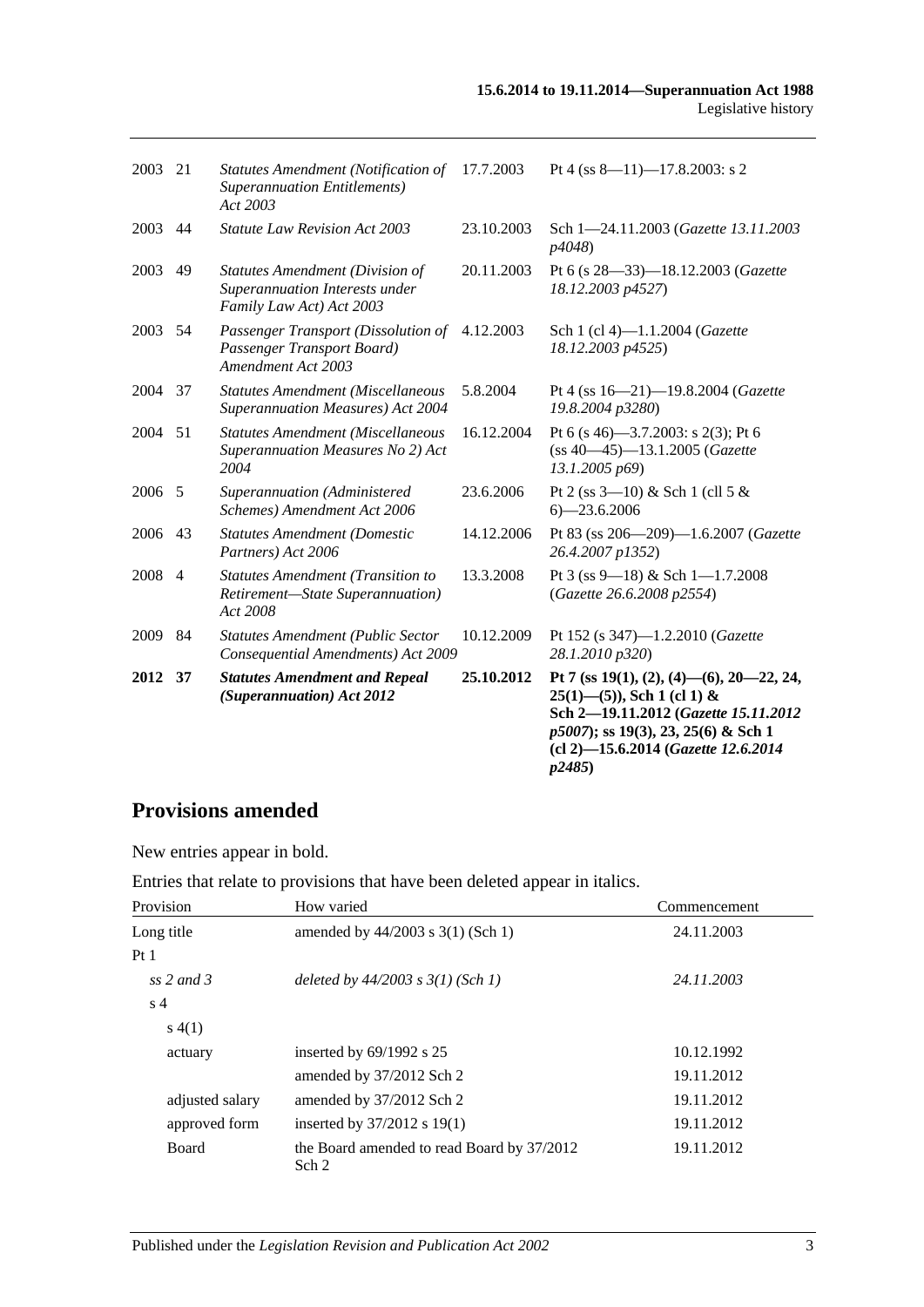| | | | | |
|---|---|---|---|---|
| 2003 | 21 | *Statutes Amendment (Notification of Superannuation Entitlements) Act 2003* | 17.7.2003 | Pt 4 (ss 8—11)—17.8.2003: s 2 |
| 2003 | 44 | *Statute Law Revision Act 2003* | 23.10.2003 | Sch 1—24.11.2003 (*Gazette 13.11.2003 p4048*) |
| 2003 | 49 | *Statutes Amendment (Division of Superannuation Interests under Family Law Act) Act 2003* | 20.11.2003 | Pt 6 (s 28—33)—18.12.2003 (*Gazette 18.12.2003 p4527*) |
| 2003 | 54 | *Passenger Transport (Dissolution of Passenger Transport Board) Amendment Act 2003* | 4.12.2003 | Sch 1 (cl 4)—1.1.2004 (*Gazette 18.12.2003 p4525*) |
| 2004 | 37 | *Statutes Amendment (Miscellaneous Superannuation Measures) Act 2004* | 5.8.2004 | Pt 4 (ss 16—21)—19.8.2004 (*Gazette 19.8.2004 p3280*) |
| 2004 | 51 | *Statutes Amendment (Miscellaneous Superannuation Measures No 2) Act 2004* | 16.12.2004 | Pt 6 (s 46)—3.7.2003: s 2(3); Pt 6 (ss 40—45)—13.1.2005 (*Gazette 13.1.2005 p69*) |
| 2006 | 5 | *Superannuation (Administered Schemes) Amendment Act 2006* | 23.6.2006 | Pt 2 (ss 3—10) & Sch 1 (cll 5 & 6)—23.6.2006 |
| 2006 | 43 | *Statutes Amendment (Domestic Partners) Act 2006* | 14.12.2006 | Pt 83 (ss 206—209)—1.6.2007 (*Gazette 26.4.2007 p1352*) |
| 2008 | 4 | *Statutes Amendment (Transition to Retirement—State Superannuation) Act 2008* | 13.3.2008 | Pt 3 (ss 9—18) & Sch 1—1.7.2008 (*Gazette 26.6.2008 p2554*) |
| 2009 | 84 | *Statutes Amendment (Public Sector Consequential Amendments) Act 2009* | 10.12.2009 | Pt 152 (s 347)—1.2.2010 (*Gazette 28.1.2010 p320*) |
| **2012** | **37** | ***Statutes Amendment and Repeal (Superannuation) Act 2012*** | **25.10.2012** | **Pt 7 (ss 19(1), (2), (4)—(6), 20—22, 24, 25(1)—(5)), Sch 1 (cl 1) & Sch 2—19.11.2012 (*Gazette 15.11.2012 p5007*); ss 19(3), 23, 25(6) & Sch 1 (cl 2)—15.6.2014 (*Gazette 12.6.2014 p2485*)** |

## Provisions amended

New entries appear in bold.

Entries that relate to provisions that have been deleted appear in italics.

| Provision | How varied | Commencement |
|---|---|---|
| Long title | amended by 44/2003 s 3(1) (Sch 1) | 24.11.2003 |
| Pt 1 | | |
| *ss 2 and 3* | *deleted by 44/2003 s 3(1) (Sch 1)* | *24.11.2003* |
| s 4 | | |
| s 4(1) | | |
| actuary | inserted by 69/1992 s 25 | 10.12.1992 |
| | amended by 37/2012 Sch 2 | 19.11.2012 |
| adjusted salary | amended by 37/2012 Sch 2 | 19.11.2012 |
| approved form | inserted by 37/2012 s 19(1) | 19.11.2012 |
| Board | the Board amended to read Board by 37/2012 Sch 2 | 19.11.2012 |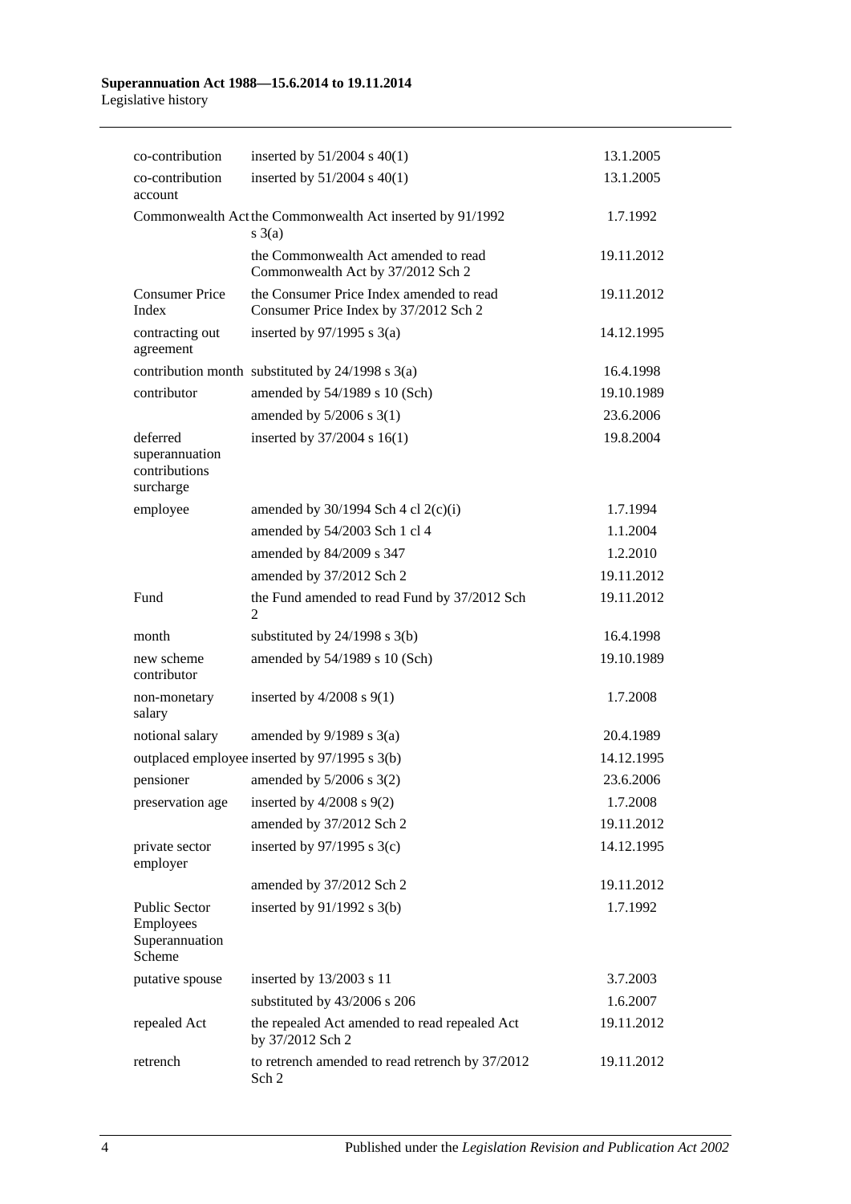| | | |
|---|---|---|
| co-contribution | inserted by 51/2004 s 40(1) | 13.1.2005 |
| co-contribution account | inserted by 51/2004 s 40(1) | 13.1.2005 |
| Commonwealth Act | the Commonwealth Act inserted by 91/1992 s 3(a) | 1.7.1992 |
| | the Commonwealth Act amended to read Commonwealth Act by 37/2012 Sch 2 | 19.11.2012 |
| Consumer Price Index | the Consumer Price Index amended to read Consumer Price Index by 37/2012 Sch 2 | 19.11.2012 |
| contracting out agreement | inserted by 97/1995 s 3(a) | 14.12.1995 |
| contribution month | substituted by 24/1998 s 3(a) | 16.4.1998 |
| contributor | amended by 54/1989 s 10 (Sch) | 19.10.1989 |
| | amended by 5/2006 s 3(1) | 23.6.2006 |
| deferred superannuation contributions surcharge | inserted by 37/2004 s 16(1) | 19.8.2004 |
| employee | amended by 30/1994 Sch 4 cl 2(c)(i) | 1.7.1994 |
| | amended by 54/2003 Sch 1 cl 4 | 1.1.2004 |
| | amended by 84/2009 s 347 | 1.2.2010 |
| | amended by 37/2012 Sch 2 | 19.11.2012 |
| Fund | the Fund amended to read Fund by 37/2012 Sch 2 | 19.11.2012 |
| month | substituted by 24/1998 s 3(b) | 16.4.1998 |
| new scheme contributor | amended by 54/1989 s 10 (Sch) | 19.10.1989 |
| non-monetary salary | inserted by 4/2008 s 9(1) | 1.7.2008 |
| notional salary | amended by 9/1989 s 3(a) | 20.4.1989 |
| outplaced employee | inserted by 97/1995 s 3(b) | 14.12.1995 |
| pensioner | amended by 5/2006 s 3(2) | 23.6.2006 |
| preservation age | inserted by 4/2008 s 9(2) | 1.7.2008 |
| | amended by 37/2012 Sch 2 | 19.11.2012 |
| private sector employer | inserted by 97/1995 s 3(c) | 14.12.1995 |
| | amended by 37/2012 Sch 2 | 19.11.2012 |
| Public Sector Employees Superannuation Scheme | inserted by 91/1992 s 3(b) | 1.7.1992 |
| putative spouse | inserted by 13/2003 s 11 | 3.7.2003 |
| | substituted by 43/2006 s 206 | 1.6.2007 |
| repealed Act | the repealed Act amended to read repealed Act by 37/2012 Sch 2 | 19.11.2012 |
| retrench | to retrench amended to read retrench by 37/2012 Sch 2 | 19.11.2012 |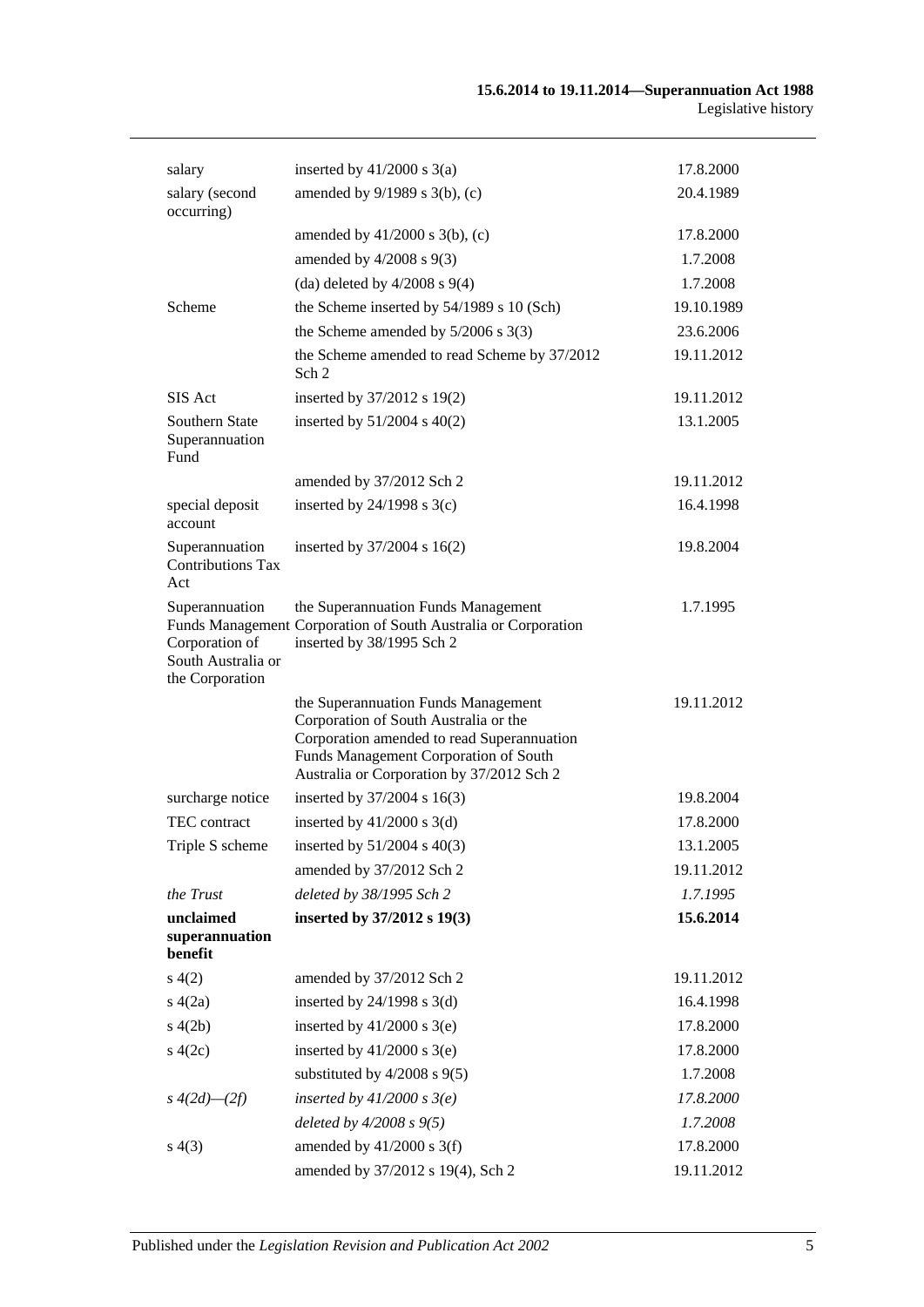| | | |
|---|---|---|
| salary | inserted by 41/2000 s 3(a) | 17.8.2000 |
| salary (second occurring) | amended by 9/1989 s 3(b), (c) | 20.4.1989 |
| | amended by 41/2000 s 3(b), (c) | 17.8.2000 |
| | amended by 4/2008 s 9(3) | 1.7.2008 |
| | (da) deleted by 4/2008 s 9(4) | 1.7.2008 |
| Scheme | the Scheme inserted by 54/1989 s 10 (Sch) | 19.10.1989 |
| | the Scheme amended by 5/2006 s 3(3) | 23.6.2006 |
| | the Scheme amended to read Scheme by 37/2012 Sch 2 | 19.11.2012 |
| SIS Act | inserted by 37/2012 s 19(2) | 19.11.2012 |
| Southern State Superannuation Fund | inserted by 51/2004 s 40(2) | 13.1.2005 |
| | amended by 37/2012 Sch 2 | 19.11.2012 |
| special deposit account | inserted by 24/1998 s 3(c) | 16.4.1998 |
| Superannuation Contributions Tax Act | inserted by 37/2004 s 16(2) | 19.8.2004 |
| Superannuation Funds Management Corporation of South Australia or the Corporation | the Superannuation Funds Management Corporation of South Australia or Corporation inserted by 38/1995 Sch 2 | 1.7.1995 |
| | the Superannuation Funds Management Corporation of South Australia or the Corporation amended to read Superannuation Funds Management Corporation of South Australia or Corporation by 37/2012 Sch 2 | 19.11.2012 |
| surcharge notice | inserted by 37/2004 s 16(3) | 19.8.2004 |
| TEC contract | inserted by 41/2000 s 3(d) | 17.8.2000 |
| Triple S scheme | inserted by 51/2004 s 40(3) | 13.1.2005 |
| | amended by 37/2012 Sch 2 | 19.11.2012 |
| *the Trust* | *deleted by 38/1995 Sch 2* | *1.7.1995* |
| **unclaimed superannuation benefit** | **inserted by 37/2012 s 19(3)** | **15.6.2014** |
| s 4(2) | amended by 37/2012 Sch 2 | 19.11.2012 |
| s 4(2a) | inserted by 24/1998 s 3(d) | 16.4.1998 |
| s 4(2b) | inserted by 41/2000 s 3(e) | 17.8.2000 |
| s 4(2c) | inserted by 41/2000 s 3(e) | 17.8.2000 |
| | substituted by 4/2008 s 9(5) | 1.7.2008 |
| *s 4(2d)—(2f)* | *inserted by 41/2000 s 3(e)* | *17.8.2000* |
| | *deleted by 4/2008 s 9(5)* | *1.7.2008* |
| s 4(3) | amended by 41/2000 s 3(f) | 17.8.2000 |
| | amended by 37/2012 s 19(4), Sch 2 | 19.11.2012 |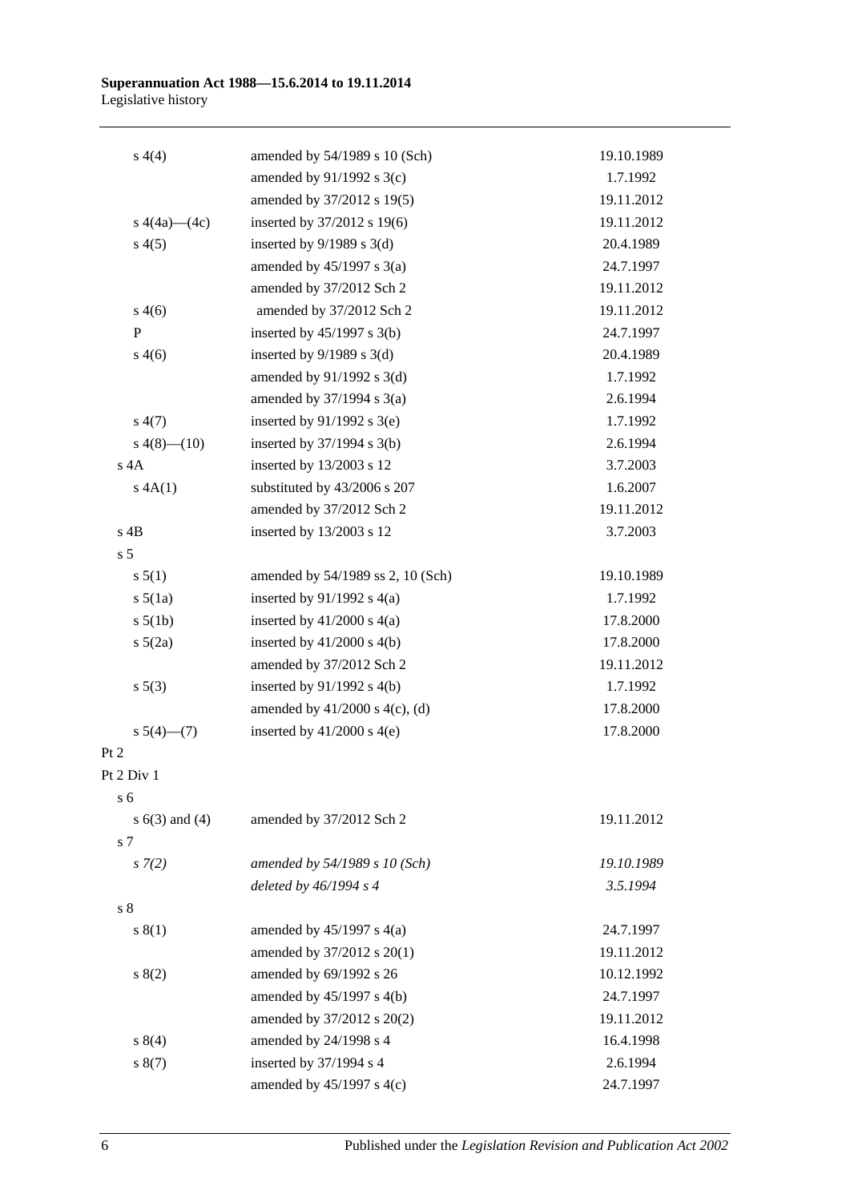| | | |
|---|---|---|
| s 4(4) | amended by 54/1989 s 10 (Sch) | 19.10.1989 |
| | amended by 91/1992 s 3(c) | 1.7.1992 |
| | amended by 37/2012 s 19(5) | 19.11.2012 |
| s 4(4a)—(4c) | inserted by 37/2012 s 19(6) | 19.11.2012 |
| s 4(5) | inserted by 9/1989 s 3(d) | 20.4.1989 |
| | amended by 45/1997 s 3(a) | 24.7.1997 |
| | amended by 37/2012 Sch 2 | 19.11.2012 |
| s 4(6) | amended by 37/2012 Sch 2 | 19.11.2012 |
| P | inserted by 45/1997 s 3(b) | 24.7.1997 |
| s 4(6) | inserted by 9/1989 s 3(d) | 20.4.1989 |
| | amended by 91/1992 s 3(d) | 1.7.1992 |
| | amended by 37/1994 s 3(a) | 2.6.1994 |
| s 4(7) | inserted by 91/1992 s 3(e) | 1.7.1992 |
| s 4(8)—(10) | inserted by 37/1994 s 3(b) | 2.6.1994 |
| s 4A | inserted by 13/2003 s 12 | 3.7.2003 |
| s 4A(1) | substituted by 43/2006 s 207 | 1.6.2007 |
| | amended by 37/2012 Sch 2 | 19.11.2012 |
| s 4B | inserted by 13/2003 s 12 | 3.7.2003 |
| s 5 | | |
| s 5(1) | amended by 54/1989 ss 2, 10 (Sch) | 19.10.1989 |
| s 5(1a) | inserted by 91/1992 s 4(a) | 1.7.1992 |
| s 5(1b) | inserted by 41/2000 s 4(a) | 17.8.2000 |
| s 5(2a) | inserted by 41/2000 s 4(b) | 17.8.2000 |
| | amended by 37/2012 Sch 2 | 19.11.2012 |
| s 5(3) | inserted by 91/1992 s 4(b) | 1.7.1992 |
| | amended by 41/2000 s 4(c), (d) | 17.8.2000 |
| s 5(4)—(7) | inserted by 41/2000 s 4(e) | 17.8.2000 |
| Pt 2 | | |
| Pt 2 Div 1 | | |
| s 6 | | |
| s 6(3) and (4) | amended by 37/2012 Sch 2 | 19.11.2012 |
| s 7 | | |
| *s 7(2)* | *amended by 54/1989 s 10 (Sch)* | *19.10.1989* |
| | *deleted by 46/1994 s 4* | *3.5.1994* |
| s 8 | | |
| s 8(1) | amended by 45/1997 s 4(a) | 24.7.1997 |
| | amended by 37/2012 s 20(1) | 19.11.2012 |
| s 8(2) | amended by 69/1992 s 26 | 10.12.1992 |
| | amended by 45/1997 s 4(b) | 24.7.1997 |
| | amended by 37/2012 s 20(2) | 19.11.2012 |
| s 8(4) | amended by 24/1998 s 4 | 16.4.1998 |
| s 8(7) | inserted by 37/1994 s 4 | 2.6.1994 |
| | amended by 45/1997 s 4(c) | 24.7.1997 |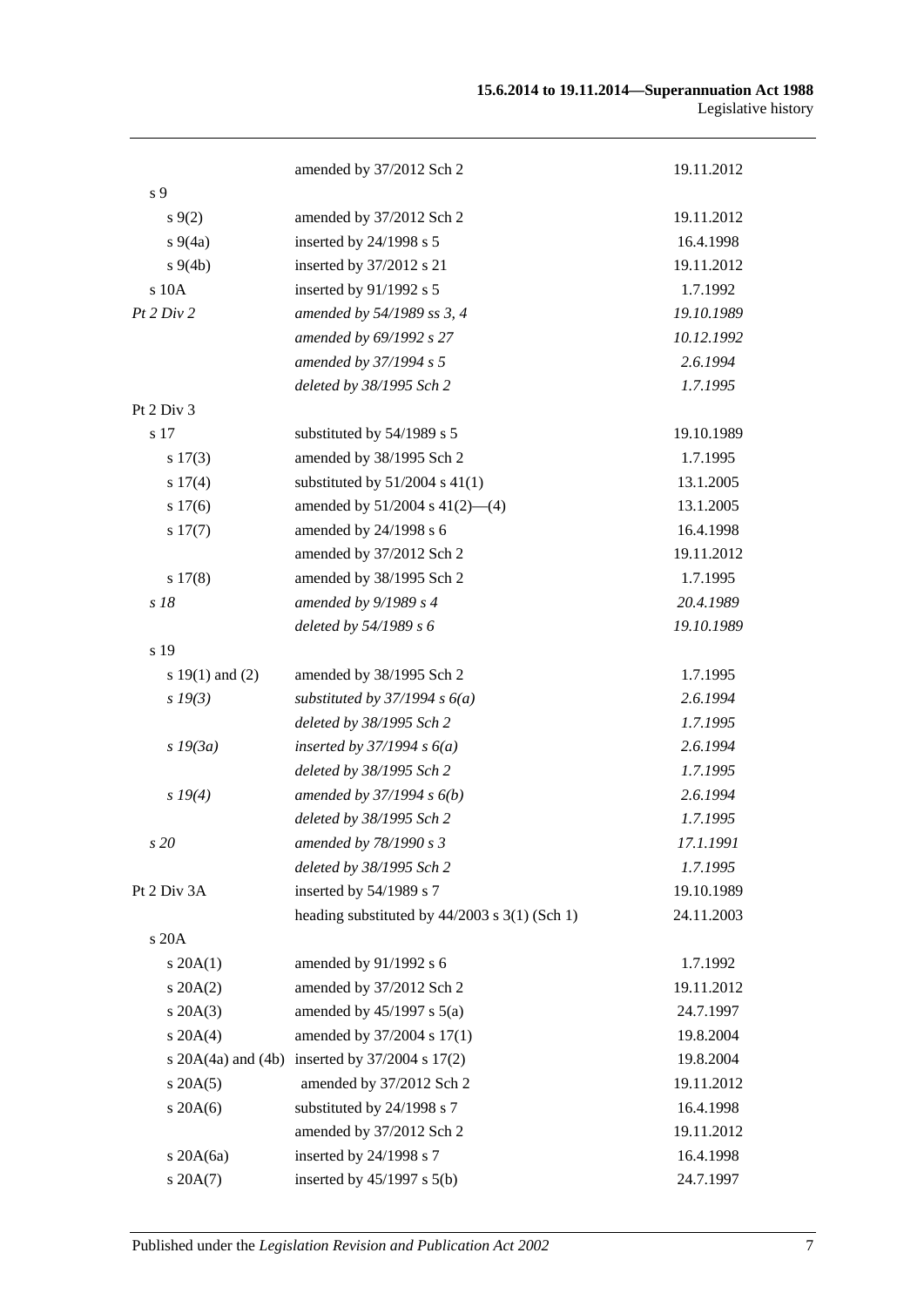| | | |
|---|---|---|
| | amended by 37/2012 Sch 2 | 19.11.2012 |
| s 9 | | |
| s 9(2) | amended by 37/2012 Sch 2 | 19.11.2012 |
| s 9(4a) | inserted by 24/1998 s 5 | 16.4.1998 |
| s 9(4b) | inserted by 37/2012 s 21 | 19.11.2012 |
| s 10A | inserted by 91/1992 s 5 | 1.7.1992 |
| *Pt 2 Div 2* | *amended by 54/1989 ss 3, 4* | *19.10.1989* |
| | *amended by 69/1992 s 27* | *10.12.1992* |
| | *amended by 37/1994 s 5* | *2.6.1994* |
| | *deleted by 38/1995 Sch 2* | *1.7.1995* |
| Pt 2 Div 3 | | |
| s 17 | substituted by 54/1989 s 5 | 19.10.1989 |
| s 17(3) | amended by 38/1995 Sch 2 | 1.7.1995 |
| s 17(4) | substituted by 51/2004 s 41(1) | 13.1.2005 |
| s 17(6) | amended by 51/2004 s 41(2)—(4) | 13.1.2005 |
| s 17(7) | amended by 24/1998 s 6 | 16.4.1998 |
| | amended by 37/2012 Sch 2 | 19.11.2012 |
| s 17(8) | amended by 38/1995 Sch 2 | 1.7.1995 |
| *s 18* | *amended by 9/1989 s 4* | *20.4.1989* |
| | *deleted by 54/1989 s 6* | *19.10.1989* |
| s 19 | | |
| s 19(1) and (2) | amended by 38/1995 Sch 2 | 1.7.1995 |
| *s 19(3)* | *substituted by 37/1994 s 6(a)* | *2.6.1994* |
| | *deleted by 38/1995 Sch 2* | *1.7.1995* |
| *s 19(3a)* | *inserted by 37/1994 s 6(a)* | *2.6.1994* |
| | *deleted by 38/1995 Sch 2* | *1.7.1995* |
| *s 19(4)* | *amended by 37/1994 s 6(b)* | *2.6.1994* |
| | *deleted by 38/1995 Sch 2* | *1.7.1995* |
| *s 20* | *amended by 78/1990 s 3* | *17.1.1991* |
| | *deleted by 38/1995 Sch 2* | *1.7.1995* |
| Pt 2 Div 3A | inserted by 54/1989 s 7 | 19.10.1989 |
| | heading substituted by 44/2003 s 3(1) (Sch 1) | 24.11.2003 |
| s 20A | | |
| s 20A(1) | amended by 91/1992 s 6 | 1.7.1992 |
| s 20A(2) | amended by 37/2012 Sch 2 | 19.11.2012 |
| s 20A(3) | amended by 45/1997 s 5(a) | 24.7.1997 |
| s 20A(4) | amended by 37/2004 s 17(1) | 19.8.2004 |
| s 20A(4a) and (4b) | inserted by 37/2004 s 17(2) | 19.8.2004 |
| s 20A(5) | amended by 37/2012 Sch 2 | 19.11.2012 |
| s 20A(6) | substituted by 24/1998 s 7 | 16.4.1998 |
| | amended by 37/2012 Sch 2 | 19.11.2012 |
| s 20A(6a) | inserted by 24/1998 s 7 | 16.4.1998 |
| s 20A(7) | inserted by 45/1997 s 5(b) | 24.7.1997 |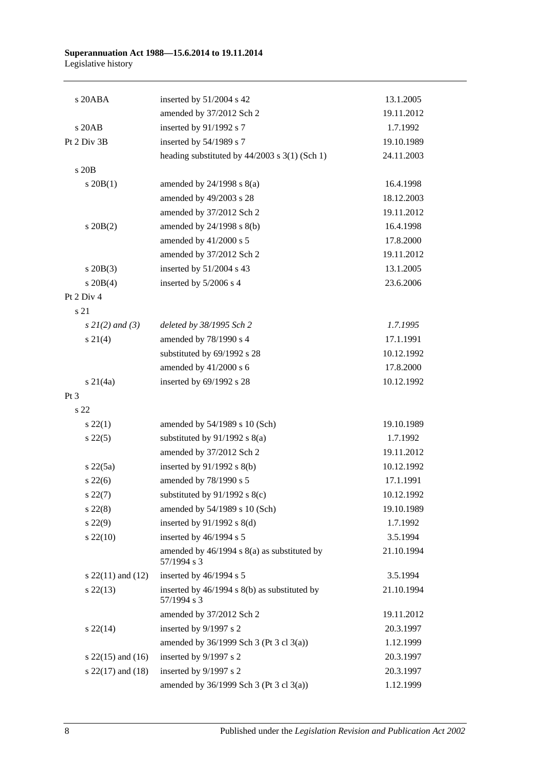| | | |
|---|---|---|
| s 20ABA | inserted by 51/2004 s 42 | 13.1.2005 |
| | amended by 37/2012 Sch 2 | 19.11.2012 |
| s 20AB | inserted by 91/1992 s 7 | 1.7.1992 |
| Pt 2 Div 3B | inserted by 54/1989 s 7 | 19.10.1989 |
| | heading substituted by 44/2003 s 3(1) (Sch 1) | 24.11.2003 |
| s 20B | | |
| s 20B(1) | amended by 24/1998 s 8(a) | 16.4.1998 |
| | amended by 49/2003 s 28 | 18.12.2003 |
| | amended by 37/2012 Sch 2 | 19.11.2012 |
| s 20B(2) | amended by 24/1998 s 8(b) | 16.4.1998 |
| | amended by 41/2000 s 5 | 17.8.2000 |
| | amended by 37/2012 Sch 2 | 19.11.2012 |
| s 20B(3) | inserted by 51/2004 s 43 | 13.1.2005 |
| s 20B(4) | inserted by 5/2006 s 4 | 23.6.2006 |
| Pt 2 Div 4 | | |
| s 21 | | |
| *s 21(2) and (3)* | *deleted by 38/1995 Sch 2* | *1.7.1995* |
| s 21(4) | amended by 78/1990 s 4 | 17.1.1991 |
| | substituted by 69/1992 s 28 | 10.12.1992 |
| | amended by 41/2000 s 6 | 17.8.2000 |
| s 21(4a) | inserted by 69/1992 s 28 | 10.12.1992 |
| Pt 3 | | |
| s 22 | | |
| s 22(1) | amended by 54/1989 s 10 (Sch) | 19.10.1989 |
| s 22(5) | substituted by 91/1992 s 8(a) | 1.7.1992 |
| | amended by 37/2012 Sch 2 | 19.11.2012 |
| s 22(5a) | inserted by 91/1992 s 8(b) | 10.12.1992 |
| s 22(6) | amended by 78/1990 s 5 | 17.1.1991 |
| s 22(7) | substituted by 91/1992 s 8(c) | 10.12.1992 |
| s 22(8) | amended by 54/1989 s 10 (Sch) | 19.10.1989 |
| s 22(9) | inserted by 91/1992 s 8(d) | 1.7.1992 |
| s 22(10) | inserted by 46/1994 s 5 | 3.5.1994 |
| | amended by 46/1994 s 8(a) as substituted by 57/1994 s 3 | 21.10.1994 |
| s 22(11) and (12) | inserted by 46/1994 s 5 | 3.5.1994 |
| s 22(13) | inserted by 46/1994 s 8(b) as substituted by 57/1994 s 3 | 21.10.1994 |
| | amended by 37/2012 Sch 2 | 19.11.2012 |
| s 22(14) | inserted by 9/1997 s 2 | 20.3.1997 |
| | amended by 36/1999 Sch 3 (Pt 3 cl 3(a)) | 1.12.1999 |
| s 22(15) and (16) | inserted by 9/1997 s 2 | 20.3.1997 |
| s 22(17) and (18) | inserted by 9/1997 s 2 | 20.3.1997 |
| | amended by 36/1999 Sch 3 (Pt 3 cl 3(a)) | 1.12.1999 |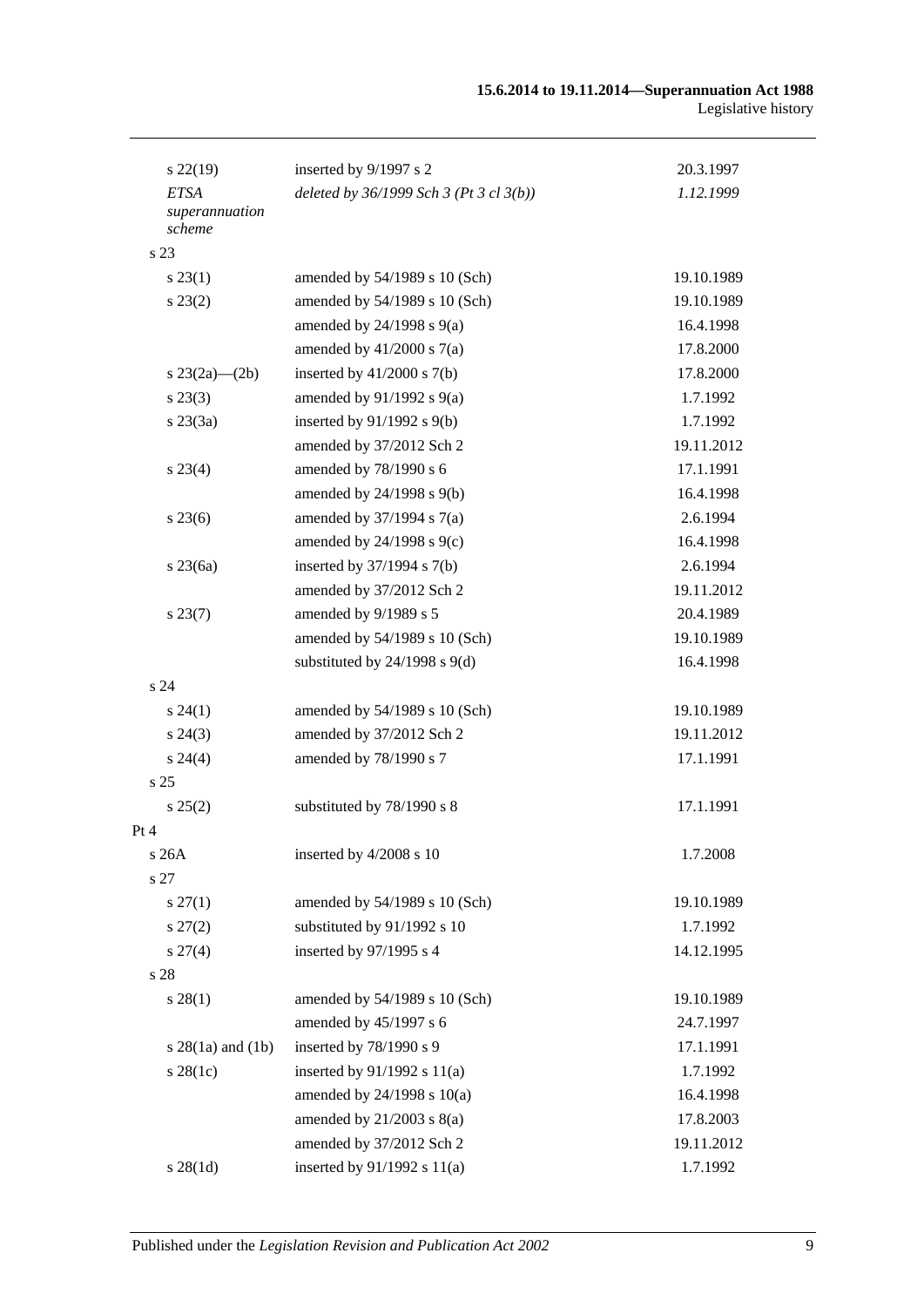| | | |
|---|---|---|
| s 22(19) | inserted by 9/1997 s 2 | 20.3.1997 |
| *ETSA superannuation scheme* | *deleted by 36/1999 Sch 3 (Pt 3 cl 3(b))* | *1.12.1999* |
| s 23 | | |
| s 23(1) | amended by 54/1989 s 10 (Sch) | 19.10.1989 |
| s 23(2) | amended by 54/1989 s 10 (Sch) | 19.10.1989 |
| | amended by 24/1998 s 9(a) | 16.4.1998 |
| | amended by 41/2000 s 7(a) | 17.8.2000 |
| s 23(2a)—(2b) | inserted by 41/2000 s 7(b) | 17.8.2000 |
| s 23(3) | amended by 91/1992 s 9(a) | 1.7.1992 |
| s 23(3a) | inserted by 91/1992 s 9(b) | 1.7.1992 |
| | amended by 37/2012 Sch 2 | 19.11.2012 |
| s 23(4) | amended by 78/1990 s 6 | 17.1.1991 |
| | amended by 24/1998 s 9(b) | 16.4.1998 |
| s 23(6) | amended by 37/1994 s 7(a) | 2.6.1994 |
| | amended by 24/1998 s 9(c) | 16.4.1998 |
| s 23(6a) | inserted by 37/1994 s 7(b) | 2.6.1994 |
| | amended by 37/2012 Sch 2 | 19.11.2012 |
| s 23(7) | amended by 9/1989 s 5 | 20.4.1989 |
| | amended by 54/1989 s 10 (Sch) | 19.10.1989 |
| | substituted by 24/1998 s 9(d) | 16.4.1998 |
| s 24 | | |
| s 24(1) | amended by 54/1989 s 10 (Sch) | 19.10.1989 |
| s 24(3) | amended by 37/2012 Sch 2 | 19.11.2012 |
| s 24(4) | amended by 78/1990 s 7 | 17.1.1991 |
| s 25 | | |
| s 25(2) | substituted by 78/1990 s 8 | 17.1.1991 |
| Pt 4 | | |
| s 26A | inserted by 4/2008 s 10 | 1.7.2008 |
| s 27 | | |
| s 27(1) | amended by 54/1989 s 10 (Sch) | 19.10.1989 |
| s 27(2) | substituted by 91/1992 s 10 | 1.7.1992 |
| s 27(4) | inserted by 97/1995 s 4 | 14.12.1995 |
| s 28 | | |
| s 28(1) | amended by 54/1989 s 10 (Sch) | 19.10.1989 |
| | amended by 45/1997 s 6 | 24.7.1997 |
| s 28(1a) and (1b) | inserted by 78/1990 s 9 | 17.1.1991 |
| s 28(1c) | inserted by 91/1992 s 11(a) | 1.7.1992 |
| | amended by 24/1998 s 10(a) | 16.4.1998 |
| | amended by 21/2003 s 8(a) | 17.8.2003 |
| | amended by 37/2012 Sch 2 | 19.11.2012 |
| s 28(1d) | inserted by 91/1992 s 11(a) | 1.7.1992 |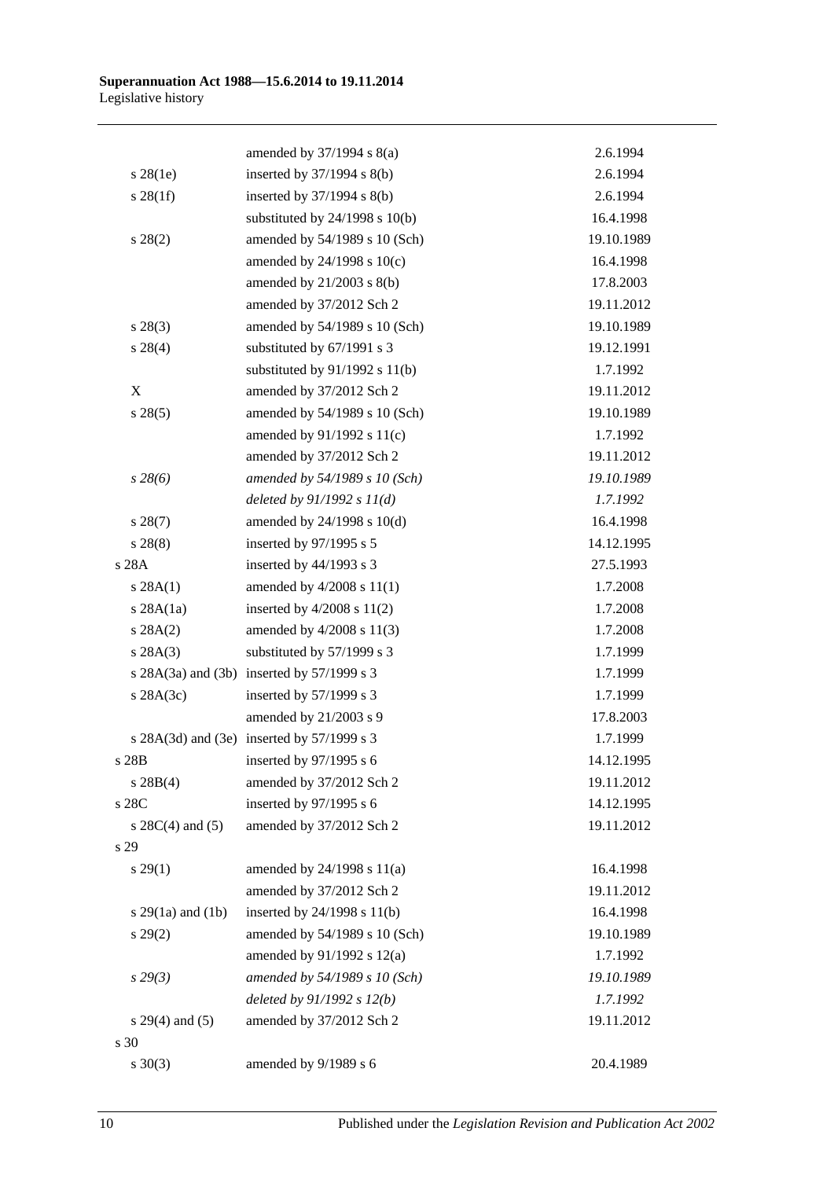| | | |
|---|---|---|
| | amended by 37/1994 s 8(a) | 2.6.1994 |
| s 28(1e) | inserted by 37/1994 s 8(b) | 2.6.1994 |
| s 28(1f) | inserted by 37/1994 s 8(b) | 2.6.1994 |
| | substituted by 24/1998 s 10(b) | 16.4.1998 |
| s 28(2) | amended by 54/1989 s 10 (Sch) | 19.10.1989 |
| | amended by 24/1998 s 10(c) | 16.4.1998 |
| | amended by 21/2003 s 8(b) | 17.8.2003 |
| | amended by 37/2012 Sch 2 | 19.11.2012 |
| s 28(3) | amended by 54/1989 s 10 (Sch) | 19.10.1989 |
| s 28(4) | substituted by 67/1991 s 3 | 19.12.1991 |
| | substituted by 91/1992 s 11(b) | 1.7.1992 |
| X | amended by 37/2012 Sch 2 | 19.11.2012 |
| s 28(5) | amended by 54/1989 s 10 (Sch) | 19.10.1989 |
| | amended by 91/1992 s 11(c) | 1.7.1992 |
| | amended by 37/2012 Sch 2 | 19.11.2012 |
| *s 28(6)* | *amended by 54/1989 s 10 (Sch)* | *19.10.1989* |
| | *deleted by 91/1992 s 11(d)* | *1.7.1992* |
| s 28(7) | amended by 24/1998 s 10(d) | 16.4.1998 |
| s 28(8) | inserted by 97/1995 s 5 | 14.12.1995 |
| s 28A | inserted by 44/1993 s 3 | 27.5.1993 |
| s 28A(1) | amended by 4/2008 s 11(1) | 1.7.2008 |
| s 28A(1a) | inserted by 4/2008 s 11(2) | 1.7.2008 |
| s 28A(2) | amended by 4/2008 s 11(3) | 1.7.2008 |
| s 28A(3) | substituted by 57/1999 s 3 | 1.7.1999 |
| s 28A(3a) and (3b) | inserted by 57/1999 s 3 | 1.7.1999 |
| s 28A(3c) | inserted by 57/1999 s 3 | 1.7.1999 |
| | amended by 21/2003 s 9 | 17.8.2003 |
| s 28A(3d) and (3e) | inserted by 57/1999 s 3 | 1.7.1999 |
| s 28B | inserted by 97/1995 s 6 | 14.12.1995 |
| s 28B(4) | amended by 37/2012 Sch 2 | 19.11.2012 |
| s 28C | inserted by 97/1995 s 6 | 14.12.1995 |
| s 28C(4) and (5) | amended by 37/2012 Sch 2 | 19.11.2012 |
| s 29 | | |
| s 29(1) | amended by 24/1998 s 11(a) | 16.4.1998 |
| | amended by 37/2012 Sch 2 | 19.11.2012 |
| s 29(1a) and (1b) | inserted by 24/1998 s 11(b) | 16.4.1998 |
| s 29(2) | amended by 54/1989 s 10 (Sch) | 19.10.1989 |
| | amended by 91/1992 s 12(a) | 1.7.1992 |
| *s 29(3)* | *amended by 54/1989 s 10 (Sch)* | *19.10.1989* |
| | *deleted by 91/1992 s 12(b)* | *1.7.1992* |
| s 29(4) and (5) | amended by 37/2012 Sch 2 | 19.11.2012 |
| s 30 | | |
| s 30(3) | amended by 9/1989 s 6 | 20.4.1989 |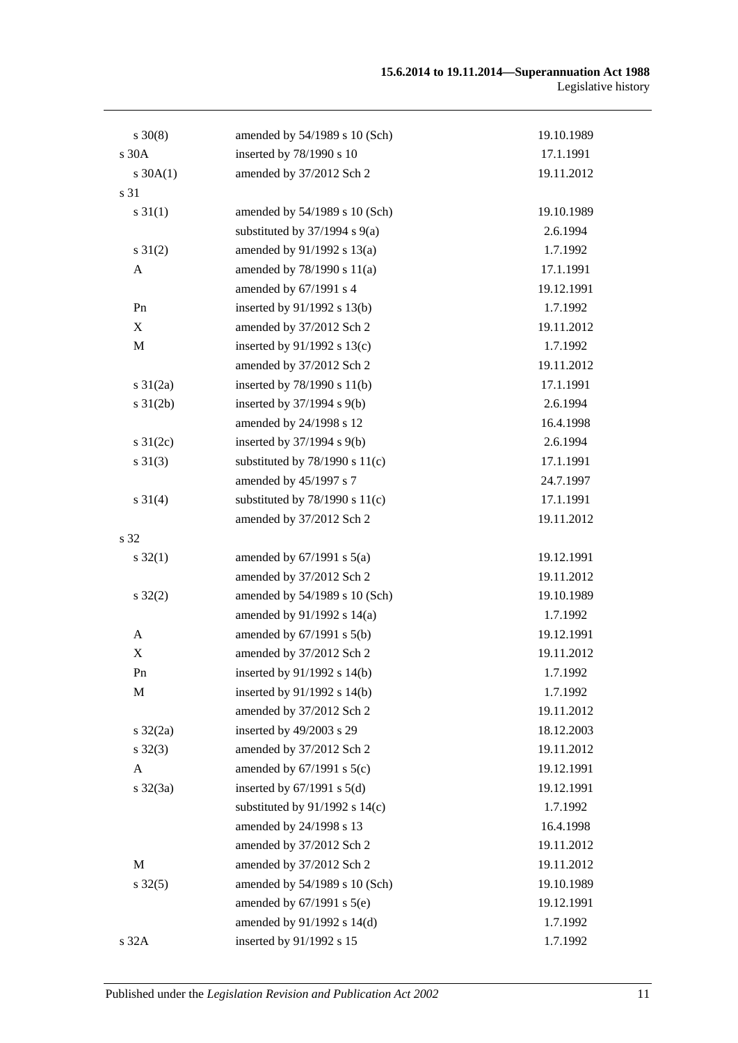| | | |
|---|---|---|
| s 30(8) | amended by 54/1989 s 10 (Sch) | 19.10.1989 |
| s 30A | inserted by 78/1990 s 10 | 17.1.1991 |
| s 30A(1) | amended by 37/2012 Sch 2 | 19.11.2012 |
| s 31 | | |
| s 31(1) | amended by 54/1989 s 10 (Sch) | 19.10.1989 |
| | substituted by 37/1994 s 9(a) | 2.6.1994 |
| s 31(2) | amended by 91/1992 s 13(a) | 1.7.1992 |
| A | amended by 78/1990 s 11(a) | 17.1.1991 |
| | amended by 67/1991 s 4 | 19.12.1991 |
| Pn | inserted by 91/1992 s 13(b) | 1.7.1992 |
| X | amended by 37/2012 Sch 2 | 19.11.2012 |
| M | inserted by 91/1992 s 13(c) | 1.7.1992 |
| | amended by 37/2012 Sch 2 | 19.11.2012 |
| s 31(2a) | inserted by 78/1990 s 11(b) | 17.1.1991 |
| s 31(2b) | inserted by 37/1994 s 9(b) | 2.6.1994 |
| | amended by 24/1998 s 12 | 16.4.1998 |
| s 31(2c) | inserted by 37/1994 s 9(b) | 2.6.1994 |
| s 31(3) | substituted by 78/1990 s 11(c) | 17.1.1991 |
| | amended by 45/1997 s 7 | 24.7.1997 |
| s 31(4) | substituted by 78/1990 s 11(c) | 17.1.1991 |
| | amended by 37/2012 Sch 2 | 19.11.2012 |
| s 32 | | |
| s 32(1) | amended by 67/1991 s 5(a) | 19.12.1991 |
| | amended by 37/2012 Sch 2 | 19.11.2012 |
| s 32(2) | amended by 54/1989 s 10 (Sch) | 19.10.1989 |
| | amended by 91/1992 s 14(a) | 1.7.1992 |
| A | amended by 67/1991 s 5(b) | 19.12.1991 |
| X | amended by 37/2012 Sch 2 | 19.11.2012 |
| Pn | inserted by 91/1992 s 14(b) | 1.7.1992 |
| M | inserted by 91/1992 s 14(b) | 1.7.1992 |
| | amended by 37/2012 Sch 2 | 19.11.2012 |
| s 32(2a) | inserted by 49/2003 s 29 | 18.12.2003 |
| s 32(3) | amended by 37/2012 Sch 2 | 19.11.2012 |
| A | amended by 67/1991 s 5(c) | 19.12.1991 |
| s 32(3a) | inserted by 67/1991 s 5(d) | 19.12.1991 |
| | substituted by 91/1992 s 14(c) | 1.7.1992 |
| | amended by 24/1998 s 13 | 16.4.1998 |
| | amended by 37/2012 Sch 2 | 19.11.2012 |
| M | amended by 37/2012 Sch 2 | 19.11.2012 |
| s 32(5) | amended by 54/1989 s 10 (Sch) | 19.10.1989 |
| | amended by 67/1991 s 5(e) | 19.12.1991 |
| | amended by 91/1992 s 14(d) | 1.7.1992 |
| s 32A | inserted by 91/1992 s 15 | 1.7.1992 |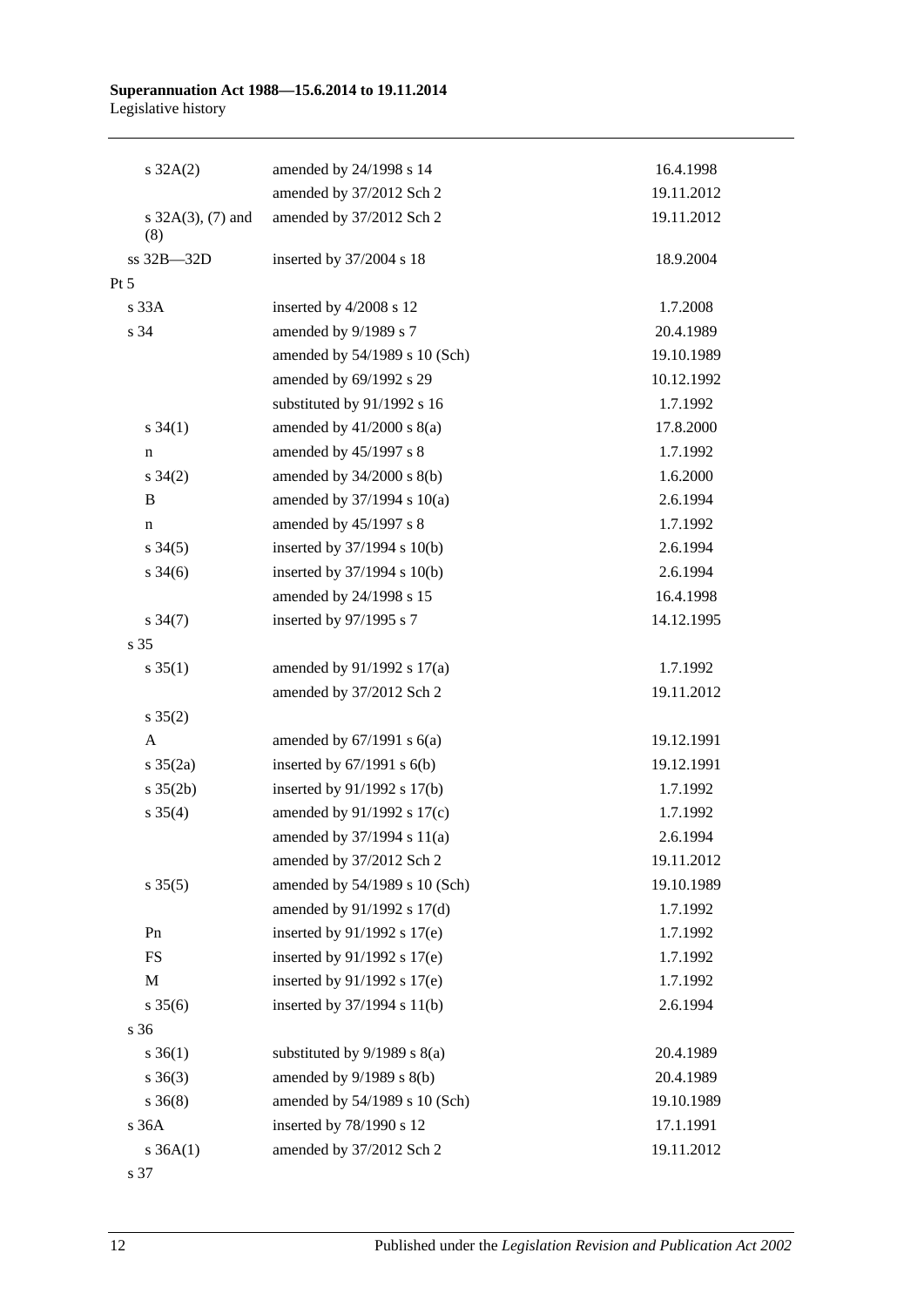| | | |
|---|---|---|
| s 32A(2) | amended by 24/1998 s 14 | 16.4.1998 |
| | amended by 37/2012 Sch 2 | 19.11.2012 |
| s 32A(3), (7) and (8) | amended by 37/2012 Sch 2 | 19.11.2012 |
| ss 32B—32D | inserted by 37/2004 s 18 | 18.9.2004 |
| Pt 5 | | |
| s 33A | inserted by 4/2008 s 12 | 1.7.2008 |
| s 34 | amended by 9/1989 s 7 | 20.4.1989 |
| | amended by 54/1989 s 10 (Sch) | 19.10.1989 |
| | amended by 69/1992 s 29 | 10.12.1992 |
| | substituted by 91/1992 s 16 | 1.7.1992 |
| s 34(1) | amended by 41/2000 s 8(a) | 17.8.2000 |
| n | amended by 45/1997 s 8 | 1.7.1992 |
| s 34(2) | amended by 34/2000 s 8(b) | 1.6.2000 |
| B | amended by 37/1994 s 10(a) | 2.6.1994 |
| n | amended by 45/1997 s 8 | 1.7.1992 |
| s 34(5) | inserted by 37/1994 s 10(b) | 2.6.1994 |
| s 34(6) | inserted by 37/1994 s 10(b) | 2.6.1994 |
| | amended by 24/1998 s 15 | 16.4.1998 |
| s 34(7) | inserted by 97/1995 s 7 | 14.12.1995 |
| s 35 | | |
| s 35(1) | amended by 91/1992 s 17(a) | 1.7.1992 |
| | amended by 37/2012 Sch 2 | 19.11.2012 |
| s 35(2) | | |
| A | amended by 67/1991 s 6(a) | 19.12.1991 |
| s 35(2a) | inserted by 67/1991 s 6(b) | 19.12.1991 |
| s 35(2b) | inserted by 91/1992 s 17(b) | 1.7.1992 |
| s 35(4) | amended by 91/1992 s 17(c) | 1.7.1992 |
| | amended by 37/1994 s 11(a) | 2.6.1994 |
| | amended by 37/2012 Sch 2 | 19.11.2012 |
| s 35(5) | amended by 54/1989 s 10 (Sch) | 19.10.1989 |
| | amended by 91/1992 s 17(d) | 1.7.1992 |
| Pn | inserted by 91/1992 s 17(e) | 1.7.1992 |
| FS | inserted by 91/1992 s 17(e) | 1.7.1992 |
| M | inserted by 91/1992 s 17(e) | 1.7.1992 |
| s 35(6) | inserted by 37/1994 s 11(b) | 2.6.1994 |
| s 36 | | |
| s 36(1) | substituted by 9/1989 s 8(a) | 20.4.1989 |
| s 36(3) | amended by 9/1989 s 8(b) | 20.4.1989 |
| s 36(8) | amended by 54/1989 s 10 (Sch) | 19.10.1989 |
| s 36A | inserted by 78/1990 s 12 | 17.1.1991 |
| s 36A(1) | amended by 37/2012 Sch 2 | 19.11.2012 |
| s 37 | | |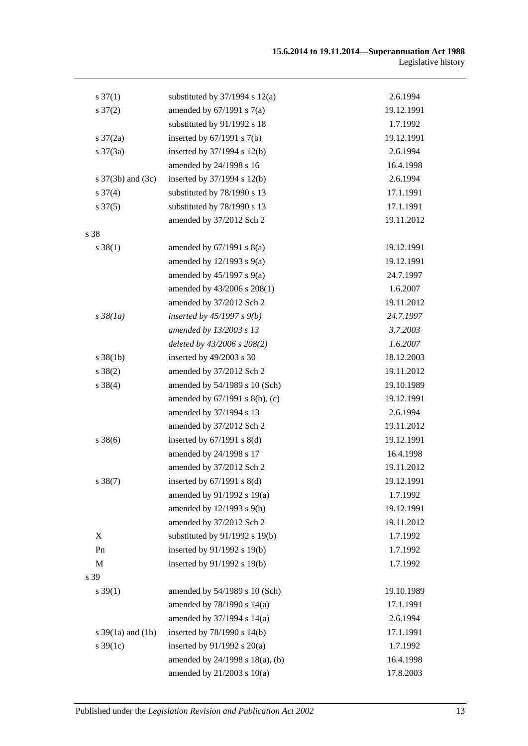| | | |
|---|---|---|
| s 37(1) | substituted by 37/1994 s 12(a) | 2.6.1994 |
| s 37(2) | amended by 67/1991 s 7(a) | 19.12.1991 |
| | substituted by 91/1992 s 18 | 1.7.1992 |
| s 37(2a) | inserted by 67/1991 s 7(b) | 19.12.1991 |
| s 37(3a) | inserted by 37/1994 s 12(b) | 2.6.1994 |
| | amended by 24/1998 s 16 | 16.4.1998 |
| s 37(3b) and (3c) | inserted by 37/1994 s 12(b) | 2.6.1994 |
| s 37(4) | substituted by 78/1990 s 13 | 17.1.1991 |
| s 37(5) | substituted by 78/1990 s 13 | 17.1.1991 |
| | amended by 37/2012 Sch 2 | 19.11.2012 |
| s 38 | | |
| s 38(1) | amended by 67/1991 s 8(a) | 19.12.1991 |
| | amended by 12/1993 s 9(a) | 19.12.1991 |
| | amended by 45/1997 s 9(a) | 24.7.1997 |
| | amended by 43/2006 s 208(1) | 1.6.2007 |
| | amended by 37/2012 Sch 2 | 19.11.2012 |
| *s 38(1a)* | *inserted by 45/1997 s 9(b)* | *24.7.1997* |
| | *amended by 13/2003 s 13* | *3.7.2003* |
| | *deleted by 43/2006 s 208(2)* | *1.6.2007* |
| s 38(1b) | inserted by 49/2003 s 30 | 18.12.2003 |
| s 38(2) | amended by 37/2012 Sch 2 | 19.11.2012 |
| s 38(4) | amended by 54/1989 s 10 (Sch) | 19.10.1989 |
| | amended by 67/1991 s 8(b), (c) | 19.12.1991 |
| | amended by 37/1994 s 13 | 2.6.1994 |
| | amended by 37/2012 Sch 2 | 19.11.2012 |
| s 38(6) | inserted by 67/1991 s 8(d) | 19.12.1991 |
| | amended by 24/1998 s 17 | 16.4.1998 |
| | amended by 37/2012 Sch 2 | 19.11.2012 |
| s 38(7) | inserted by 67/1991 s 8(d) | 19.12.1991 |
| | amended by 91/1992 s 19(a) | 1.7.1992 |
| | amended by 12/1993 s 9(b) | 19.12.1991 |
| | amended by 37/2012 Sch 2 | 19.11.2012 |
| X | substituted by 91/1992 s 19(b) | 1.7.1992 |
| Pn | inserted by 91/1992 s 19(b) | 1.7.1992 |
| M | inserted by 91/1992 s 19(b) | 1.7.1992 |
| s 39 | | |
| s 39(1) | amended by 54/1989 s 10 (Sch) | 19.10.1989 |
| | amended by 78/1990 s 14(a) | 17.1.1991 |
| | amended by 37/1994 s 14(a) | 2.6.1994 |
| s 39(1a) and (1b) | inserted by 78/1990 s 14(b) | 17.1.1991 |
| s 39(1c) | inserted by 91/1992 s 20(a) | 1.7.1992 |
| | amended by 24/1998 s 18(a), (b) | 16.4.1998 |
| | amended by 21/2003 s 10(a) | 17.8.2003 |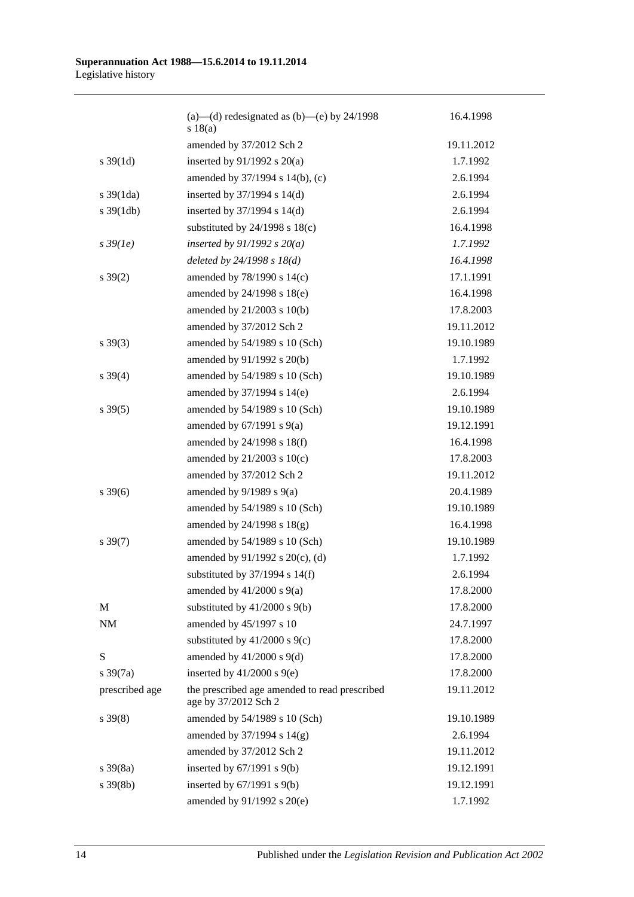| | | |
|---|---|---|
| | (a)—(d) redesignated as (b)—(e) by 24/1998 s 18(a) | 16.4.1998 |
| | amended by 37/2012 Sch 2 | 19.11.2012 |
| s 39(1d) | inserted by 91/1992 s 20(a) | 1.7.1992 |
| | amended by 37/1994 s 14(b), (c) | 2.6.1994 |
| s 39(1da) | inserted by 37/1994 s 14(d) | 2.6.1994 |
| s 39(1db) | inserted by 37/1994 s 14(d) | 2.6.1994 |
| | substituted by 24/1998 s 18(c) | 16.4.1998 |
| *s 39(1e)* | *inserted by 91/1992 s 20(a)* | *1.7.1992* |
| | *deleted by 24/1998 s 18(d)* | *16.4.1998* |
| s 39(2) | amended by 78/1990 s 14(c) | 17.1.1991 |
| | amended by 24/1998 s 18(e) | 16.4.1998 |
| | amended by 21/2003 s 10(b) | 17.8.2003 |
| | amended by 37/2012 Sch 2 | 19.11.2012 |
| s 39(3) | amended by 54/1989 s 10 (Sch) | 19.10.1989 |
| | amended by 91/1992 s 20(b) | 1.7.1992 |
| s 39(4) | amended by 54/1989 s 10 (Sch) | 19.10.1989 |
| | amended by 37/1994 s 14(e) | 2.6.1994 |
| s 39(5) | amended by 54/1989 s 10 (Sch) | 19.10.1989 |
| | amended by 67/1991 s 9(a) | 19.12.1991 |
| | amended by 24/1998 s 18(f) | 16.4.1998 |
| | amended by 21/2003 s 10(c) | 17.8.2003 |
| | amended by 37/2012 Sch 2 | 19.11.2012 |
| s 39(6) | amended by 9/1989 s 9(a) | 20.4.1989 |
| | amended by 54/1989 s 10 (Sch) | 19.10.1989 |
| | amended by 24/1998 s 18(g) | 16.4.1998 |
| s 39(7) | amended by 54/1989 s 10 (Sch) | 19.10.1989 |
| | amended by 91/1992 s 20(c), (d) | 1.7.1992 |
| | substituted by 37/1994 s 14(f) | 2.6.1994 |
| | amended by 41/2000 s 9(a) | 17.8.2000 |
| M | substituted by 41/2000 s 9(b) | 17.8.2000 |
| NM | amended by 45/1997 s 10 | 24.7.1997 |
| | substituted by 41/2000 s 9(c) | 17.8.2000 |
| S | amended by 41/2000 s 9(d) | 17.8.2000 |
| s 39(7a) | inserted by 41/2000 s 9(e) | 17.8.2000 |
| prescribed age | the prescribed age amended to read prescribed age by 37/2012 Sch 2 | 19.11.2012 |
| s 39(8) | amended by 54/1989 s 10 (Sch) | 19.10.1989 |
| | amended by 37/1994 s 14(g) | 2.6.1994 |
| | amended by 37/2012 Sch 2 | 19.11.2012 |
| s 39(8a) | inserted by 67/1991 s 9(b) | 19.12.1991 |
| s 39(8b) | inserted by 67/1991 s 9(b) | 19.12.1991 |
| | amended by 91/1992 s 20(e) | 1.7.1992 |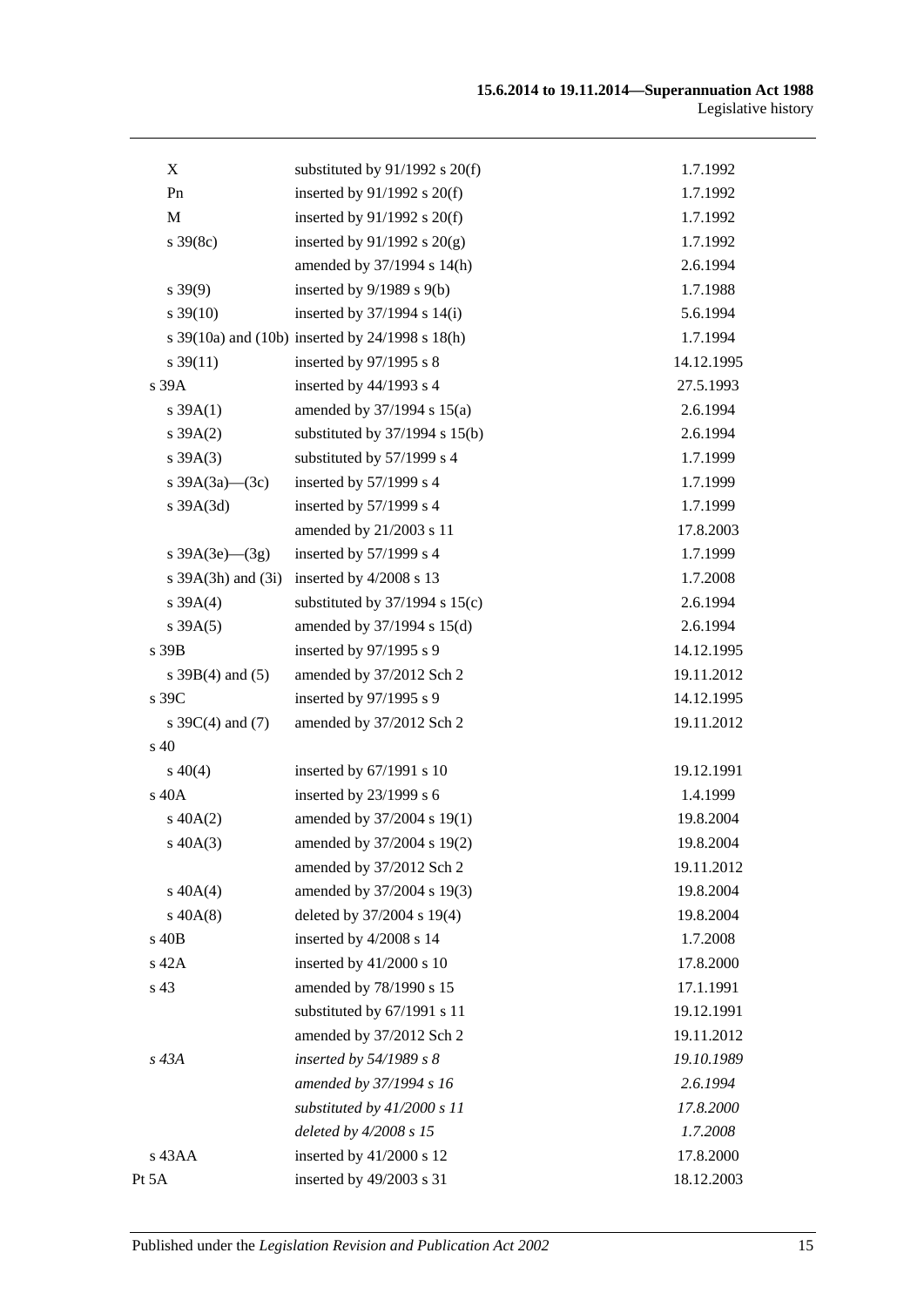| | | |
|---|---|---|
| X | substituted by 91/1992 s 20(f) | 1.7.1992 |
| Pn | inserted by 91/1992 s 20(f) | 1.7.1992 |
| M | inserted by 91/1992 s 20(f) | 1.7.1992 |
| s 39(8c) | inserted by 91/1992 s 20(g) | 1.7.1992 |
| | amended by 37/1994 s 14(h) | 2.6.1994 |
| s 39(9) | inserted by 9/1989 s 9(b) | 1.7.1988 |
| s 39(10) | inserted by 37/1994 s 14(i) | 5.6.1994 |
| s 39(10a) and (10b) | inserted by 24/1998 s 18(h) | 1.7.1994 |
| s 39(11) | inserted by 97/1995 s 8 | 14.12.1995 |
| s 39A | inserted by 44/1993 s 4 | 27.5.1993 |
| s 39A(1) | amended by 37/1994 s 15(a) | 2.6.1994 |
| s 39A(2) | substituted by 37/1994 s 15(b) | 2.6.1994 |
| s 39A(3) | substituted by 57/1999 s 4 | 1.7.1999 |
| s 39A(3a)—(3c) | inserted by 57/1999 s 4 | 1.7.1999 |
| s 39A(3d) | inserted by 57/1999 s 4 | 1.7.1999 |
| | amended by 21/2003 s 11 | 17.8.2003 |
| s 39A(3e)—(3g) | inserted by 57/1999 s 4 | 1.7.1999 |
| s 39A(3h) and (3i) | inserted by 4/2008 s 13 | 1.7.2008 |
| s 39A(4) | substituted by 37/1994 s 15(c) | 2.6.1994 |
| s 39A(5) | amended by 37/1994 s 15(d) | 2.6.1994 |
| s 39B | inserted by 97/1995 s 9 | 14.12.1995 |
| s 39B(4) and (5) | amended by 37/2012 Sch 2 | 19.11.2012 |
| s 39C | inserted by 97/1995 s 9 | 14.12.1995 |
| s 39C(4) and (7) | amended by 37/2012 Sch 2 | 19.11.2012 |
| s 40 | | |
| s 40(4) | inserted by 67/1991 s 10 | 19.12.1991 |
| s 40A | inserted by 23/1999 s 6 | 1.4.1999 |
| s 40A(2) | amended by 37/2004 s 19(1) | 19.8.2004 |
| s 40A(3) | amended by 37/2004 s 19(2) | 19.8.2004 |
| | amended by 37/2012 Sch 2 | 19.11.2012 |
| s 40A(4) | amended by 37/2004 s 19(3) | 19.8.2004 |
| s 40A(8) | deleted by 37/2004 s 19(4) | 19.8.2004 |
| s 40B | inserted by 4/2008 s 14 | 1.7.2008 |
| s 42A | inserted by 41/2000 s 10 | 17.8.2000 |
| s 43 | amended by 78/1990 s 15 | 17.1.1991 |
| | substituted by 67/1991 s 11 | 19.12.1991 |
| | amended by 37/2012 Sch 2 | 19.11.2012 |
| *s 43A* | *inserted by 54/1989 s 8* | *19.10.1989* |
| | *amended by 37/1994 s 16* | *2.6.1994* |
| | *substituted by 41/2000 s 11* | *17.8.2000* |
| | *deleted by 4/2008 s 15* | *1.7.2008* |
| s 43AA | inserted by 41/2000 s 12 | 17.8.2000 |
| Pt 5A | inserted by 49/2003 s 31 | 18.12.2003 |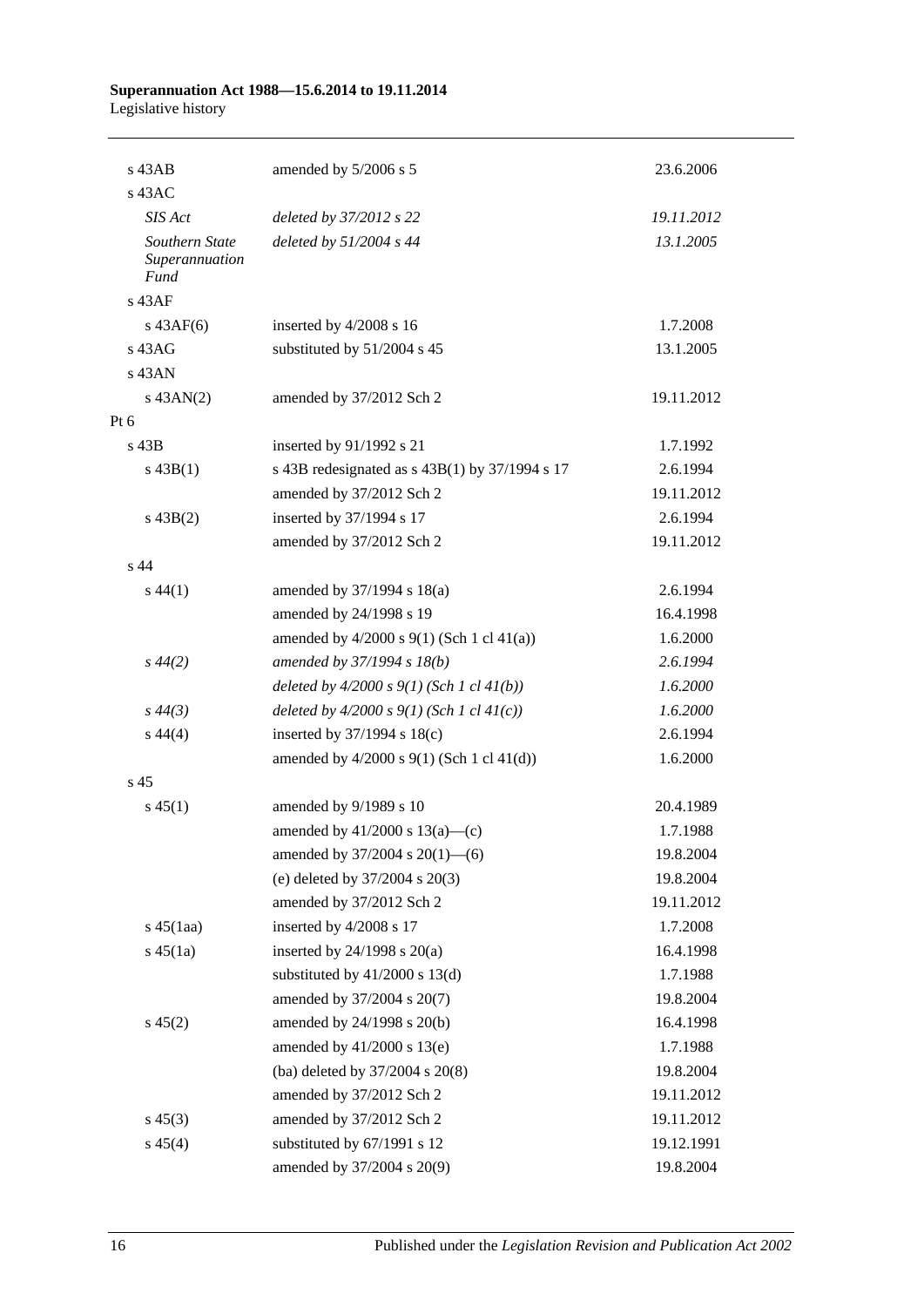| | | |
|---|---|---|
| s 43AB | amended by 5/2006 s 5 | 23.6.2006 |
| s 43AC | | |
| *SIS Act* | *deleted by 37/2012 s 22* | *19.11.2012* |
| *Southern State Superannuation Fund* | *deleted by 51/2004 s 44* | *13.1.2005* |
| s 43AF | | |
| s 43AF(6) | inserted by 4/2008 s 16 | 1.7.2008 |
| s 43AG | substituted by 51/2004 s 45 | 13.1.2005 |
| s 43AN | | |
| s 43AN(2) | amended by 37/2012 Sch 2 | 19.11.2012 |
| Pt 6 | | |
| s 43B | inserted by 91/1992 s 21 | 1.7.1992 |
| s 43B(1) | s 43B redesignated as s 43B(1) by 37/1994 s 17 | 2.6.1994 |
| | amended by 37/2012 Sch 2 | 19.11.2012 |
| s 43B(2) | inserted by 37/1994 s 17 | 2.6.1994 |
| | amended by 37/2012 Sch 2 | 19.11.2012 |
| s 44 | | |
| s 44(1) | amended by 37/1994 s 18(a) | 2.6.1994 |
| | amended by 24/1998 s 19 | 16.4.1998 |
| | amended by 4/2000 s 9(1) (Sch 1 cl 41(a)) | 1.6.2000 |
| *s 44(2)* | *amended by 37/1994 s 18(b)* | *2.6.1994* |
| | *deleted by 4/2000 s 9(1) (Sch 1 cl 41(b))* | *1.6.2000* |
| *s 44(3)* | *deleted by 4/2000 s 9(1) (Sch 1 cl 41(c))* | *1.6.2000* |
| s 44(4) | inserted by 37/1994 s 18(c) | 2.6.1994 |
| | amended by 4/2000 s 9(1) (Sch 1 cl 41(d)) | 1.6.2000 |
| s 45 | | |
| s 45(1) | amended by 9/1989 s 10 | 20.4.1989 |
| | amended by 41/2000 s 13(a)—(c) | 1.7.1988 |
| | amended by 37/2004 s 20(1)—(6) | 19.8.2004 |
| | (e) deleted by 37/2004 s 20(3) | 19.8.2004 |
| | amended by 37/2012 Sch 2 | 19.11.2012 |
| s 45(1aa) | inserted by 4/2008 s 17 | 1.7.2008 |
| s 45(1a) | inserted by 24/1998 s 20(a) | 16.4.1998 |
| | substituted by 41/2000 s 13(d) | 1.7.1988 |
| | amended by 37/2004 s 20(7) | 19.8.2004 |
| s 45(2) | amended by 24/1998 s 20(b) | 16.4.1998 |
| | amended by 41/2000 s 13(e) | 1.7.1988 |
| | (ba) deleted by 37/2004 s 20(8) | 19.8.2004 |
| | amended by 37/2012 Sch 2 | 19.11.2012 |
| s 45(3) | amended by 37/2012 Sch 2 | 19.11.2012 |
| s 45(4) | substituted by 67/1991 s 12 | 19.12.1991 |
| | amended by 37/2004 s 20(9) | 19.8.2004 |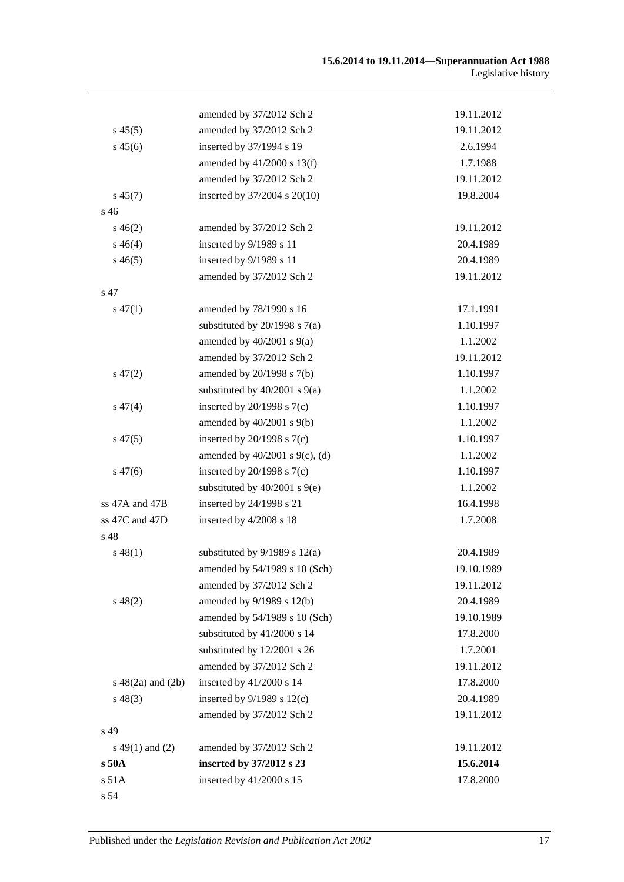| | | |
|---|---|---|
| | amended by 37/2012 Sch 2 | 19.11.2012 |
| s 45(5) | amended by 37/2012 Sch 2 | 19.11.2012 |
| s 45(6) | inserted by 37/1994 s 19 | 2.6.1994 |
| | amended by 41/2000 s 13(f) | 1.7.1988 |
| | amended by 37/2012 Sch 2 | 19.11.2012 |
| s 45(7) | inserted by 37/2004 s 20(10) | 19.8.2004 |
| s 46 | | |
| s 46(2) | amended by 37/2012 Sch 2 | 19.11.2012 |
| s 46(4) | inserted by 9/1989 s 11 | 20.4.1989 |
| s 46(5) | inserted by 9/1989 s 11 | 20.4.1989 |
| | amended by 37/2012 Sch 2 | 19.11.2012 |
| s 47 | | |
| s 47(1) | amended by 78/1990 s 16 | 17.1.1991 |
| | substituted by 20/1998 s 7(a) | 1.10.1997 |
| | amended by 40/2001 s 9(a) | 1.1.2002 |
| | amended by 37/2012 Sch 2 | 19.11.2012 |
| s 47(2) | amended by 20/1998 s 7(b) | 1.10.1997 |
| | substituted by 40/2001 s 9(a) | 1.1.2002 |
| s 47(4) | inserted by 20/1998 s 7(c) | 1.10.1997 |
| | amended by 40/2001 s 9(b) | 1.1.2002 |
| s 47(5) | inserted by 20/1998 s 7(c) | 1.10.1997 |
| | amended by 40/2001 s 9(c), (d) | 1.1.2002 |
| s 47(6) | inserted by 20/1998 s 7(c) | 1.10.1997 |
| | substituted by 40/2001 s 9(e) | 1.1.2002 |
| ss 47A and 47B | inserted by 24/1998 s 21 | 16.4.1998 |
| ss 47C and 47D | inserted by 4/2008 s 18 | 1.7.2008 |
| s 48 | | |
| s 48(1) | substituted by 9/1989 s 12(a) | 20.4.1989 |
| | amended by 54/1989 s 10 (Sch) | 19.10.1989 |
| | amended by 37/2012 Sch 2 | 19.11.2012 |
| s 48(2) | amended by 9/1989 s 12(b) | 20.4.1989 |
| | amended by 54/1989 s 10 (Sch) | 19.10.1989 |
| | substituted by 41/2000 s 14 | 17.8.2000 |
| | substituted by 12/2001 s 26 | 1.7.2001 |
| | amended by 37/2012 Sch 2 | 19.11.2012 |
| s 48(2a) and (2b) | inserted by 41/2000 s 14 | 17.8.2000 |
| s 48(3) | inserted by 9/1989 s 12(c) | 20.4.1989 |
| | amended by 37/2012 Sch 2 | 19.11.2012 |
| s 49 | | |
| s 49(1) and (2) | amended by 37/2012 Sch 2 | 19.11.2012 |
| **s 50A** | **inserted by 37/2012 s 23** | **15.6.2014** |
| s 51A | inserted by 41/2000 s 15 | 17.8.2000 |
| s 54 | | |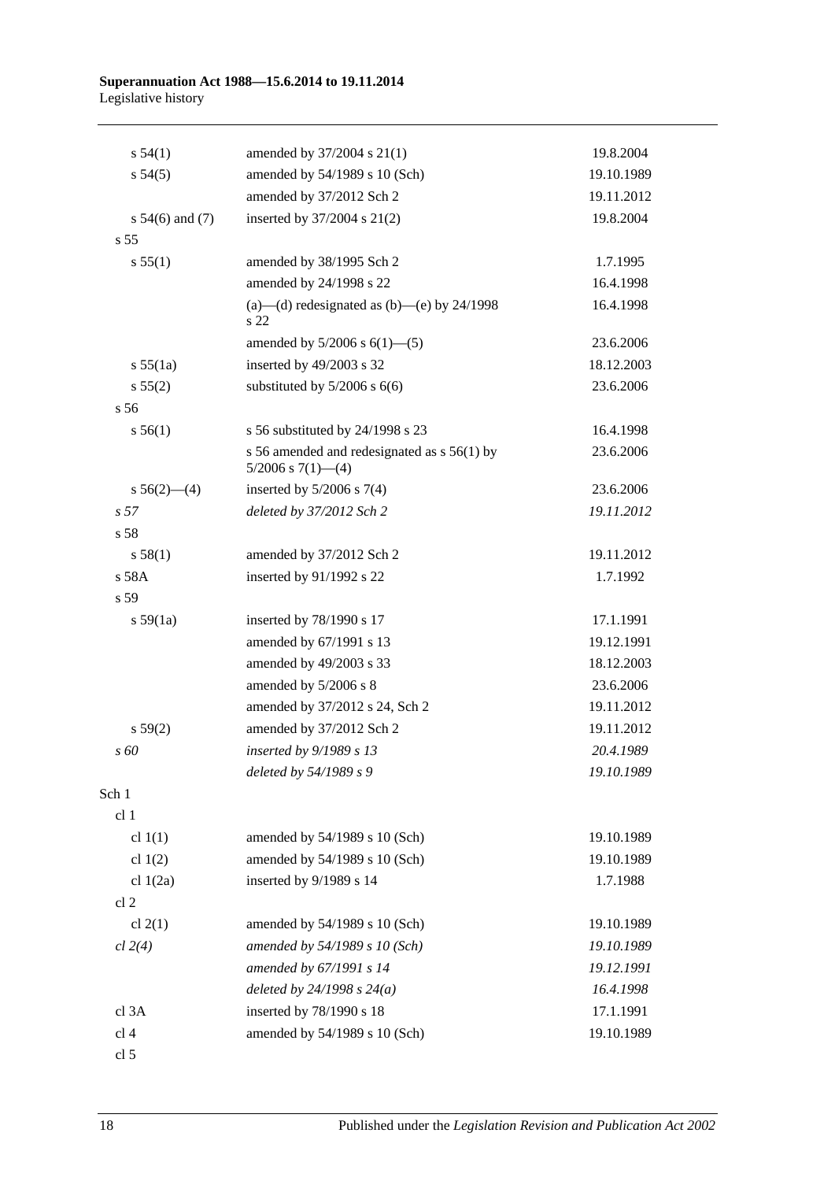| | | |
|---|---|---|
| s 54(1) | amended by 37/2004 s 21(1) | 19.8.2004 |
| s 54(5) | amended by 54/1989 s 10 (Sch) | 19.10.1989 |
| | amended by 37/2012 Sch 2 | 19.11.2012 |
| s 54(6) and (7) | inserted by 37/2004 s 21(2) | 19.8.2004 |
| s 55 | | |
| s 55(1) | amended by 38/1995 Sch 2 | 1.7.1995 |
| | amended by 24/1998 s 22 | 16.4.1998 |
| | (a)—(d) redesignated as (b)—(e) by 24/1998 s 22 | 16.4.1998 |
| | amended by 5/2006 s 6(1)—(5) | 23.6.2006 |
| s 55(1a) | inserted by 49/2003 s 32 | 18.12.2003 |
| s 55(2) | substituted by 5/2006 s 6(6) | 23.6.2006 |
| s 56 | | |
| s 56(1) | s 56 substituted by 24/1998 s 23 | 16.4.1998 |
| | s 56 amended and redesignated as s 56(1) by 5/2006 s 7(1)—(4) | 23.6.2006 |
| s 56(2)—(4) | inserted by 5/2006 s 7(4) | 23.6.2006 |
| *s 57* | *deleted by 37/2012 Sch 2* | *19.11.2012* |
| s 58 | | |
| s 58(1) | amended by 37/2012 Sch 2 | 19.11.2012 |
| s 58A | inserted by 91/1992 s 22 | 1.7.1992 |
| s 59 | | |
| s 59(1a) | inserted by 78/1990 s 17 | 17.1.1991 |
| | amended by 67/1991 s 13 | 19.12.1991 |
| | amended by 49/2003 s 33 | 18.12.2003 |
| | amended by 5/2006 s 8 | 23.6.2006 |
| | amended by 37/2012 s 24, Sch 2 | 19.11.2012 |
| s 59(2) | amended by 37/2012 Sch 2 | 19.11.2012 |
| *s 60* | *inserted by 9/1989 s 13* | *20.4.1989* |
| | *deleted by 54/1989 s 9* | *19.10.1989* |
| Sch 1 | | |
| cl 1 | | |
| cl 1(1) | amended by 54/1989 s 10 (Sch) | 19.10.1989 |
| cl 1(2) | amended by 54/1989 s 10 (Sch) | 19.10.1989 |
| cl 1(2a) | inserted by 9/1989 s 14 | 1.7.1988 |
| cl 2 | | |
| cl 2(1) | amended by 54/1989 s 10 (Sch) | 19.10.1989 |
| *cl 2(4)* | *amended by 54/1989 s 10 (Sch)* | *19.10.1989* |
| | *amended by 67/1991 s 14* | *19.12.1991* |
| | *deleted by 24/1998 s 24(a)* | *16.4.1998* |
| cl 3A | inserted by 78/1990 s 18 | 17.1.1991 |
| cl 4 | amended by 54/1989 s 10 (Sch) | 19.10.1989 |
| cl 5 | | |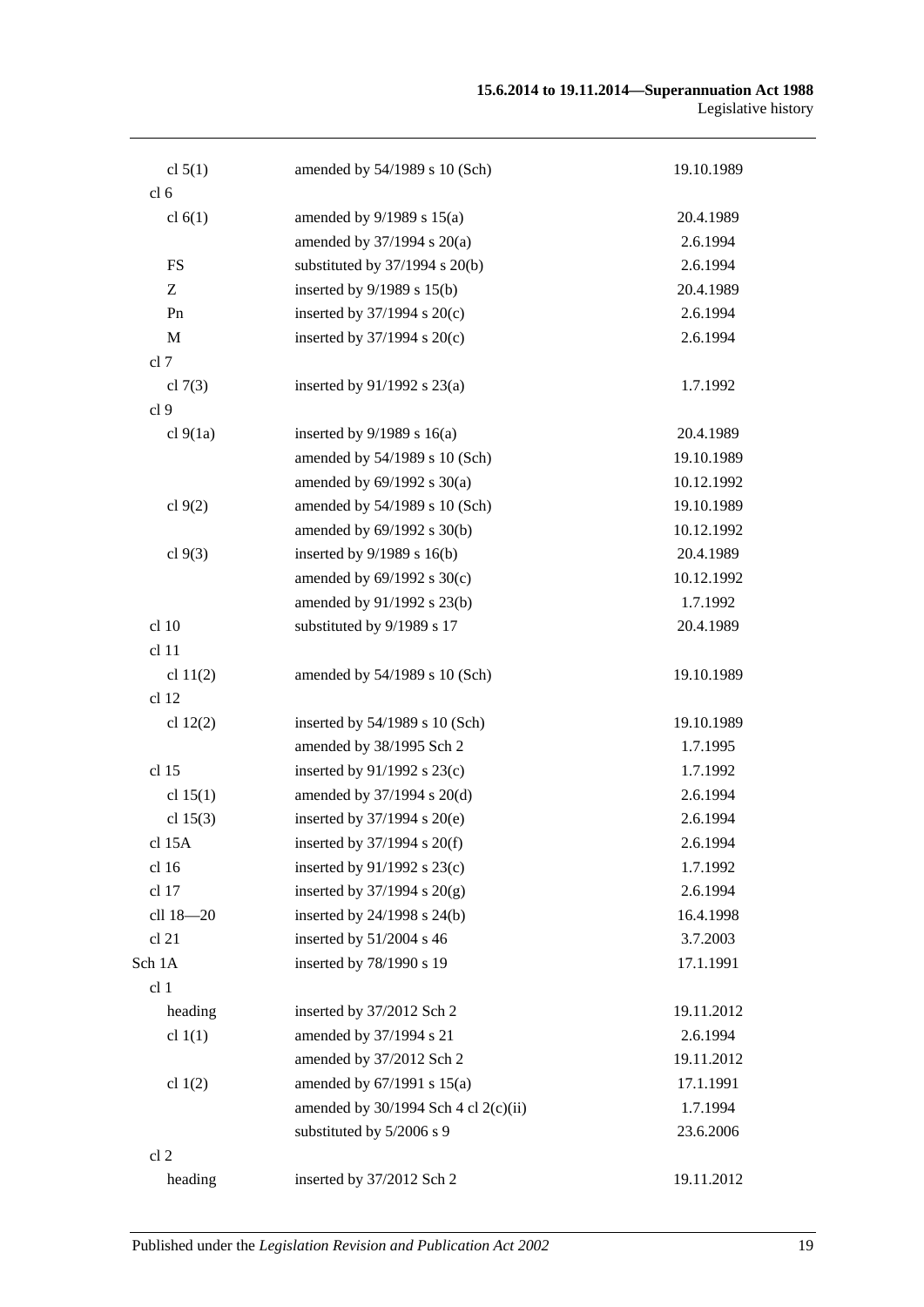| | | |
|---|---|---|
| cl 5(1) | amended by 54/1989 s 10 (Sch) | 19.10.1989 |
| cl 6 | | |
| cl 6(1) | amended by 9/1989 s 15(a) | 20.4.1989 |
| | amended by 37/1994 s 20(a) | 2.6.1994 |
| FS | substituted by 37/1994 s 20(b) | 2.6.1994 |
| Z | inserted by 9/1989 s 15(b) | 20.4.1989 |
| Pn | inserted by 37/1994 s 20(c) | 2.6.1994 |
| M | inserted by 37/1994 s 20(c) | 2.6.1994 |
| cl 7 | | |
| cl 7(3) | inserted by 91/1992 s 23(a) | 1.7.1992 |
| cl 9 | | |
| cl 9(1a) | inserted by 9/1989 s 16(a) | 20.4.1989 |
| | amended by 54/1989 s 10 (Sch) | 19.10.1989 |
| | amended by 69/1992 s 30(a) | 10.12.1992 |
| cl 9(2) | amended by 54/1989 s 10 (Sch) | 19.10.1989 |
| | amended by 69/1992 s 30(b) | 10.12.1992 |
| cl 9(3) | inserted by 9/1989 s 16(b) | 20.4.1989 |
| | amended by 69/1992 s 30(c) | 10.12.1992 |
| | amended by 91/1992 s 23(b) | 1.7.1992 |
| cl 10 | substituted by 9/1989 s 17 | 20.4.1989 |
| cl 11 | | |
| cl 11(2) | amended by 54/1989 s 10 (Sch) | 19.10.1989 |
| cl 12 | | |
| cl 12(2) | inserted by 54/1989 s 10 (Sch) | 19.10.1989 |
| | amended by 38/1995 Sch 2 | 1.7.1995 |
| cl 15 | inserted by 91/1992 s 23(c) | 1.7.1992 |
| cl 15(1) | amended by 37/1994 s 20(d) | 2.6.1994 |
| cl 15(3) | inserted by 37/1994 s 20(e) | 2.6.1994 |
| cl 15A | inserted by 37/1994 s 20(f) | 2.6.1994 |
| cl 16 | inserted by 91/1992 s 23(c) | 1.7.1992 |
| cl 17 | inserted by 37/1994 s 20(g) | 2.6.1994 |
| cll 18—20 | inserted by 24/1998 s 24(b) | 16.4.1998 |
| cl 21 | inserted by 51/2004 s 46 | 3.7.2003 |
| Sch 1A | inserted by 78/1990 s 19 | 17.1.1991 |
| cl 1 | | |
| heading | inserted by 37/2012 Sch 2 | 19.11.2012 |
| cl 1(1) | amended by 37/1994 s 21 | 2.6.1994 |
| | amended by 37/2012 Sch 2 | 19.11.2012 |
| cl 1(2) | amended by 67/1991 s 15(a) | 17.1.1991 |
| | amended by 30/1994 Sch 4 cl 2(c)(ii) | 1.7.1994 |
| | substituted by 5/2006 s 9 | 23.6.2006 |
| cl 2 | | |
| heading | inserted by 37/2012 Sch 2 | 19.11.2012 |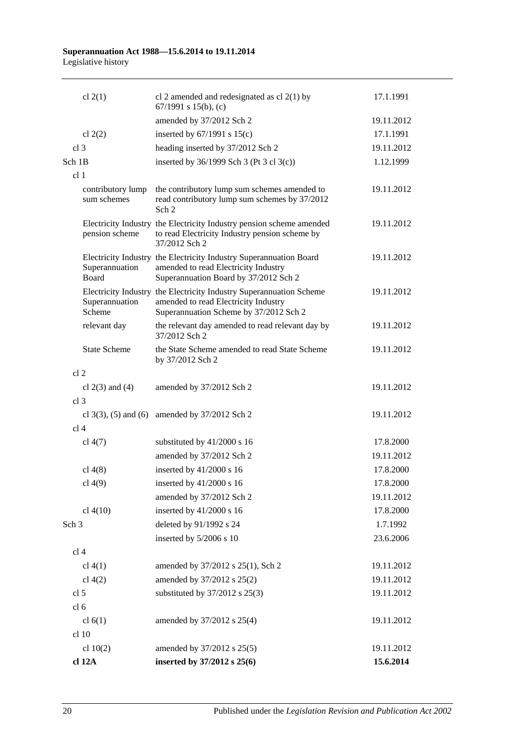| | | |
|---|---|---|
| cl 2(1) | cl 2 amended and redesignated as cl 2(1) by 67/1991 s 15(b), (c) | 17.1.1991 |
| | amended by 37/2012 Sch 2 | 19.11.2012 |
| cl 2(2) | inserted by 67/1991 s 15(c) | 17.1.1991 |
| cl 3 | heading inserted by 37/2012 Sch 2 | 19.11.2012 |
| Sch 1B | inserted by 36/1999 Sch 3 (Pt 3 cl 3(c)) | 1.12.1999 |
| cl 1 | | |
| contributory lump sum schemes | the contributory lump sum schemes amended to read contributory lump sum schemes by 37/2012 Sch 2 | 19.11.2012 |
| Electricity Industry pension scheme | the Electricity Industry pension scheme amended to read Electricity Industry pension scheme by 37/2012 Sch 2 | 19.11.2012 |
| Electricity Industry Superannuation Board | the Electricity Industry Superannuation Board amended to read Electricity Industry Superannuation Board by 37/2012 Sch 2 | 19.11.2012 |
| Electricity Industry Superannuation Scheme | the Electricity Industry Superannuation Scheme amended to read Electricity Industry Superannuation Scheme by 37/2012 Sch 2 | 19.11.2012 |
| relevant day | the relevant day amended to read relevant day by 37/2012 Sch 2 | 19.11.2012 |
| State Scheme | the State Scheme amended to read State Scheme by 37/2012 Sch 2 | 19.11.2012 |
| cl 2 | | |
| cl 2(3) and (4) | amended by 37/2012 Sch 2 | 19.11.2012 |
| cl 3 | | |
| cl 3(3), (5) and (6) | amended by 37/2012 Sch 2 | 19.11.2012 |
| cl 4 | | |
| cl 4(7) | substituted by 41/2000 s 16 | 17.8.2000 |
| | amended by 37/2012 Sch 2 | 19.11.2012 |
| cl 4(8) | inserted by 41/2000 s 16 | 17.8.2000 |
| cl 4(9) | inserted by 41/2000 s 16 | 17.8.2000 |
| | amended by 37/2012 Sch 2 | 19.11.2012 |
| cl 4(10) | inserted by 41/2000 s 16 | 17.8.2000 |
| Sch 3 | deleted by 91/1992 s 24 | 1.7.1992 |
| | inserted by 5/2006 s 10 | 23.6.2006 |
| cl 4 | | |
| cl 4(1) | amended by 37/2012 s 25(1), Sch 2 | 19.11.2012 |
| cl 4(2) | amended by 37/2012 s 25(2) | 19.11.2012 |
| cl 5 | substituted by 37/2012 s 25(3) | 19.11.2012 |
| cl 6 | | |
| cl 6(1) | amended by 37/2012 s 25(4) | 19.11.2012 |
| cl 10 | | |
| cl 10(2) | amended by 37/2012 s 25(5) | 19.11.2012 |
| **cl 12A** | **inserted by 37/2012 s 25(6)** | **15.6.2014** |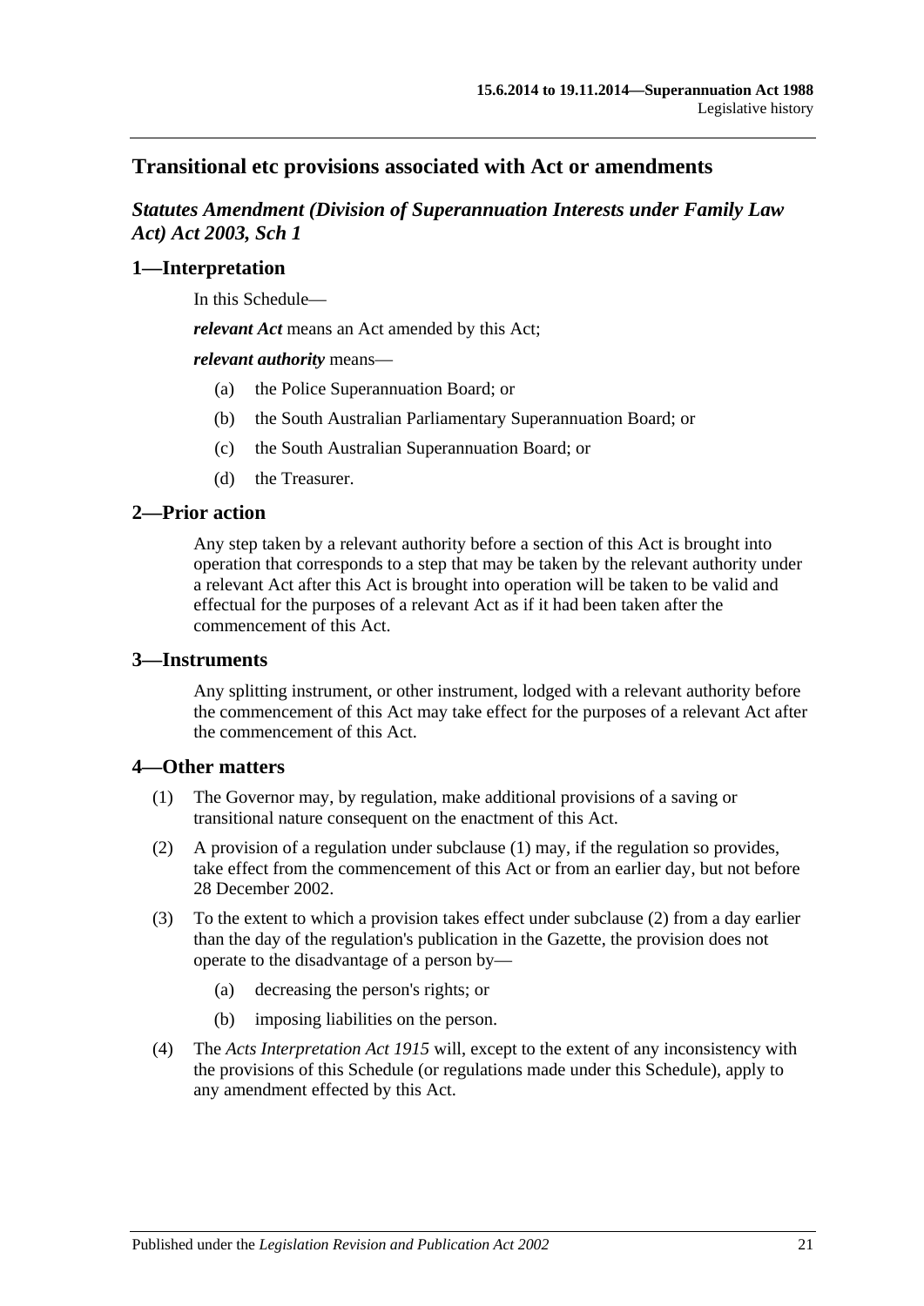## Transitional etc provisions associated with Act or amendments

### *Statutes Amendment (Division of Superannuation Interests under Family Law Act) Act 2003, Sch 1*

### 1—Interpretation

In this Schedule—

***relevant Act*** means an Act amended by this Act;

***relevant authority*** means—

(a) the Police Superannuation Board; or

(b) the South Australian Parliamentary Superannuation Board; or

(c) the South Australian Superannuation Board; or

(d) the Treasurer.

### 2—Prior action

Any step taken by a relevant authority before a section of this Act is brought into operation that corresponds to a step that may be taken by the relevant authority under a relevant Act after this Act is brought into operation will be taken to be valid and effectual for the purposes of a relevant Act as if it had been taken after the commencement of this Act.

### 3—Instruments

Any splitting instrument, or other instrument, lodged with a relevant authority before the commencement of this Act may take effect for the purposes of a relevant Act after the commencement of this Act.

### 4—Other matters

(1) The Governor may, by regulation, make additional provisions of a saving or transitional nature consequent on the enactment of this Act.

(2) A provision of a regulation under subclause (1) may, if the regulation so provides, take effect from the commencement of this Act or from an earlier day, but not before 28 December 2002.

(3) To the extent to which a provision takes effect under subclause (2) from a day earlier than the day of the regulation's publication in the Gazette, the provision does not operate to the disadvantage of a person by—

(a) decreasing the person's rights; or

(b) imposing liabilities on the person.

(4) The *Acts Interpretation Act 1915* will, except to the extent of any inconsistency with the provisions of this Schedule (or regulations made under this Schedule), apply to any amendment effected by this Act.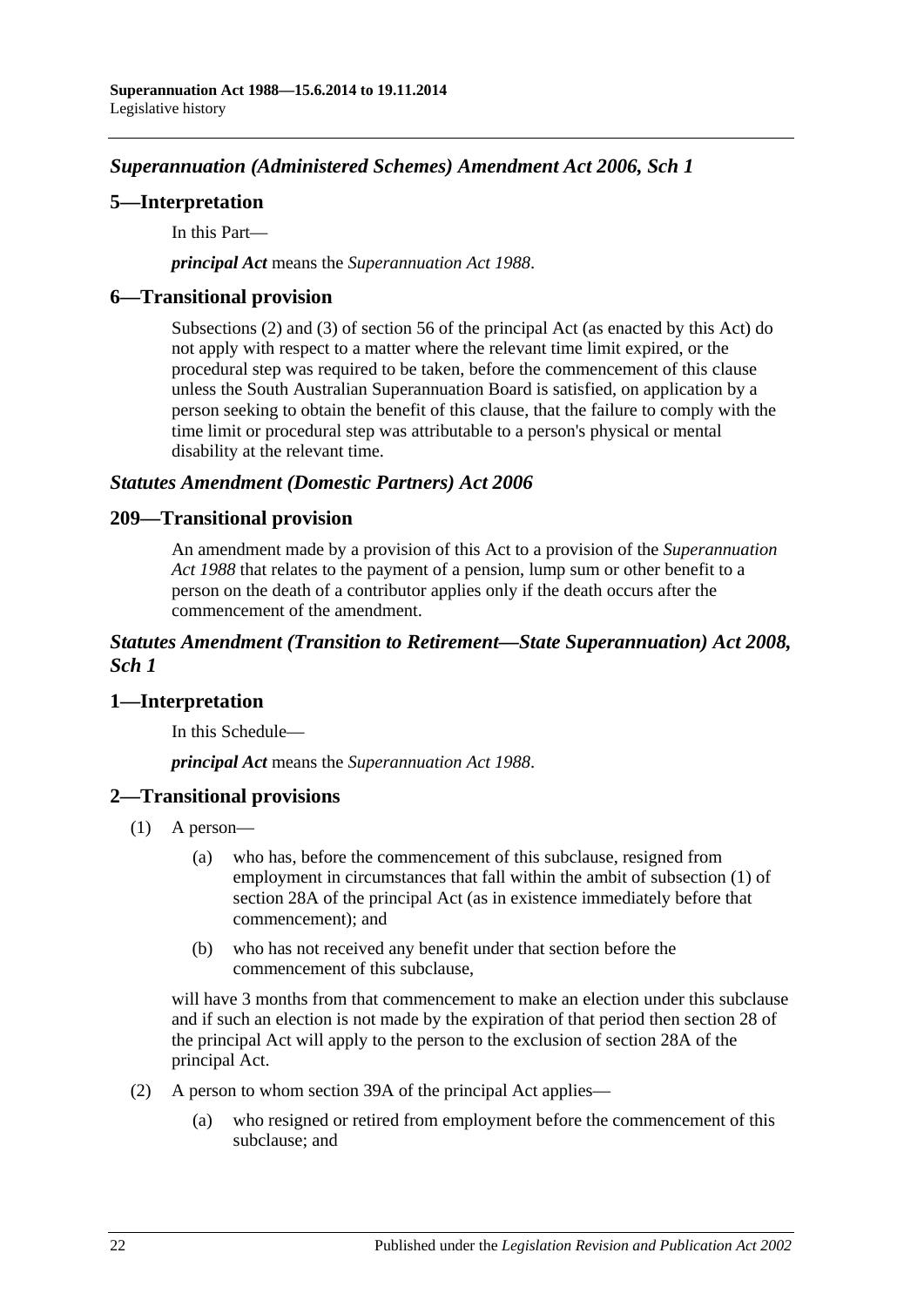## *Superannuation (Administered Schemes) Amendment Act 2006, Sch 1*

### 5—Interpretation

In this Part—

***principal Act*** means the *Superannuation Act 1988*.

### 6—Transitional provision

Subsections (2) and (3) of section 56 of the principal Act (as enacted by this Act) do not apply with respect to a matter where the relevant time limit expired, or the procedural step was required to be taken, before the commencement of this clause unless the South Australian Superannuation Board is satisfied, on application by a person seeking to obtain the benefit of this clause, that the failure to comply with the time limit or procedural step was attributable to a person's physical or mental disability at the relevant time.

## *Statutes Amendment (Domestic Partners) Act 2006*

### 209—Transitional provision

An amendment made by a provision of this Act to a provision of the *Superannuation Act 1988* that relates to the payment of a pension, lump sum or other benefit to a person on the death of a contributor applies only if the death occurs after the commencement of the amendment.

## *Statutes Amendment (Transition to Retirement—State Superannuation) Act 2008, Sch 1*

### 1—Interpretation

In this Schedule—

***principal Act*** means the *Superannuation Act 1988*.

### 2—Transitional provisions

(1) A person—

(a) who has, before the commencement of this subclause, resigned from employment in circumstances that fall within the ambit of subsection (1) of section 28A of the principal Act (as in existence immediately before that commencement); and

(b) who has not received any benefit under that section before the commencement of this subclause,

will have 3 months from that commencement to make an election under this subclause and if such an election is not made by the expiration of that period then section 28 of the principal Act will apply to the person to the exclusion of section 28A of the principal Act.

(2) A person to whom section 39A of the principal Act applies—

(a) who resigned or retired from employment before the commencement of this subclause; and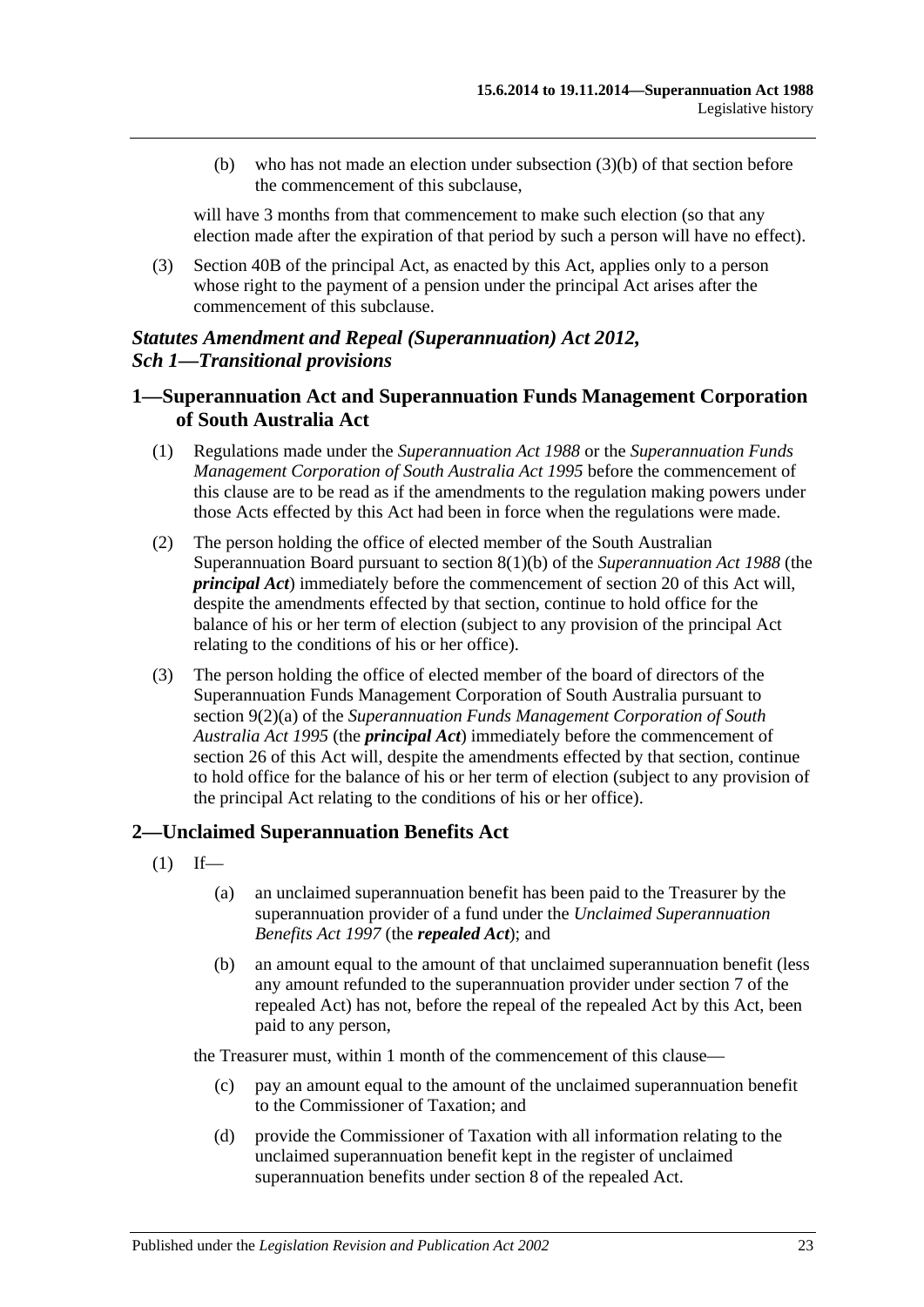(b) who has not made an election under subsection (3)(b) of that section before the commencement of this subclause,

will have 3 months from that commencement to make such election (so that any election made after the expiration of that period by such a person will have no effect).

(3) Section 40B of the principal Act, as enacted by this Act, applies only to a person whose right to the payment of a pension under the principal Act arises after the commencement of this subclause.

### *Statutes Amendment and Repeal (Superannuation) Act 2012, Sch 1—Transitional provisions*

## 1—Superannuation Act and Superannuation Funds Management Corporation of South Australia Act

(1) Regulations made under the *Superannuation Act 1988* or the *Superannuation Funds Management Corporation of South Australia Act 1995* before the commencement of this clause are to be read as if the amendments to the regulation making powers under those Acts effected by this Act had been in force when the regulations were made.

(2) The person holding the office of elected member of the South Australian Superannuation Board pursuant to section 8(1)(b) of the *Superannuation Act 1988* (the ***principal Act***) immediately before the commencement of section 20 of this Act will, despite the amendments effected by that section, continue to hold office for the balance of his or her term of election (subject to any provision of the principal Act relating to the conditions of his or her office).

(3) The person holding the office of elected member of the board of directors of the Superannuation Funds Management Corporation of South Australia pursuant to section 9(2)(a) of the *Superannuation Funds Management Corporation of South Australia Act 1995* (the ***principal Act***) immediately before the commencement of section 26 of this Act will, despite the amendments effected by that section, continue to hold office for the balance of his or her term of election (subject to any provision of the principal Act relating to the conditions of his or her office).

## 2—Unclaimed Superannuation Benefits Act

(1) If—

(a) an unclaimed superannuation benefit has been paid to the Treasurer by the superannuation provider of a fund under the *Unclaimed Superannuation Benefits Act 1997* (the ***repealed Act***); and

(b) an amount equal to the amount of that unclaimed superannuation benefit (less any amount refunded to the superannuation provider under section 7 of the repealed Act) has not, before the repeal of the repealed Act by this Act, been paid to any person,

the Treasurer must, within 1 month of the commencement of this clause—

(c) pay an amount equal to the amount of the unclaimed superannuation benefit to the Commissioner of Taxation; and

(d) provide the Commissioner of Taxation with all information relating to the unclaimed superannuation benefit kept in the register of unclaimed superannuation benefits under section 8 of the repealed Act.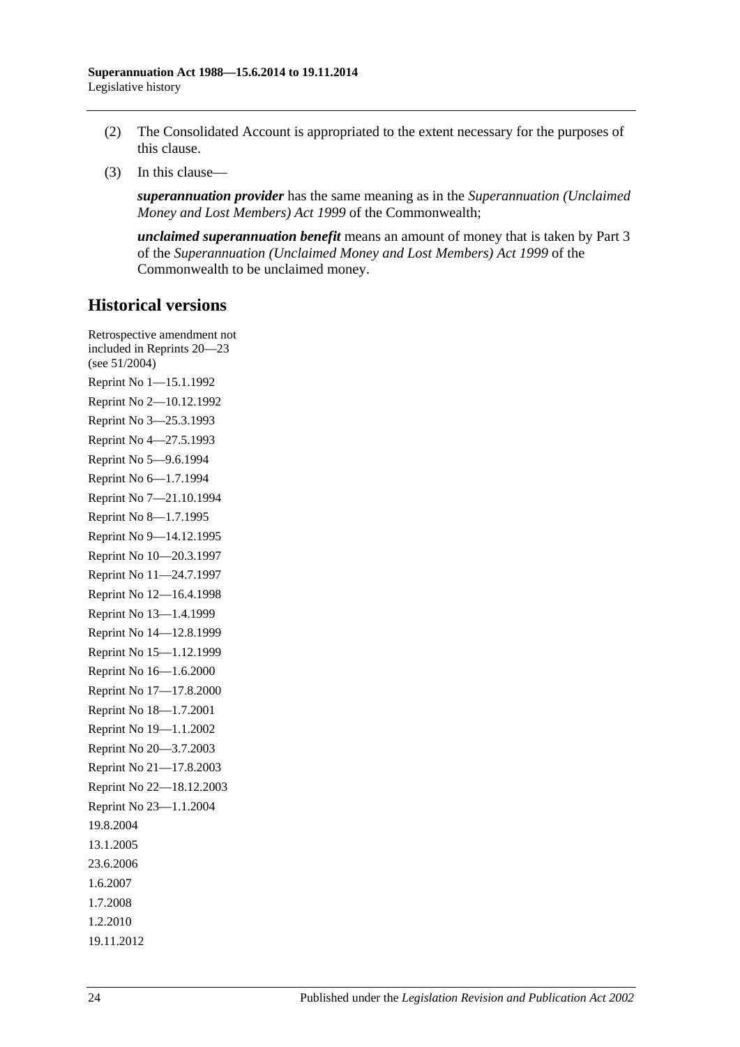(2) The Consolidated Account is appropriated to the extent necessary for the purposes of this clause.

(3) In this clause—

***superannuation provider*** has the same meaning as in the *Superannuation (Unclaimed Money and Lost Members) Act 1999* of the Commonwealth;

***unclaimed superannuation benefit*** means an amount of money that is taken by Part 3 of the *Superannuation (Unclaimed Money and Lost Members) Act 1999* of the Commonwealth to be unclaimed money.

## Historical versions

Retrospective amendment not included in Reprints 20—23 (see 51/2004)

Reprint No 1—15.1.1992

Reprint No 2—10.12.1992

Reprint No 3—25.3.1993

Reprint No 4—27.5.1993

Reprint No 5—9.6.1994

Reprint No 6—1.7.1994

Reprint No 7—21.10.1994

Reprint No 8—1.7.1995

Reprint No 9—14.12.1995

Reprint No 10—20.3.1997

Reprint No 11—24.7.1997

Reprint No 12—16.4.1998

Reprint No 13—1.4.1999

Reprint No 14—12.8.1999

Reprint No 15—1.12.1999

Reprint No 16—1.6.2000

Reprint No 17—17.8.2000

Reprint No 18—1.7.2001

Reprint No 19—1.1.2002

Reprint No 20—3.7.2003

Reprint No 21—17.8.2003

Reprint No 22—18.12.2003

Reprint No 23—1.1.2004

19.8.2004

13.1.2005

23.6.2006

1.6.2007

1.7.2008

1.2.2010

19.11.2012